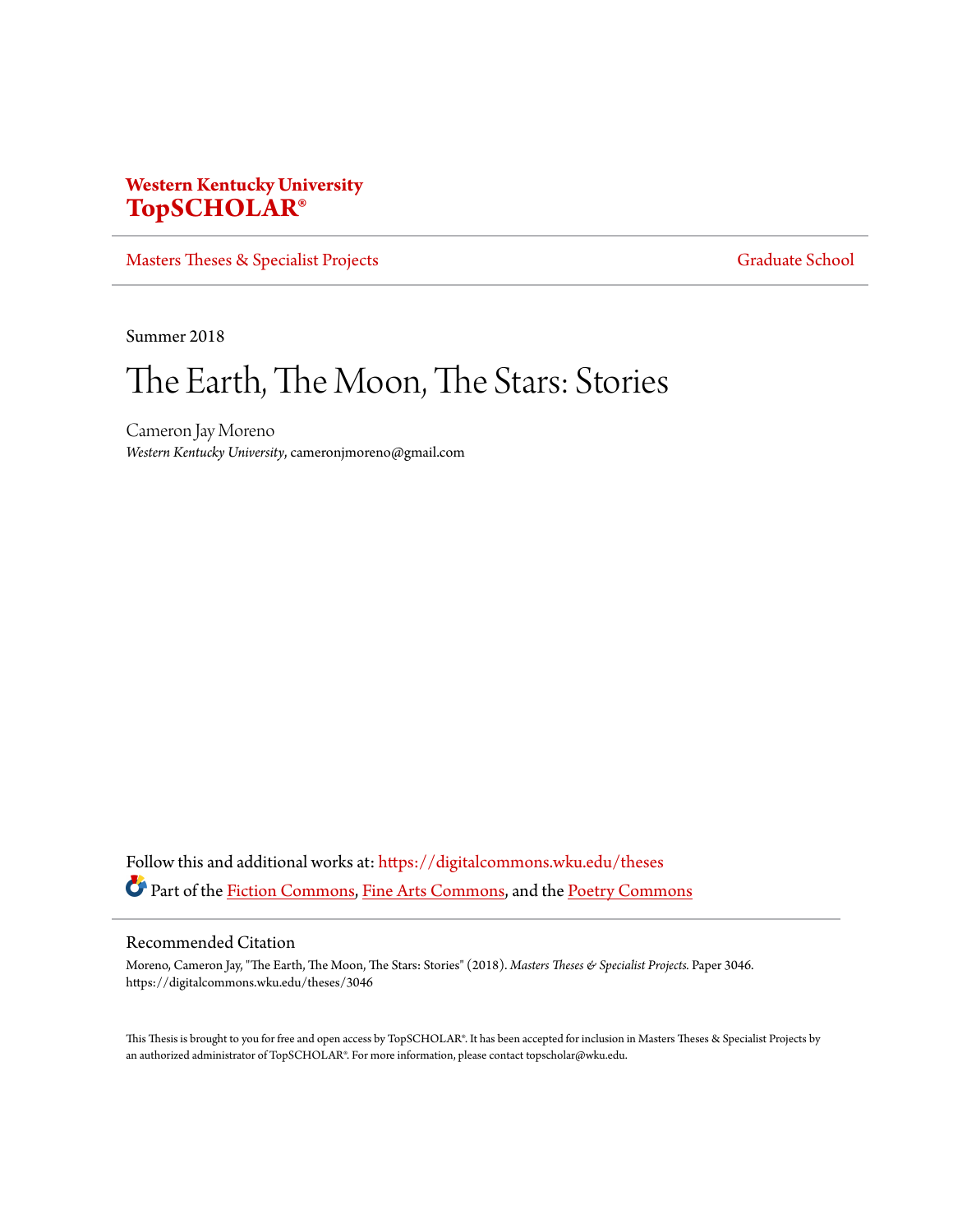**Western Kentucky University**
**TopSCHOLAR®**

Masters Theses & Specialist Projects | Graduate School

Summer 2018

# The Earth, The Moon, The Stars: Stories

Cameron Jay Moreno
*Western Kentucky University*, cameronjmoreno@gmail.com

Follow this and additional works at: https://digitalcommons.wku.edu/theses

Part of the Fiction Commons, Fine Arts Commons, and the Poetry Commons

## Recommended Citation

Moreno, Cameron Jay, "The Earth, The Moon, The Stars: Stories" (2018). *Masters Theses & Specialist Projects.* Paper 3046.
https://digitalcommons.wku.edu/theses/3046

This Thesis is brought to you for free and open access by TopSCHOLAR®. It has been accepted for inclusion in Masters Theses & Specialist Projects by an authorized administrator of TopSCHOLAR®. For more information, please contact topscholar@wku.edu.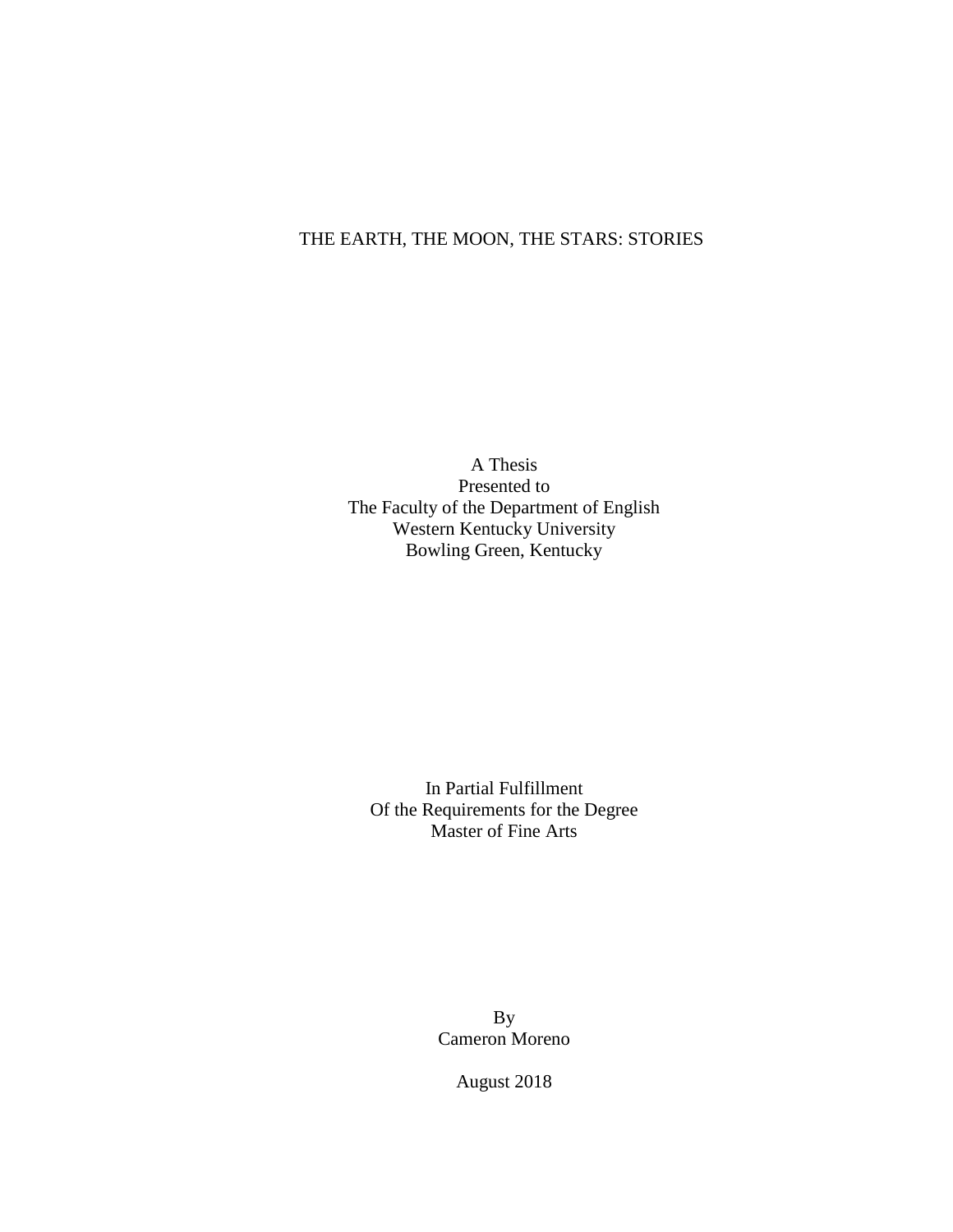# THE EARTH, THE MOON, THE STARS: STORIES

A Thesis
Presented to
The Faculty of the Department of English
Western Kentucky University
Bowling Green, Kentucky

In Partial Fulfillment
Of the Requirements for the Degree
Master of Fine Arts

By
Cameron Moreno

August 2018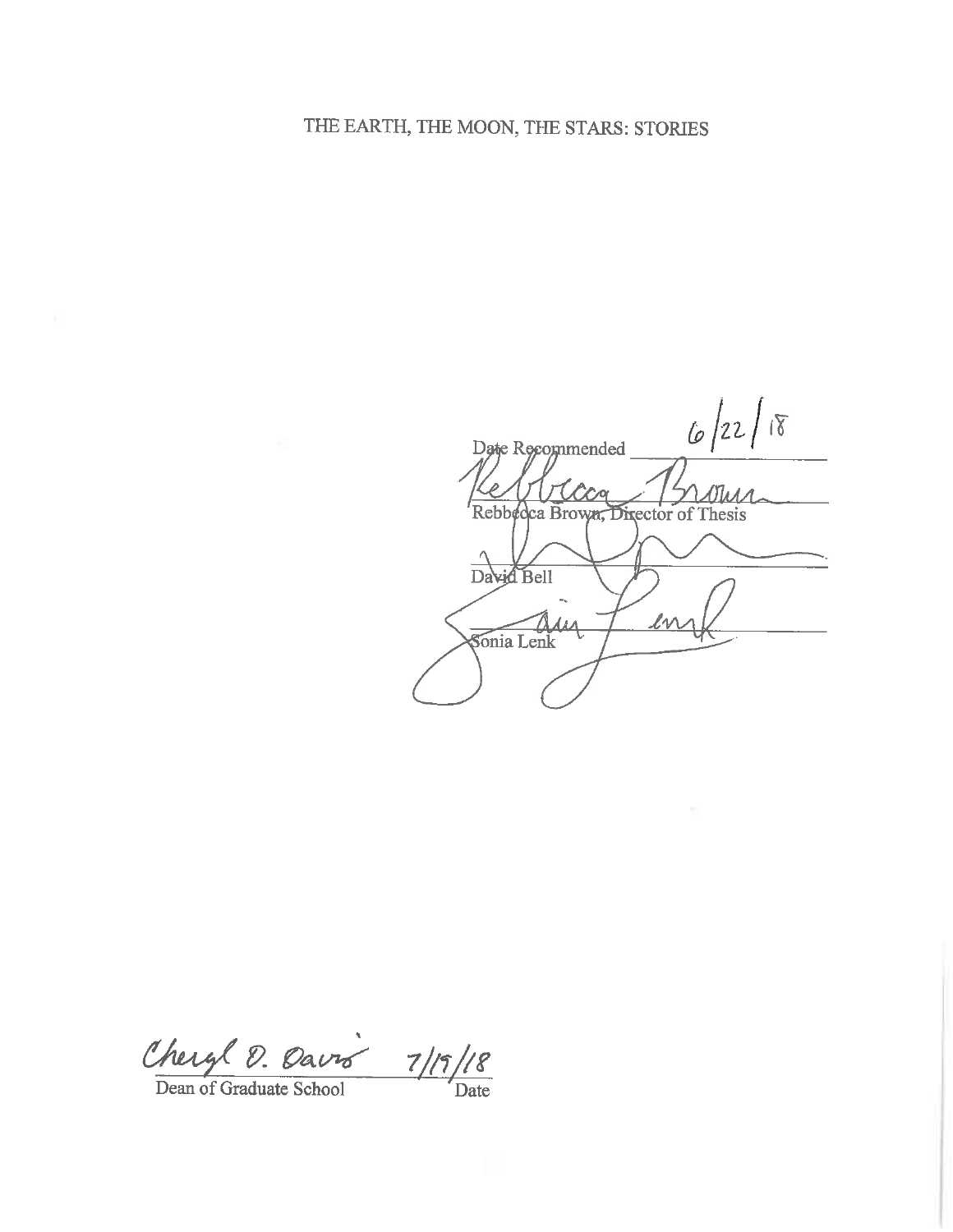# THE EARTH, THE MOON, THE STARS: STORIES

Date Recommended 6/22/18

Rebbecca Brown, Director of Thesis

David Bell

Sonia Lenk

Cheryl D. Davis 7/19/18

Dean of Graduate School Date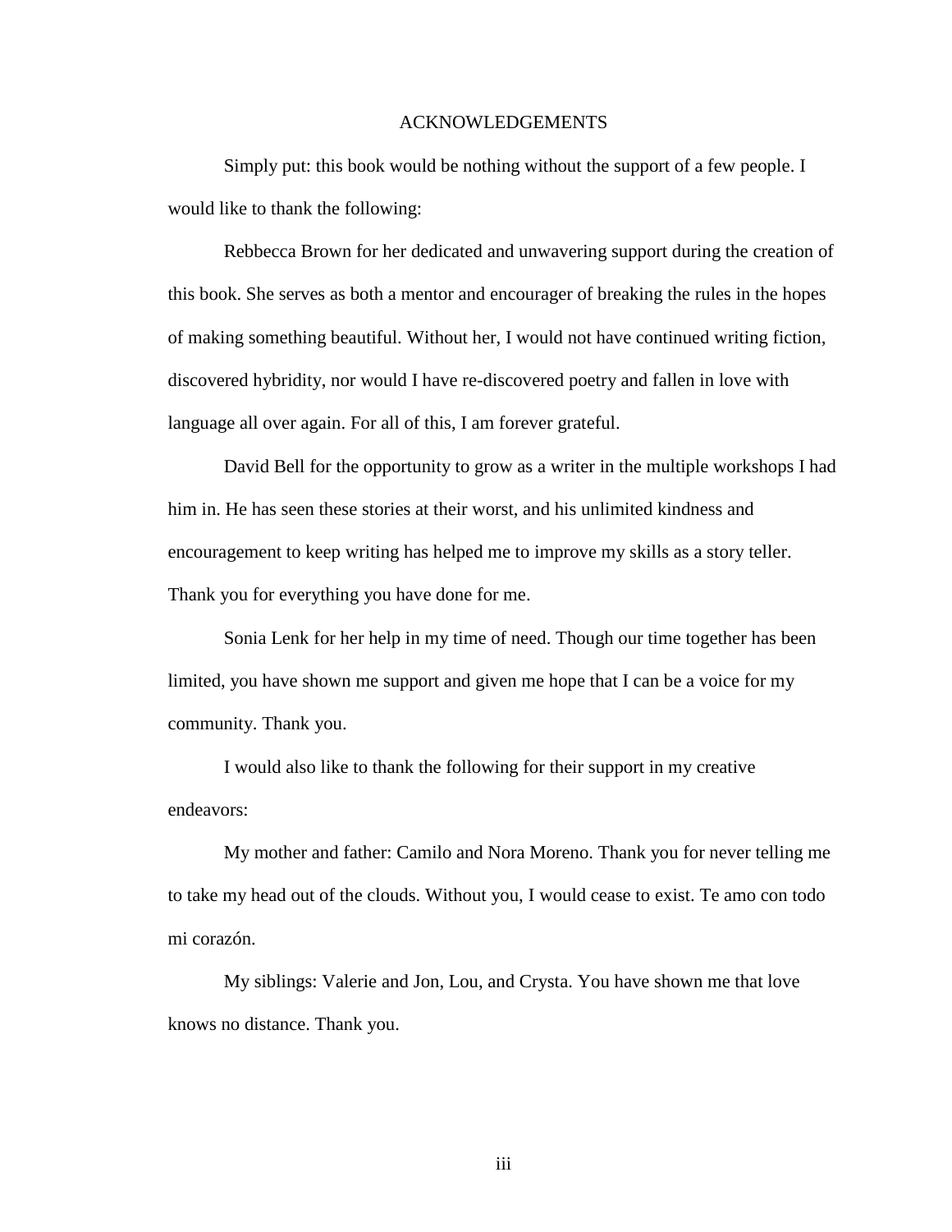# ACKNOWLEDGEMENTS

Simply put: this book would be nothing without the support of a few people. I would like to thank the following:

Rebbecca Brown for her dedicated and unwavering support during the creation of this book. She serves as both a mentor and encourager of breaking the rules in the hopes of making something beautiful. Without her, I would not have continued writing fiction, discovered hybridity, nor would I have re-discovered poetry and fallen in love with language all over again. For all of this, I am forever grateful.

David Bell for the opportunity to grow as a writer in the multiple workshops I had him in. He has seen these stories at their worst, and his unlimited kindness and encouragement to keep writing has helped me to improve my skills as a story teller. Thank you for everything you have done for me.

Sonia Lenk for her help in my time of need. Though our time together has been limited, you have shown me support and given me hope that I can be a voice for my community. Thank you.

I would also like to thank the following for their support in my creative endeavors:

My mother and father: Camilo and Nora Moreno. Thank you for never telling me to take my head out of the clouds. Without you, I would cease to exist. Te amo con todo mi corazón.

My siblings: Valerie and Jon, Lou, and Crysta. You have shown me that love knows no distance. Thank you.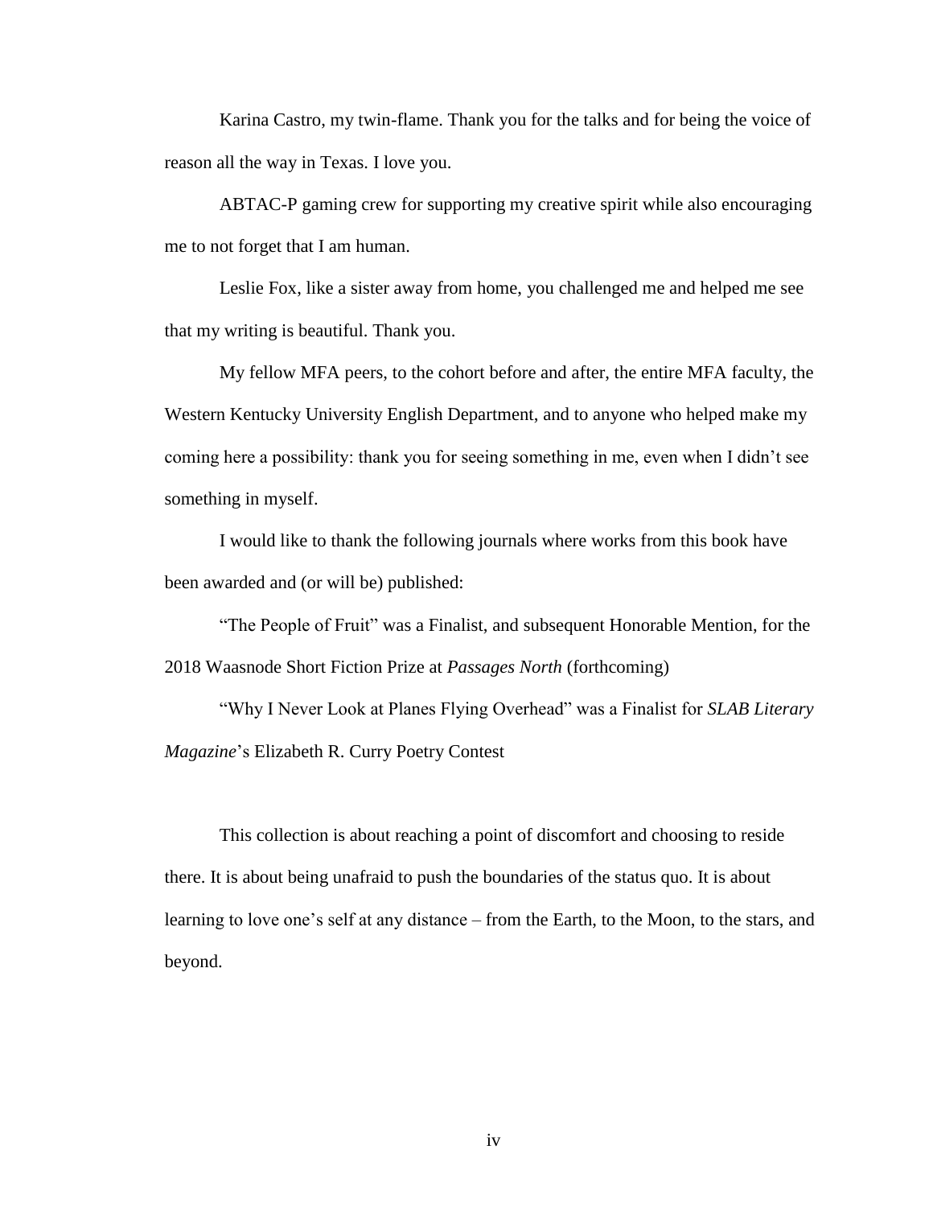Karina Castro, my twin-flame. Thank you for the talks and for being the voice of reason all the way in Texas. I love you.

ABTAC-P gaming crew for supporting my creative spirit while also encouraging me to not forget that I am human.

Leslie Fox, like a sister away from home, you challenged me and helped me see that my writing is beautiful. Thank you.

My fellow MFA peers, to the cohort before and after, the entire MFA faculty, the Western Kentucky University English Department, and to anyone who helped make my coming here a possibility: thank you for seeing something in me, even when I didn't see something in myself.

I would like to thank the following journals where works from this book have been awarded and (or will be) published:

"The People of Fruit" was a Finalist, and subsequent Honorable Mention, for the 2018 Waasnode Short Fiction Prize at *Passages North* (forthcoming)

"Why I Never Look at Planes Flying Overhead" was a Finalist for *SLAB Literary Magazine*'s Elizabeth R. Curry Poetry Contest

This collection is about reaching a point of discomfort and choosing to reside there. It is about being unafraid to push the boundaries of the status quo. It is about learning to love one's self at any distance – from the Earth, to the Moon, to the stars, and beyond.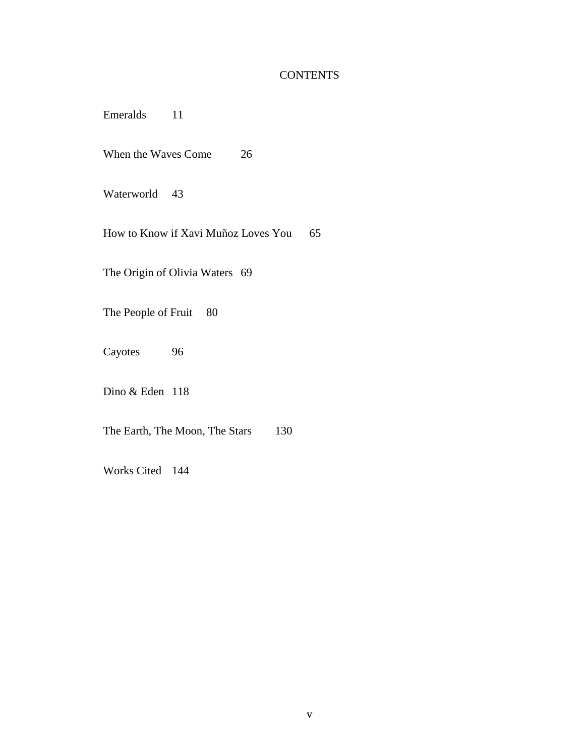# CONTENTS

Emeralds 11

When the Waves Come 26

Waterworld 43

How to Know if Xavi Muñoz Loves You 65

The Origin of Olivia Waters 69

The People of Fruit 80

Cayotes 96

Dino & Eden 118

The Earth, The Moon, The Stars 130

Works Cited 144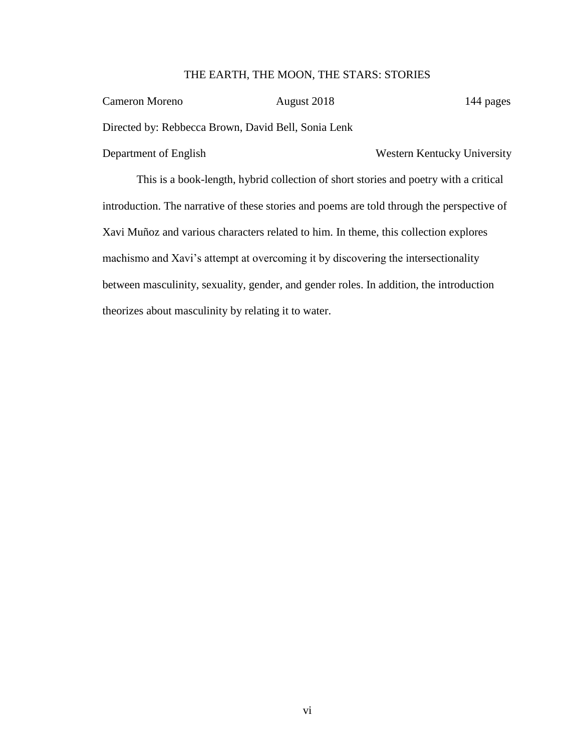# THE EARTH, THE MOON, THE STARS: STORIES

Cameron Moreno August 2018 144 pages

Directed by: Rebbecca Brown, David Bell, Sonia Lenk

Department of English Western Kentucky University

This is a book-length, hybrid collection of short stories and poetry with a critical introduction. The narrative of these stories and poems are told through the perspective of Xavi Muñoz and various characters related to him. In theme, this collection explores machismo and Xavi's attempt at overcoming it by discovering the intersectionality between masculinity, sexuality, gender, and gender roles. In addition, the introduction theorizes about masculinity by relating it to water.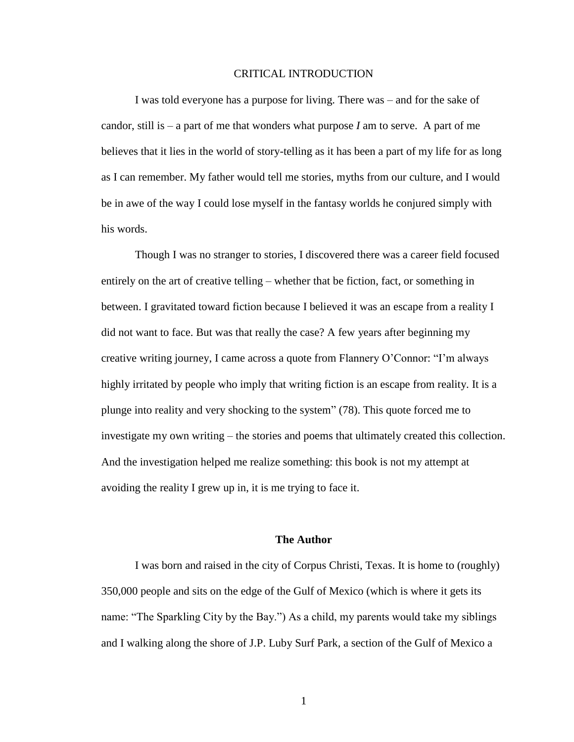# CRITICAL INTRODUCTION

I was told everyone has a purpose for living. There was – and for the sake of candor, still is – a part of me that wonders what purpose *I* am to serve. A part of me believes that it lies in the world of story-telling as it has been a part of my life for as long as I can remember. My father would tell me stories, myths from our culture, and I would be in awe of the way I could lose myself in the fantasy worlds he conjured simply with his words.

Though I was no stranger to stories, I discovered there was a career field focused entirely on the art of creative telling – whether that be fiction, fact, or something in between. I gravitated toward fiction because I believed it was an escape from a reality I did not want to face. But was that really the case? A few years after beginning my creative writing journey, I came across a quote from Flannery O'Connor: "I'm always highly irritated by people who imply that writing fiction is an escape from reality. It is a plunge into reality and very shocking to the system" (78). This quote forced me to investigate my own writing – the stories and poems that ultimately created this collection. And the investigation helped me realize something: this book is not my attempt at avoiding the reality I grew up in, it is me trying to face it.

## The Author

I was born and raised in the city of Corpus Christi, Texas. It is home to (roughly) 350,000 people and sits on the edge of the Gulf of Mexico (which is where it gets its name: "The Sparkling City by the Bay.") As a child, my parents would take my siblings and I walking along the shore of J.P. Luby Surf Park, a section of the Gulf of Mexico a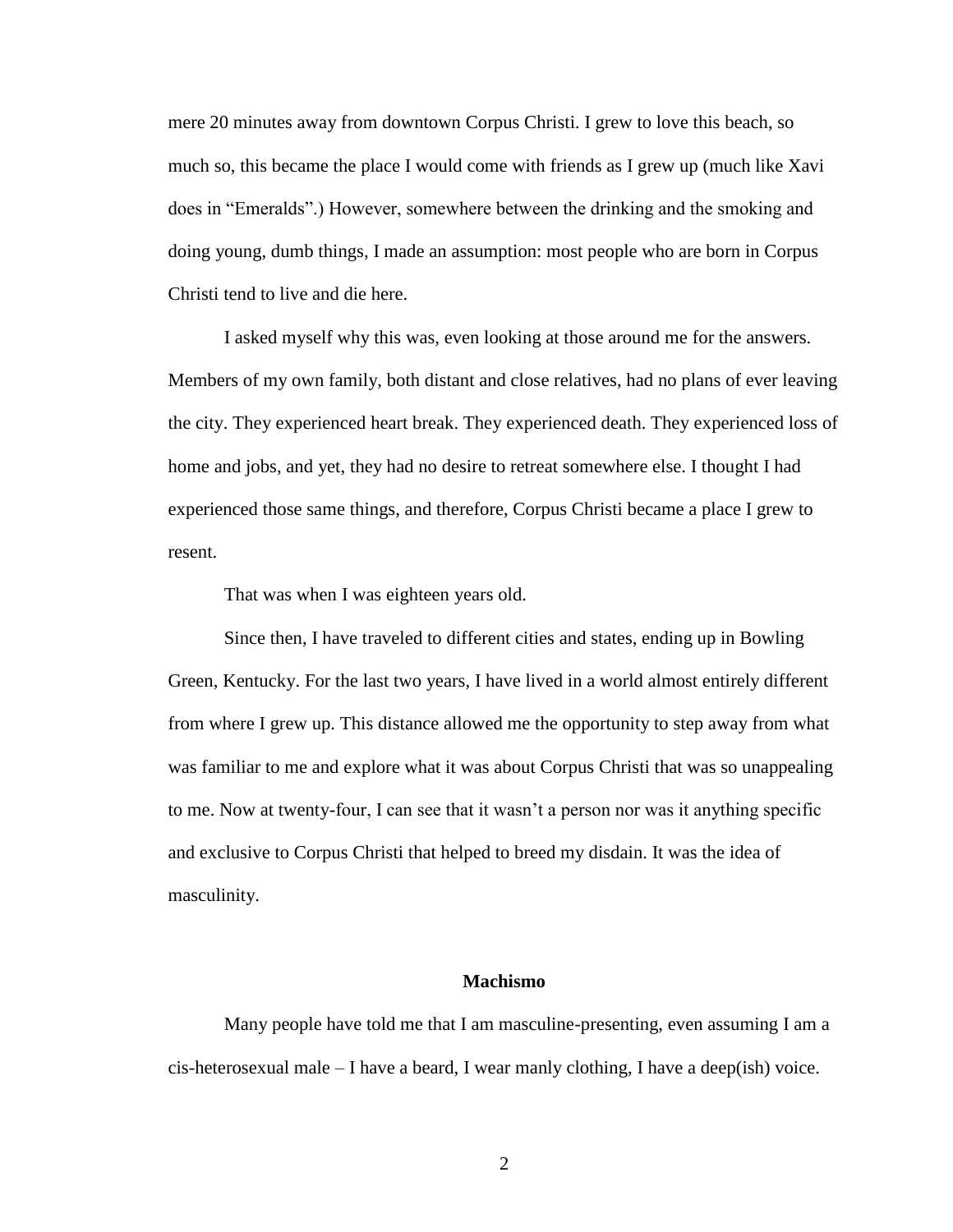mere 20 minutes away from downtown Corpus Christi. I grew to love this beach, so much so, this became the place I would come with friends as I grew up (much like Xavi does in "Emeralds".) However, somewhere between the drinking and the smoking and doing young, dumb things, I made an assumption: most people who are born in Corpus Christi tend to live and die here.

I asked myself why this was, even looking at those around me for the answers. Members of my own family, both distant and close relatives, had no plans of ever leaving the city. They experienced heart break. They experienced death. They experienced loss of home and jobs, and yet, they had no desire to retreat somewhere else. I thought I had experienced those same things, and therefore, Corpus Christi became a place I grew to resent.

That was when I was eighteen years old.

Since then, I have traveled to different cities and states, ending up in Bowling Green, Kentucky. For the last two years, I have lived in a world almost entirely different from where I grew up. This distance allowed me the opportunity to step away from what was familiar to me and explore what it was about Corpus Christi that was so unappealing to me. Now at twenty-four, I can see that it wasn't a person nor was it anything specific and exclusive to Corpus Christi that helped to breed my disdain. It was the idea of masculinity.

## Machismo

Many people have told me that I am masculine-presenting, even assuming I am a cis-heterosexual male – I have a beard, I wear manly clothing, I have a deep(ish) voice.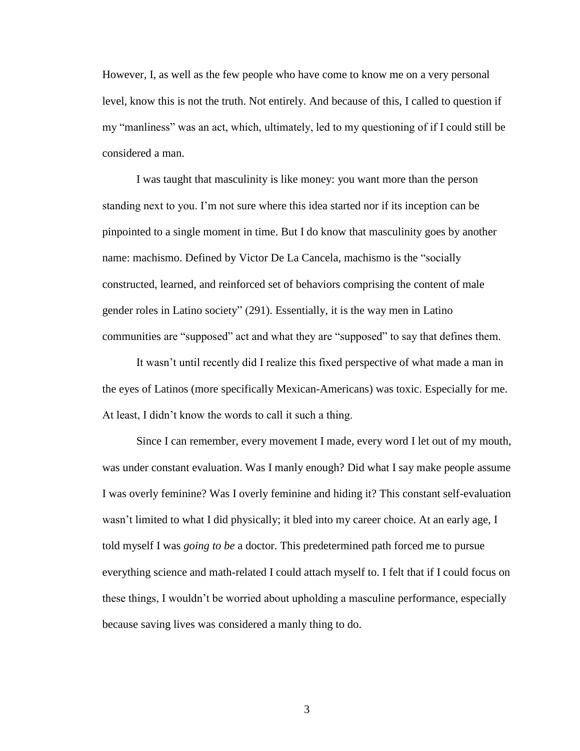However, I, as well as the few people who have come to know me on a very personal level, know this is not the truth. Not entirely. And because of this, I called to question if my "manliness" was an act, which, ultimately, led to my questioning of if I could still be considered a man.

I was taught that masculinity is like money: you want more than the person standing next to you. I'm not sure where this idea started nor if its inception can be pinpointed to a single moment in time. But I do know that masculinity goes by another name: machismo. Defined by Victor De La Cancela, machismo is the "socially constructed, learned, and reinforced set of behaviors comprising the content of male gender roles in Latino society" (291). Essentially, it is the way men in Latino communities are "supposed" act and what they are "supposed" to say that defines them.

It wasn't until recently did I realize this fixed perspective of what made a man in the eyes of Latinos (more specifically Mexican-Americans) was toxic. Especially for me. At least, I didn't know the words to call it such a thing.

Since I can remember, every movement I made, every word I let out of my mouth, was under constant evaluation. Was I manly enough? Did what I say make people assume I was overly feminine? Was I overly feminine and hiding it? This constant self-evaluation wasn't limited to what I did physically; it bled into my career choice. At an early age, I told myself I was *going to be* a doctor. This predetermined path forced me to pursue everything science and math-related I could attach myself to. I felt that if I could focus on these things, I wouldn't be worried about upholding a masculine performance, especially because saving lives was considered a manly thing to do.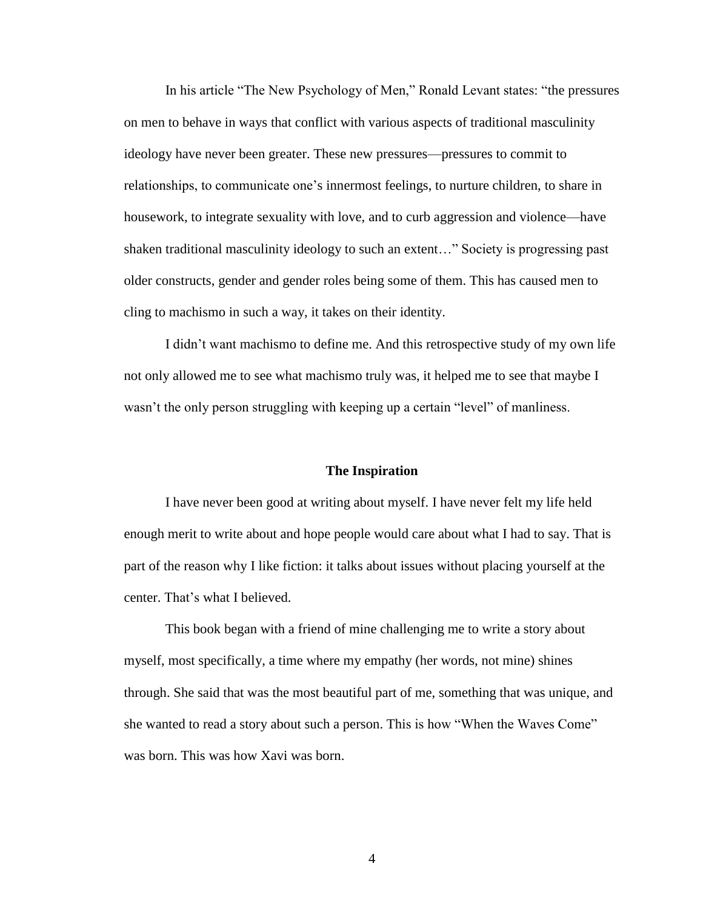In his article "The New Psychology of Men," Ronald Levant states: "the pressures on men to behave in ways that conflict with various aspects of traditional masculinity ideology have never been greater. These new pressures—pressures to commit to relationships, to communicate one's innermost feelings, to nurture children, to share in housework, to integrate sexuality with love, and to curb aggression and violence—have shaken traditional masculinity ideology to such an extent…" Society is progressing past older constructs, gender and gender roles being some of them. This has caused men to cling to machismo in such a way, it takes on their identity.

I didn't want machismo to define me. And this retrospective study of my own life not only allowed me to see what machismo truly was, it helped me to see that maybe I wasn't the only person struggling with keeping up a certain "level" of manliness.

## The Inspiration

I have never been good at writing about myself. I have never felt my life held enough merit to write about and hope people would care about what I had to say. That is part of the reason why I like fiction: it talks about issues without placing yourself at the center. That's what I believed.

This book began with a friend of mine challenging me to write a story about myself, most specifically, a time where my empathy (her words, not mine) shines through. She said that was the most beautiful part of me, something that was unique, and she wanted to read a story about such a person. This is how "When the Waves Come" was born. This was how Xavi was born.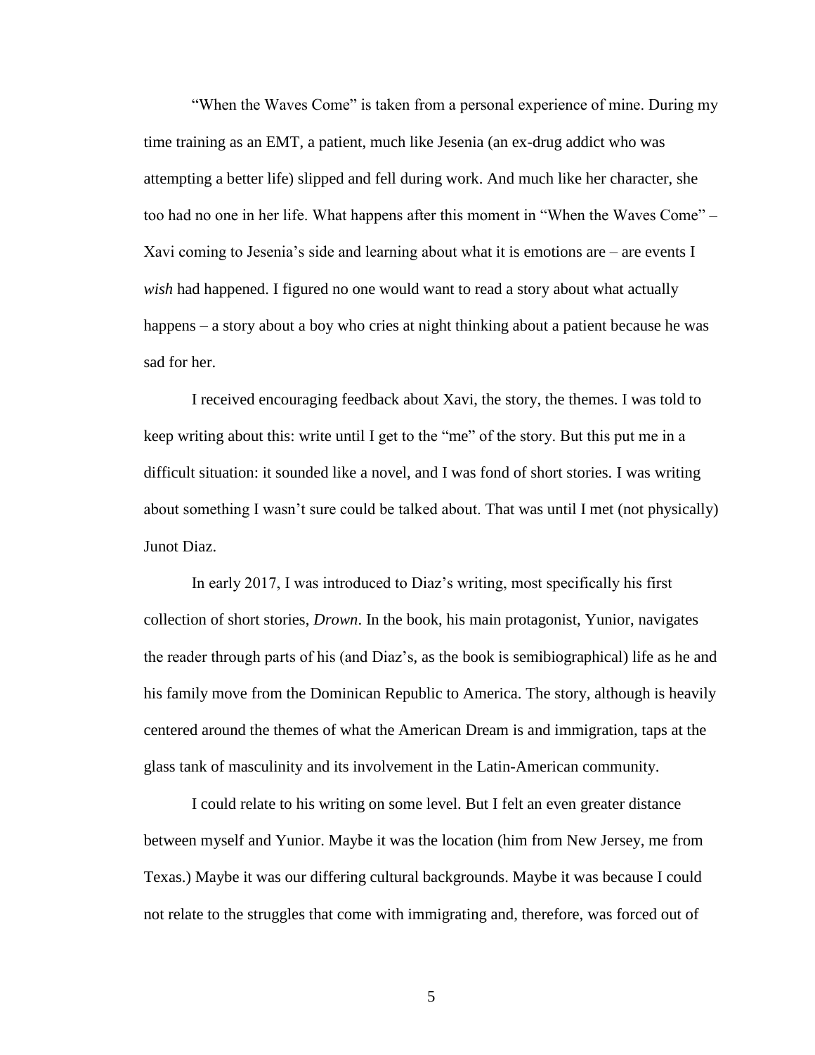"When the Waves Come" is taken from a personal experience of mine. During my time training as an EMT, a patient, much like Jesenia (an ex-drug addict who was attempting a better life) slipped and fell during work. And much like her character, she too had no one in her life. What happens after this moment in "When the Waves Come" – Xavi coming to Jesenia's side and learning about what it is emotions are – are events I *wish* had happened. I figured no one would want to read a story about what actually happens – a story about a boy who cries at night thinking about a patient because he was sad for her.

I received encouraging feedback about Xavi, the story, the themes. I was told to keep writing about this: write until I get to the "me" of the story. But this put me in a difficult situation: it sounded like a novel, and I was fond of short stories. I was writing about something I wasn't sure could be talked about. That was until I met (not physically) Junot Diaz.

In early 2017, I was introduced to Diaz's writing, most specifically his first collection of short stories, *Drown*. In the book, his main protagonist, Yunior, navigates the reader through parts of his (and Diaz's, as the book is semibiographical) life as he and his family move from the Dominican Republic to America. The story, although is heavily centered around the themes of what the American Dream is and immigration, taps at the glass tank of masculinity and its involvement in the Latin-American community.

I could relate to his writing on some level. But I felt an even greater distance between myself and Yunior. Maybe it was the location (him from New Jersey, me from Texas.) Maybe it was our differing cultural backgrounds. Maybe it was because I could not relate to the struggles that come with immigrating and, therefore, was forced out of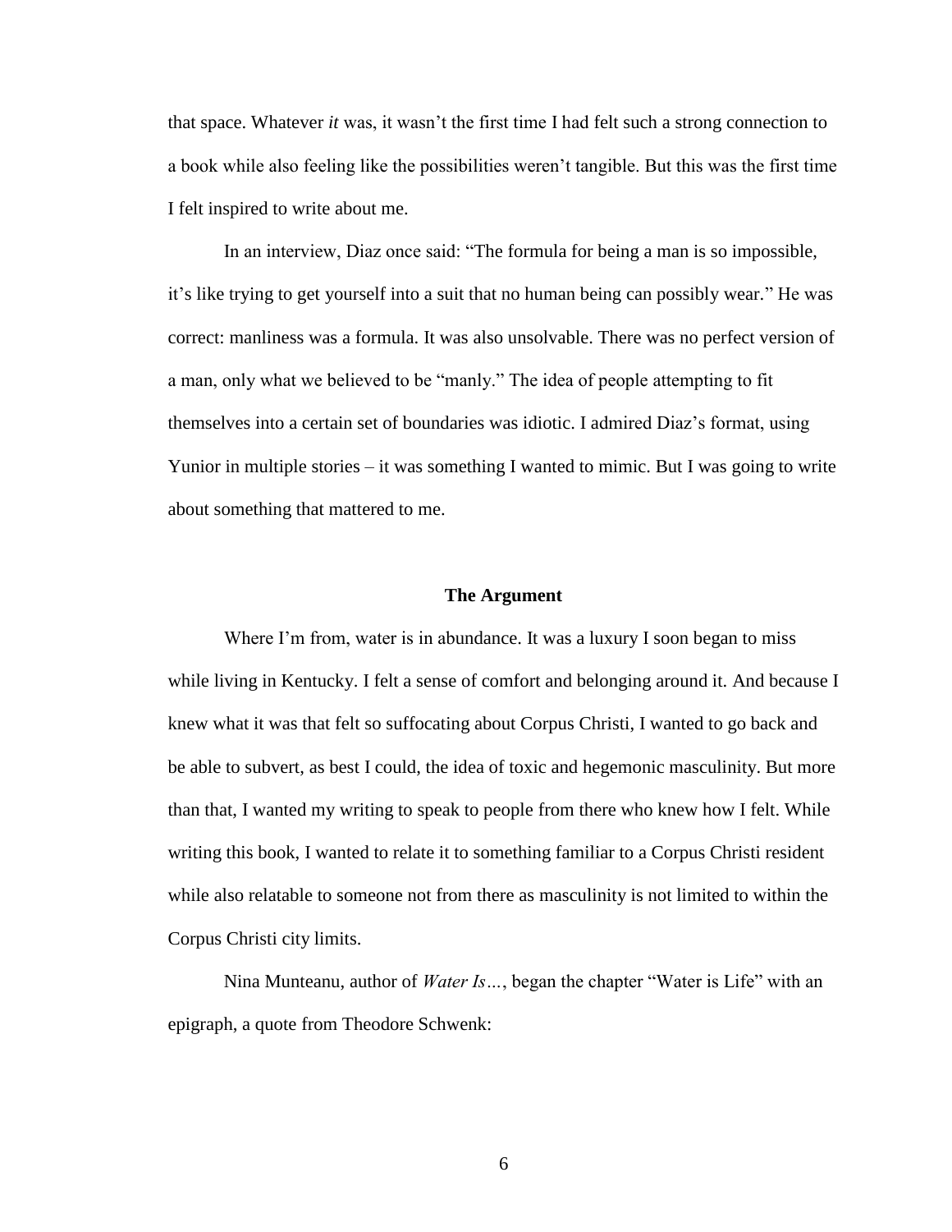that space. Whatever *it* was, it wasn't the first time I had felt such a strong connection to a book while also feeling like the possibilities weren't tangible. But this was the first time I felt inspired to write about me.

In an interview, Diaz once said: "The formula for being a man is so impossible, it's like trying to get yourself into a suit that no human being can possibly wear." He was correct: manliness was a formula. It was also unsolvable. There was no perfect version of a man, only what we believed to be "manly." The idea of people attempting to fit themselves into a certain set of boundaries was idiotic. I admired Diaz's format, using Yunior in multiple stories – it was something I wanted to mimic. But I was going to write about something that mattered to me.

## The Argument

Where I'm from, water is in abundance. It was a luxury I soon began to miss while living in Kentucky. I felt a sense of comfort and belonging around it. And because I knew what it was that felt so suffocating about Corpus Christi, I wanted to go back and be able to subvert, as best I could, the idea of toxic and hegemonic masculinity. But more than that, I wanted my writing to speak to people from there who knew how I felt. While writing this book, I wanted to relate it to something familiar to a Corpus Christi resident while also relatable to someone not from there as masculinity is not limited to within the Corpus Christi city limits.

Nina Munteanu, author of *Water Is…*, began the chapter "Water is Life" with an epigraph, a quote from Theodore Schwenk: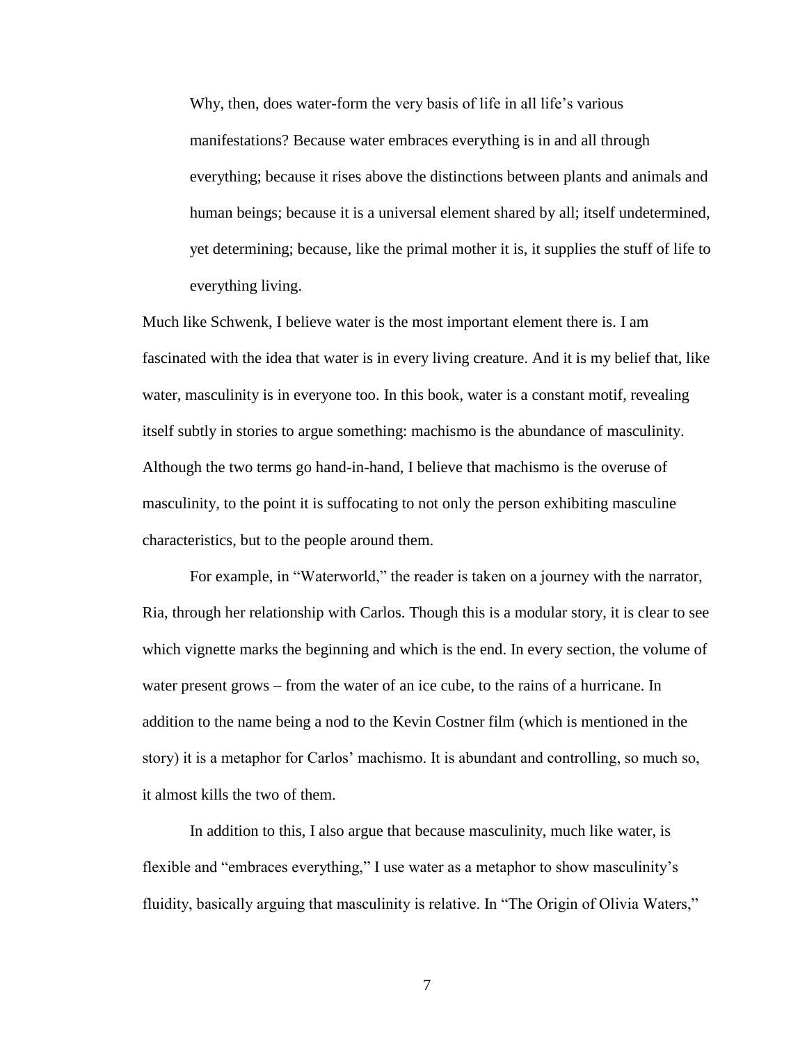> Why, then, does water-form the very basis of life in all life's various manifestations? Because water embraces everything is in and all through everything; because it rises above the distinctions between plants and animals and human beings; because it is a universal element shared by all; itself undetermined, yet determining; because, like the primal mother it is, it supplies the stuff of life to everything living.

Much like Schwenk, I believe water is the most important element there is. I am fascinated with the idea that water is in every living creature. And it is my belief that, like water, masculinity is in everyone too. In this book, water is a constant motif, revealing itself subtly in stories to argue something: machismo is the abundance of masculinity. Although the two terms go hand-in-hand, I believe that machismo is the overuse of masculinity, to the point it is suffocating to not only the person exhibiting masculine characteristics, but to the people around them.

For example, in "Waterworld," the reader is taken on a journey with the narrator, Ria, through her relationship with Carlos. Though this is a modular story, it is clear to see which vignette marks the beginning and which is the end. In every section, the volume of water present grows – from the water of an ice cube, to the rains of a hurricane. In addition to the name being a nod to the Kevin Costner film (which is mentioned in the story) it is a metaphor for Carlos' machismo. It is abundant and controlling, so much so, it almost kills the two of them.

In addition to this, I also argue that because masculinity, much like water, is flexible and "embraces everything," I use water as a metaphor to show masculinity's fluidity, basically arguing that masculinity is relative. In "The Origin of Olivia Waters,"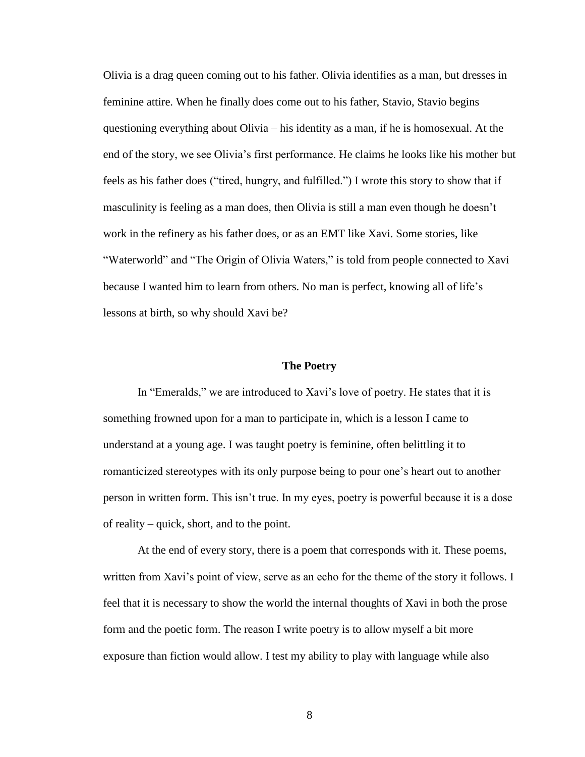Olivia is a drag queen coming out to his father. Olivia identifies as a man, but dresses in feminine attire. When he finally does come out to his father, Stavio, Stavio begins questioning everything about Olivia – his identity as a man, if he is homosexual. At the end of the story, we see Olivia's first performance. He claims he looks like his mother but feels as his father does ("tired, hungry, and fulfilled.") I wrote this story to show that if masculinity is feeling as a man does, then Olivia is still a man even though he doesn't work in the refinery as his father does, or as an EMT like Xavi. Some stories, like "Waterworld" and "The Origin of Olivia Waters," is told from people connected to Xavi because I wanted him to learn from others. No man is perfect, knowing all of life's lessons at birth, so why should Xavi be?

## The Poetry

In "Emeralds," we are introduced to Xavi's love of poetry. He states that it is something frowned upon for a man to participate in, which is a lesson I came to understand at a young age. I was taught poetry is feminine, often belittling it to romanticized stereotypes with its only purpose being to pour one's heart out to another person in written form. This isn't true. In my eyes, poetry is powerful because it is a dose of reality – quick, short, and to the point.

At the end of every story, there is a poem that corresponds with it. These poems, written from Xavi's point of view, serve as an echo for the theme of the story it follows. I feel that it is necessary to show the world the internal thoughts of Xavi in both the prose form and the poetic form. The reason I write poetry is to allow myself a bit more exposure than fiction would allow. I test my ability to play with language while also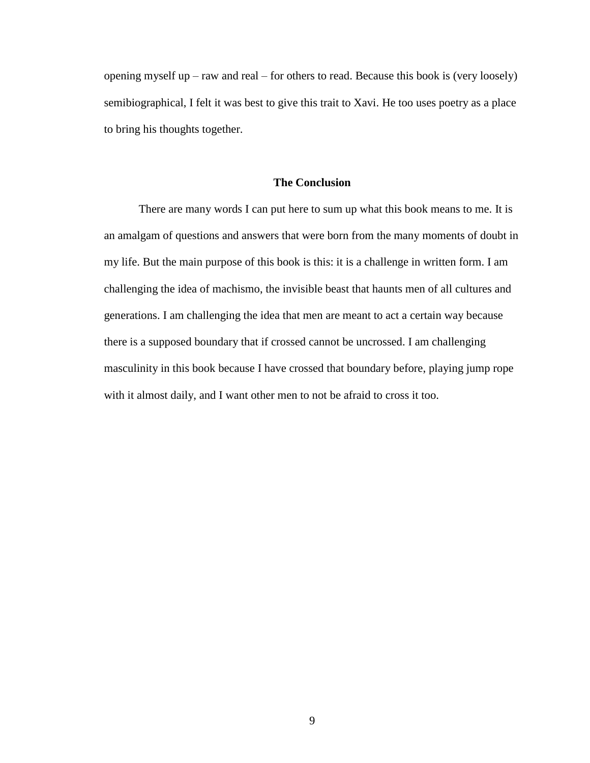opening myself up – raw and real – for others to read. Because this book is (very loosely) semibiographical, I felt it was best to give this trait to Xavi. He too uses poetry as a place to bring his thoughts together.

## The Conclusion

There are many words I can put here to sum up what this book means to me. It is an amalgam of questions and answers that were born from the many moments of doubt in my life. But the main purpose of this book is this: it is a challenge in written form. I am challenging the idea of machismo, the invisible beast that haunts men of all cultures and generations. I am challenging the idea that men are meant to act a certain way because there is a supposed boundary that if crossed cannot be uncrossed. I am challenging masculinity in this book because I have crossed that boundary before, playing jump rope with it almost daily, and I want other men to not be afraid to cross it too.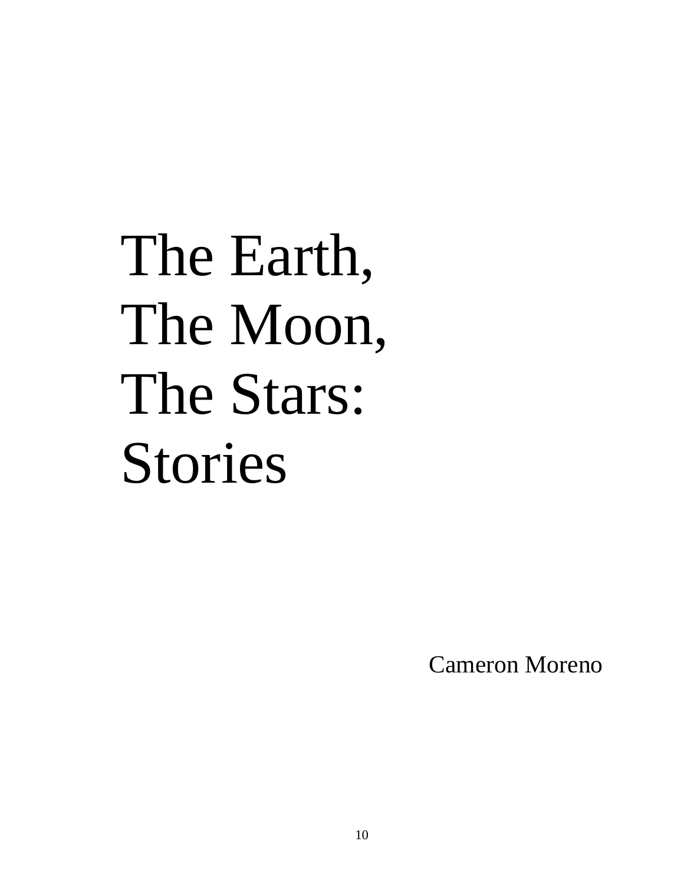# The Earth, The Moon, The Stars: Stories

Cameron Moreno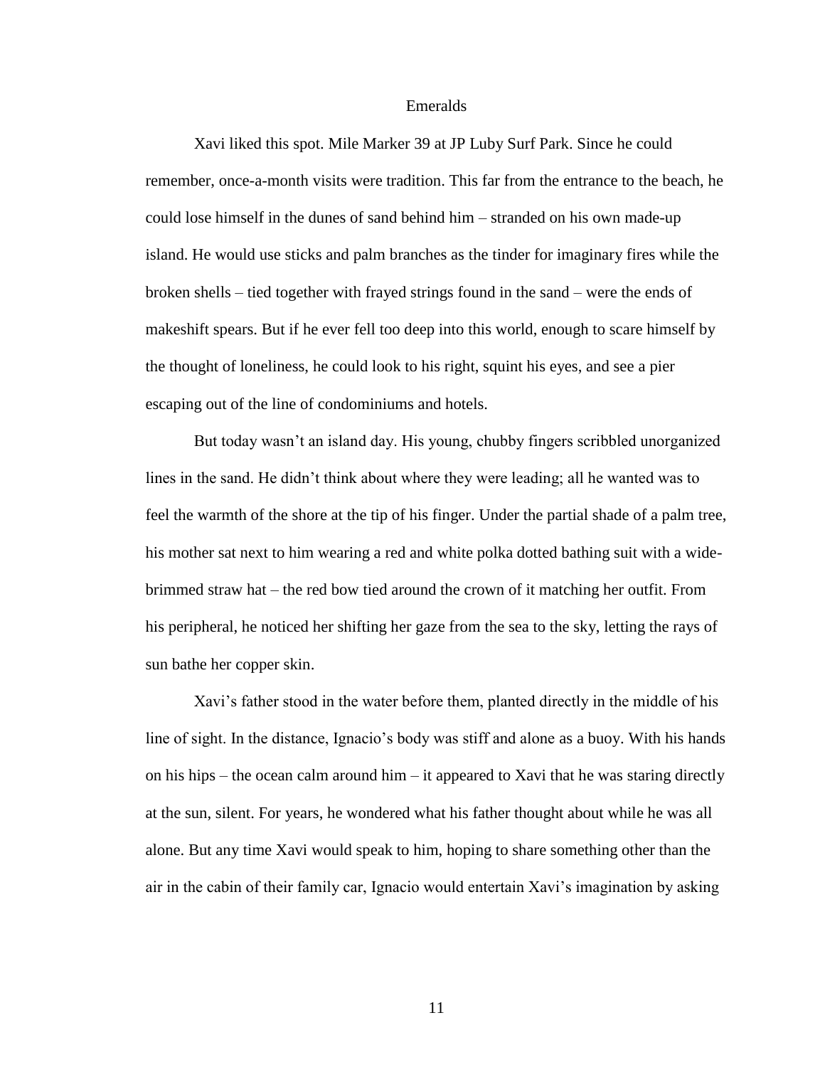# Emeralds

Xavi liked this spot. Mile Marker 39 at JP Luby Surf Park. Since he could remember, once-a-month visits were tradition. This far from the entrance to the beach, he could lose himself in the dunes of sand behind him – stranded on his own made-up island. He would use sticks and palm branches as the tinder for imaginary fires while the broken shells – tied together with frayed strings found in the sand – were the ends of makeshift spears. But if he ever fell too deep into this world, enough to scare himself by the thought of loneliness, he could look to his right, squint his eyes, and see a pier escaping out of the line of condominiums and hotels.

But today wasn't an island day. His young, chubby fingers scribbled unorganized lines in the sand. He didn't think about where they were leading; all he wanted was to feel the warmth of the shore at the tip of his finger. Under the partial shade of a palm tree, his mother sat next to him wearing a red and white polka dotted bathing suit with a wide-brimmed straw hat – the red bow tied around the crown of it matching her outfit. From his peripheral, he noticed her shifting her gaze from the sea to the sky, letting the rays of sun bathe her copper skin.

Xavi's father stood in the water before them, planted directly in the middle of his line of sight. In the distance, Ignacio's body was stiff and alone as a buoy. With his hands on his hips – the ocean calm around him – it appeared to Xavi that he was staring directly at the sun, silent. For years, he wondered what his father thought about while he was all alone. But any time Xavi would speak to him, hoping to share something other than the air in the cabin of their family car, Ignacio would entertain Xavi's imagination by asking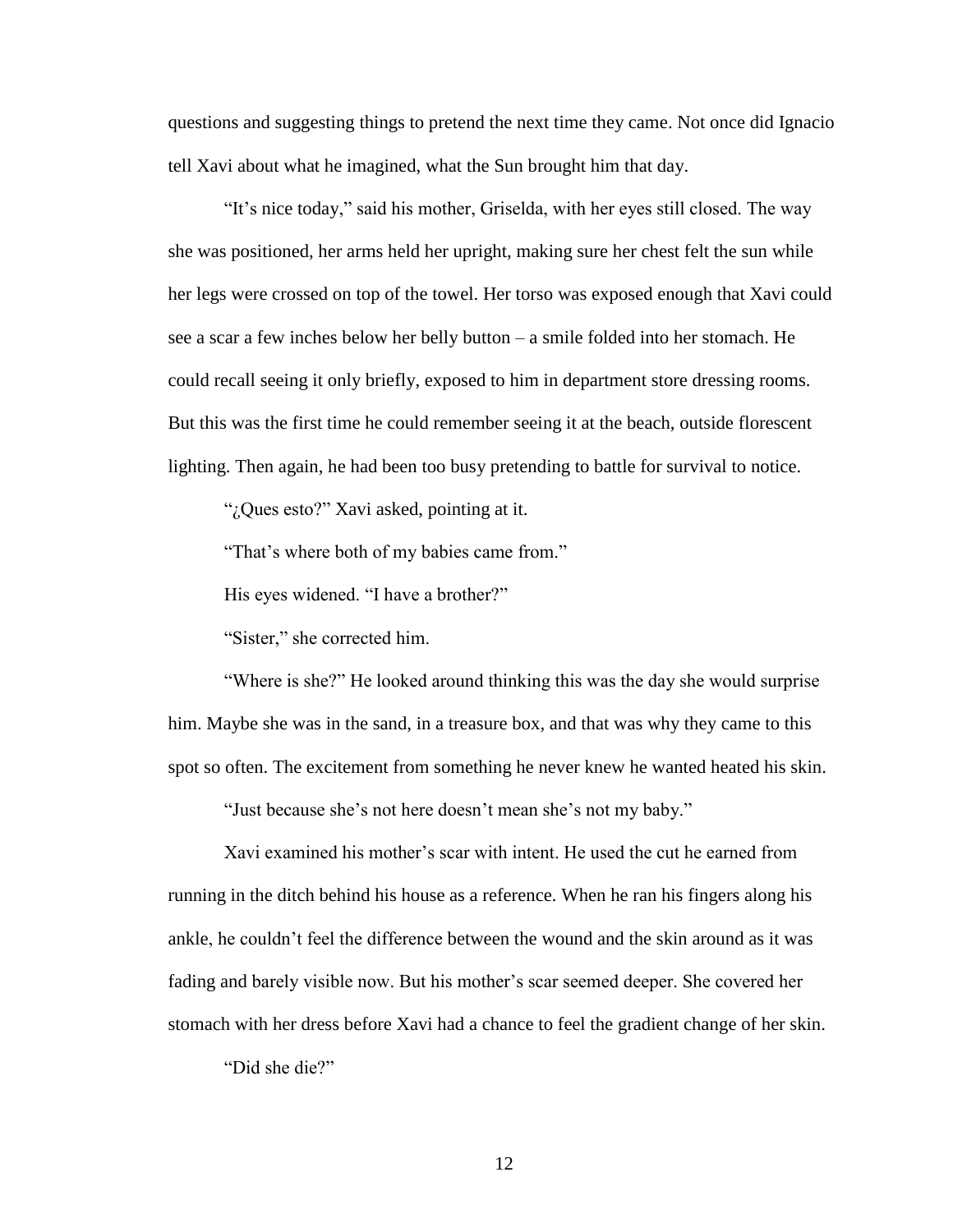questions and suggesting things to pretend the next time they came. Not once did Ignacio tell Xavi about what he imagined, what the Sun brought him that day.

"It's nice today," said his mother, Griselda, with her eyes still closed. The way she was positioned, her arms held her upright, making sure her chest felt the sun while her legs were crossed on top of the towel. Her torso was exposed enough that Xavi could see a scar a few inches below her belly button – a smile folded into her stomach. He could recall seeing it only briefly, exposed to him in department store dressing rooms. But this was the first time he could remember seeing it at the beach, outside florescent lighting. Then again, he had been too busy pretending to battle for survival to notice.

"¿Ques esto?" Xavi asked, pointing at it.

"That's where both of my babies came from."

His eyes widened. "I have a brother?"

"Sister," she corrected him.

"Where is she?" He looked around thinking this was the day she would surprise him. Maybe she was in the sand, in a treasure box, and that was why they came to this spot so often. The excitement from something he never knew he wanted heated his skin.

"Just because she's not here doesn't mean she's not my baby."

Xavi examined his mother's scar with intent. He used the cut he earned from running in the ditch behind his house as a reference. When he ran his fingers along his ankle, he couldn't feel the difference between the wound and the skin around as it was fading and barely visible now. But his mother's scar seemed deeper. She covered her stomach with her dress before Xavi had a chance to feel the gradient change of her skin.

"Did she die?"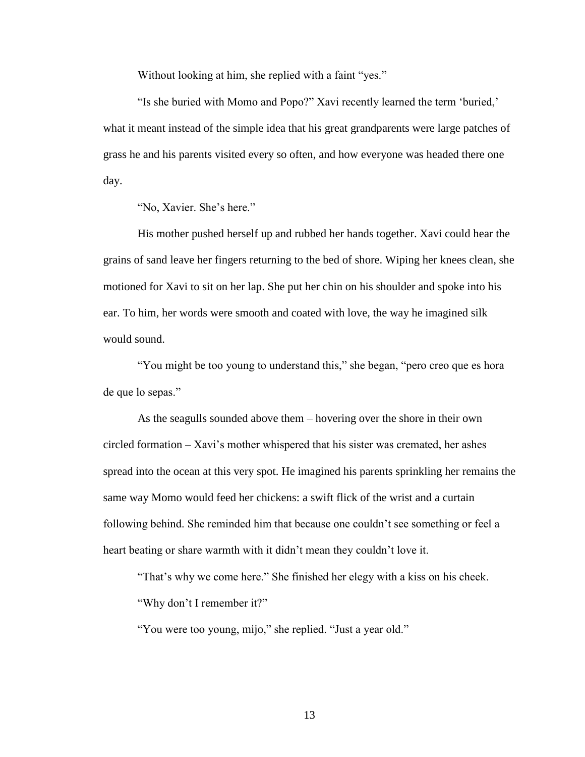Without looking at him, she replied with a faint "yes."

"Is she buried with Momo and Popo?" Xavi recently learned the term 'buried,' what it meant instead of the simple idea that his great grandparents were large patches of grass he and his parents visited every so often, and how everyone was headed there one day.

"No, Xavier. She's here."

His mother pushed herself up and rubbed her hands together. Xavi could hear the grains of sand leave her fingers returning to the bed of shore. Wiping her knees clean, she motioned for Xavi to sit on her lap. She put her chin on his shoulder and spoke into his ear. To him, her words were smooth and coated with love, the way he imagined silk would sound.

"You might be too young to understand this," she began, "pero creo que es hora de que lo sepas."

As the seagulls sounded above them – hovering over the shore in their own circled formation – Xavi's mother whispered that his sister was cremated, her ashes spread into the ocean at this very spot. He imagined his parents sprinkling her remains the same way Momo would feed her chickens: a swift flick of the wrist and a curtain following behind. She reminded him that because one couldn't see something or feel a heart beating or share warmth with it didn't mean they couldn't love it.

"That's why we come here." She finished her elegy with a kiss on his cheek.

"Why don't I remember it?"

"You were too young, mijo," she replied. "Just a year old."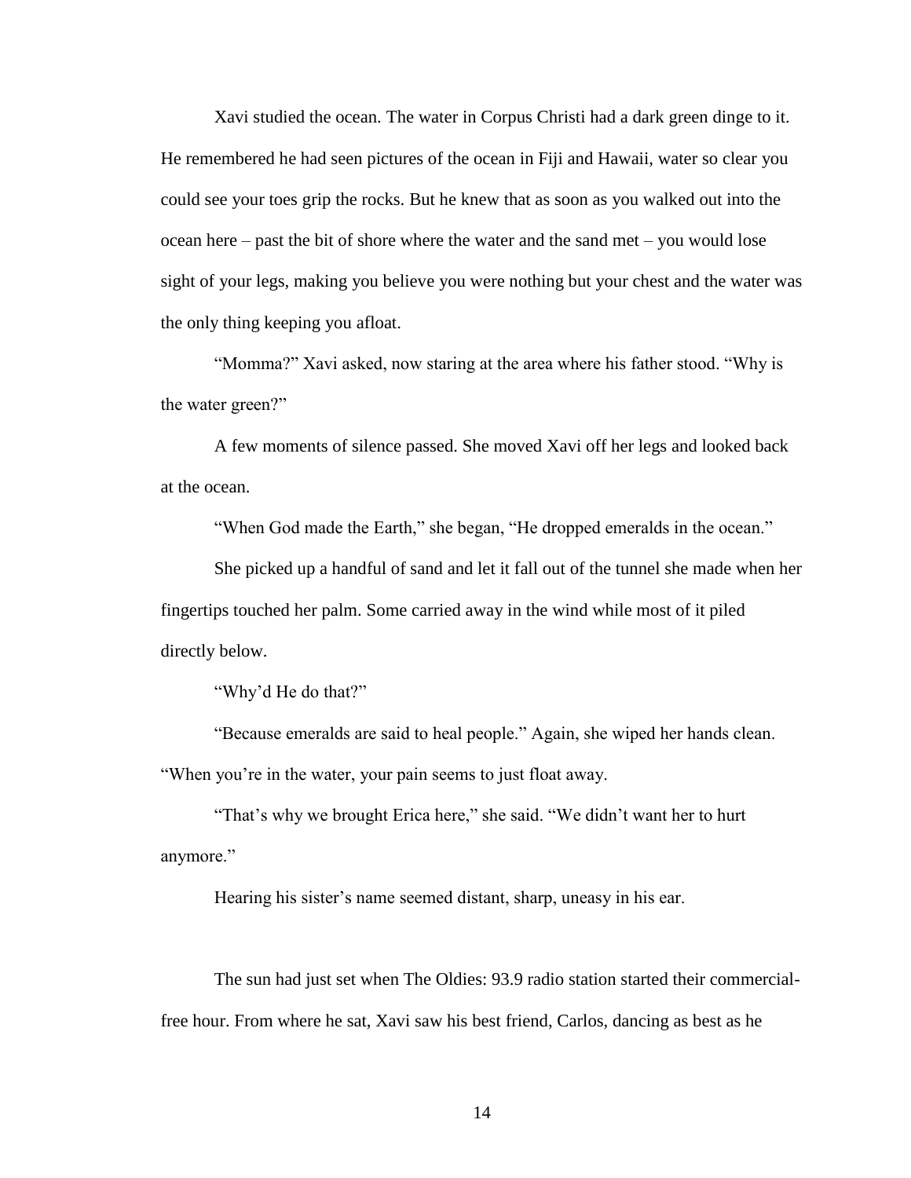Xavi studied the ocean. The water in Corpus Christi had a dark green dinge to it. He remembered he had seen pictures of the ocean in Fiji and Hawaii, water so clear you could see your toes grip the rocks. But he knew that as soon as you walked out into the ocean here – past the bit of shore where the water and the sand met – you would lose sight of your legs, making you believe you were nothing but your chest and the water was the only thing keeping you afloat.

"Momma?" Xavi asked, now staring at the area where his father stood. "Why is the water green?"

A few moments of silence passed. She moved Xavi off her legs and looked back at the ocean.

"When God made the Earth," she began, "He dropped emeralds in the ocean."

She picked up a handful of sand and let it fall out of the tunnel she made when her fingertips touched her palm. Some carried away in the wind while most of it piled directly below.

"Why'd He do that?"

"Because emeralds are said to heal people." Again, she wiped her hands clean. "When you're in the water, your pain seems to just float away.

"That's why we brought Erica here," she said. "We didn't want her to hurt anymore."

Hearing his sister's name seemed distant, sharp, uneasy in his ear.

The sun had just set when The Oldies: 93.9 radio station started their commercial-free hour. From where he sat, Xavi saw his best friend, Carlos, dancing as best as he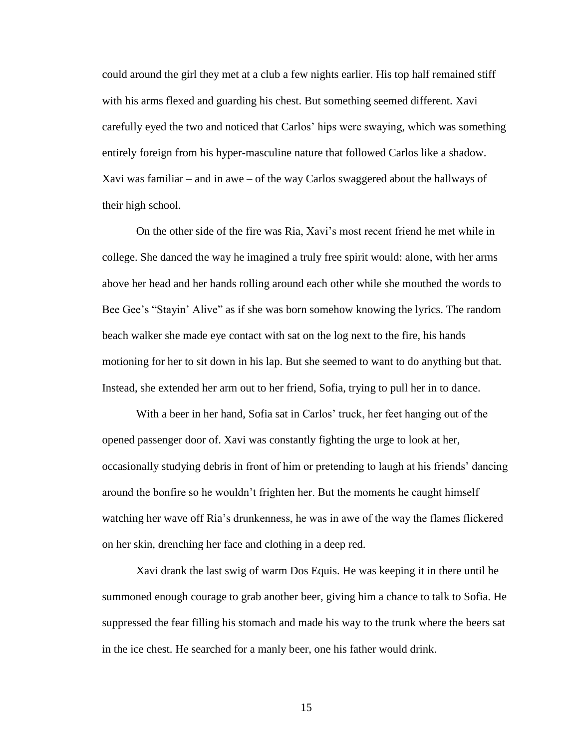could around the girl they met at a club a few nights earlier. His top half remained stiff with his arms flexed and guarding his chest. But something seemed different. Xavi carefully eyed the two and noticed that Carlos' hips were swaying, which was something entirely foreign from his hyper-masculine nature that followed Carlos like a shadow. Xavi was familiar – and in awe – of the way Carlos swaggered about the hallways of their high school.

On the other side of the fire was Ria, Xavi's most recent friend he met while in college. She danced the way he imagined a truly free spirit would: alone, with her arms above her head and her hands rolling around each other while she mouthed the words to Bee Gee's "Stayin' Alive" as if she was born somehow knowing the lyrics. The random beach walker she made eye contact with sat on the log next to the fire, his hands motioning for her to sit down in his lap. But she seemed to want to do anything but that. Instead, she extended her arm out to her friend, Sofia, trying to pull her in to dance.

With a beer in her hand, Sofia sat in Carlos' truck, her feet hanging out of the opened passenger door of. Xavi was constantly fighting the urge to look at her, occasionally studying debris in front of him or pretending to laugh at his friends' dancing around the bonfire so he wouldn't frighten her. But the moments he caught himself watching her wave off Ria's drunkenness, he was in awe of the way the flames flickered on her skin, drenching her face and clothing in a deep red.

Xavi drank the last swig of warm Dos Equis. He was keeping it in there until he summoned enough courage to grab another beer, giving him a chance to talk to Sofia. He suppressed the fear filling his stomach and made his way to the trunk where the beers sat in the ice chest. He searched for a manly beer, one his father would drink.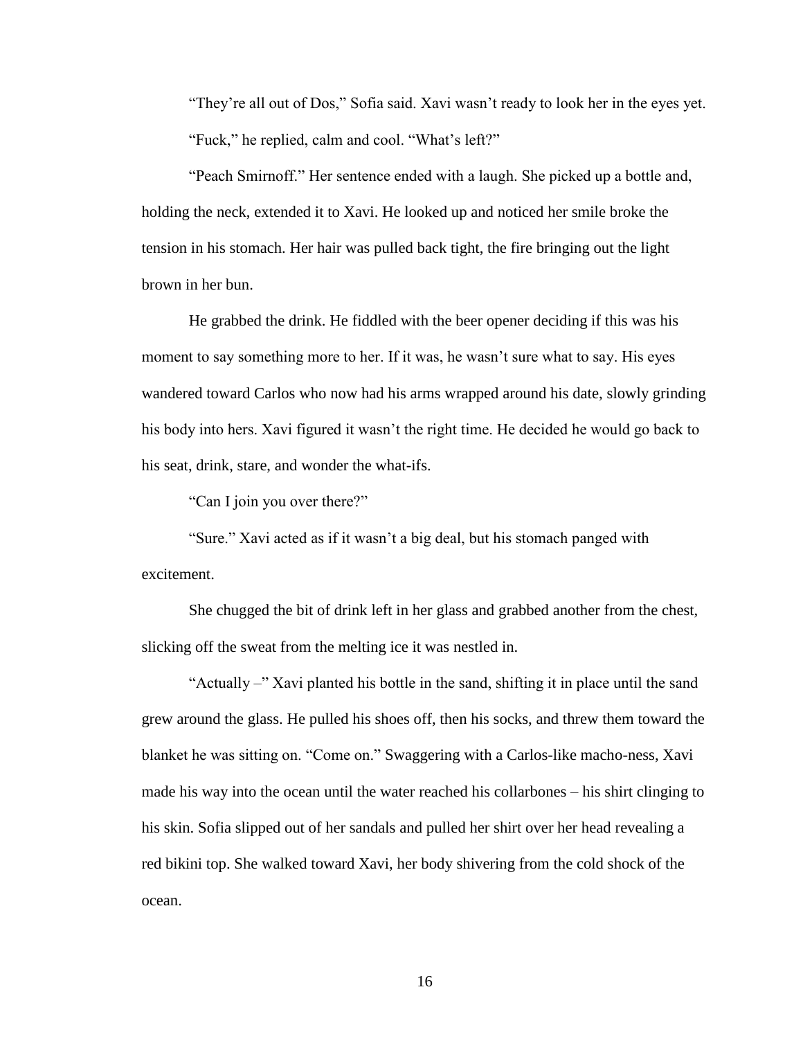"They're all out of Dos," Sofia said. Xavi wasn't ready to look her in the eyes yet.

"Fuck," he replied, calm and cool. "What's left?"

"Peach Smirnoff." Her sentence ended with a laugh. She picked up a bottle and, holding the neck, extended it to Xavi. He looked up and noticed her smile broke the tension in his stomach. Her hair was pulled back tight, the fire bringing out the light brown in her bun.

He grabbed the drink. He fiddled with the beer opener deciding if this was his moment to say something more to her. If it was, he wasn't sure what to say. His eyes wandered toward Carlos who now had his arms wrapped around his date, slowly grinding his body into hers. Xavi figured it wasn't the right time. He decided he would go back to his seat, drink, stare, and wonder the what-ifs.

"Can I join you over there?"

"Sure." Xavi acted as if it wasn't a big deal, but his stomach panged with excitement.

She chugged the bit of drink left in her glass and grabbed another from the chest, slicking off the sweat from the melting ice it was nestled in.

"Actually –" Xavi planted his bottle in the sand, shifting it in place until the sand grew around the glass. He pulled his shoes off, then his socks, and threw them toward the blanket he was sitting on. "Come on." Swaggering with a Carlos-like macho-ness, Xavi made his way into the ocean until the water reached his collarbones – his shirt clinging to his skin. Sofia slipped out of her sandals and pulled her shirt over her head revealing a red bikini top. She walked toward Xavi, her body shivering from the cold shock of the ocean.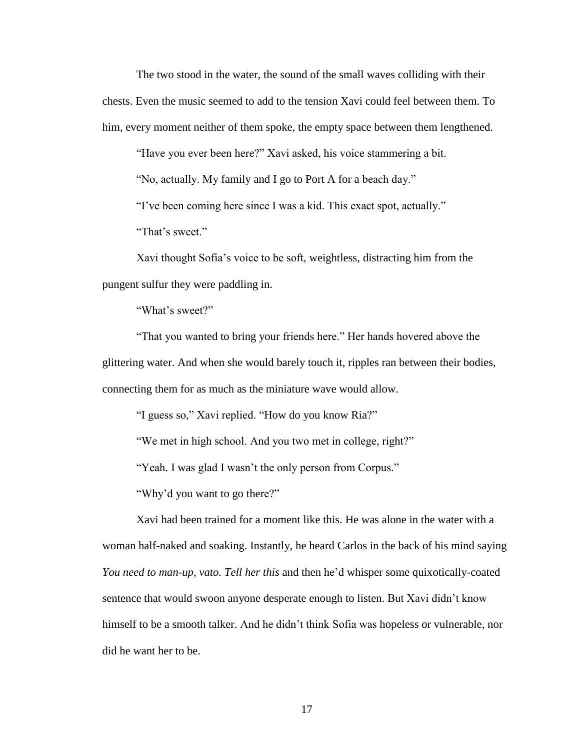The two stood in the water, the sound of the small waves colliding with their chests. Even the music seemed to add to the tension Xavi could feel between them. To him, every moment neither of them spoke, the empty space between them lengthened.

"Have you ever been here?" Xavi asked, his voice stammering a bit.

"No, actually. My family and I go to Port A for a beach day."

"I've been coming here since I was a kid. This exact spot, actually."

"That's sweet."

Xavi thought Sofia's voice to be soft, weightless, distracting him from the pungent sulfur they were paddling in.

"What's sweet?"

"That you wanted to bring your friends here." Her hands hovered above the glittering water. And when she would barely touch it, ripples ran between their bodies, connecting them for as much as the miniature wave would allow.

"I guess so," Xavi replied. "How do you know Ria?"

"We met in high school. And you two met in college, right?"

"Yeah. I was glad I wasn't the only person from Corpus."

"Why'd you want to go there?"

Xavi had been trained for a moment like this. He was alone in the water with a woman half-naked and soaking. Instantly, he heard Carlos in the back of his mind saying *You need to man-up, vato. Tell her this* and then he'd whisper some quixotically-coated sentence that would swoon anyone desperate enough to listen. But Xavi didn't know himself to be a smooth talker. And he didn't think Sofia was hopeless or vulnerable, nor did he want her to be.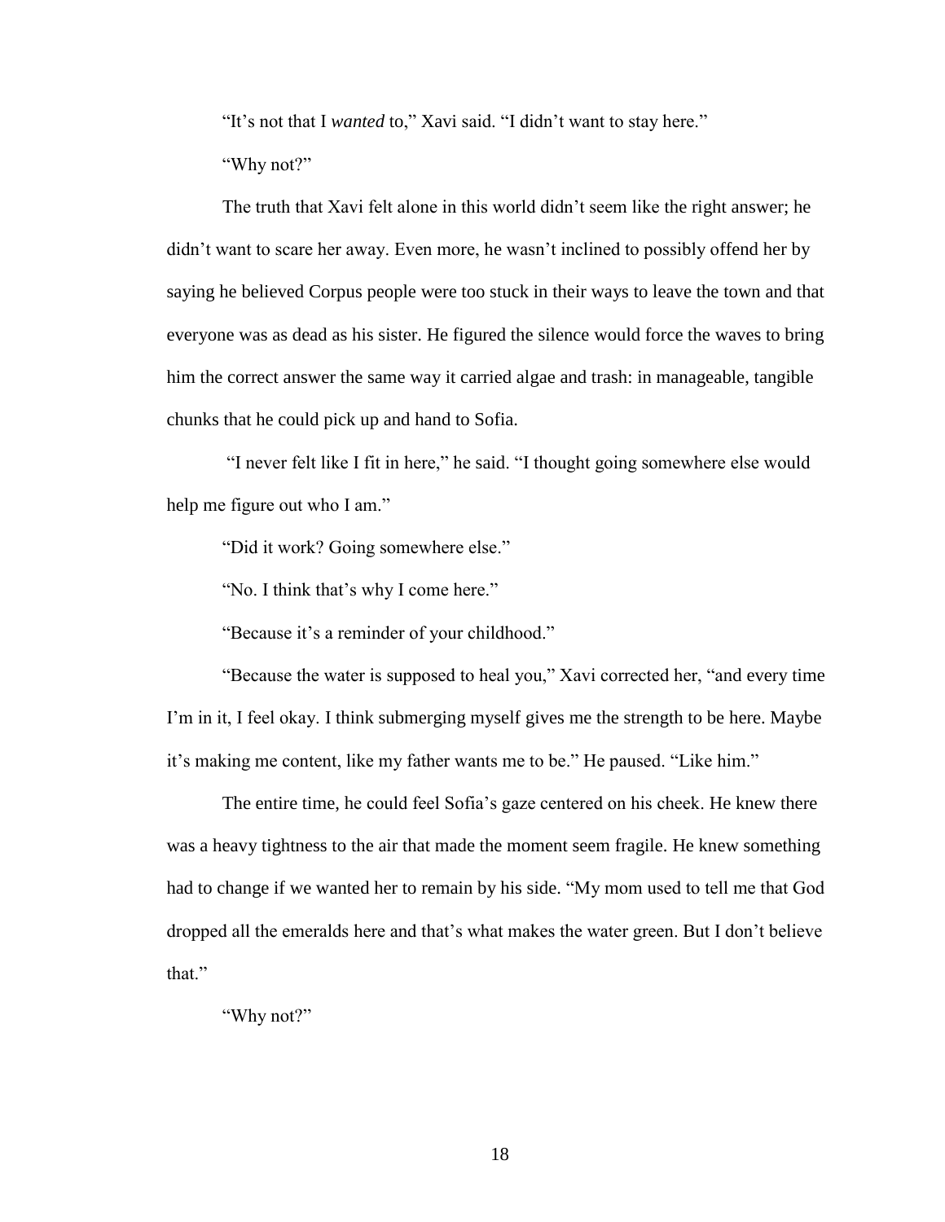"It's not that I *wanted* to," Xavi said. "I didn't want to stay here."

"Why not?"

The truth that Xavi felt alone in this world didn't seem like the right answer; he didn't want to scare her away. Even more, he wasn't inclined to possibly offend her by saying he believed Corpus people were too stuck in their ways to leave the town and that everyone was as dead as his sister. He figured the silence would force the waves to bring him the correct answer the same way it carried algae and trash: in manageable, tangible chunks that he could pick up and hand to Sofia.

"I never felt like I fit in here," he said. "I thought going somewhere else would help me figure out who I am."

"Did it work? Going somewhere else."

"No. I think that's why I come here."

"Because it's a reminder of your childhood."

"Because the water is supposed to heal you," Xavi corrected her, "and every time I'm in it, I feel okay. I think submerging myself gives me the strength to be here. Maybe it's making me content, like my father wants me to be." He paused. "Like him."

The entire time, he could feel Sofia's gaze centered on his cheek. He knew there was a heavy tightness to the air that made the moment seem fragile. He knew something had to change if we wanted her to remain by his side. "My mom used to tell me that God dropped all the emeralds here and that's what makes the water green. But I don't believe that."

"Why not?"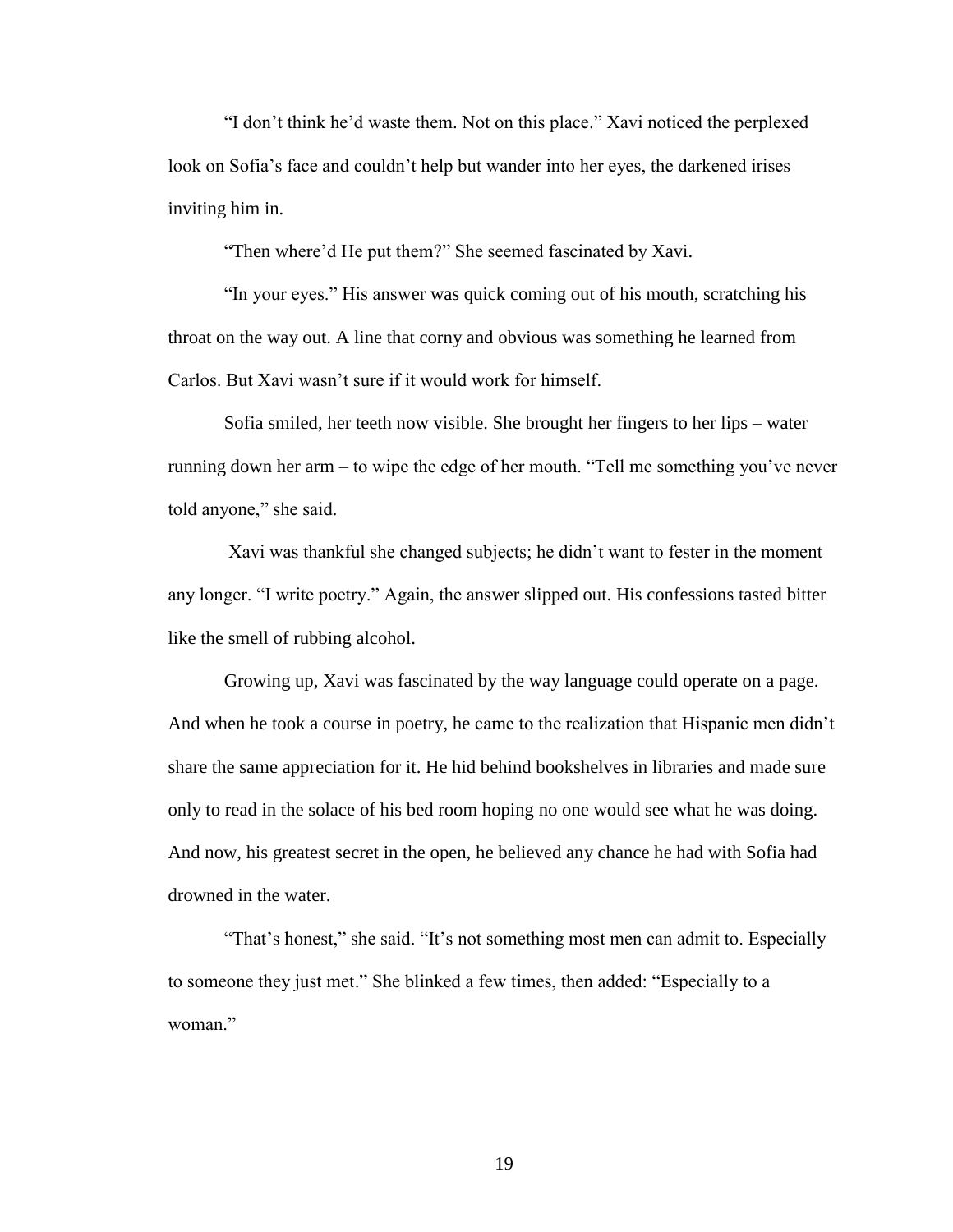"I don't think he'd waste them. Not on this place." Xavi noticed the perplexed look on Sofia's face and couldn't help but wander into her eyes, the darkened irises inviting him in.

"Then where'd He put them?" She seemed fascinated by Xavi.

"In your eyes." His answer was quick coming out of his mouth, scratching his throat on the way out. A line that corny and obvious was something he learned from Carlos. But Xavi wasn't sure if it would work for himself.

Sofia smiled, her teeth now visible. She brought her fingers to her lips – water running down her arm – to wipe the edge of her mouth. "Tell me something you've never told anyone," she said.

Xavi was thankful she changed subjects; he didn't want to fester in the moment any longer. "I write poetry." Again, the answer slipped out. His confessions tasted bitter like the smell of rubbing alcohol.

Growing up, Xavi was fascinated by the way language could operate on a page. And when he took a course in poetry, he came to the realization that Hispanic men didn't share the same appreciation for it. He hid behind bookshelves in libraries and made sure only to read in the solace of his bed room hoping no one would see what he was doing. And now, his greatest secret in the open, he believed any chance he had with Sofia had drowned in the water.

"That's honest," she said. "It's not something most men can admit to. Especially to someone they just met." She blinked a few times, then added: "Especially to a woman."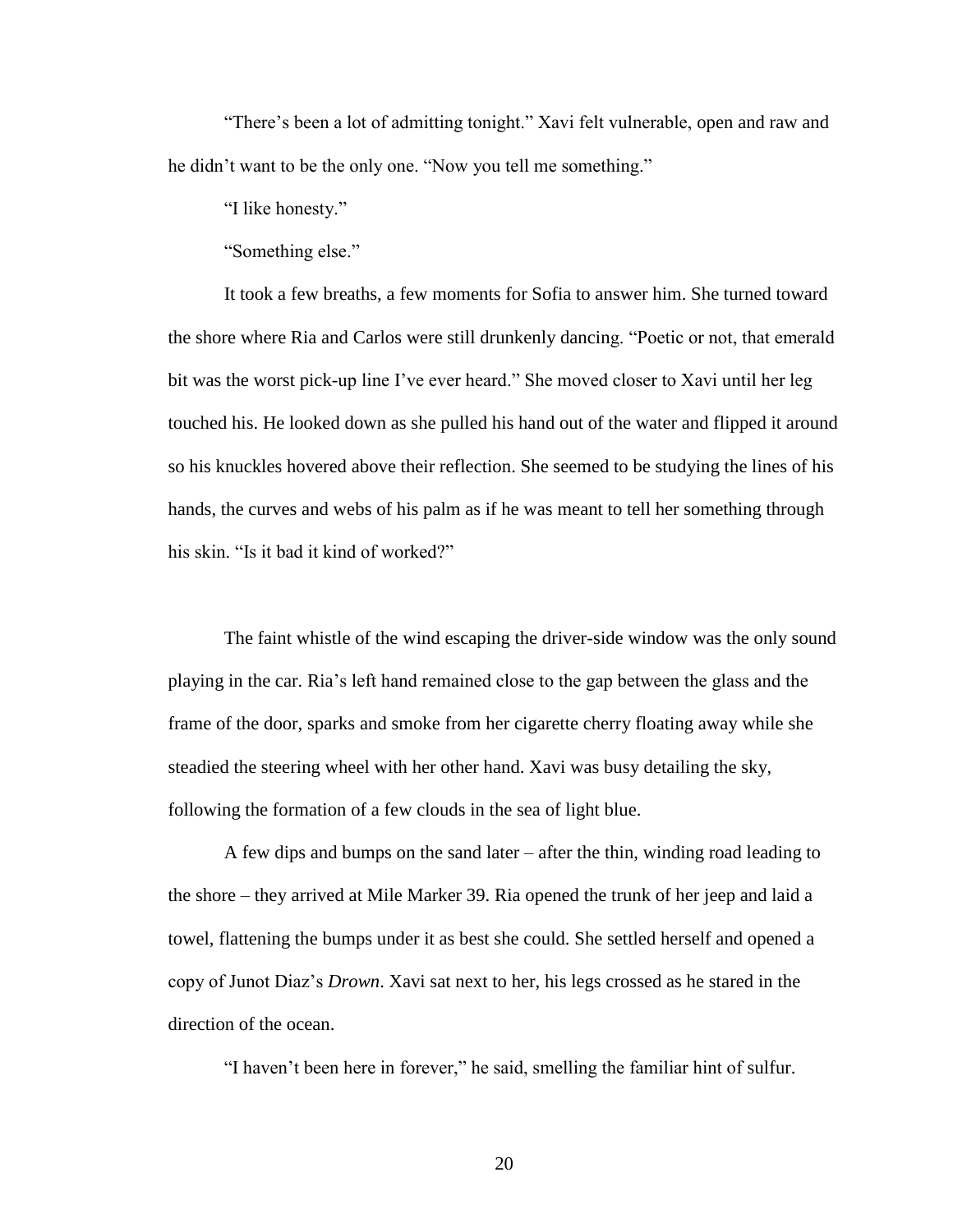"There's been a lot of admitting tonight." Xavi felt vulnerable, open and raw and he didn't want to be the only one. "Now you tell me something."

"I like honesty."

"Something else."

It took a few breaths, a few moments for Sofia to answer him. She turned toward the shore where Ria and Carlos were still drunkenly dancing. "Poetic or not, that emerald bit was the worst pick-up line I've ever heard." She moved closer to Xavi until her leg touched his. He looked down as she pulled his hand out of the water and flipped it around so his knuckles hovered above their reflection. She seemed to be studying the lines of his hands, the curves and webs of his palm as if he was meant to tell her something through his skin. "Is it bad it kind of worked?"

The faint whistle of the wind escaping the driver-side window was the only sound playing in the car. Ria's left hand remained close to the gap between the glass and the frame of the door, sparks and smoke from her cigarette cherry floating away while she steadied the steering wheel with her other hand. Xavi was busy detailing the sky, following the formation of a few clouds in the sea of light blue.

A few dips and bumps on the sand later – after the thin, winding road leading to the shore – they arrived at Mile Marker 39. Ria opened the trunk of her jeep and laid a towel, flattening the bumps under it as best she could. She settled herself and opened a copy of Junot Diaz's *Drown*. Xavi sat next to her, his legs crossed as he stared in the direction of the ocean.

"I haven't been here in forever," he said, smelling the familiar hint of sulfur.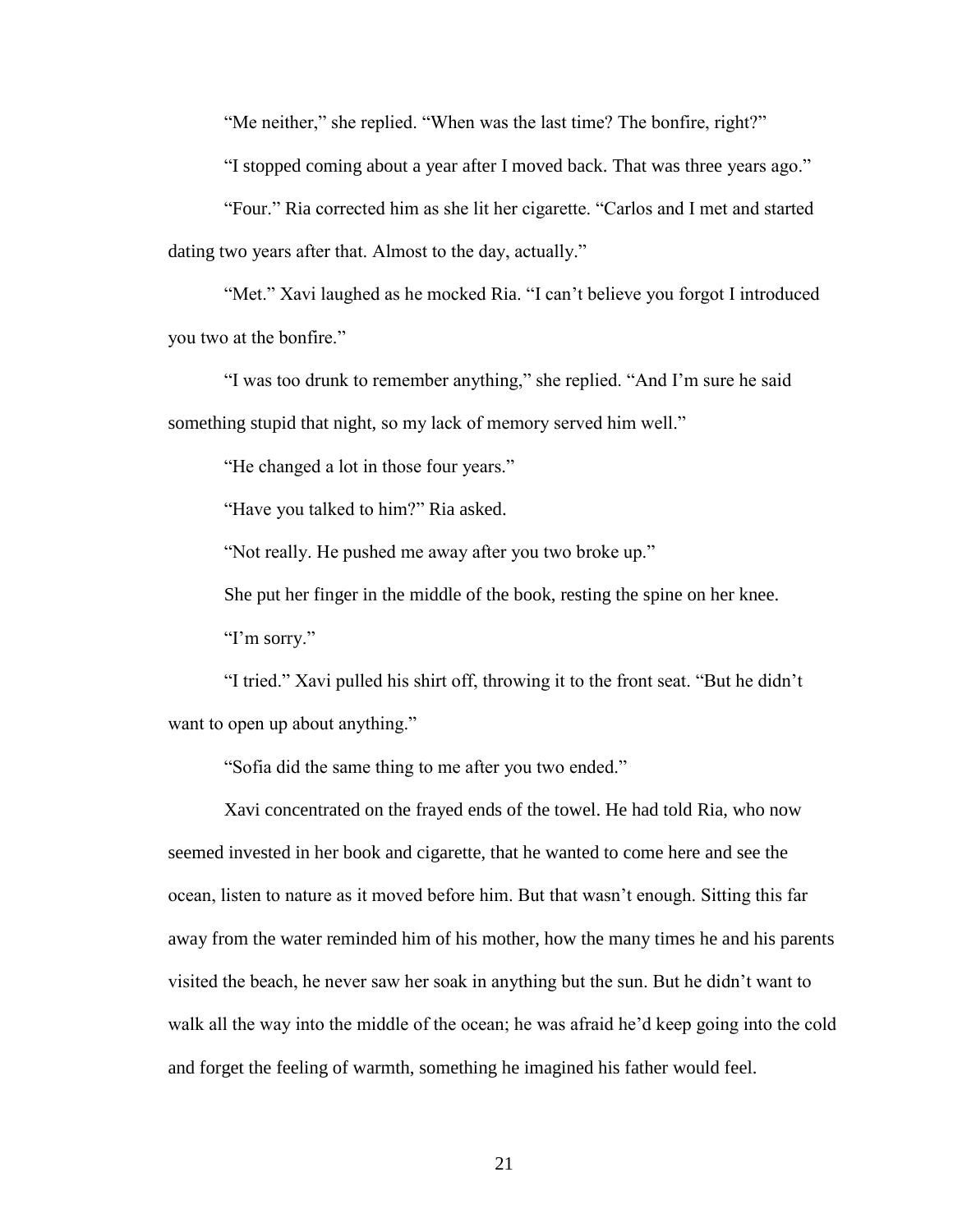"Me neither," she replied. "When was the last time? The bonfire, right?"

"I stopped coming about a year after I moved back. That was three years ago."

"Four." Ria corrected him as she lit her cigarette. "Carlos and I met and started dating two years after that. Almost to the day, actually."

"Met." Xavi laughed as he mocked Ria. "I can't believe you forgot I introduced you two at the bonfire."

"I was too drunk to remember anything," she replied. "And I'm sure he said something stupid that night, so my lack of memory served him well."

"He changed a lot in those four years."

"Have you talked to him?" Ria asked.

"Not really. He pushed me away after you two broke up."

She put her finger in the middle of the book, resting the spine on her knee.

"I'm sorry."

"I tried." Xavi pulled his shirt off, throwing it to the front seat. "But he didn't want to open up about anything."

"Sofia did the same thing to me after you two ended."

Xavi concentrated on the frayed ends of the towel. He had told Ria, who now seemed invested in her book and cigarette, that he wanted to come here and see the ocean, listen to nature as it moved before him. But that wasn't enough. Sitting this far away from the water reminded him of his mother, how the many times he and his parents visited the beach, he never saw her soak in anything but the sun. But he didn't want to walk all the way into the middle of the ocean; he was afraid he'd keep going into the cold and forget the feeling of warmth, something he imagined his father would feel.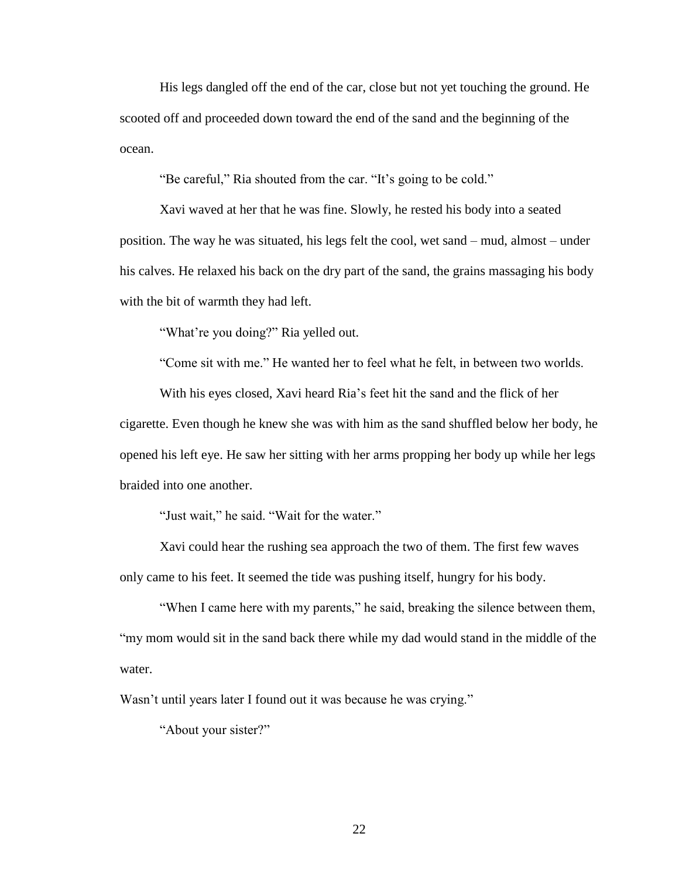His legs dangled off the end of the car, close but not yet touching the ground. He scooted off and proceeded down toward the end of the sand and the beginning of the ocean.

"Be careful," Ria shouted from the car. "It's going to be cold."

Xavi waved at her that he was fine. Slowly, he rested his body into a seated position. The way he was situated, his legs felt the cool, wet sand – mud, almost – under his calves. He relaxed his back on the dry part of the sand, the grains massaging his body with the bit of warmth they had left.

"What're you doing?" Ria yelled out.

"Come sit with me." He wanted her to feel what he felt, in between two worlds.

With his eyes closed, Xavi heard Ria's feet hit the sand and the flick of her cigarette. Even though he knew she was with him as the sand shuffled below her body, he opened his left eye. He saw her sitting with her arms propping her body up while her legs braided into one another.

"Just wait," he said. "Wait for the water."

Xavi could hear the rushing sea approach the two of them. The first few waves only came to his feet. It seemed the tide was pushing itself, hungry for his body.

"When I came here with my parents," he said, breaking the silence between them, "my mom would sit in the sand back there while my dad would stand in the middle of the water.

Wasn't until years later I found out it was because he was crying."

"About your sister?"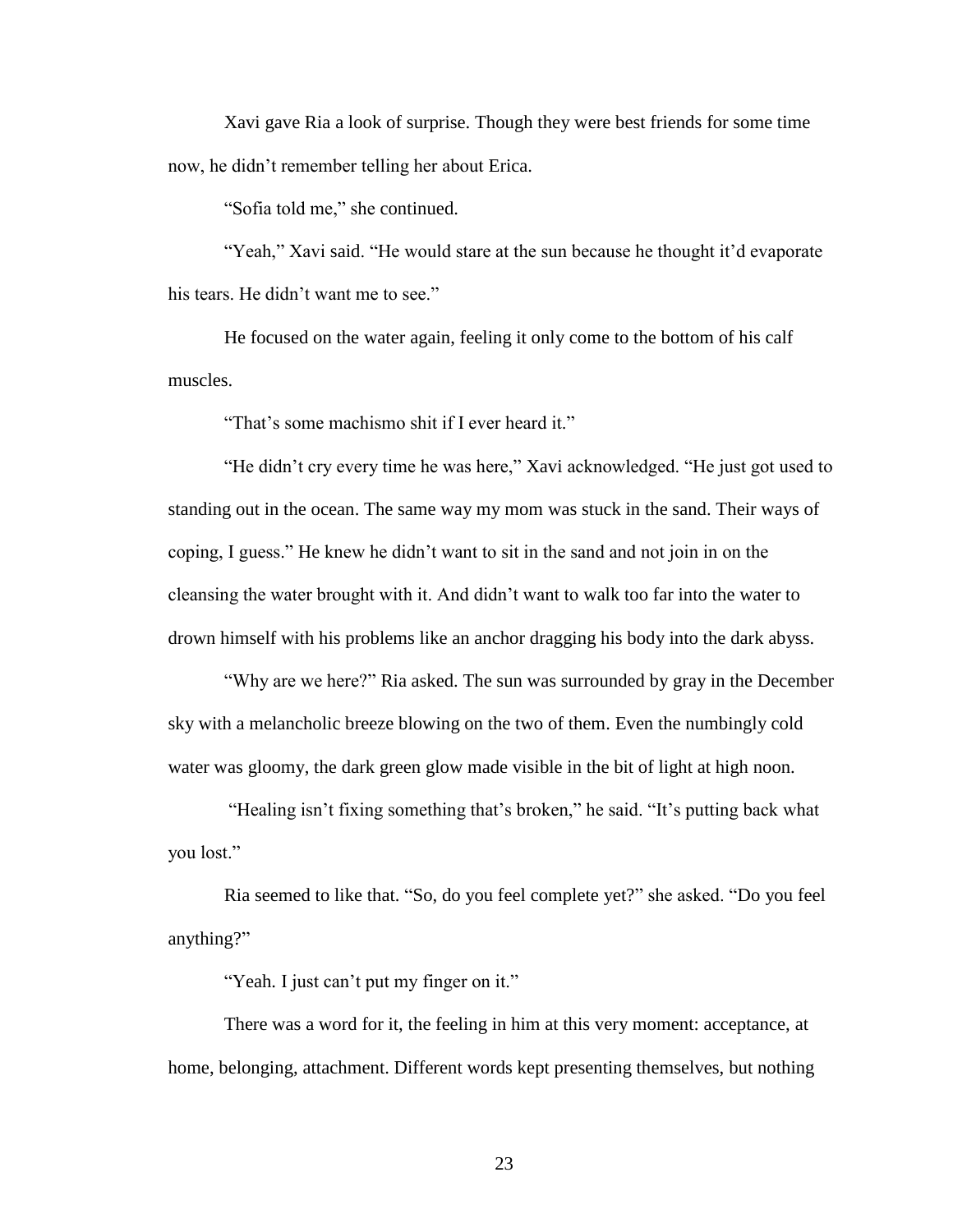Xavi gave Ria a look of surprise. Though they were best friends for some time now, he didn't remember telling her about Erica.

"Sofia told me," she continued.

"Yeah," Xavi said. "He would stare at the sun because he thought it'd evaporate his tears. He didn't want me to see."

He focused on the water again, feeling it only come to the bottom of his calf muscles.

"That's some machismo shit if I ever heard it."

"He didn't cry every time he was here," Xavi acknowledged. "He just got used to standing out in the ocean. The same way my mom was stuck in the sand. Their ways of coping, I guess." He knew he didn't want to sit in the sand and not join in on the cleansing the water brought with it. And didn't want to walk too far into the water to drown himself with his problems like an anchor dragging his body into the dark abyss.

"Why are we here?" Ria asked. The sun was surrounded by gray in the December sky with a melancholic breeze blowing on the two of them. Even the numbingly cold water was gloomy, the dark green glow made visible in the bit of light at high noon.

"Healing isn't fixing something that's broken," he said. "It's putting back what you lost."

Ria seemed to like that. "So, do you feel complete yet?" she asked. "Do you feel anything?"

"Yeah. I just can't put my finger on it."

There was a word for it, the feeling in him at this very moment: acceptance, at home, belonging, attachment. Different words kept presenting themselves, but nothing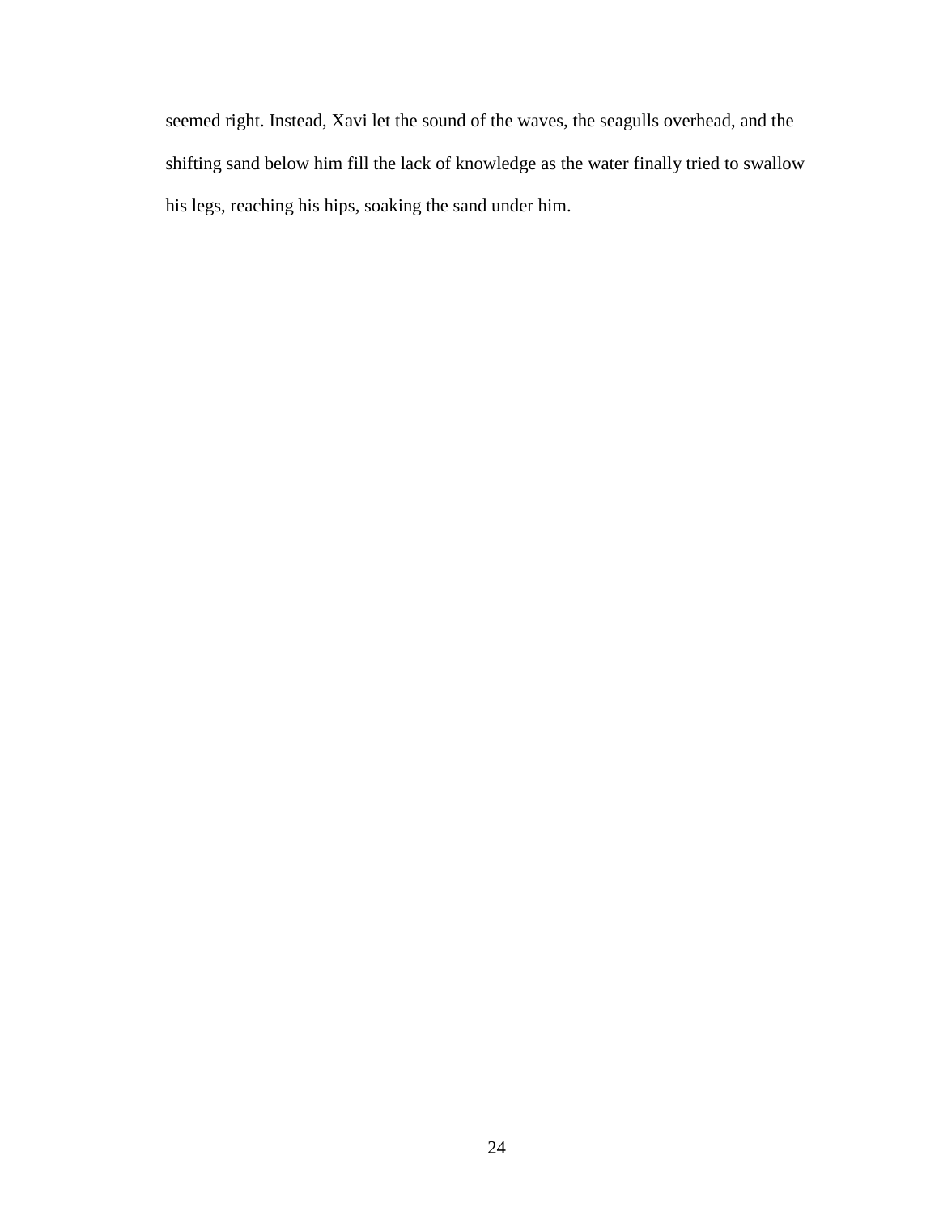seemed right. Instead, Xavi let the sound of the waves, the seagulls overhead, and the shifting sand below him fill the lack of knowledge as the water finally tried to swallow his legs, reaching his hips, soaking the sand under him.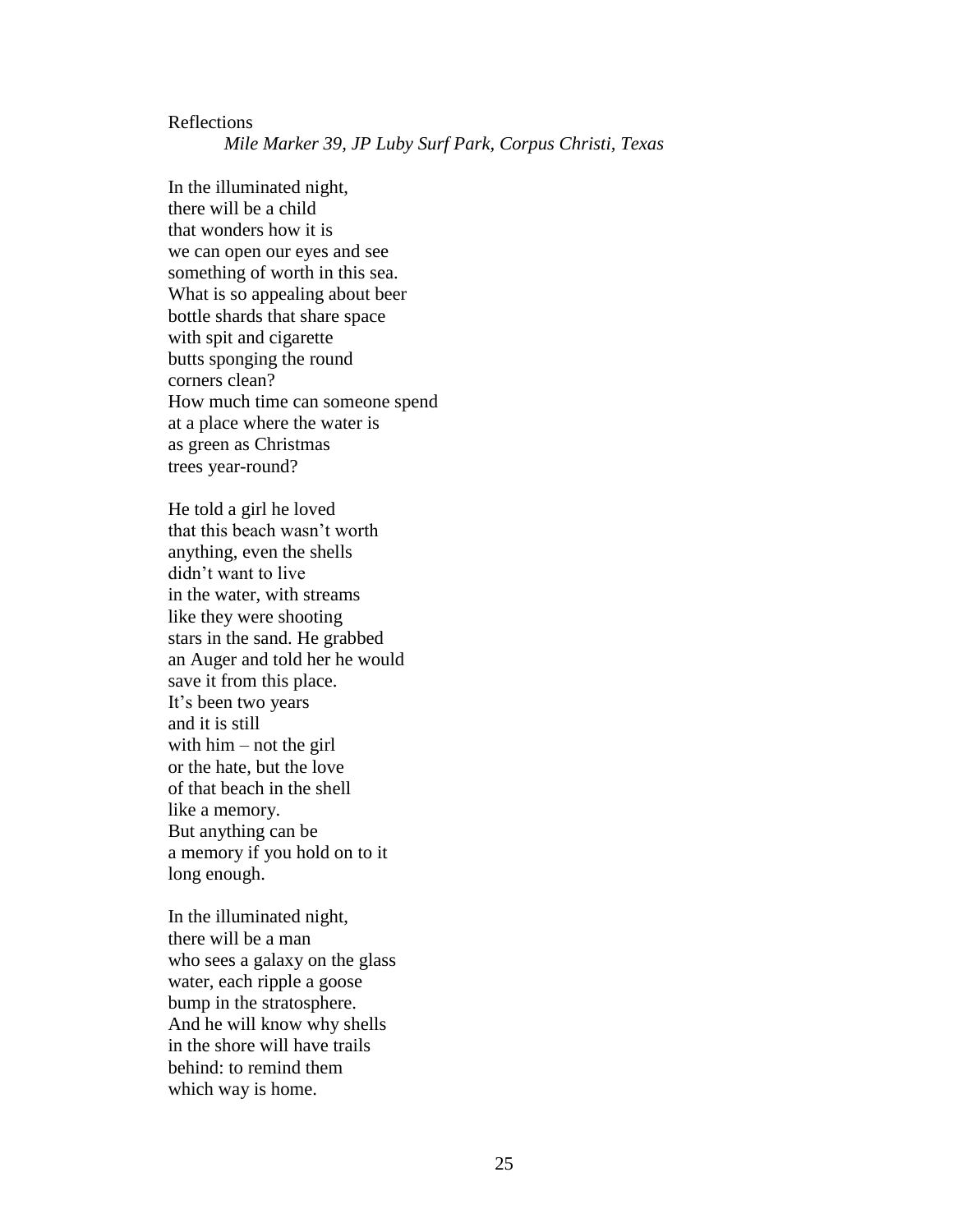Reflections

*Mile Marker 39, JP Luby Surf Park, Corpus Christi, Texas*

In the illuminated night,  
there will be a child  
that wonders how it is  
we can open our eyes and see  
something of worth in this sea.  
What is so appealing about beer  
bottle shards that share space  
with spit and cigarette  
butts sponging the round  
corners clean?  
How much time can someone spend  
at a place where the water is  
as green as Christmas  
trees year-round?

He told a girl he loved  
that this beach wasn't worth  
anything, even the shells  
didn't want to live  
in the water, with streams  
like they were shooting  
stars in the sand. He grabbed  
an Auger and told her he would  
save it from this place.  
It's been two years  
and it is still  
with him – not the girl  
or the hate, but the love  
of that beach in the shell  
like a memory.  
But anything can be  
a memory if you hold on to it  
long enough.

In the illuminated night,  
there will be a man  
who sees a galaxy on the glass  
water, each ripple a goose  
bump in the stratosphere.  
And he will know why shells  
in the shore will have trails  
behind: to remind them  
which way is home.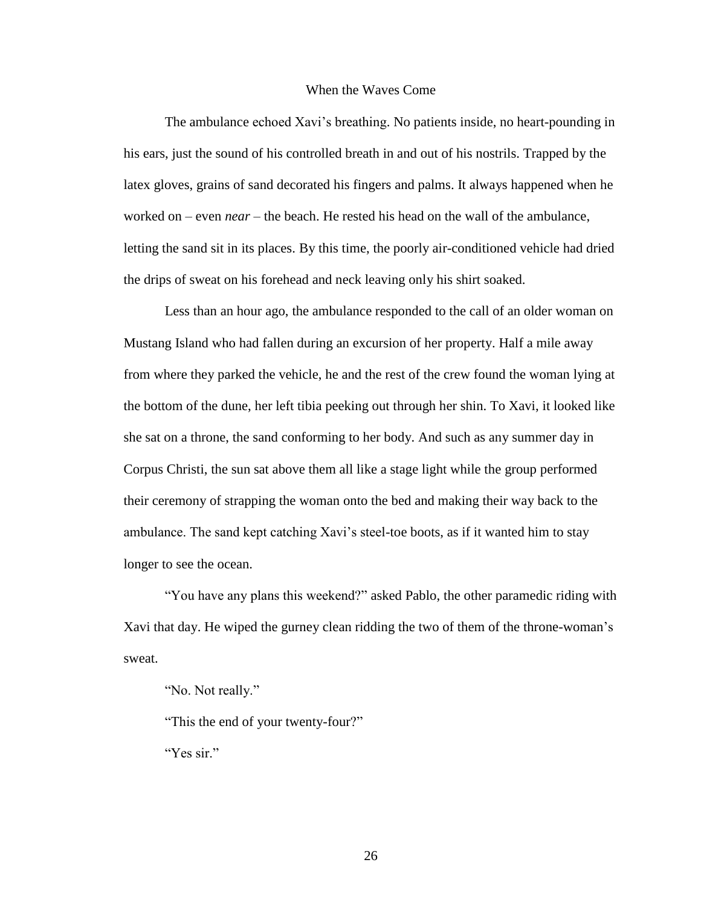# When the Waves Come

The ambulance echoed Xavi's breathing. No patients inside, no heart-pounding in his ears, just the sound of his controlled breath in and out of his nostrils. Trapped by the latex gloves, grains of sand decorated his fingers and palms. It always happened when he worked on – even *near* – the beach. He rested his head on the wall of the ambulance, letting the sand sit in its places. By this time, the poorly air-conditioned vehicle had dried the drips of sweat on his forehead and neck leaving only his shirt soaked.

Less than an hour ago, the ambulance responded to the call of an older woman on Mustang Island who had fallen during an excursion of her property. Half a mile away from where they parked the vehicle, he and the rest of the crew found the woman lying at the bottom of the dune, her left tibia peeking out through her shin. To Xavi, it looked like she sat on a throne, the sand conforming to her body. And such as any summer day in Corpus Christi, the sun sat above them all like a stage light while the group performed their ceremony of strapping the woman onto the bed and making their way back to the ambulance. The sand kept catching Xavi's steel-toe boots, as if it wanted him to stay longer to see the ocean.

"You have any plans this weekend?" asked Pablo, the other paramedic riding with Xavi that day. He wiped the gurney clean ridding the two of them of the throne-woman's sweat.

"No. Not really."

"This the end of your twenty-four?"

"Yes sir."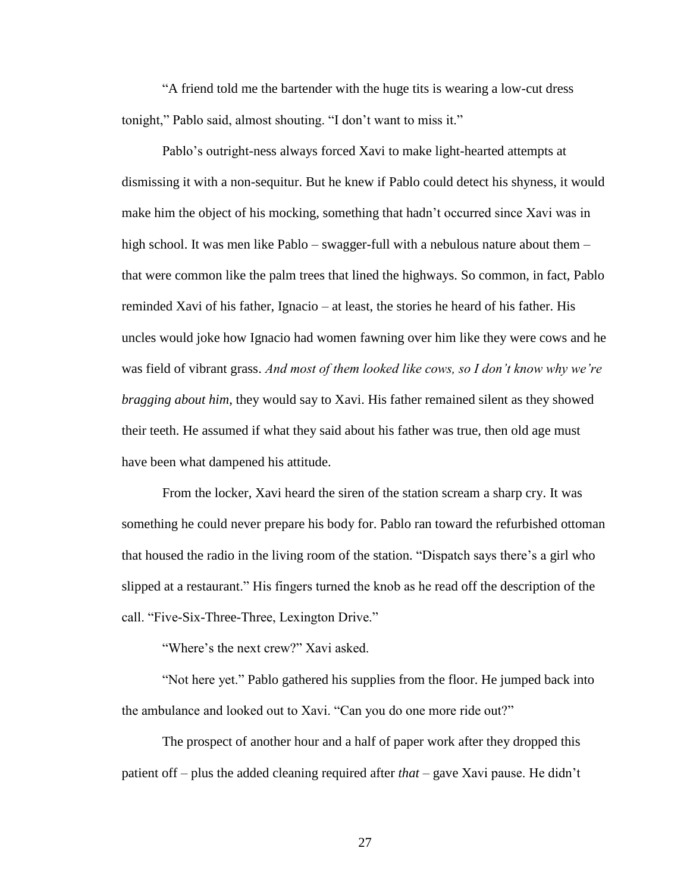"A friend told me the bartender with the huge tits is wearing a low-cut dress tonight," Pablo said, almost shouting. "I don't want to miss it."

Pablo's outright-ness always forced Xavi to make light-hearted attempts at dismissing it with a non-sequitur. But he knew if Pablo could detect his shyness, it would make him the object of his mocking, something that hadn't occurred since Xavi was in high school. It was men like Pablo – swagger-full with a nebulous nature about them – that were common like the palm trees that lined the highways. So common, in fact, Pablo reminded Xavi of his father, Ignacio – at least, the stories he heard of his father. His uncles would joke how Ignacio had women fawning over him like they were cows and he was field of vibrant grass. *And most of them looked like cows, so I don't know why we're bragging about him*, they would say to Xavi. His father remained silent as they showed their teeth. He assumed if what they said about his father was true, then old age must have been what dampened his attitude.

From the locker, Xavi heard the siren of the station scream a sharp cry. It was something he could never prepare his body for. Pablo ran toward the refurbished ottoman that housed the radio in the living room of the station. "Dispatch says there's a girl who slipped at a restaurant." His fingers turned the knob as he read off the description of the call. "Five-Six-Three-Three, Lexington Drive."

"Where's the next crew?" Xavi asked.

"Not here yet." Pablo gathered his supplies from the floor. He jumped back into the ambulance and looked out to Xavi. "Can you do one more ride out?"

The prospect of another hour and a half of paper work after they dropped this patient off – plus the added cleaning required after *that* – gave Xavi pause. He didn't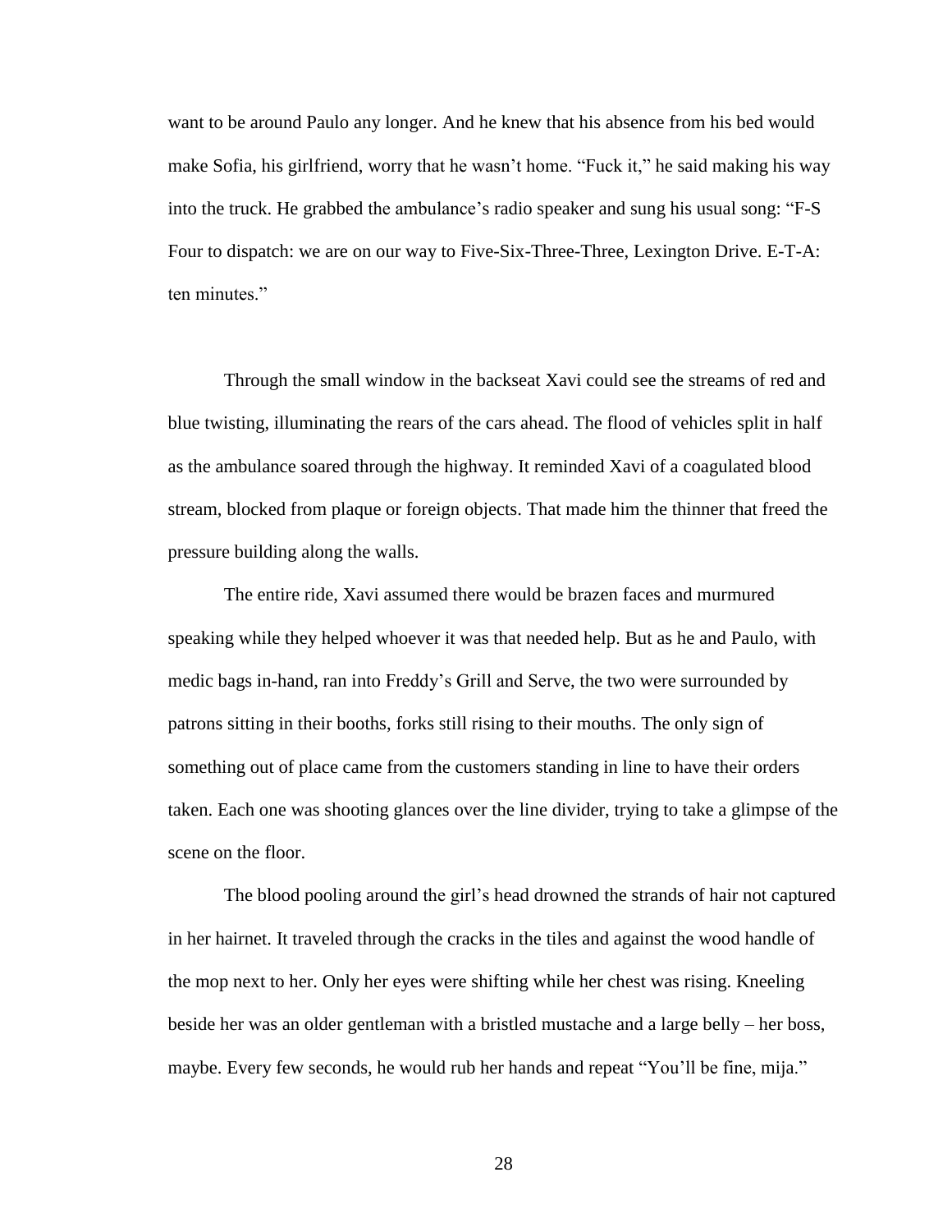want to be around Paulo any longer. And he knew that his absence from his bed would make Sofia, his girlfriend, worry that he wasn't home. "Fuck it," he said making his way into the truck. He grabbed the ambulance's radio speaker and sung his usual song: "F-S Four to dispatch: we are on our way to Five-Six-Three-Three, Lexington Drive. E-T-A: ten minutes."

Through the small window in the backseat Xavi could see the streams of red and blue twisting, illuminating the rears of the cars ahead. The flood of vehicles split in half as the ambulance soared through the highway. It reminded Xavi of a coagulated blood stream, blocked from plaque or foreign objects. That made him the thinner that freed the pressure building along the walls.

The entire ride, Xavi assumed there would be brazen faces and murmured speaking while they helped whoever it was that needed help. But as he and Paulo, with medic bags in-hand, ran into Freddy's Grill and Serve, the two were surrounded by patrons sitting in their booths, forks still rising to their mouths. The only sign of something out of place came from the customers standing in line to have their orders taken. Each one was shooting glances over the line divider, trying to take a glimpse of the scene on the floor.

The blood pooling around the girl's head drowned the strands of hair not captured in her hairnet. It traveled through the cracks in the tiles and against the wood handle of the mop next to her. Only her eyes were shifting while her chest was rising. Kneeling beside her was an older gentleman with a bristled mustache and a large belly – her boss, maybe. Every few seconds, he would rub her hands and repeat "You'll be fine, mija."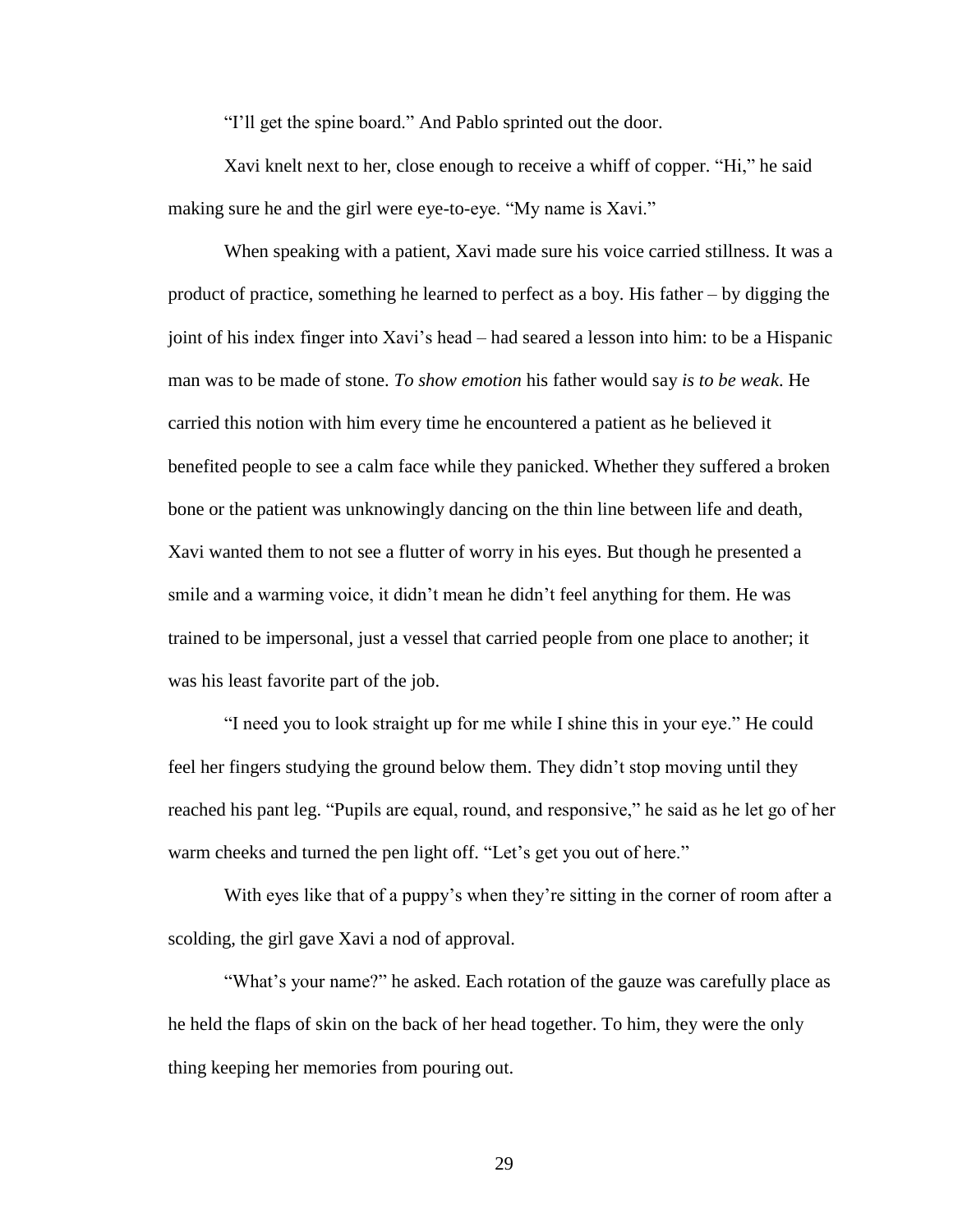"I'll get the spine board." And Pablo sprinted out the door.

Xavi knelt next to her, close enough to receive a whiff of copper. "Hi," he said making sure he and the girl were eye-to-eye. "My name is Xavi."

When speaking with a patient, Xavi made sure his voice carried stillness. It was a product of practice, something he learned to perfect as a boy. His father – by digging the joint of his index finger into Xavi's head – had seared a lesson into him: to be a Hispanic man was to be made of stone. *To show emotion* his father would say *is to be weak*. He carried this notion with him every time he encountered a patient as he believed it benefited people to see a calm face while they panicked. Whether they suffered a broken bone or the patient was unknowingly dancing on the thin line between life and death, Xavi wanted them to not see a flutter of worry in his eyes. But though he presented a smile and a warming voice, it didn't mean he didn't feel anything for them. He was trained to be impersonal, just a vessel that carried people from one place to another; it was his least favorite part of the job.

"I need you to look straight up for me while I shine this in your eye." He could feel her fingers studying the ground below them. They didn't stop moving until they reached his pant leg. "Pupils are equal, round, and responsive," he said as he let go of her warm cheeks and turned the pen light off. "Let's get you out of here."

With eyes like that of a puppy's when they're sitting in the corner of room after a scolding, the girl gave Xavi a nod of approval.

"What's your name?" he asked. Each rotation of the gauze was carefully place as he held the flaps of skin on the back of her head together. To him, they were the only thing keeping her memories from pouring out.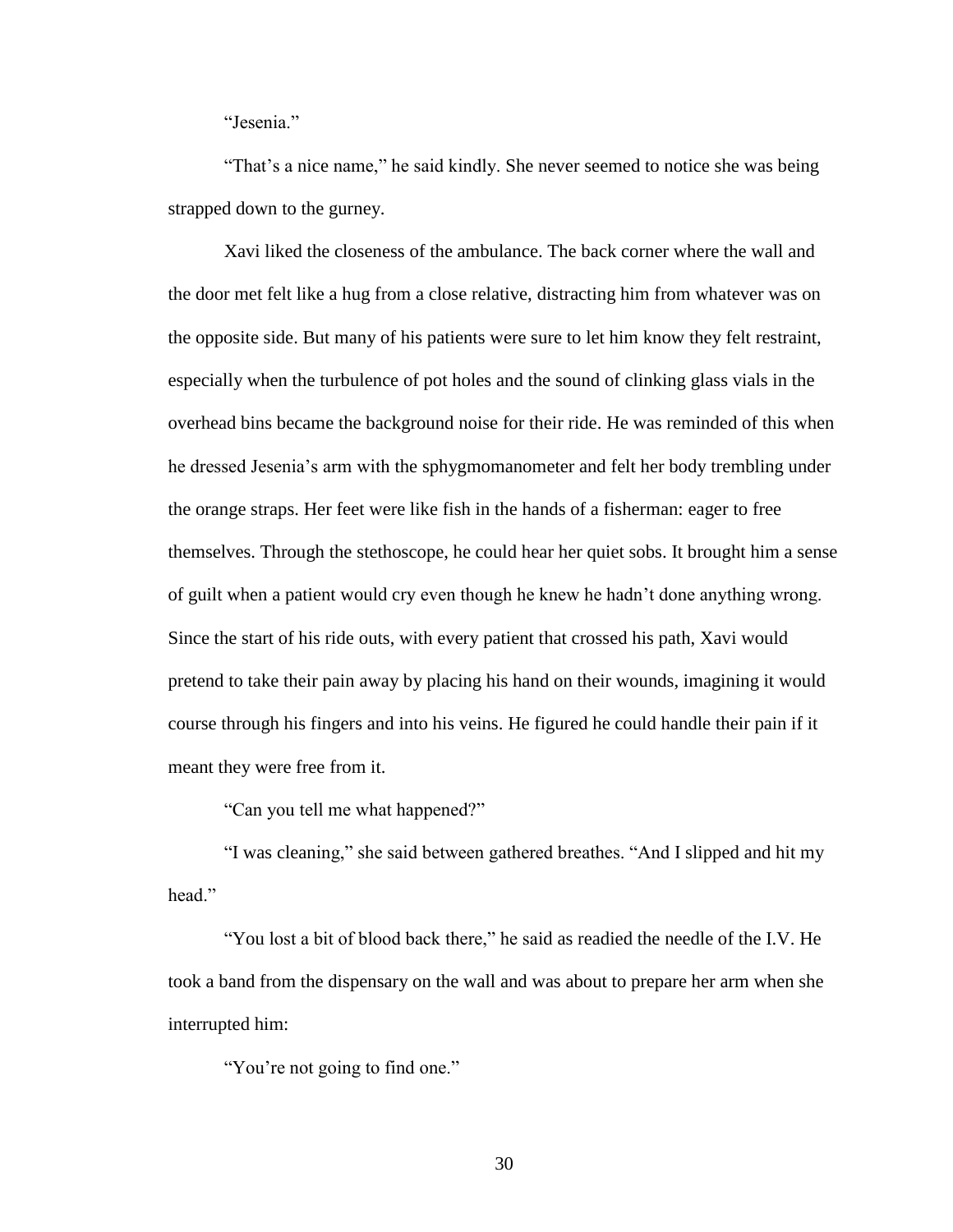"Jesenia."

"That's a nice name," he said kindly. She never seemed to notice she was being strapped down to the gurney.

Xavi liked the closeness of the ambulance. The back corner where the wall and the door met felt like a hug from a close relative, distracting him from whatever was on the opposite side. But many of his patients were sure to let him know they felt restraint, especially when the turbulence of pot holes and the sound of clinking glass vials in the overhead bins became the background noise for their ride. He was reminded of this when he dressed Jesenia's arm with the sphygmomanometer and felt her body trembling under the orange straps. Her feet were like fish in the hands of a fisherman: eager to free themselves. Through the stethoscope, he could hear her quiet sobs. It brought him a sense of guilt when a patient would cry even though he knew he hadn't done anything wrong. Since the start of his ride outs, with every patient that crossed his path, Xavi would pretend to take their pain away by placing his hand on their wounds, imagining it would course through his fingers and into his veins. He figured he could handle their pain if it meant they were free from it.

"Can you tell me what happened?"

"I was cleaning," she said between gathered breathes. "And I slipped and hit my head."

"You lost a bit of blood back there," he said as readied the needle of the I.V. He took a band from the dispensary on the wall and was about to prepare her arm when she interrupted him:

"You're not going to find one."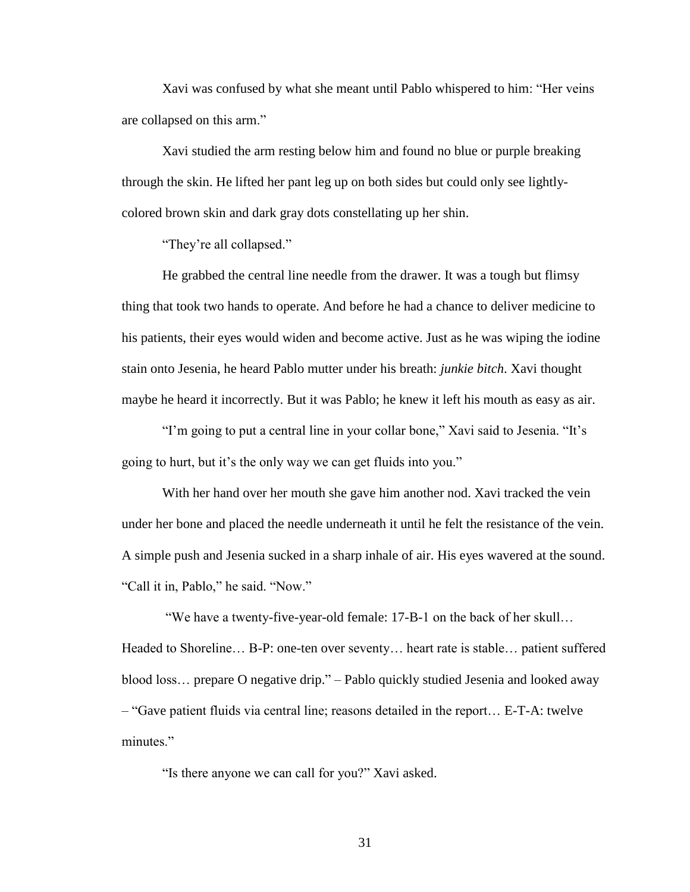Xavi was confused by what she meant until Pablo whispered to him: "Her veins are collapsed on this arm."

Xavi studied the arm resting below him and found no blue or purple breaking through the skin. He lifted her pant leg up on both sides but could only see lightly-colored brown skin and dark gray dots constellating up her shin.

"They're all collapsed."

He grabbed the central line needle from the drawer. It was a tough but flimsy thing that took two hands to operate. And before he had a chance to deliver medicine to his patients, their eyes would widen and become active. Just as he was wiping the iodine stain onto Jesenia, he heard Pablo mutter under his breath: *junkie bitch*. Xavi thought maybe he heard it incorrectly. But it was Pablo; he knew it left his mouth as easy as air.

"I'm going to put a central line in your collar bone," Xavi said to Jesenia. "It's going to hurt, but it's the only way we can get fluids into you."

With her hand over her mouth she gave him another nod. Xavi tracked the vein under her bone and placed the needle underneath it until he felt the resistance of the vein. A simple push and Jesenia sucked in a sharp inhale of air. His eyes wavered at the sound. "Call it in, Pablo," he said. "Now."

"We have a twenty-five-year-old female: 17-B-1 on the back of her skull… Headed to Shoreline… B-P: one-ten over seventy… heart rate is stable… patient suffered blood loss… prepare O negative drip." – Pablo quickly studied Jesenia and looked away – "Gave patient fluids via central line; reasons detailed in the report… E-T-A: twelve minutes."

"Is there anyone we can call for you?" Xavi asked.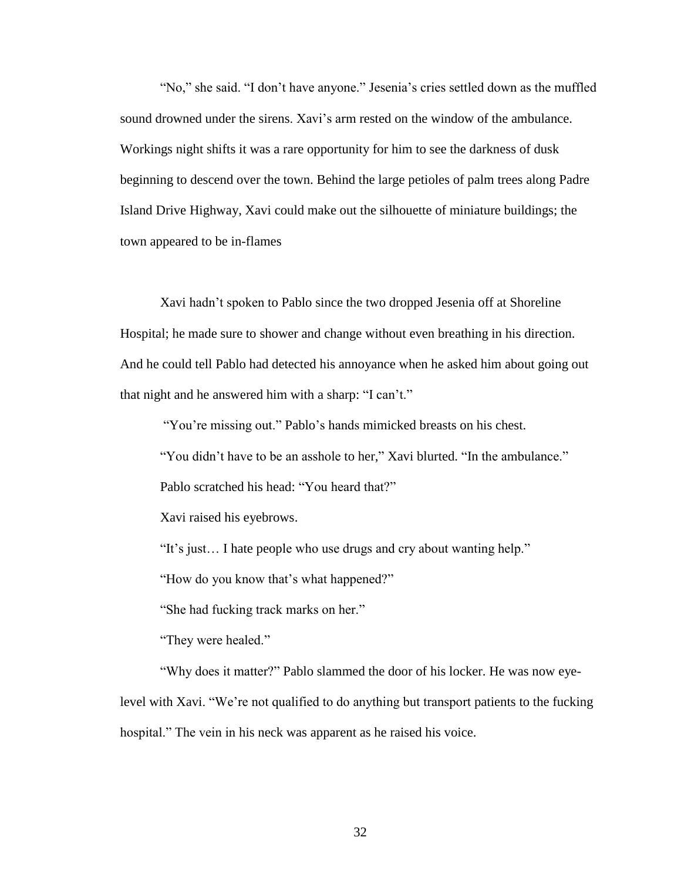"No," she said. "I don't have anyone." Jesenia's cries settled down as the muffled sound drowned under the sirens. Xavi's arm rested on the window of the ambulance. Workings night shifts it was a rare opportunity for him to see the darkness of dusk beginning to descend over the town. Behind the large petioles of palm trees along Padre Island Drive Highway, Xavi could make out the silhouette of miniature buildings; the town appeared to be in-flames

Xavi hadn't spoken to Pablo since the two dropped Jesenia off at Shoreline Hospital; he made sure to shower and change without even breathing in his direction. And he could tell Pablo had detected his annoyance when he asked him about going out that night and he answered him with a sharp: "I can't."

"You're missing out." Pablo's hands mimicked breasts on his chest.

"You didn't have to be an asshole to her," Xavi blurted. "In the ambulance."

Pablo scratched his head: "You heard that?"

Xavi raised his eyebrows.

"It's just… I hate people who use drugs and cry about wanting help."

"How do you know that's what happened?"

"She had fucking track marks on her."

"They were healed."

"Why does it matter?" Pablo slammed the door of his locker. He was now eye-level with Xavi. "We're not qualified to do anything but transport patients to the fucking hospital." The vein in his neck was apparent as he raised his voice.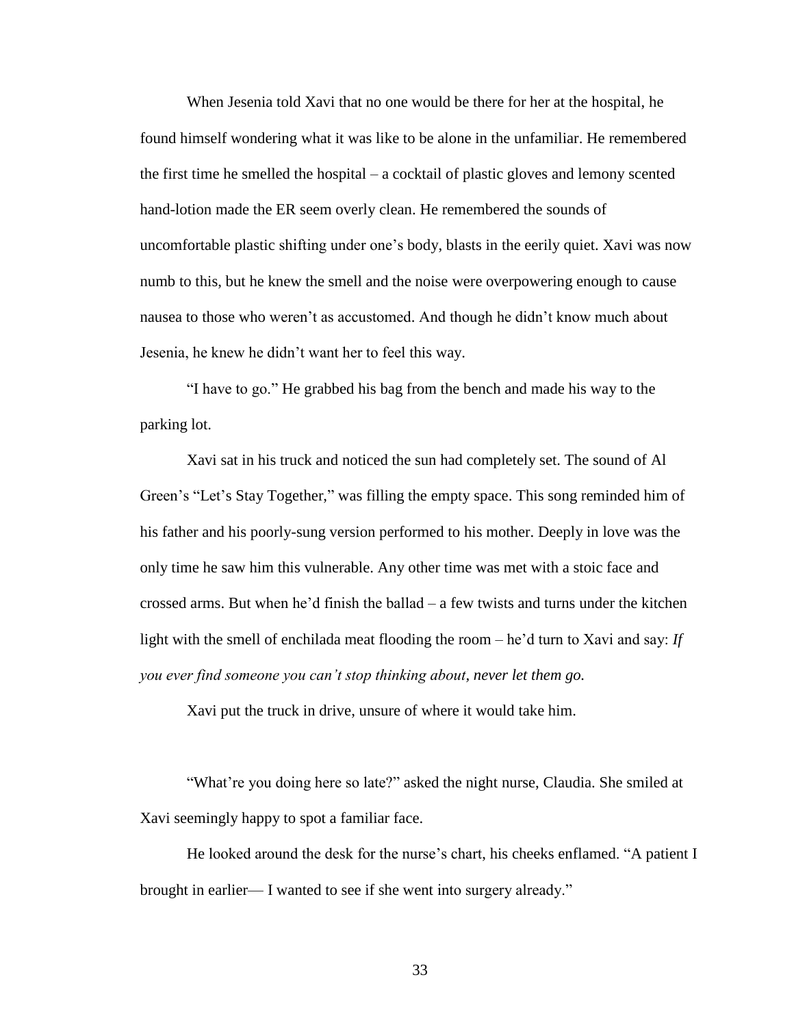When Jesenia told Xavi that no one would be there for her at the hospital, he found himself wondering what it was like to be alone in the unfamiliar. He remembered the first time he smelled the hospital – a cocktail of plastic gloves and lemony scented hand-lotion made the ER seem overly clean. He remembered the sounds of uncomfortable plastic shifting under one's body, blasts in the eerily quiet. Xavi was now numb to this, but he knew the smell and the noise were overpowering enough to cause nausea to those who weren't as accustomed. And though he didn't know much about Jesenia, he knew he didn't want her to feel this way.

"I have to go." He grabbed his bag from the bench and made his way to the parking lot.

Xavi sat in his truck and noticed the sun had completely set. The sound of Al Green's "Let's Stay Together," was filling the empty space. This song reminded him of his father and his poorly-sung version performed to his mother. Deeply in love was the only time he saw him this vulnerable. Any other time was met with a stoic face and crossed arms. But when he'd finish the ballad – a few twists and turns under the kitchen light with the smell of enchilada meat flooding the room – he'd turn to Xavi and say: *If you ever find someone you can't stop thinking about, never let them go.*

Xavi put the truck in drive, unsure of where it would take him.

"What're you doing here so late?" asked the night nurse, Claudia. She smiled at Xavi seemingly happy to spot a familiar face.

He looked around the desk for the nurse's chart, his cheeks enflamed. "A patient I brought in earlier— I wanted to see if she went into surgery already."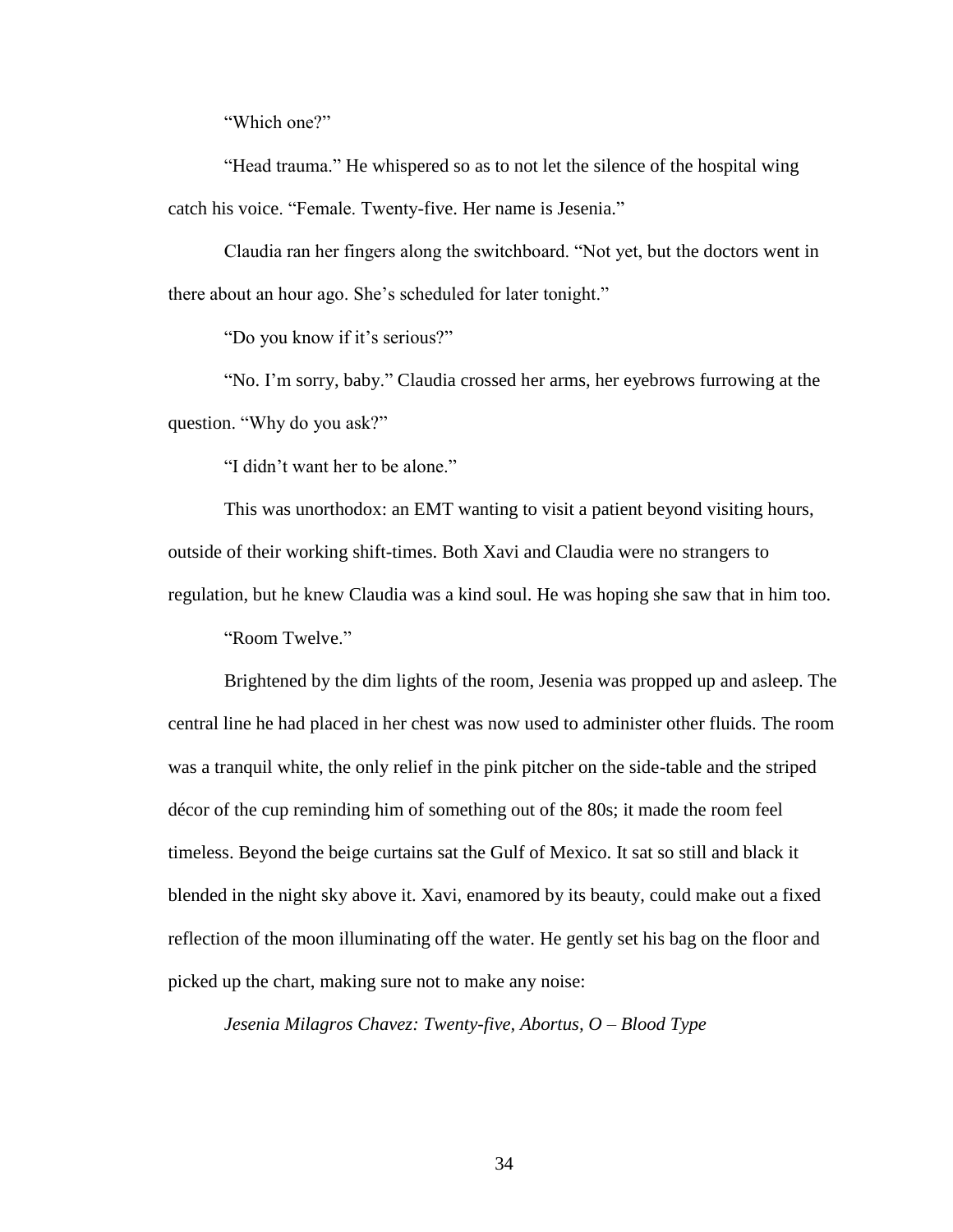"Which one?"

"Head trauma." He whispered so as to not let the silence of the hospital wing catch his voice. "Female. Twenty-five. Her name is Jesenia."

Claudia ran her fingers along the switchboard. "Not yet, but the doctors went in there about an hour ago. She's scheduled for later tonight."

"Do you know if it's serious?"

"No. I'm sorry, baby." Claudia crossed her arms, her eyebrows furrowing at the question. "Why do you ask?"

"I didn't want her to be alone."

This was unorthodox: an EMT wanting to visit a patient beyond visiting hours, outside of their working shift-times. Both Xavi and Claudia were no strangers to regulation, but he knew Claudia was a kind soul. He was hoping she saw that in him too.

"Room Twelve."

Brightened by the dim lights of the room, Jesenia was propped up and asleep. The central line he had placed in her chest was now used to administer other fluids. The room was a tranquil white, the only relief in the pink pitcher on the side-table and the striped décor of the cup reminding him of something out of the 80s; it made the room feel timeless. Beyond the beige curtains sat the Gulf of Mexico. It sat so still and black it blended in the night sky above it. Xavi, enamored by its beauty, could make out a fixed reflection of the moon illuminating off the water. He gently set his bag on the floor and picked up the chart, making sure not to make any noise:

*Jesenia Milagros Chavez: Twenty-five, Abortus, O – Blood Type*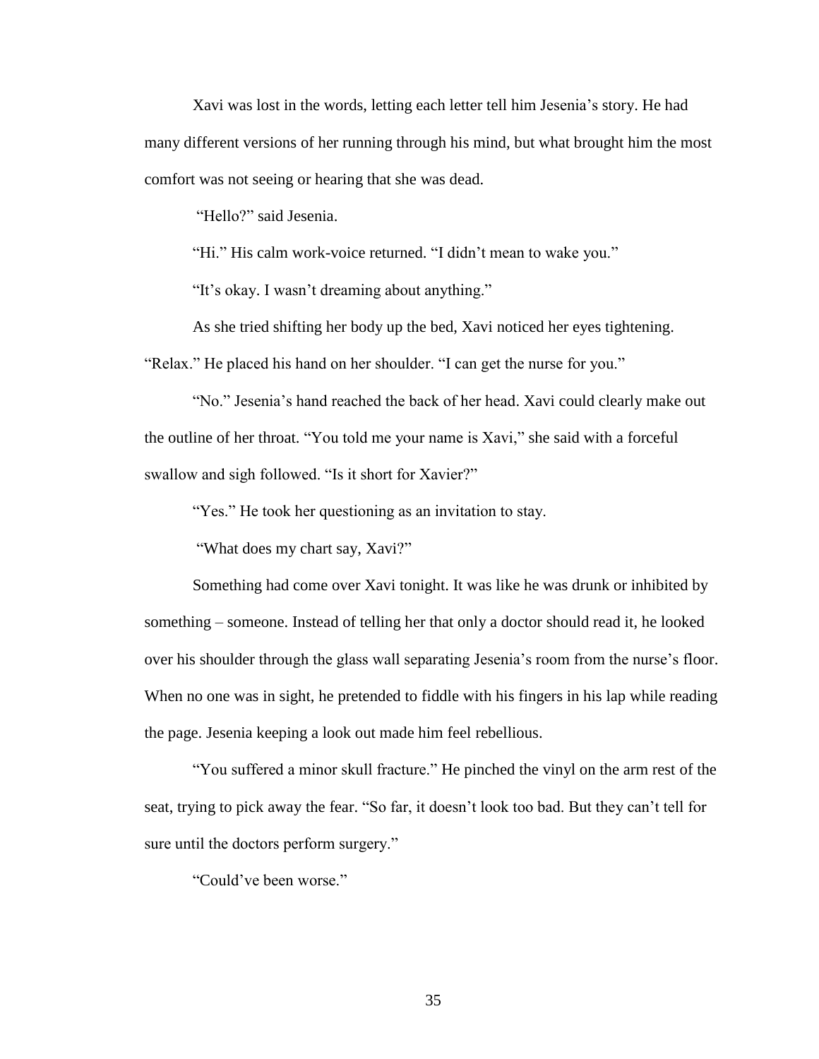Xavi was lost in the words, letting each letter tell him Jesenia's story. He had many different versions of her running through his mind, but what brought him the most comfort was not seeing or hearing that she was dead.

"Hello?" said Jesenia.

"Hi." His calm work-voice returned. "I didn't mean to wake you."

"It's okay. I wasn't dreaming about anything."

As she tried shifting her body up the bed, Xavi noticed her eyes tightening. "Relax." He placed his hand on her shoulder. "I can get the nurse for you."

"No." Jesenia's hand reached the back of her head. Xavi could clearly make out the outline of her throat. "You told me your name is Xavi," she said with a forceful swallow and sigh followed. "Is it short for Xavier?"

"Yes." He took her questioning as an invitation to stay.

"What does my chart say, Xavi?"

Something had come over Xavi tonight. It was like he was drunk or inhibited by something – someone. Instead of telling her that only a doctor should read it, he looked over his shoulder through the glass wall separating Jesenia's room from the nurse's floor. When no one was in sight, he pretended to fiddle with his fingers in his lap while reading the page. Jesenia keeping a look out made him feel rebellious.

"You suffered a minor skull fracture." He pinched the vinyl on the arm rest of the seat, trying to pick away the fear. "So far, it doesn't look too bad. But they can't tell for sure until the doctors perform surgery."

"Could've been worse."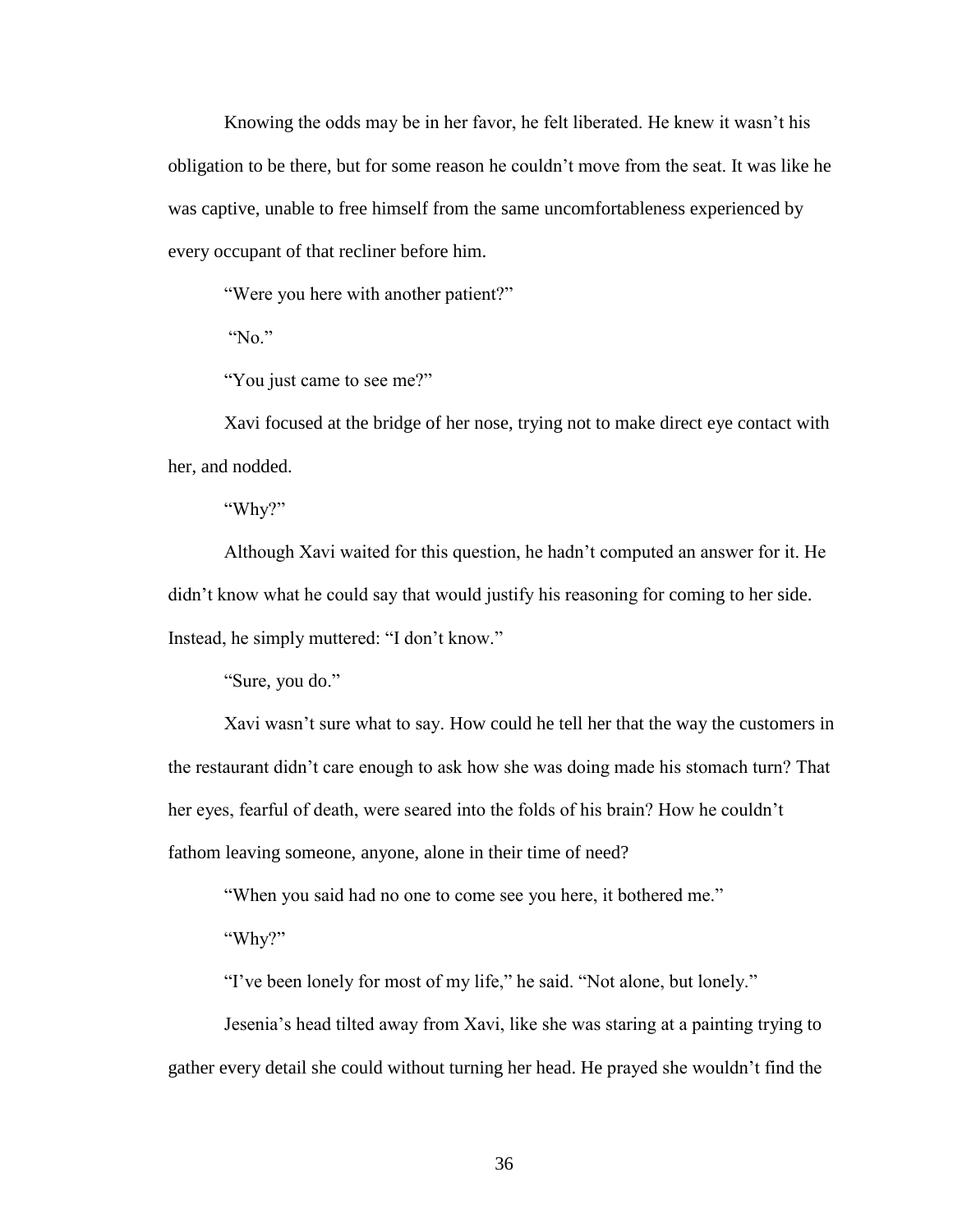Knowing the odds may be in her favor, he felt liberated. He knew it wasn't his obligation to be there, but for some reason he couldn't move from the seat. It was like he was captive, unable to free himself from the same uncomfortableness experienced by every occupant of that recliner before him.

"Were you here with another patient?"

"No."

"You just came to see me?"

Xavi focused at the bridge of her nose, trying not to make direct eye contact with her, and nodded.

"Why?"

Although Xavi waited for this question, he hadn't computed an answer for it. He didn't know what he could say that would justify his reasoning for coming to her side. Instead, he simply muttered: "I don't know."

"Sure, you do."

Xavi wasn't sure what to say. How could he tell her that the way the customers in the restaurant didn't care enough to ask how she was doing made his stomach turn? That her eyes, fearful of death, were seared into the folds of his brain? How he couldn't fathom leaving someone, anyone, alone in their time of need?

"When you said had no one to come see you here, it bothered me."

"Why?"

"I've been lonely for most of my life," he said. "Not alone, but lonely."

Jesenia's head tilted away from Xavi, like she was staring at a painting trying to gather every detail she could without turning her head. He prayed she wouldn't find the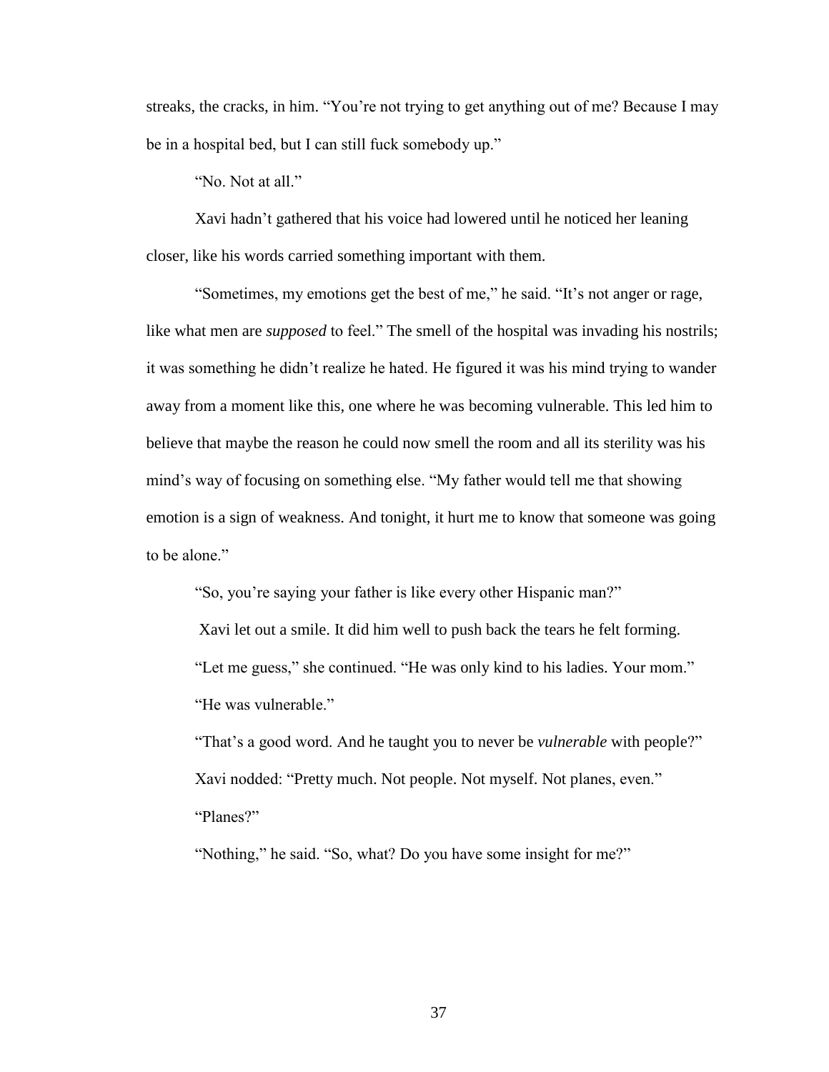streaks, the cracks, in him. "You're not trying to get anything out of me? Because I may be in a hospital bed, but I can still fuck somebody up."

"No. Not at all."

Xavi hadn't gathered that his voice had lowered until he noticed her leaning closer, like his words carried something important with them.

"Sometimes, my emotions get the best of me," he said. "It's not anger or rage, like what men are *supposed* to feel." The smell of the hospital was invading his nostrils; it was something he didn't realize he hated. He figured it was his mind trying to wander away from a moment like this, one where he was becoming vulnerable. This led him to believe that maybe the reason he could now smell the room and all its sterility was his mind's way of focusing on something else. "My father would tell me that showing emotion is a sign of weakness. And tonight, it hurt me to know that someone was going to be alone."

"So, you're saying your father is like every other Hispanic man?"

Xavi let out a smile. It did him well to push back the tears he felt forming.

"Let me guess," she continued. "He was only kind to his ladies. Your mom."

"He was vulnerable."

"That's a good word. And he taught you to never be *vulnerable* with people?"

Xavi nodded: "Pretty much. Not people. Not myself. Not planes, even."

"Planes?"

"Nothing," he said. "So, what? Do you have some insight for me?"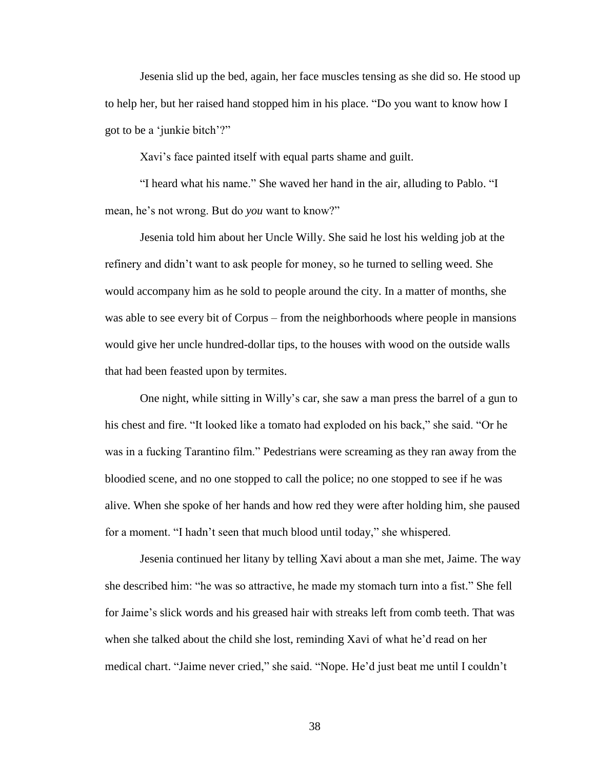Jesenia slid up the bed, again, her face muscles tensing as she did so. He stood up to help her, but her raised hand stopped him in his place. "Do you want to know how I got to be a 'junkie bitch'?"

Xavi's face painted itself with equal parts shame and guilt.

"I heard what his name." She waved her hand in the air, alluding to Pablo. "I mean, he's not wrong. But do *you* want to know?"

Jesenia told him about her Uncle Willy. She said he lost his welding job at the refinery and didn't want to ask people for money, so he turned to selling weed. She would accompany him as he sold to people around the city. In a matter of months, she was able to see every bit of Corpus – from the neighborhoods where people in mansions would give her uncle hundred-dollar tips, to the houses with wood on the outside walls that had been feasted upon by termites.

One night, while sitting in Willy's car, she saw a man press the barrel of a gun to his chest and fire. "It looked like a tomato had exploded on his back," she said. "Or he was in a fucking Tarantino film." Pedestrians were screaming as they ran away from the bloodied scene, and no one stopped to call the police; no one stopped to see if he was alive. When she spoke of her hands and how red they were after holding him, she paused for a moment. "I hadn't seen that much blood until today," she whispered.

Jesenia continued her litany by telling Xavi about a man she met, Jaime. The way she described him: "he was so attractive, he made my stomach turn into a fist." She fell for Jaime's slick words and his greased hair with streaks left from comb teeth. That was when she talked about the child she lost, reminding Xavi of what he'd read on her medical chart. "Jaime never cried," she said. "Nope. He'd just beat me until I couldn't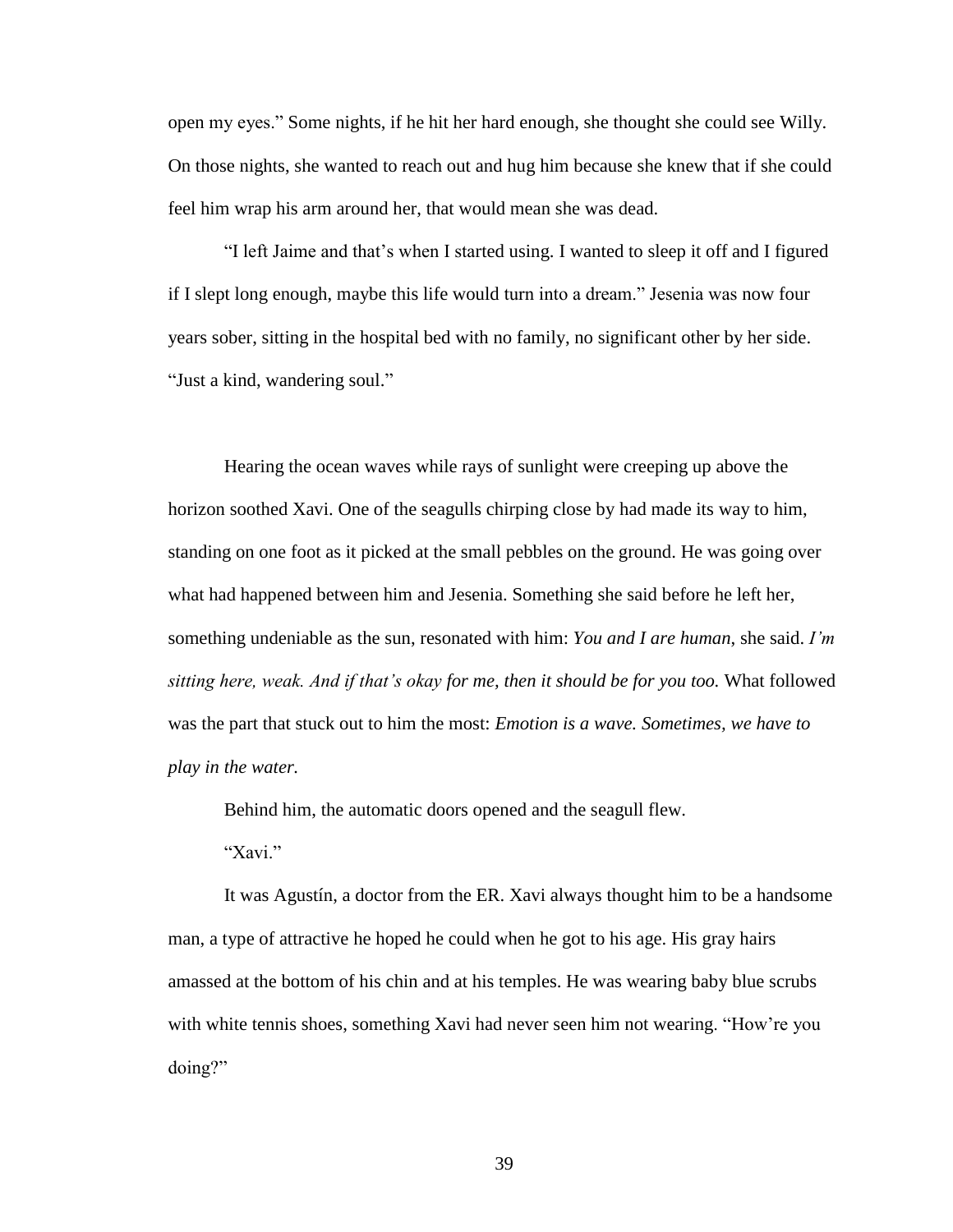open my eyes." Some nights, if he hit her hard enough, she thought she could see Willy. On those nights, she wanted to reach out and hug him because she knew that if she could feel him wrap his arm around her, that would mean she was dead.

"I left Jaime and that's when I started using. I wanted to sleep it off and I figured if I slept long enough, maybe this life would turn into a dream." Jesenia was now four years sober, sitting in the hospital bed with no family, no significant other by her side. "Just a kind, wandering soul."

Hearing the ocean waves while rays of sunlight were creeping up above the horizon soothed Xavi. One of the seagulls chirping close by had made its way to him, standing on one foot as it picked at the small pebbles on the ground. He was going over what had happened between him and Jesenia. Something she said before he left her, something undeniable as the sun, resonated with him: *You and I are human,* she said. *I'm sitting here, weak. And if that's okay for me, then it should be for you too.* What followed was the part that stuck out to him the most: *Emotion is a wave. Sometimes, we have to play in the water.*

Behind him, the automatic doors opened and the seagull flew.

"Xavi."

It was Agustín, a doctor from the ER. Xavi always thought him to be a handsome man, a type of attractive he hoped he could when he got to his age. His gray hairs amassed at the bottom of his chin and at his temples. He was wearing baby blue scrubs with white tennis shoes, something Xavi had never seen him not wearing. "How're you doing?"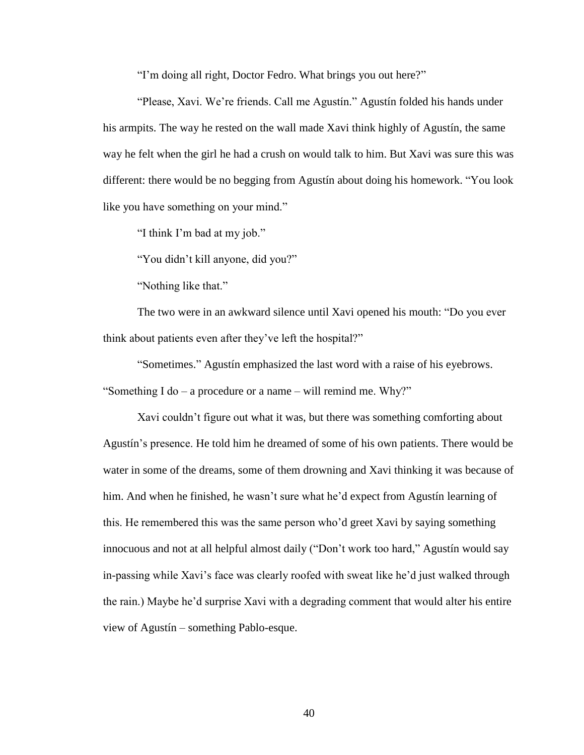"I'm doing all right, Doctor Fedro. What brings you out here?"

"Please, Xavi. We're friends. Call me Agustín." Agustín folded his hands under his armpits. The way he rested on the wall made Xavi think highly of Agustín, the same way he felt when the girl he had a crush on would talk to him. But Xavi was sure this was different: there would be no begging from Agustín about doing his homework. "You look like you have something on your mind."

"I think I'm bad at my job."

"You didn't kill anyone, did you?"

"Nothing like that."

The two were in an awkward silence until Xavi opened his mouth: "Do you ever think about patients even after they've left the hospital?"

"Sometimes." Agustín emphasized the last word with a raise of his eyebrows. "Something I do – a procedure or a name – will remind me. Why?"

Xavi couldn't figure out what it was, but there was something comforting about Agustín's presence. He told him he dreamed of some of his own patients. There would be water in some of the dreams, some of them drowning and Xavi thinking it was because of him. And when he finished, he wasn't sure what he'd expect from Agustín learning of this. He remembered this was the same person who'd greet Xavi by saying something innocuous and not at all helpful almost daily ("Don't work too hard," Agustín would say in-passing while Xavi's face was clearly roofed with sweat like he'd just walked through the rain.) Maybe he'd surprise Xavi with a degrading comment that would alter his entire view of Agustín – something Pablo-esque.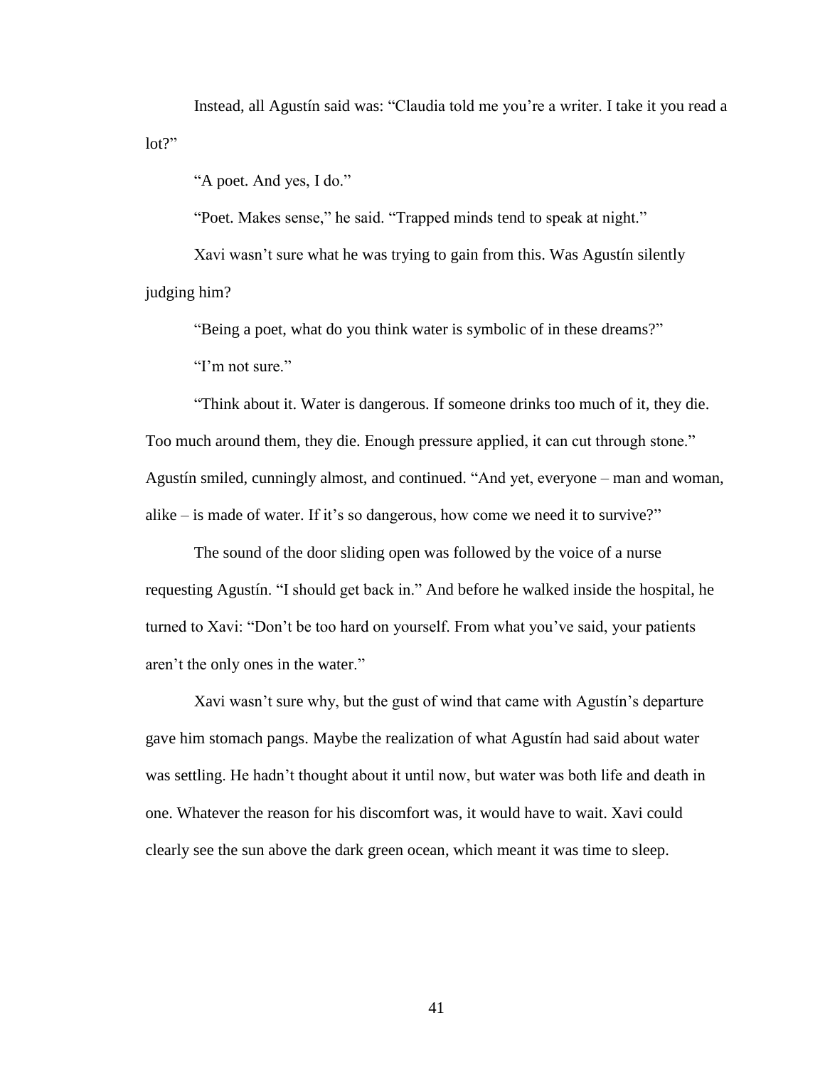Instead, all Agustín said was: "Claudia told me you're a writer. I take it you read a lot?"

"A poet. And yes, I do."

"Poet. Makes sense," he said. "Trapped minds tend to speak at night."

Xavi wasn't sure what he was trying to gain from this. Was Agustín silently judging him?

"Being a poet, what do you think water is symbolic of in these dreams?"

"I'm not sure."

"Think about it. Water is dangerous. If someone drinks too much of it, they die. Too much around them, they die. Enough pressure applied, it can cut through stone." Agustín smiled, cunningly almost, and continued. "And yet, everyone – man and woman, alike – is made of water. If it's so dangerous, how come we need it to survive?"

The sound of the door sliding open was followed by the voice of a nurse requesting Agustín. "I should get back in." And before he walked inside the hospital, he turned to Xavi: "Don't be too hard on yourself. From what you've said, your patients aren't the only ones in the water."

Xavi wasn't sure why, but the gust of wind that came with Agustín's departure gave him stomach pangs. Maybe the realization of what Agustín had said about water was settling. He hadn't thought about it until now, but water was both life and death in one. Whatever the reason for his discomfort was, it would have to wait. Xavi could clearly see the sun above the dark green ocean, which meant it was time to sleep.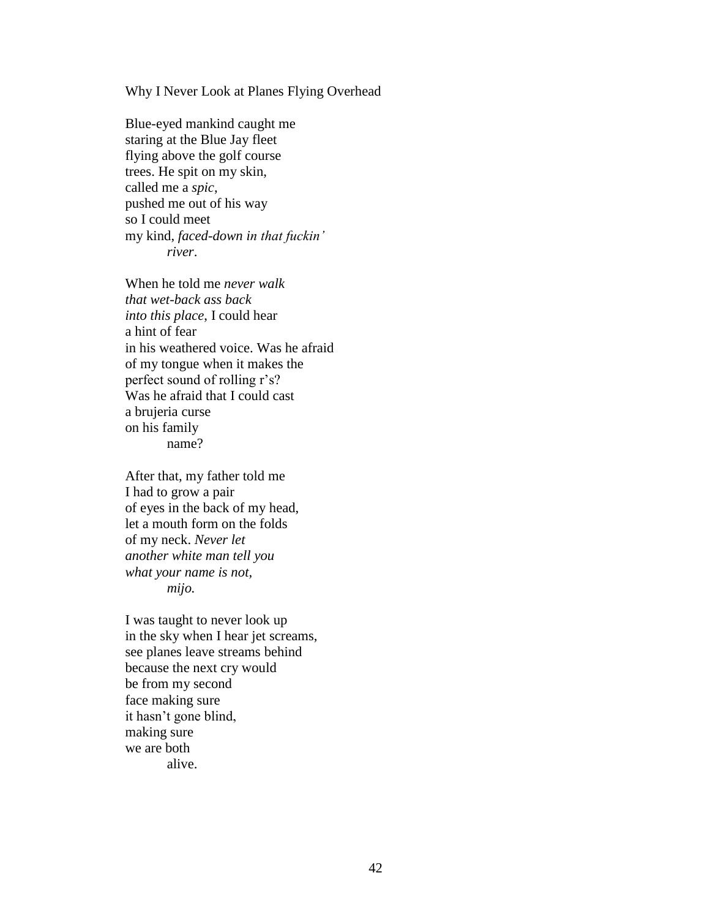Why I Never Look at Planes Flying Overhead

Blue-eyed mankind caught me  
staring at the Blue Jay fleet  
flying above the golf course  
trees. He spit on my skin,  
called me a *spic*,  
pushed me out of his way  
so I could meet  
my kind, *faced-down in that fuckin'*  
          *river*.

When he told me *never walk*  
*that wet-back ass back*  
*into this place*, I could hear  
a hint of fear  
in his weathered voice. Was he afraid  
of my tongue when it makes the  
perfect sound of rolling r's?  
Was he afraid that I could cast  
a brujeria curse  
on his family  
          name?

After that, my father told me  
I had to grow a pair  
of eyes in the back of my head,  
let a mouth form on the folds  
of my neck. *Never let*  
*another white man tell you*  
*what your name is not,*  
          *mijo.*

I was taught to never look up  
in the sky when I hear jet screams,  
see planes leave streams behind  
because the next cry would  
be from my second  
face making sure  
it hasn't gone blind,  
making sure  
we are both  
          alive.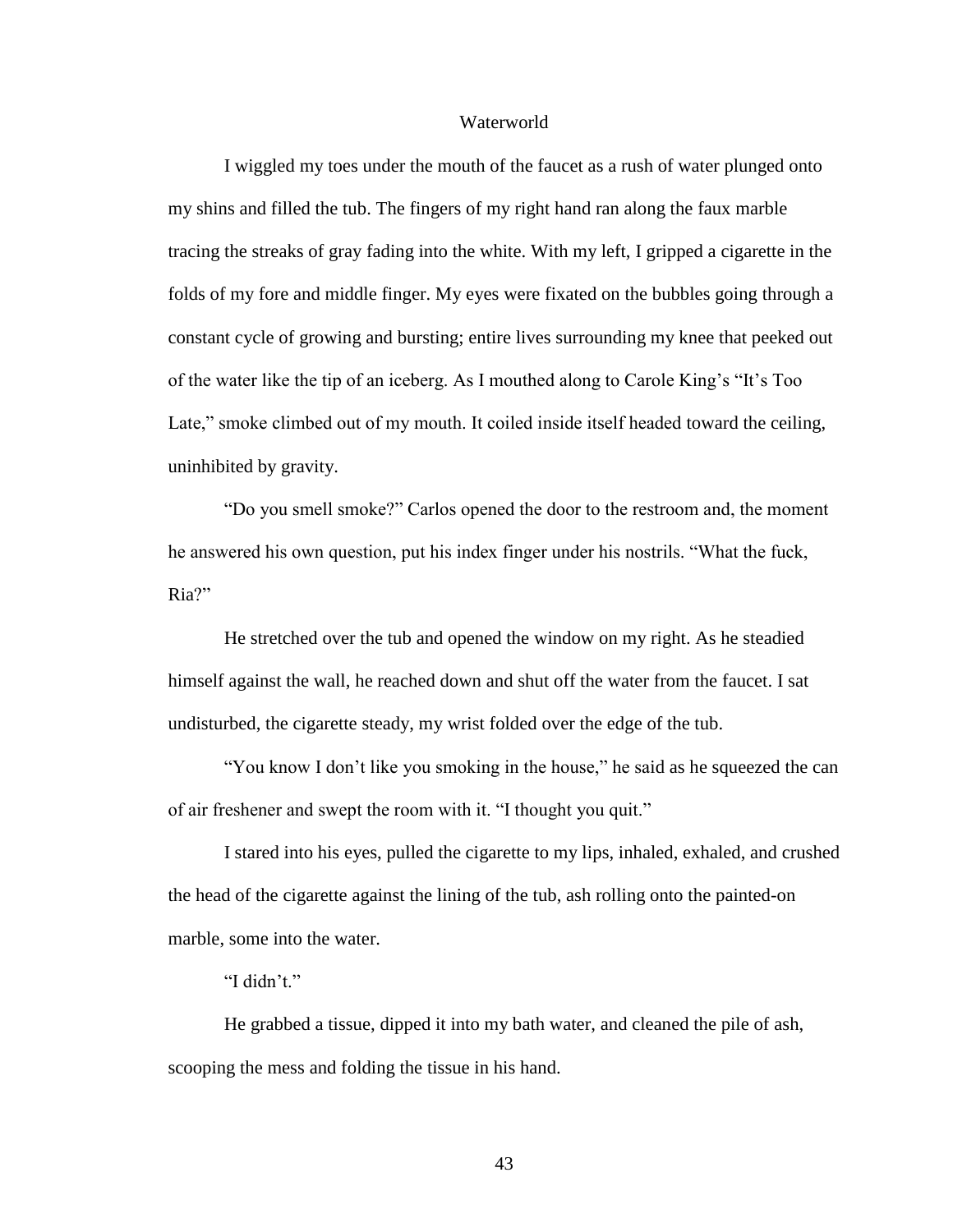# Waterworld

I wiggled my toes under the mouth of the faucet as a rush of water plunged onto my shins and filled the tub. The fingers of my right hand ran along the faux marble tracing the streaks of gray fading into the white. With my left, I gripped a cigarette in the folds of my fore and middle finger. My eyes were fixated on the bubbles going through a constant cycle of growing and bursting; entire lives surrounding my knee that peeked out of the water like the tip of an iceberg. As I mouthed along to Carole King's "It's Too Late," smoke climbed out of my mouth. It coiled inside itself headed toward the ceiling, uninhibited by gravity.

"Do you smell smoke?" Carlos opened the door to the restroom and, the moment he answered his own question, put his index finger under his nostrils. "What the fuck, Ria?"

He stretched over the tub and opened the window on my right. As he steadied himself against the wall, he reached down and shut off the water from the faucet. I sat undisturbed, the cigarette steady, my wrist folded over the edge of the tub.

"You know I don't like you smoking in the house," he said as he squeezed the can of air freshener and swept the room with it. "I thought you quit."

I stared into his eyes, pulled the cigarette to my lips, inhaled, exhaled, and crushed the head of the cigarette against the lining of the tub, ash rolling onto the painted-on marble, some into the water.

"I didn't."

He grabbed a tissue, dipped it into my bath water, and cleaned the pile of ash, scooping the mess and folding the tissue in his hand.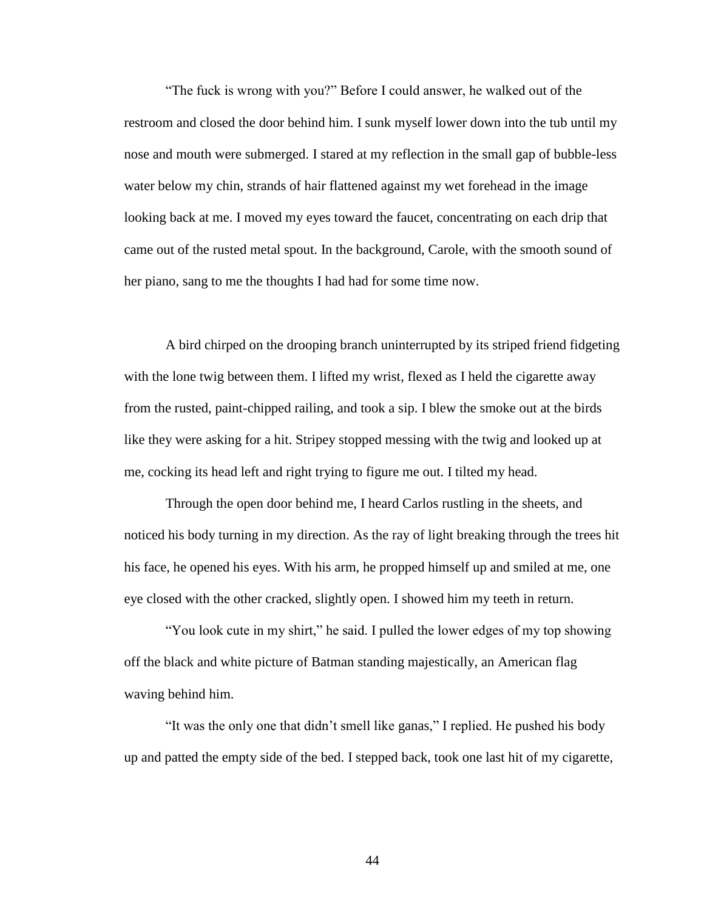"The fuck is wrong with you?" Before I could answer, he walked out of the restroom and closed the door behind him. I sunk myself lower down into the tub until my nose and mouth were submerged. I stared at my reflection in the small gap of bubble-less water below my chin, strands of hair flattened against my wet forehead in the image looking back at me. I moved my eyes toward the faucet, concentrating on each drip that came out of the rusted metal spout. In the background, Carole, with the smooth sound of her piano, sang to me the thoughts I had had for some time now.

A bird chirped on the drooping branch uninterrupted by its striped friend fidgeting with the lone twig between them. I lifted my wrist, flexed as I held the cigarette away from the rusted, paint-chipped railing, and took a sip. I blew the smoke out at the birds like they were asking for a hit. Stripey stopped messing with the twig and looked up at me, cocking its head left and right trying to figure me out. I tilted my head.

Through the open door behind me, I heard Carlos rustling in the sheets, and noticed his body turning in my direction. As the ray of light breaking through the trees hit his face, he opened his eyes. With his arm, he propped himself up and smiled at me, one eye closed with the other cracked, slightly open. I showed him my teeth in return.

"You look cute in my shirt," he said. I pulled the lower edges of my top showing off the black and white picture of Batman standing majestically, an American flag waving behind him.

"It was the only one that didn't smell like ganas," I replied. He pushed his body up and patted the empty side of the bed. I stepped back, took one last hit of my cigarette,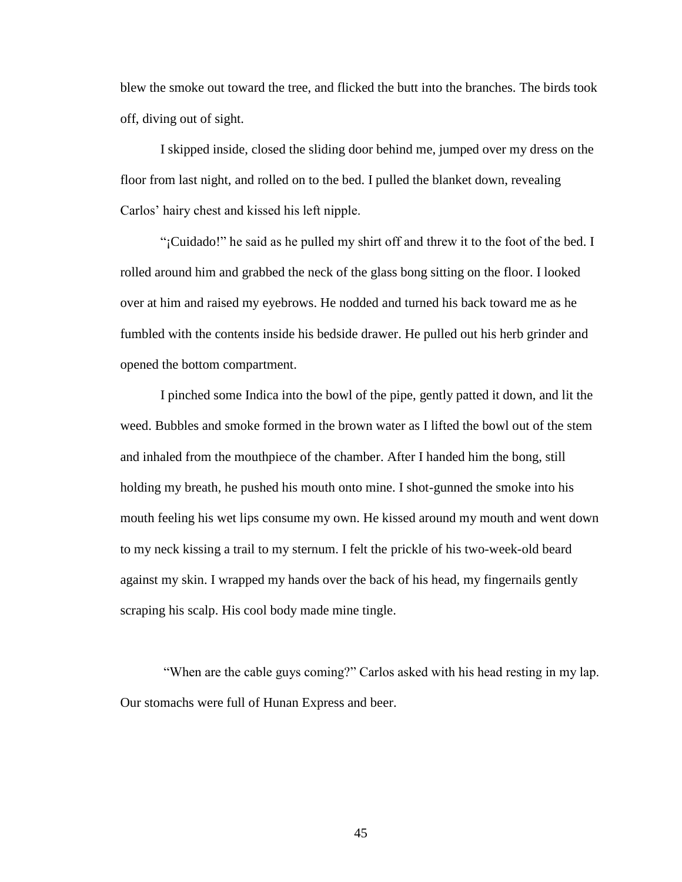blew the smoke out toward the tree, and flicked the butt into the branches. The birds took off, diving out of sight.

I skipped inside, closed the sliding door behind me, jumped over my dress on the floor from last night, and rolled on to the bed. I pulled the blanket down, revealing Carlos' hairy chest and kissed his left nipple.

"¡Cuidado!" he said as he pulled my shirt off and threw it to the foot of the bed. I rolled around him and grabbed the neck of the glass bong sitting on the floor. I looked over at him and raised my eyebrows. He nodded and turned his back toward me as he fumbled with the contents inside his bedside drawer. He pulled out his herb grinder and opened the bottom compartment.

I pinched some Indica into the bowl of the pipe, gently patted it down, and lit the weed. Bubbles and smoke formed in the brown water as I lifted the bowl out of the stem and inhaled from the mouthpiece of the chamber. After I handed him the bong, still holding my breath, he pushed his mouth onto mine. I shot-gunned the smoke into his mouth feeling his wet lips consume my own. He kissed around my mouth and went down to my neck kissing a trail to my sternum. I felt the prickle of his two-week-old beard against my skin. I wrapped my hands over the back of his head, my fingernails gently scraping his scalp. His cool body made mine tingle.

"When are the cable guys coming?" Carlos asked with his head resting in my lap. Our stomachs were full of Hunan Express and beer.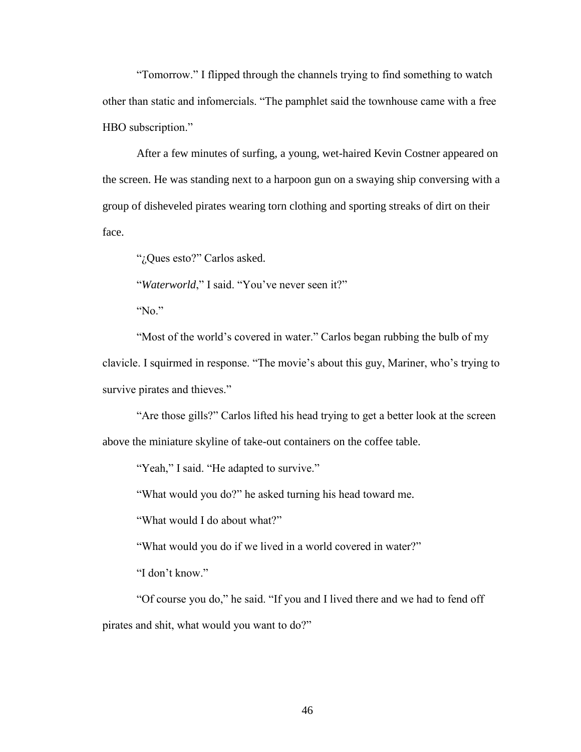"Tomorrow." I flipped through the channels trying to find something to watch other than static and infomercials. "The pamphlet said the townhouse came with a free HBO subscription."

After a few minutes of surfing, a young, wet-haired Kevin Costner appeared on the screen. He was standing next to a harpoon gun on a swaying ship conversing with a group of disheveled pirates wearing torn clothing and sporting streaks of dirt on their face.

"¿Ques esto?" Carlos asked.

"*Waterworld*," I said. "You've never seen it?"

"No."

"Most of the world's covered in water." Carlos began rubbing the bulb of my clavicle. I squirmed in response. "The movie's about this guy, Mariner, who's trying to survive pirates and thieves."

"Are those gills?" Carlos lifted his head trying to get a better look at the screen above the miniature skyline of take-out containers on the coffee table.

"Yeah," I said. "He adapted to survive."

"What would you do?" he asked turning his head toward me.

"What would I do about what?"

"What would you do if we lived in a world covered in water?"

"I don't know."

"Of course you do," he said. "If you and I lived there and we had to fend off pirates and shit, what would you want to do?"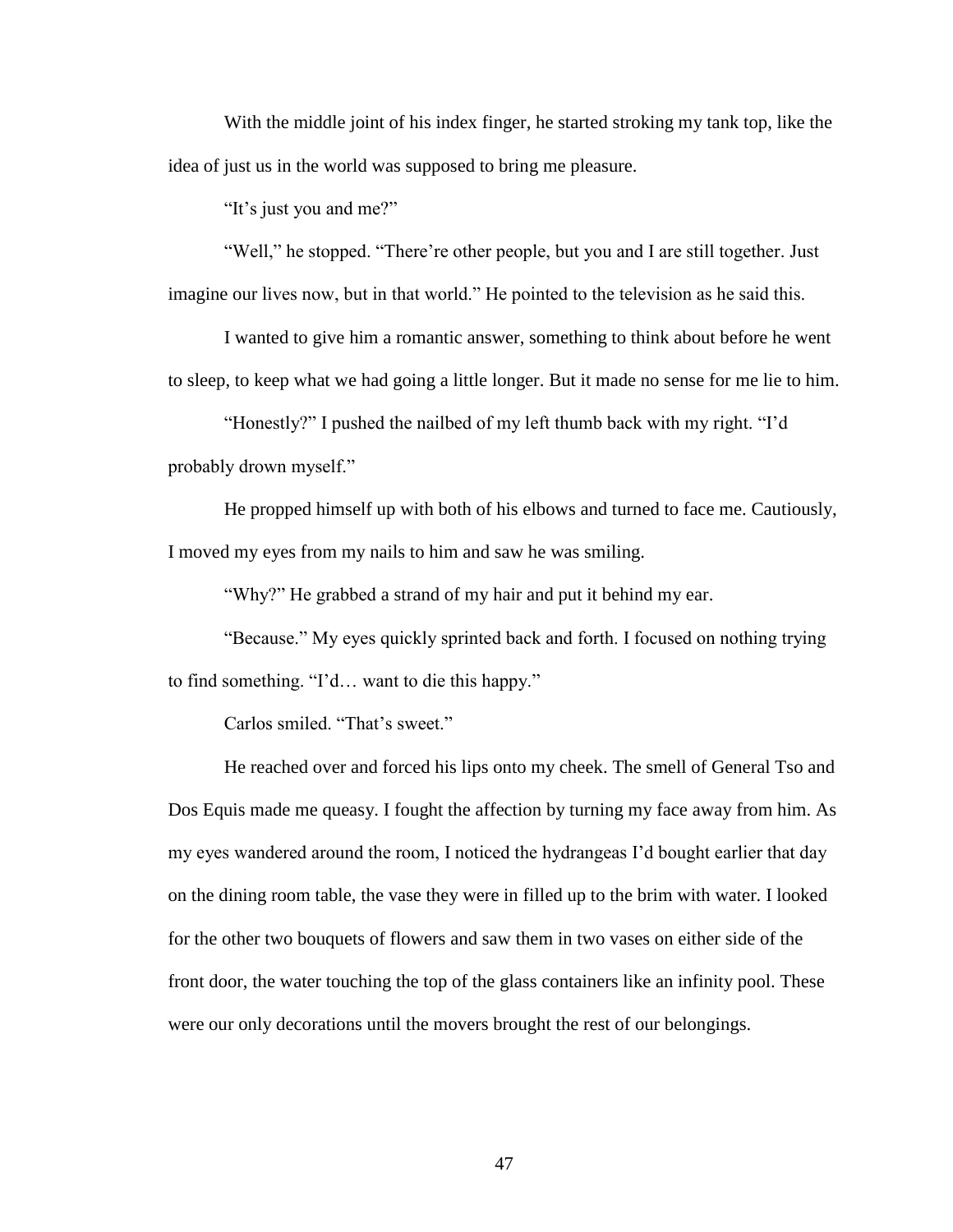With the middle joint of his index finger, he started stroking my tank top, like the idea of just us in the world was supposed to bring me pleasure.

"It's just you and me?"

"Well," he stopped. "There're other people, but you and I are still together. Just imagine our lives now, but in that world." He pointed to the television as he said this.

I wanted to give him a romantic answer, something to think about before he went to sleep, to keep what we had going a little longer. But it made no sense for me lie to him.

"Honestly?" I pushed the nailbed of my left thumb back with my right. "I'd probably drown myself."

He propped himself up with both of his elbows and turned to face me. Cautiously, I moved my eyes from my nails to him and saw he was smiling.

"Why?" He grabbed a strand of my hair and put it behind my ear.

"Because." My eyes quickly sprinted back and forth. I focused on nothing trying to find something. "I'd… want to die this happy."

Carlos smiled. "That's sweet."

He reached over and forced his lips onto my cheek. The smell of General Tso and Dos Equis made me queasy. I fought the affection by turning my face away from him. As my eyes wandered around the room, I noticed the hydrangeas I'd bought earlier that day on the dining room table, the vase they were in filled up to the brim with water. I looked for the other two bouquets of flowers and saw them in two vases on either side of the front door, the water touching the top of the glass containers like an infinity pool. These were our only decorations until the movers brought the rest of our belongings.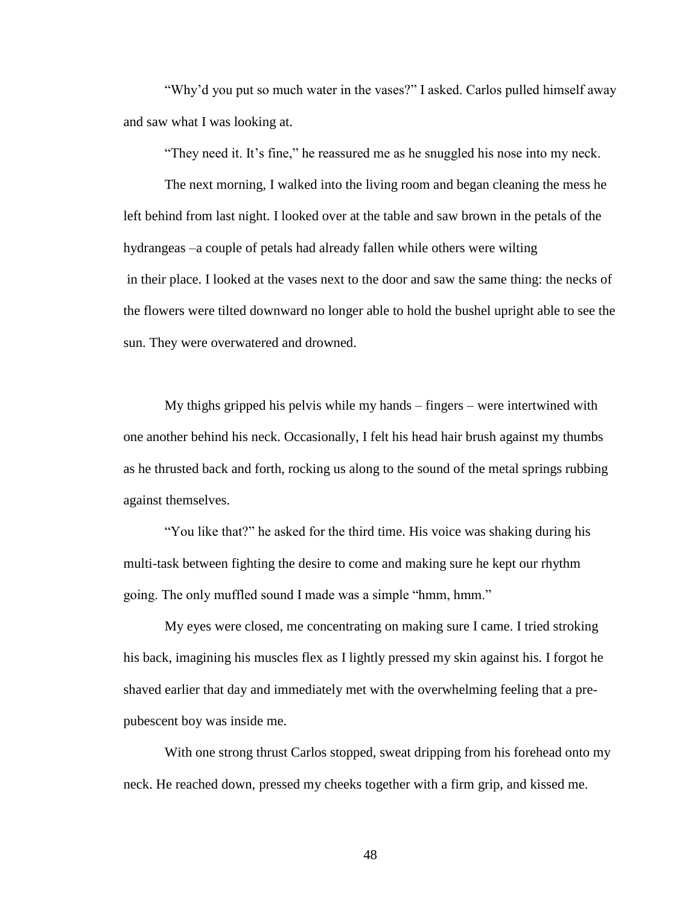"Why'd you put so much water in the vases?" I asked. Carlos pulled himself away and saw what I was looking at.

"They need it. It's fine," he reassured me as he snuggled his nose into my neck.

The next morning, I walked into the living room and began cleaning the mess he left behind from last night. I looked over at the table and saw brown in the petals of the hydrangeas –a couple of petals had already fallen while others were wilting in their place. I looked at the vases next to the door and saw the same thing: the necks of the flowers were tilted downward no longer able to hold the bushel upright able to see the sun. They were overwatered and drowned.

My thighs gripped his pelvis while my hands – fingers – were intertwined with one another behind his neck. Occasionally, I felt his head hair brush against my thumbs as he thrusted back and forth, rocking us along to the sound of the metal springs rubbing against themselves.

"You like that?" he asked for the third time. His voice was shaking during his multi-task between fighting the desire to come and making sure he kept our rhythm going. The only muffled sound I made was a simple "hmm, hmm."

My eyes were closed, me concentrating on making sure I came. I tried stroking his back, imagining his muscles flex as I lightly pressed my skin against his. I forgot he shaved earlier that day and immediately met with the overwhelming feeling that a pre-pubescent boy was inside me.

With one strong thrust Carlos stopped, sweat dripping from his forehead onto my neck. He reached down, pressed my cheeks together with a firm grip, and kissed me.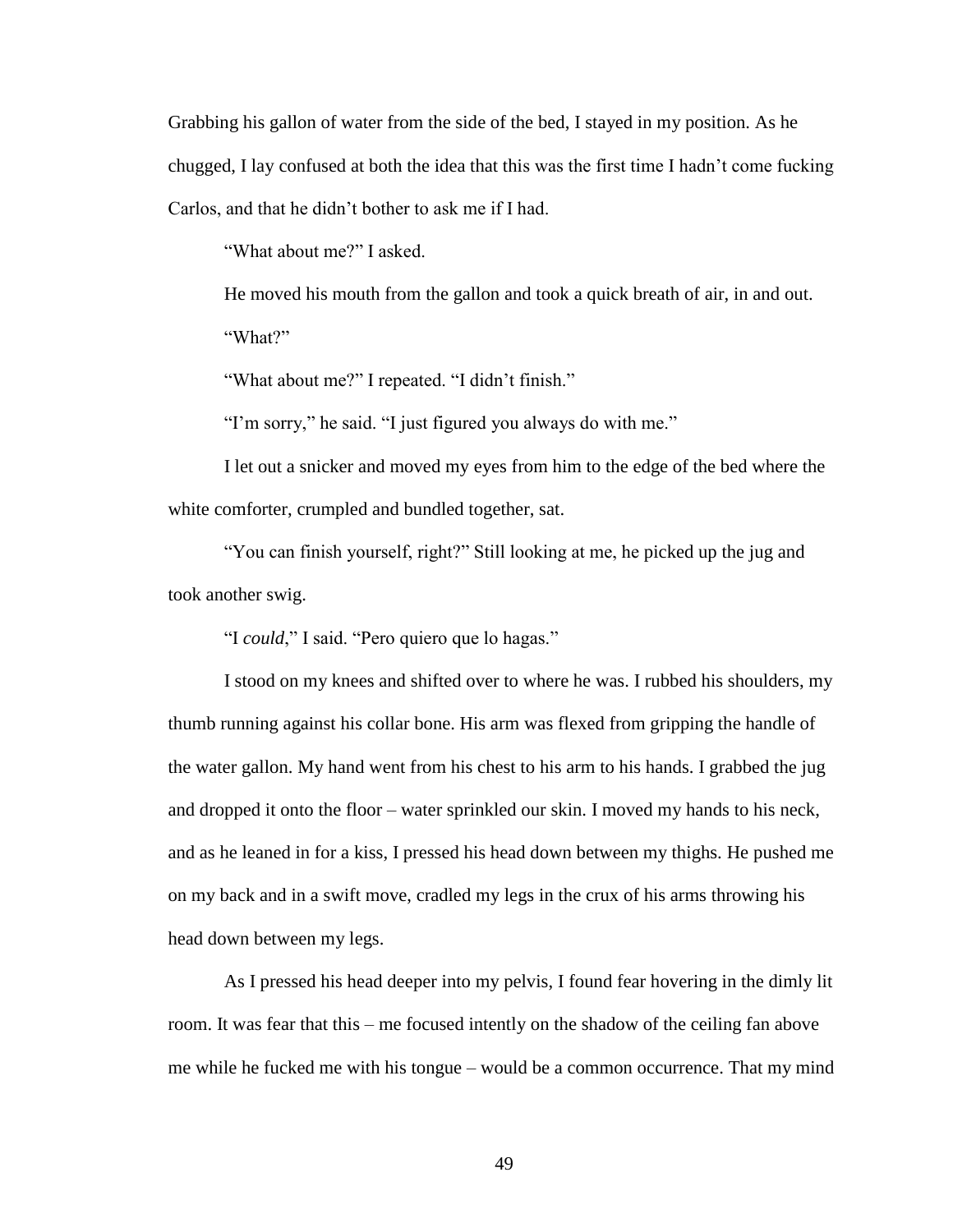Grabbing his gallon of water from the side of the bed, I stayed in my position. As he chugged, I lay confused at both the idea that this was the first time I hadn't come fucking Carlos, and that he didn't bother to ask me if I had.

"What about me?" I asked.

He moved his mouth from the gallon and took a quick breath of air, in and out.

"What?"

"What about me?" I repeated. "I didn't finish."

"I'm sorry," he said. "I just figured you always do with me."

I let out a snicker and moved my eyes from him to the edge of the bed where the white comforter, crumpled and bundled together, sat.

"You can finish yourself, right?" Still looking at me, he picked up the jug and took another swig.

"I *could*," I said. "Pero quiero que lo hagas."

I stood on my knees and shifted over to where he was. I rubbed his shoulders, my thumb running against his collar bone. His arm was flexed from gripping the handle of the water gallon. My hand went from his chest to his arm to his hands. I grabbed the jug and dropped it onto the floor – water sprinkled our skin. I moved my hands to his neck, and as he leaned in for a kiss, I pressed his head down between my thighs. He pushed me on my back and in a swift move, cradled my legs in the crux of his arms throwing his head down between my legs.

As I pressed his head deeper into my pelvis, I found fear hovering in the dimly lit room. It was fear that this – me focused intently on the shadow of the ceiling fan above me while he fucked me with his tongue – would be a common occurrence. That my mind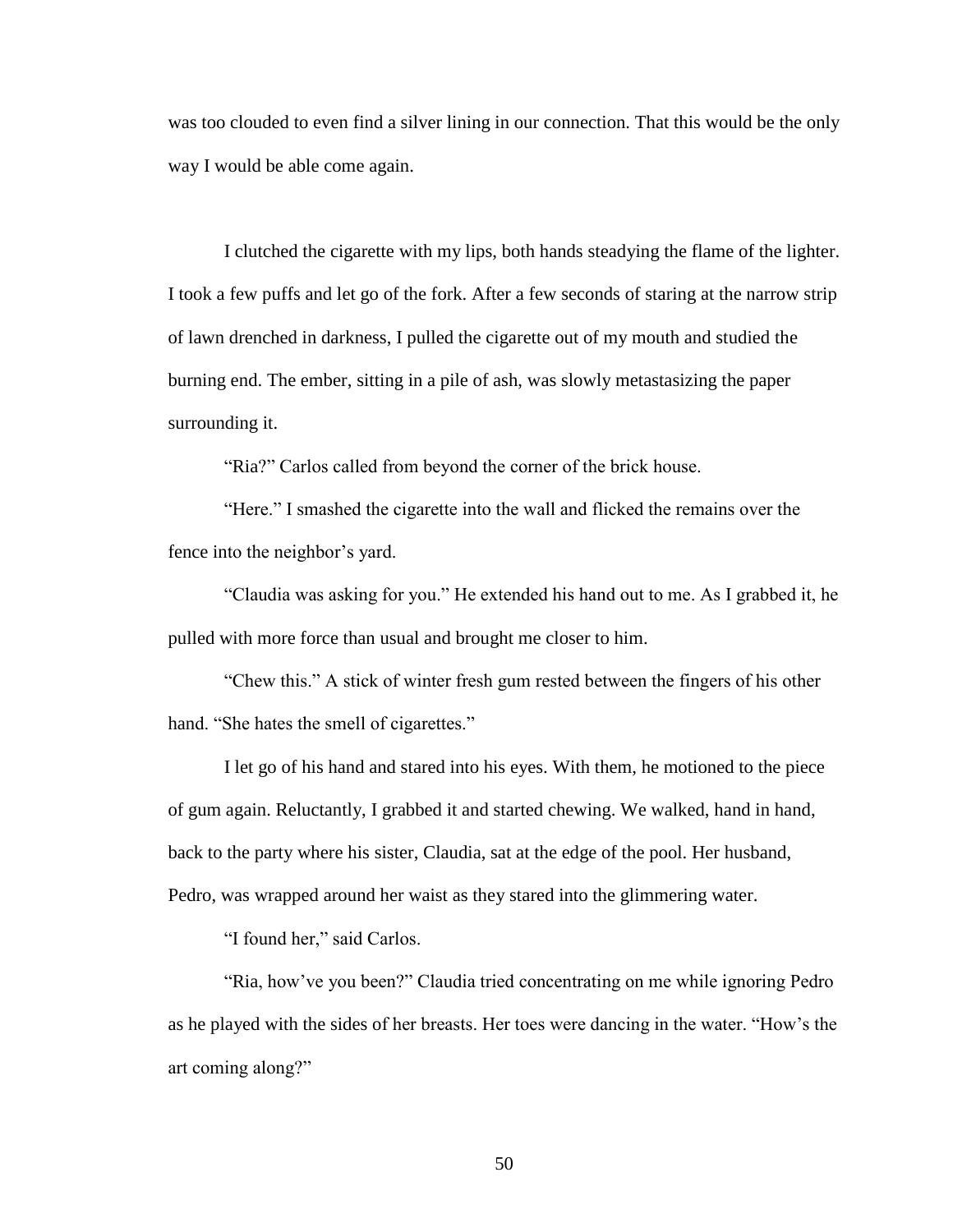was too clouded to even find a silver lining in our connection. That this would be the only way I would be able come again.

I clutched the cigarette with my lips, both hands steadying the flame of the lighter. I took a few puffs and let go of the fork. After a few seconds of staring at the narrow strip of lawn drenched in darkness, I pulled the cigarette out of my mouth and studied the burning end. The ember, sitting in a pile of ash, was slowly metastasizing the paper surrounding it.

"Ria?" Carlos called from beyond the corner of the brick house.

"Here." I smashed the cigarette into the wall and flicked the remains over the fence into the neighbor's yard.

"Claudia was asking for you." He extended his hand out to me. As I grabbed it, he pulled with more force than usual and brought me closer to him.

"Chew this." A stick of winter fresh gum rested between the fingers of his other hand. "She hates the smell of cigarettes."

I let go of his hand and stared into his eyes. With them, he motioned to the piece of gum again. Reluctantly, I grabbed it and started chewing. We walked, hand in hand, back to the party where his sister, Claudia, sat at the edge of the pool. Her husband, Pedro, was wrapped around her waist as they stared into the glimmering water.

"I found her," said Carlos.

"Ria, how've you been?" Claudia tried concentrating on me while ignoring Pedro as he played with the sides of her breasts. Her toes were dancing in the water. "How's the art coming along?"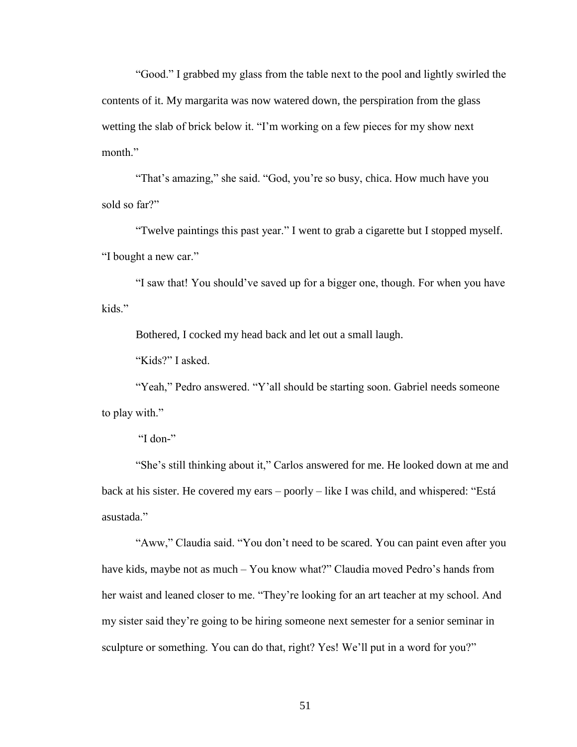"Good." I grabbed my glass from the table next to the pool and lightly swirled the contents of it. My margarita was now watered down, the perspiration from the glass wetting the slab of brick below it. "I'm working on a few pieces for my show next month."

"That's amazing," she said. "God, you're so busy, chica. How much have you sold so far?"

"Twelve paintings this past year." I went to grab a cigarette but I stopped myself. "I bought a new car."

"I saw that! You should've saved up for a bigger one, though. For when you have kids."

Bothered, I cocked my head back and let out a small laugh.

"Kids?" I asked.

"Yeah," Pedro answered. "Y'all should be starting soon. Gabriel needs someone to play with."

"I don-"

"She's still thinking about it," Carlos answered for me. He looked down at me and back at his sister. He covered my ears – poorly – like I was child, and whispered: "Está asustada."

"Aww," Claudia said. "You don't need to be scared. You can paint even after you have kids, maybe not as much – You know what?" Claudia moved Pedro's hands from her waist and leaned closer to me. "They're looking for an art teacher at my school. And my sister said they're going to be hiring someone next semester for a senior seminar in sculpture or something. You can do that, right? Yes! We'll put in a word for you?"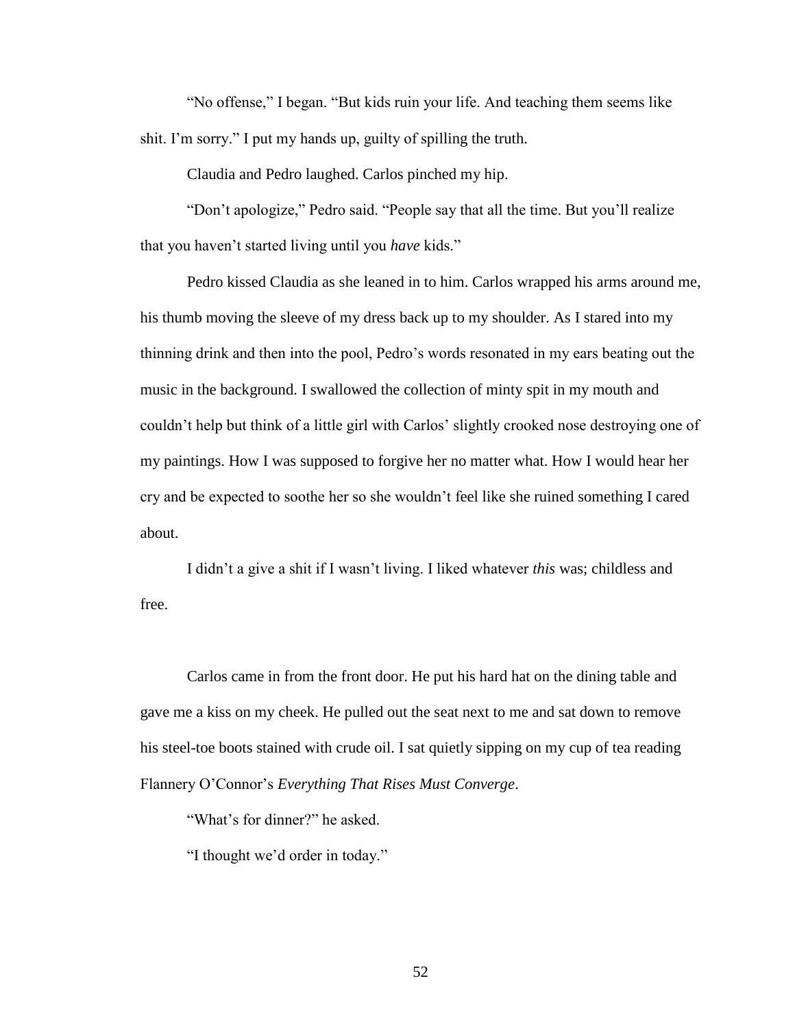"No offense," I began. "But kids ruin your life. And teaching them seems like shit. I'm sorry." I put my hands up, guilty of spilling the truth.

Claudia and Pedro laughed. Carlos pinched my hip.

"Don't apologize," Pedro said. "People say that all the time. But you'll realize that you haven't started living until you *have* kids."

Pedro kissed Claudia as she leaned in to him. Carlos wrapped his arms around me, his thumb moving the sleeve of my dress back up to my shoulder. As I stared into my thinning drink and then into the pool, Pedro's words resonated in my ears beating out the music in the background. I swallowed the collection of minty spit in my mouth and couldn't help but think of a little girl with Carlos' slightly crooked nose destroying one of my paintings. How I was supposed to forgive her no matter what. How I would hear her cry and be expected to soothe her so she wouldn't feel like she ruined something I cared about.

I didn't a give a shit if I wasn't living. I liked whatever *this* was; childless and free.

Carlos came in from the front door. He put his hard hat on the dining table and gave me a kiss on my cheek. He pulled out the seat next to me and sat down to remove his steel-toe boots stained with crude oil. I sat quietly sipping on my cup of tea reading Flannery O'Connor's *Everything That Rises Must Converge*.

"What's for dinner?" he asked.

"I thought we'd order in today."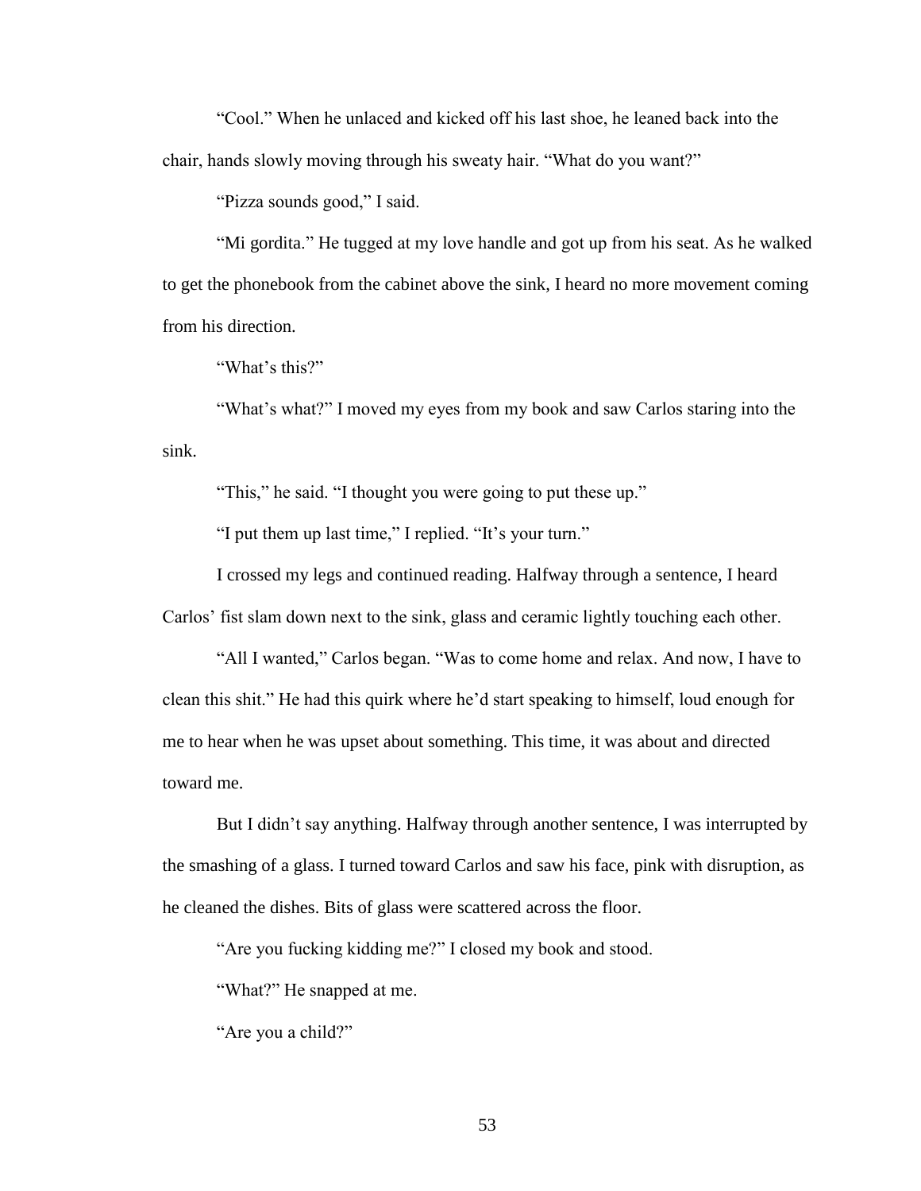"Cool." When he unlaced and kicked off his last shoe, he leaned back into the chair, hands slowly moving through his sweaty hair. "What do you want?"

"Pizza sounds good," I said.

"Mi gordita." He tugged at my love handle and got up from his seat. As he walked to get the phonebook from the cabinet above the sink, I heard no more movement coming from his direction.

"What's this?"

"What's what?" I moved my eyes from my book and saw Carlos staring into the sink.

"This," he said. "I thought you were going to put these up."

"I put them up last time," I replied. "It's your turn."

I crossed my legs and continued reading. Halfway through a sentence, I heard Carlos' fist slam down next to the sink, glass and ceramic lightly touching each other.

"All I wanted," Carlos began. "Was to come home and relax. And now, I have to clean this shit." He had this quirk where he'd start speaking to himself, loud enough for me to hear when he was upset about something. This time, it was about and directed toward me.

But I didn't say anything. Halfway through another sentence, I was interrupted by the smashing of a glass. I turned toward Carlos and saw his face, pink with disruption, as he cleaned the dishes. Bits of glass were scattered across the floor.

"Are you fucking kidding me?" I closed my book and stood.

"What?" He snapped at me.

"Are you a child?"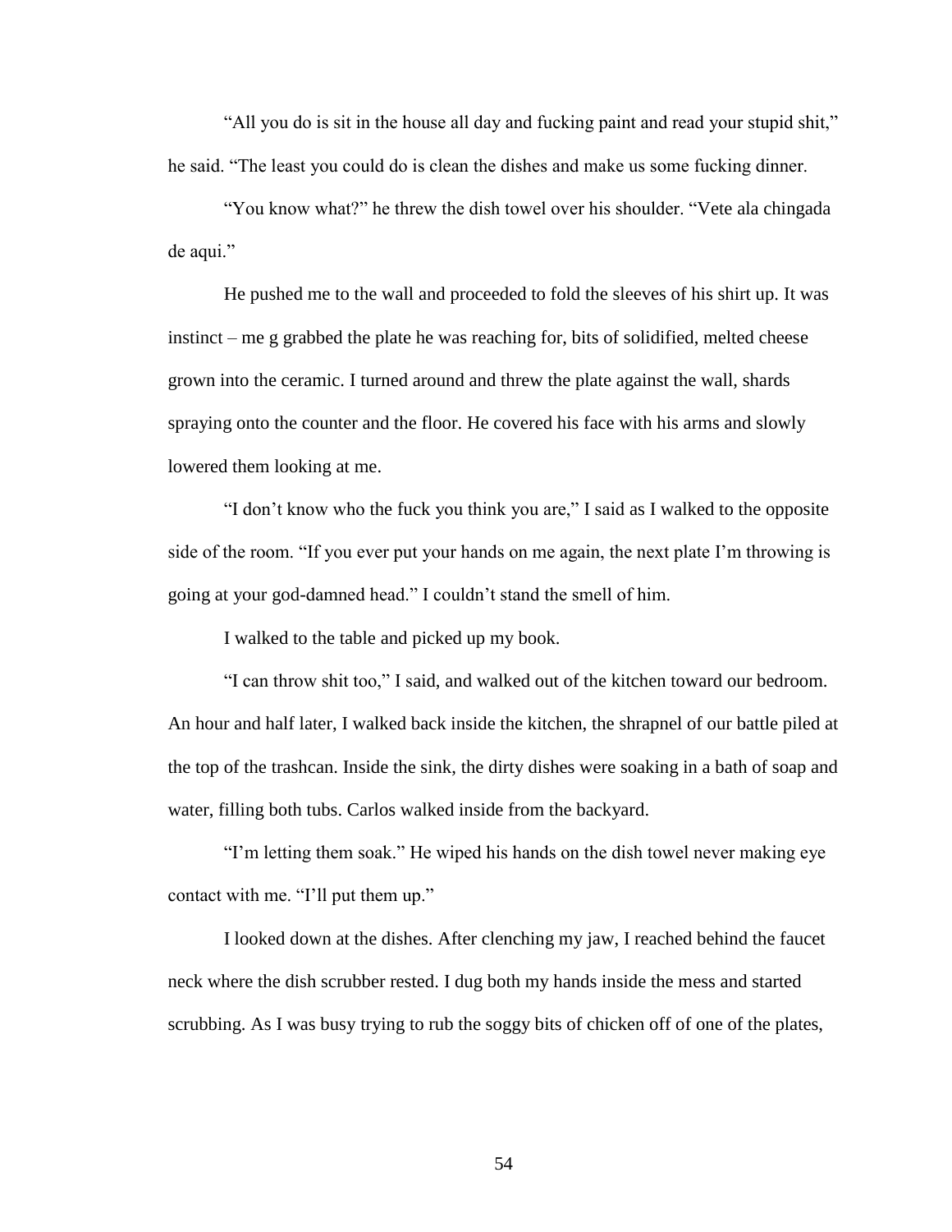"All you do is sit in the house all day and fucking paint and read your stupid shit," he said. "The least you could do is clean the dishes and make us some fucking dinner.

"You know what?" he threw the dish towel over his shoulder. "Vete ala chingada de aqui."

He pushed me to the wall and proceeded to fold the sleeves of his shirt up. It was instinct – me g grabbed the plate he was reaching for, bits of solidified, melted cheese grown into the ceramic. I turned around and threw the plate against the wall, shards spraying onto the counter and the floor. He covered his face with his arms and slowly lowered them looking at me.

"I don't know who the fuck you think you are," I said as I walked to the opposite side of the room. "If you ever put your hands on me again, the next plate I'm throwing is going at your god-damned head." I couldn't stand the smell of him.

I walked to the table and picked up my book.

"I can throw shit too," I said, and walked out of the kitchen toward our bedroom. An hour and half later, I walked back inside the kitchen, the shrapnel of our battle piled at the top of the trashcan. Inside the sink, the dirty dishes were soaking in a bath of soap and water, filling both tubs. Carlos walked inside from the backyard.

"I'm letting them soak." He wiped his hands on the dish towel never making eye contact with me. "I'll put them up."

I looked down at the dishes. After clenching my jaw, I reached behind the faucet neck where the dish scrubber rested. I dug both my hands inside the mess and started scrubbing. As I was busy trying to rub the soggy bits of chicken off of one of the plates,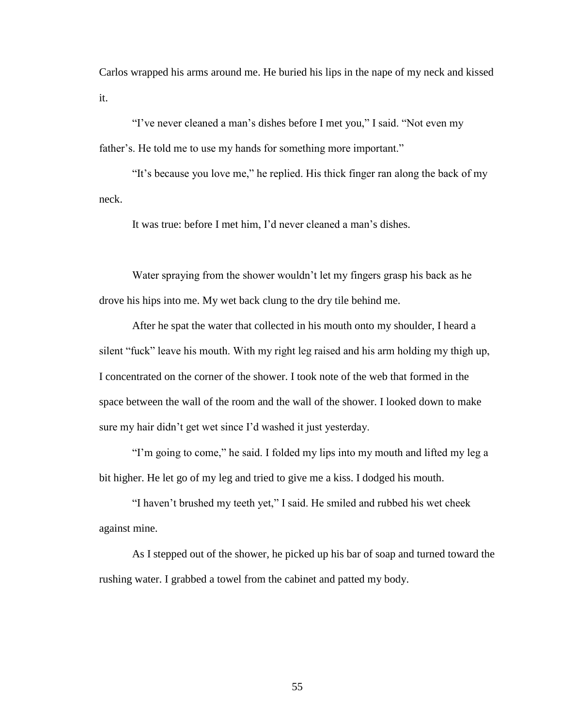Carlos wrapped his arms around me. He buried his lips in the nape of my neck and kissed it.

"I've never cleaned a man's dishes before I met you," I said. "Not even my father's. He told me to use my hands for something more important."

"It's because you love me," he replied. His thick finger ran along the back of my neck.

It was true: before I met him, I'd never cleaned a man's dishes.

Water spraying from the shower wouldn't let my fingers grasp his back as he drove his hips into me. My wet back clung to the dry tile behind me.

After he spat the water that collected in his mouth onto my shoulder, I heard a silent "fuck" leave his mouth. With my right leg raised and his arm holding my thigh up, I concentrated on the corner of the shower. I took note of the web that formed in the space between the wall of the room and the wall of the shower. I looked down to make sure my hair didn't get wet since I'd washed it just yesterday.

"I'm going to come," he said. I folded my lips into my mouth and lifted my leg a bit higher. He let go of my leg and tried to give me a kiss. I dodged his mouth.

"I haven't brushed my teeth yet," I said. He smiled and rubbed his wet cheek against mine.

As I stepped out of the shower, he picked up his bar of soap and turned toward the rushing water. I grabbed a towel from the cabinet and patted my body.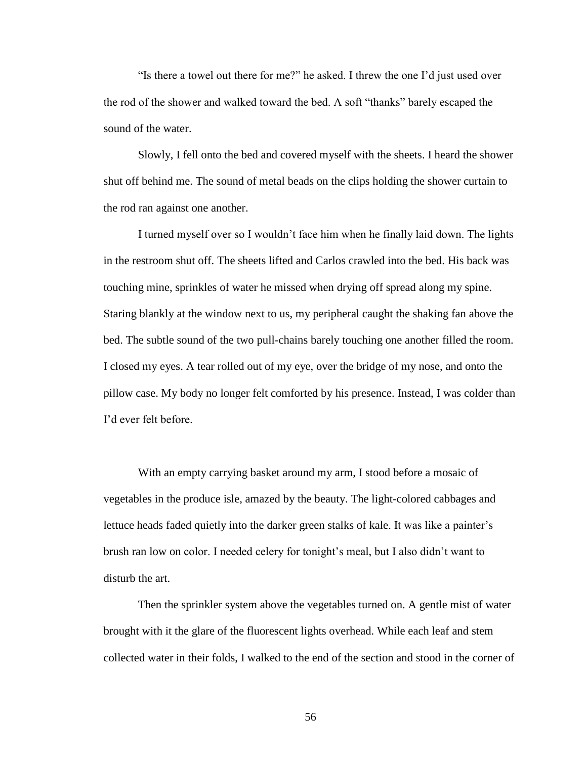"Is there a towel out there for me?" he asked. I threw the one I'd just used over the rod of the shower and walked toward the bed. A soft "thanks" barely escaped the sound of the water.

Slowly, I fell onto the bed and covered myself with the sheets. I heard the shower shut off behind me. The sound of metal beads on the clips holding the shower curtain to the rod ran against one another.

I turned myself over so I wouldn't face him when he finally laid down. The lights in the restroom shut off. The sheets lifted and Carlos crawled into the bed. His back was touching mine, sprinkles of water he missed when drying off spread along my spine. Staring blankly at the window next to us, my peripheral caught the shaking fan above the bed. The subtle sound of the two pull-chains barely touching one another filled the room. I closed my eyes. A tear rolled out of my eye, over the bridge of my nose, and onto the pillow case. My body no longer felt comforted by his presence. Instead, I was colder than I'd ever felt before.

With an empty carrying basket around my arm, I stood before a mosaic of vegetables in the produce isle, amazed by the beauty. The light-colored cabbages and lettuce heads faded quietly into the darker green stalks of kale. It was like a painter's brush ran low on color. I needed celery for tonight's meal, but I also didn't want to disturb the art.

Then the sprinkler system above the vegetables turned on. A gentle mist of water brought with it the glare of the fluorescent lights overhead. While each leaf and stem collected water in their folds, I walked to the end of the section and stood in the corner of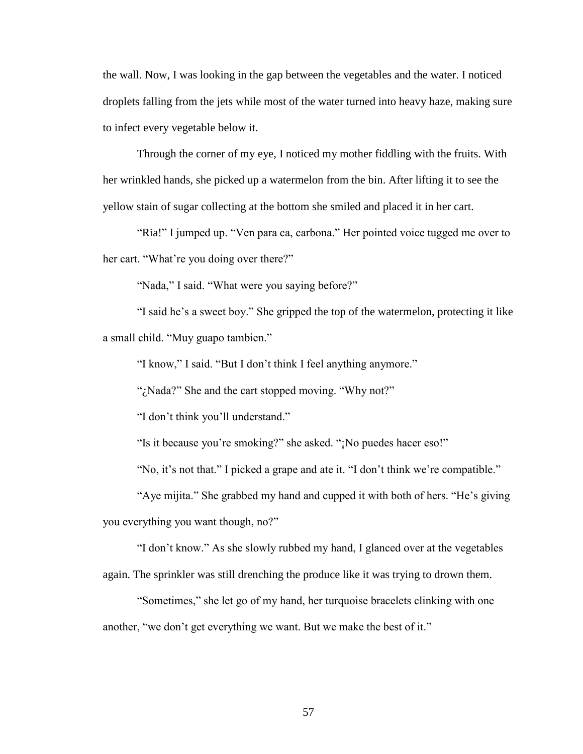the wall. Now, I was looking in the gap between the vegetables and the water. I noticed droplets falling from the jets while most of the water turned into heavy haze, making sure to infect every vegetable below it.

Through the corner of my eye, I noticed my mother fiddling with the fruits. With her wrinkled hands, she picked up a watermelon from the bin. After lifting it to see the yellow stain of sugar collecting at the bottom she smiled and placed it in her cart.

"Ria!" I jumped up. "Ven para ca, carbona." Her pointed voice tugged me over to her cart. "What're you doing over there?"

"Nada," I said. "What were you saying before?"

"I said he's a sweet boy." She gripped the top of the watermelon, protecting it like a small child. "Muy guapo tambien."

"I know," I said. "But I don't think I feel anything anymore."

"¿Nada?" She and the cart stopped moving. "Why not?"

"I don't think you'll understand."

"Is it because you're smoking?" she asked. "¡No puedes hacer eso!"

"No, it's not that." I picked a grape and ate it. "I don't think we're compatible."

"Aye mijita." She grabbed my hand and cupped it with both of hers. "He's giving you everything you want though, no?"

"I don't know." As she slowly rubbed my hand, I glanced over at the vegetables again. The sprinkler was still drenching the produce like it was trying to drown them.

"Sometimes," she let go of my hand, her turquoise bracelets clinking with one another, "we don't get everything we want. But we make the best of it."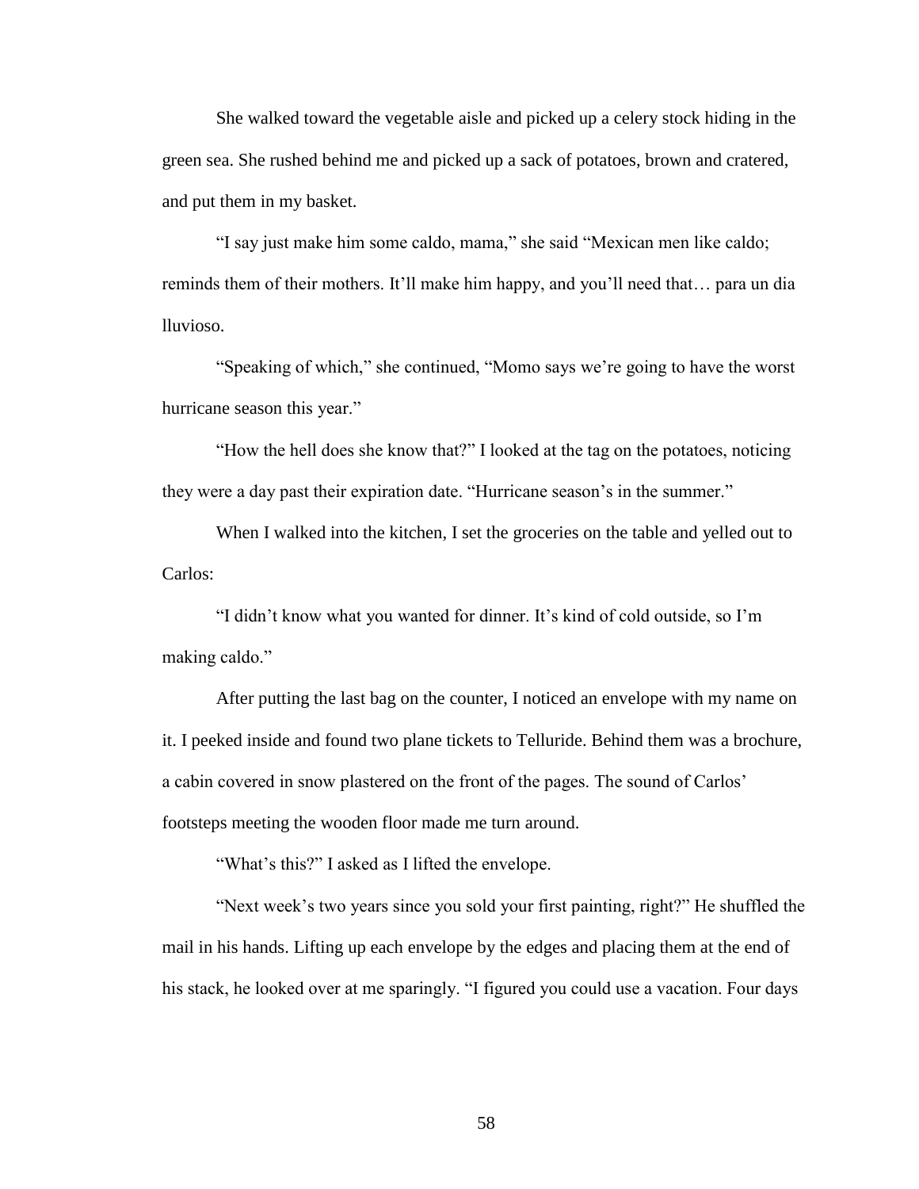She walked toward the vegetable aisle and picked up a celery stock hiding in the green sea. She rushed behind me and picked up a sack of potatoes, brown and cratered, and put them in my basket.

"I say just make him some caldo, mama," she said "Mexican men like caldo; reminds them of their mothers. It'll make him happy, and you'll need that… para un dia lluvioso.

"Speaking of which," she continued, "Momo says we're going to have the worst hurricane season this year."

"How the hell does she know that?" I looked at the tag on the potatoes, noticing they were a day past their expiration date. "Hurricane season's in the summer."

When I walked into the kitchen, I set the groceries on the table and yelled out to Carlos:

"I didn't know what you wanted for dinner. It's kind of cold outside, so I'm making caldo."

After putting the last bag on the counter, I noticed an envelope with my name on it. I peeked inside and found two plane tickets to Telluride. Behind them was a brochure, a cabin covered in snow plastered on the front of the pages. The sound of Carlos' footsteps meeting the wooden floor made me turn around.

"What's this?" I asked as I lifted the envelope.

"Next week's two years since you sold your first painting, right?" He shuffled the mail in his hands. Lifting up each envelope by the edges and placing them at the end of his stack, he looked over at me sparingly. "I figured you could use a vacation. Four days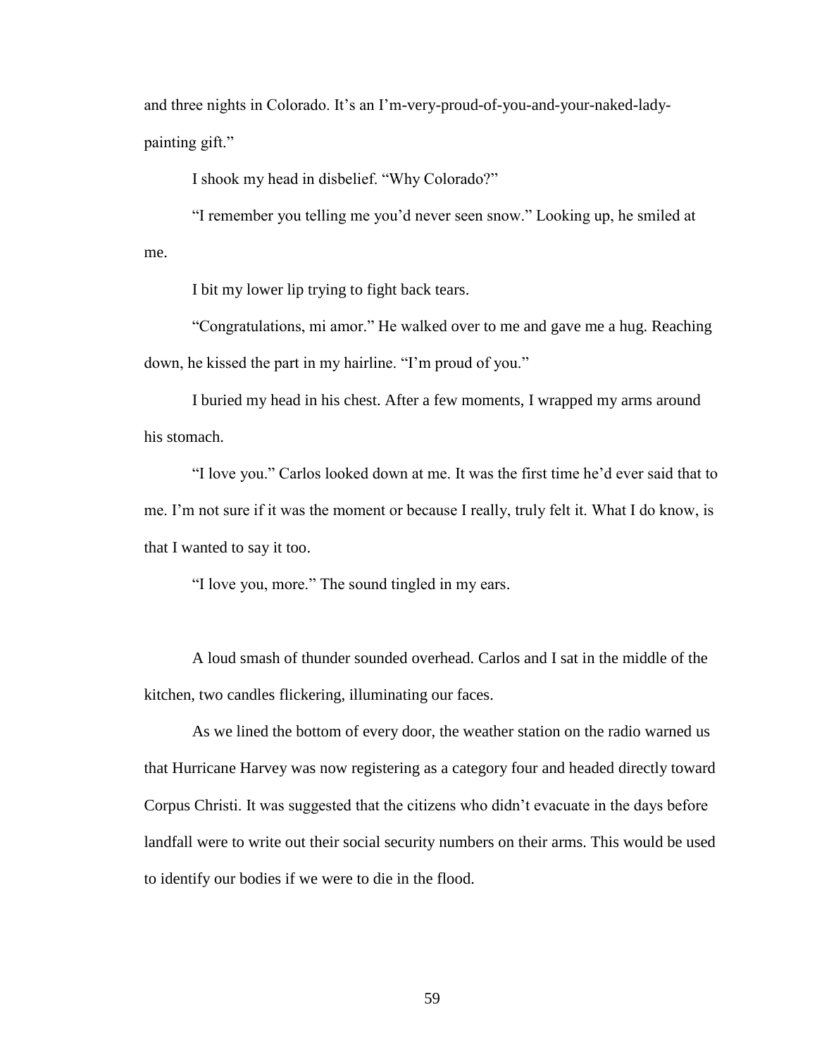and three nights in Colorado. It's an I'm-very-proud-of-you-and-your-naked-lady-painting gift."

I shook my head in disbelief. "Why Colorado?"

"I remember you telling me you'd never seen snow." Looking up, he smiled at me.

I bit my lower lip trying to fight back tears.

"Congratulations, mi amor." He walked over to me and gave me a hug. Reaching down, he kissed the part in my hairline. "I'm proud of you."

I buried my head in his chest. After a few moments, I wrapped my arms around his stomach.

"I love you." Carlos looked down at me. It was the first time he'd ever said that to me. I'm not sure if it was the moment or because I really, truly felt it. What I do know, is that I wanted to say it too.

"I love you, more." The sound tingled in my ears.

A loud smash of thunder sounded overhead. Carlos and I sat in the middle of the kitchen, two candles flickering, illuminating our faces.

As we lined the bottom of every door, the weather station on the radio warned us that Hurricane Harvey was now registering as a category four and headed directly toward Corpus Christi. It was suggested that the citizens who didn't evacuate in the days before landfall were to write out their social security numbers on their arms. This would be used to identify our bodies if we were to die in the flood.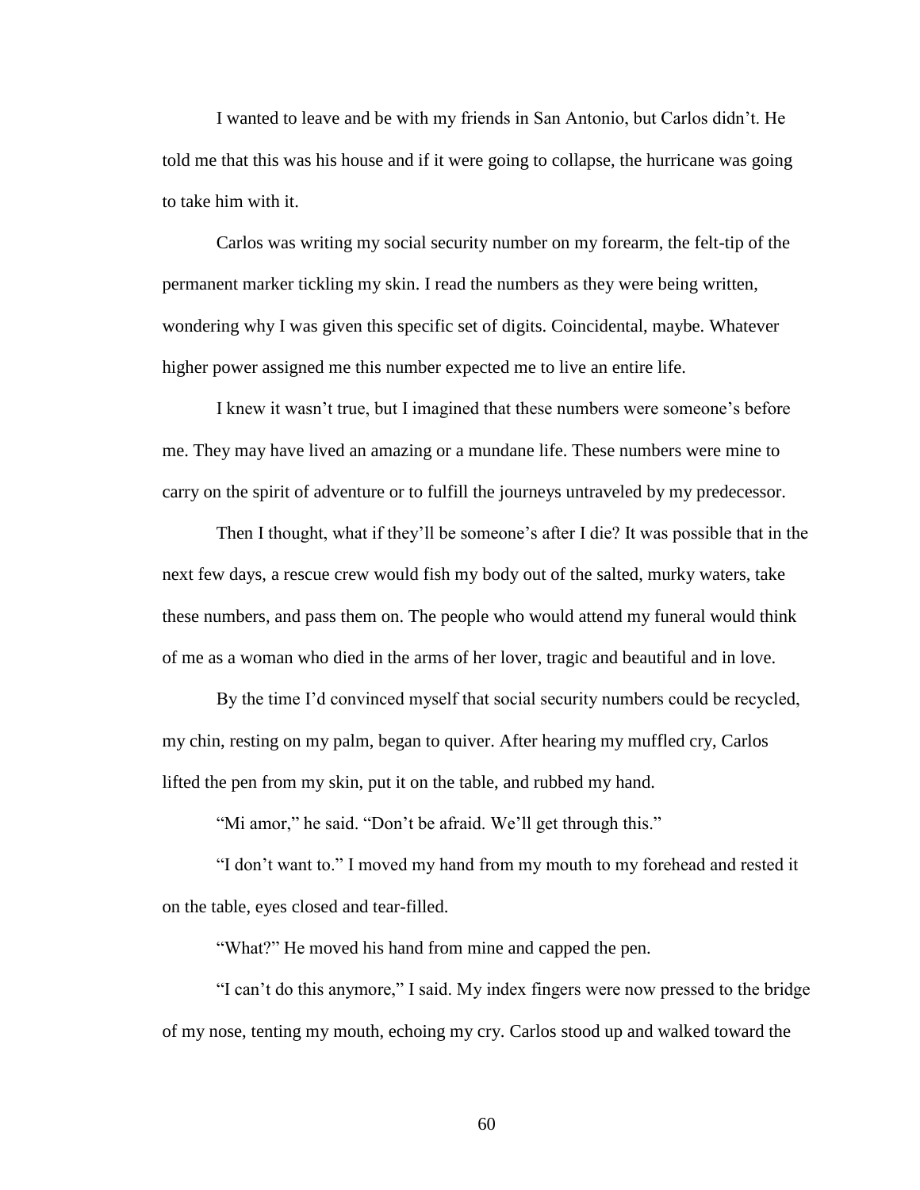I wanted to leave and be with my friends in San Antonio, but Carlos didn't. He told me that this was his house and if it were going to collapse, the hurricane was going to take him with it.

Carlos was writing my social security number on my forearm, the felt-tip of the permanent marker tickling my skin. I read the numbers as they were being written, wondering why I was given this specific set of digits. Coincidental, maybe. Whatever higher power assigned me this number expected me to live an entire life.

I knew it wasn't true, but I imagined that these numbers were someone's before me. They may have lived an amazing or a mundane life. These numbers were mine to carry on the spirit of adventure or to fulfill the journeys untraveled by my predecessor.

Then I thought, what if they'll be someone's after I die? It was possible that in the next few days, a rescue crew would fish my body out of the salted, murky waters, take these numbers, and pass them on. The people who would attend my funeral would think of me as a woman who died in the arms of her lover, tragic and beautiful and in love.

By the time I'd convinced myself that social security numbers could be recycled, my chin, resting on my palm, began to quiver. After hearing my muffled cry, Carlos lifted the pen from my skin, put it on the table, and rubbed my hand.

"Mi amor," he said. "Don't be afraid. We'll get through this."

"I don't want to." I moved my hand from my mouth to my forehead and rested it on the table, eyes closed and tear-filled.

"What?" He moved his hand from mine and capped the pen.

"I can't do this anymore," I said. My index fingers were now pressed to the bridge of my nose, tenting my mouth, echoing my cry. Carlos stood up and walked toward the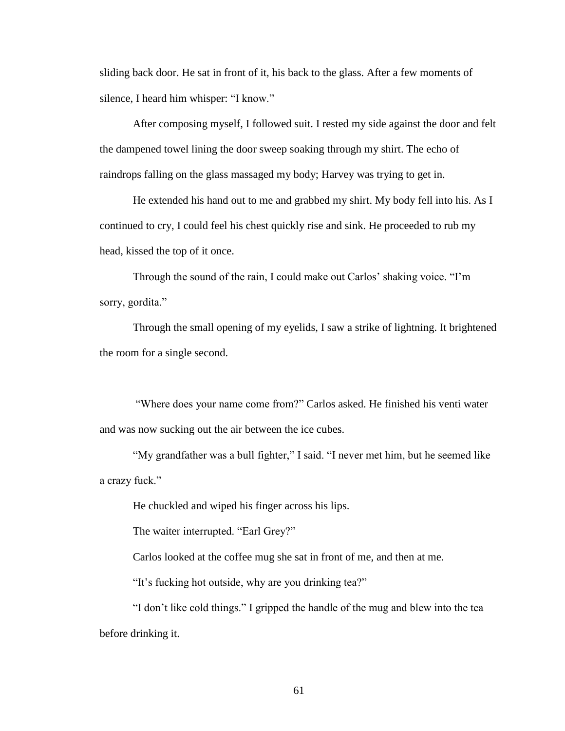sliding back door. He sat in front of it, his back to the glass. After a few moments of silence, I heard him whisper: "I know."

After composing myself, I followed suit. I rested my side against the door and felt the dampened towel lining the door sweep soaking through my shirt. The echo of raindrops falling on the glass massaged my body; Harvey was trying to get in.

He extended his hand out to me and grabbed my shirt. My body fell into his. As I continued to cry, I could feel his chest quickly rise and sink. He proceeded to rub my head, kissed the top of it once.

Through the sound of the rain, I could make out Carlos' shaking voice. "I'm sorry, gordita."

Through the small opening of my eyelids, I saw a strike of lightning. It brightened the room for a single second.

"Where does your name come from?" Carlos asked. He finished his venti water and was now sucking out the air between the ice cubes.

"My grandfather was a bull fighter," I said. "I never met him, but he seemed like a crazy fuck."

He chuckled and wiped his finger across his lips.

The waiter interrupted. "Earl Grey?"

Carlos looked at the coffee mug she sat in front of me, and then at me.

"It's fucking hot outside, why are you drinking tea?"

"I don't like cold things." I gripped the handle of the mug and blew into the tea before drinking it.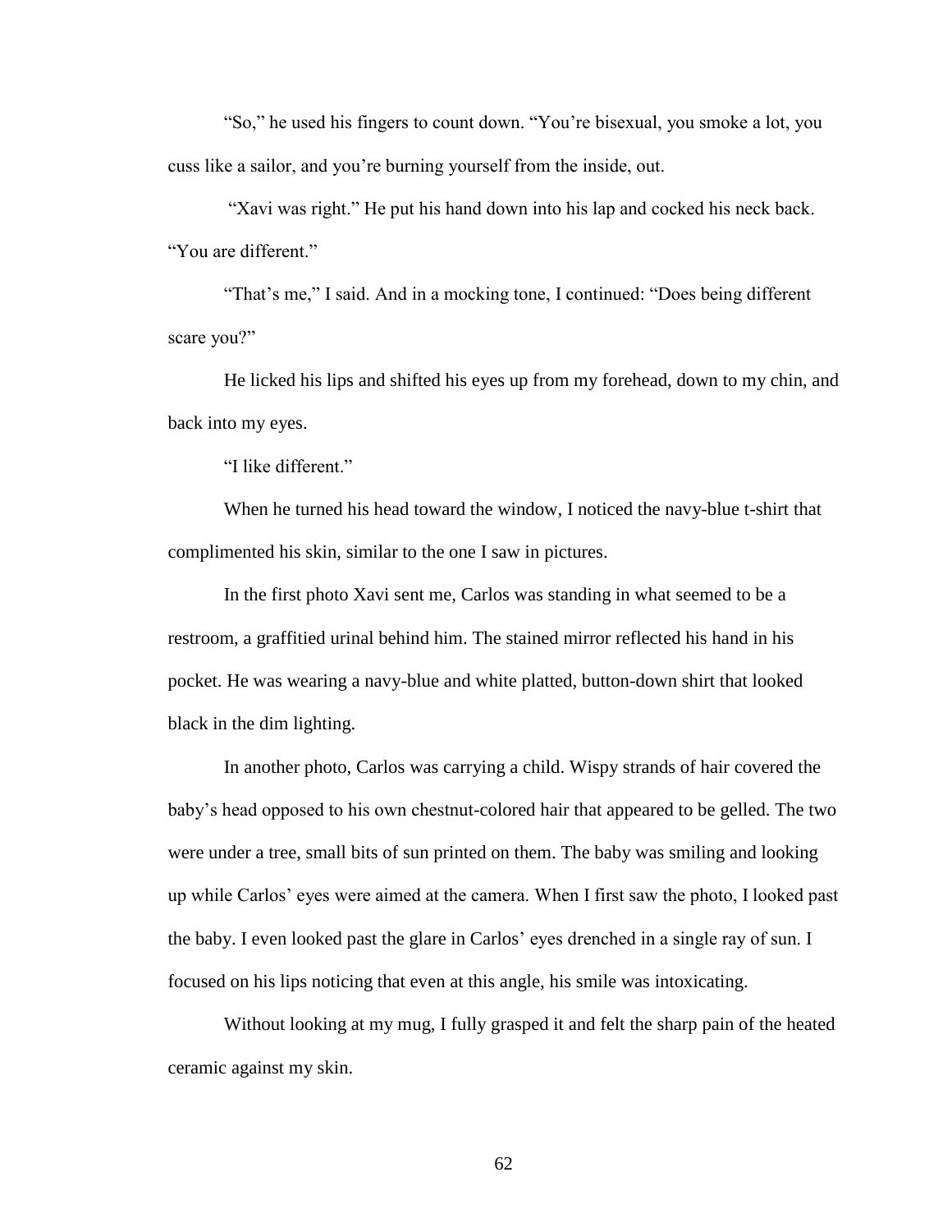"So," he used his fingers to count down. "You're bisexual, you smoke a lot, you cuss like a sailor, and you're burning yourself from the inside, out.

"Xavi was right." He put his hand down into his lap and cocked his neck back. "You are different."

"That's me," I said. And in a mocking tone, I continued: "Does being different scare you?"

He licked his lips and shifted his eyes up from my forehead, down to my chin, and back into my eyes.

"I like different."

When he turned his head toward the window, I noticed the navy-blue t-shirt that complimented his skin, similar to the one I saw in pictures.

In the first photo Xavi sent me, Carlos was standing in what seemed to be a restroom, a graffitied urinal behind him. The stained mirror reflected his hand in his pocket. He was wearing a navy-blue and white platted, button-down shirt that looked black in the dim lighting.

In another photo, Carlos was carrying a child. Wispy strands of hair covered the baby's head opposed to his own chestnut-colored hair that appeared to be gelled. The two were under a tree, small bits of sun printed on them. The baby was smiling and looking up while Carlos' eyes were aimed at the camera. When I first saw the photo, I looked past the baby. I even looked past the glare in Carlos' eyes drenched in a single ray of sun. I focused on his lips noticing that even at this angle, his smile was intoxicating.

Without looking at my mug, I fully grasped it and felt the sharp pain of the heated ceramic against my skin.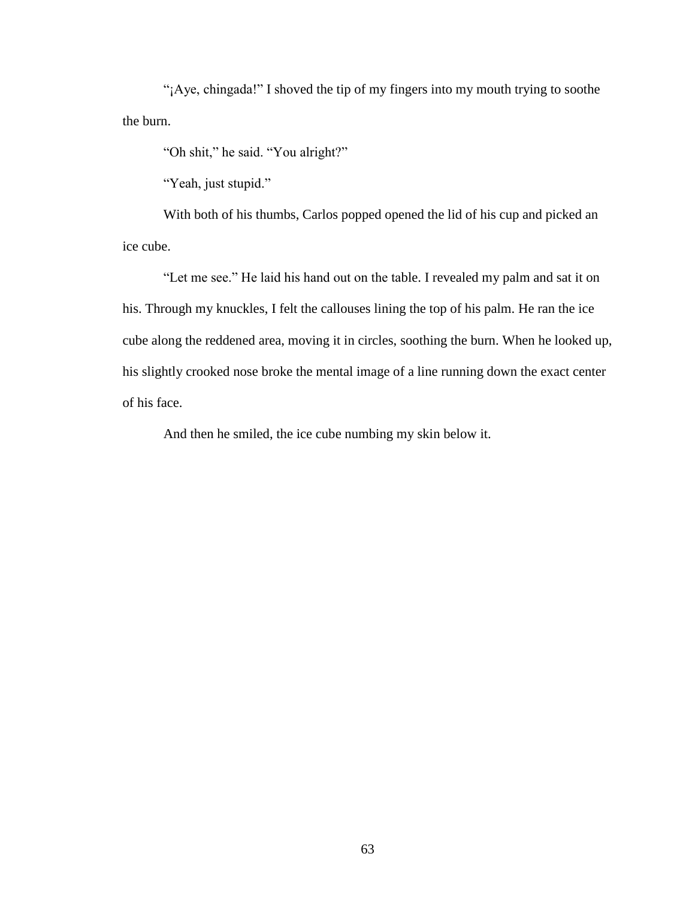"¡Aye, chingada!" I shoved the tip of my fingers into my mouth trying to soothe the burn.

"Oh shit," he said. "You alright?"

"Yeah, just stupid."

With both of his thumbs, Carlos popped opened the lid of his cup and picked an ice cube.

"Let me see." He laid his hand out on the table. I revealed my palm and sat it on his. Through my knuckles, I felt the callouses lining the top of his palm. He ran the ice cube along the reddened area, moving it in circles, soothing the burn. When he looked up, his slightly crooked nose broke the mental image of a line running down the exact center of his face.

And then he smiled, the ice cube numbing my skin below it.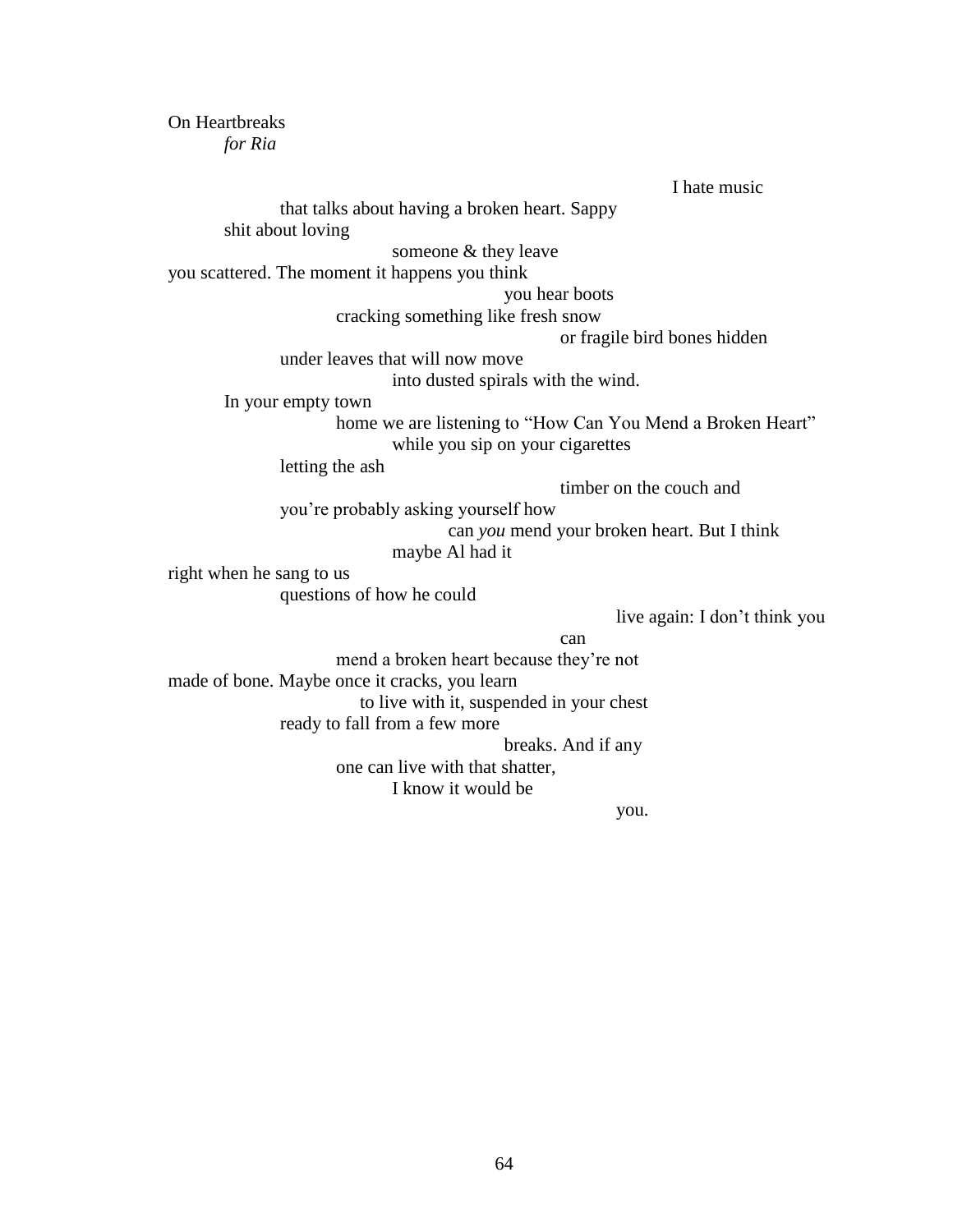On Heartbreaks

*for Ria*

I hate music

that talks about having a broken heart. Sappy

shit about loving

someone & they leave

you scattered. The moment it happens you think

you hear boots

cracking something like fresh snow

or fragile bird bones hidden

under leaves that will now move

into dusted spirals with the wind.

In your empty town

home we are listening to “How Can You Mend a Broken Heart”

while you sip on your cigarettes

letting the ash

timber on the couch and

you’re probably asking yourself how

can *you* mend your broken heart. But I think

maybe Al had it

right when he sang to us

questions of how he could

live again: I don’t think you

can

mend a broken heart because they’re not

made of bone. Maybe once it cracks, you learn

to live with it, suspended in your chest

ready to fall from a few more

breaks. And if any

one can live with that shatter,

I know it would be

you.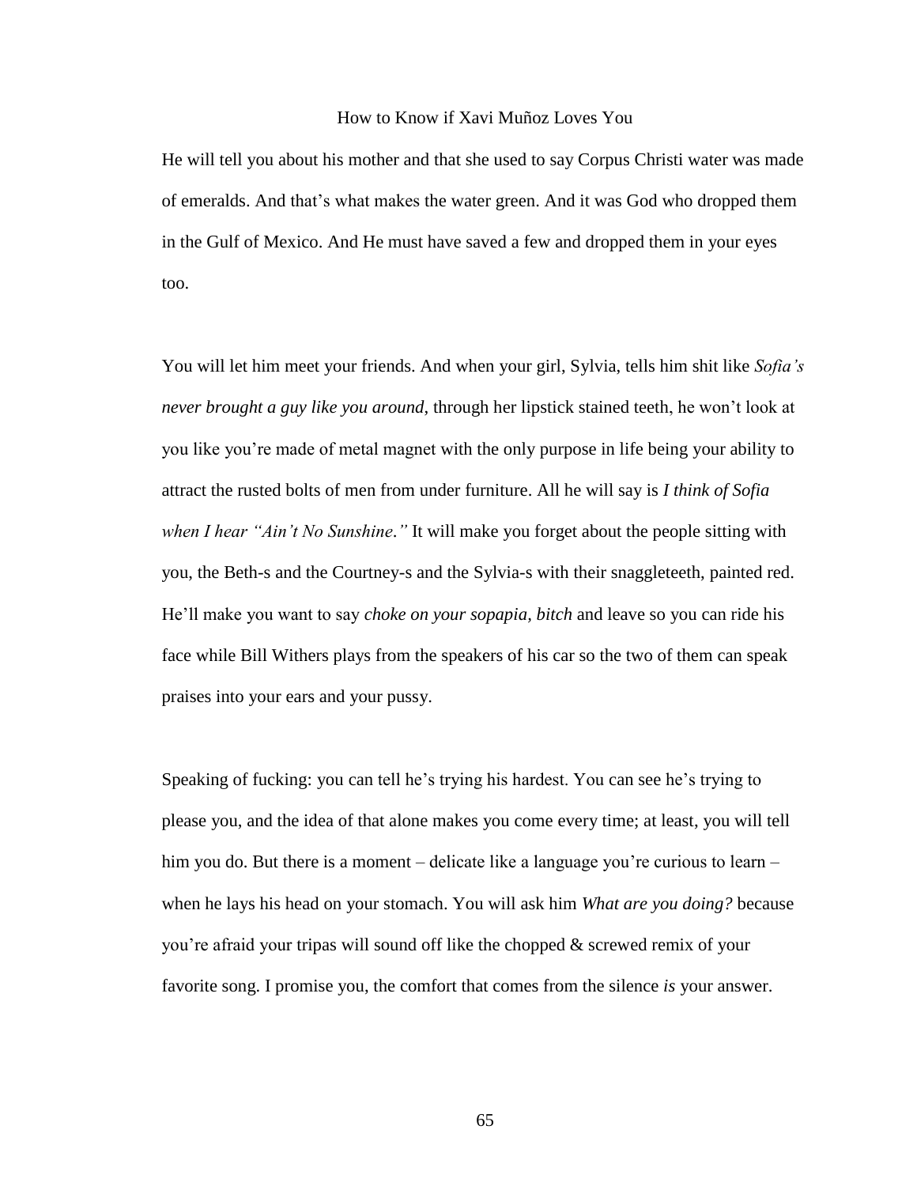# How to Know if Xavi Muñoz Loves You

He will tell you about his mother and that she used to say Corpus Christi water was made of emeralds. And that's what makes the water green. And it was God who dropped them in the Gulf of Mexico. And He must have saved a few and dropped them in your eyes too.

You will let him meet your friends. And when your girl, Sylvia, tells him shit like *Sofia's never brought a guy like you around*, through her lipstick stained teeth, he won't look at you like you're made of metal magnet with the only purpose in life being your ability to attract the rusted bolts of men from under furniture. All he will say is *I think of Sofia when I hear "Ain't No Sunshine."* It will make you forget about the people sitting with you, the Beth-s and the Courtney-s and the Sylvia-s with their snaggleteeth, painted red. He'll make you want to say *choke on your sopapia, bitch* and leave so you can ride his face while Bill Withers plays from the speakers of his car so the two of them can speak praises into your ears and your pussy.

Speaking of fucking: you can tell he's trying his hardest. You can see he's trying to please you, and the idea of that alone makes you come every time; at least, you will tell him you do. But there is a moment – delicate like a language you're curious to learn – when he lays his head on your stomach. You will ask him *What are you doing?* because you're afraid your tripas will sound off like the chopped & screwed remix of your favorite song. I promise you, the comfort that comes from the silence *is* your answer.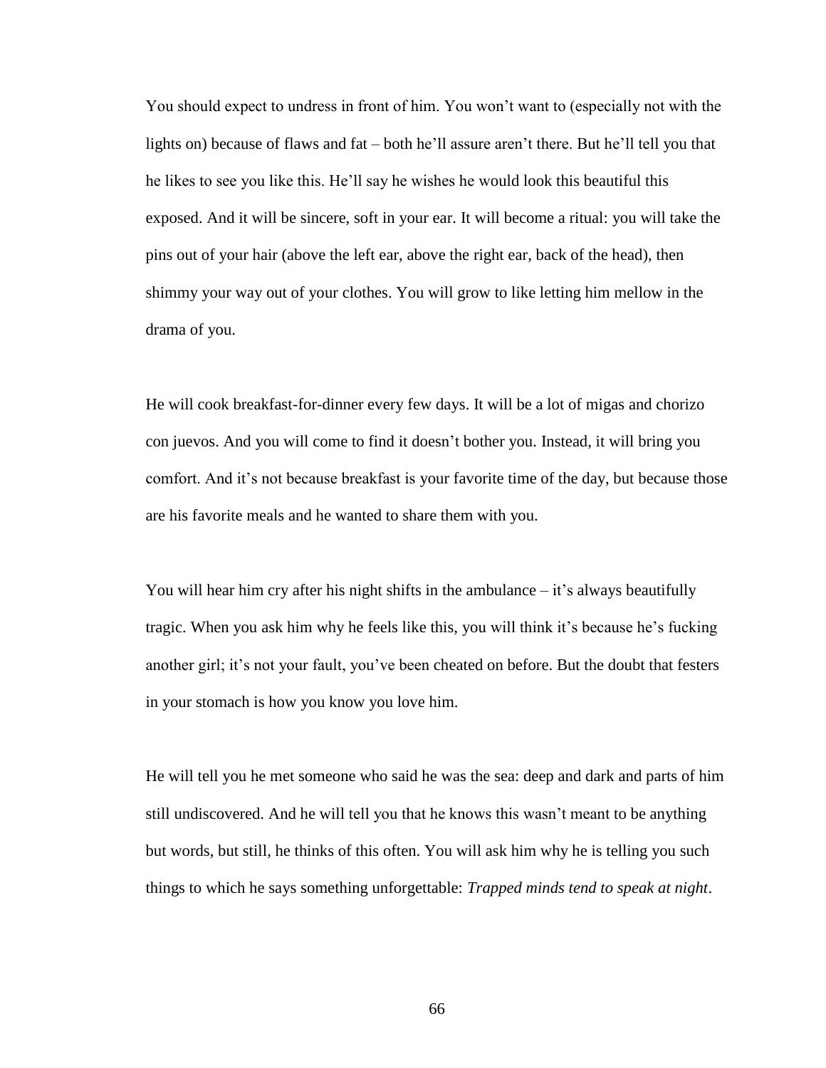You should expect to undress in front of him. You won't want to (especially not with the lights on) because of flaws and fat – both he'll assure aren't there. But he'll tell you that he likes to see you like this. He'll say he wishes he would look this beautiful this exposed. And it will be sincere, soft in your ear. It will become a ritual: you will take the pins out of your hair (above the left ear, above the right ear, back of the head), then shimmy your way out of your clothes. You will grow to like letting him mellow in the drama of you.

He will cook breakfast-for-dinner every few days. It will be a lot of migas and chorizo con juevos. And you will come to find it doesn't bother you. Instead, it will bring you comfort. And it's not because breakfast is your favorite time of the day, but because those are his favorite meals and he wanted to share them with you.

You will hear him cry after his night shifts in the ambulance – it's always beautifully tragic. When you ask him why he feels like this, you will think it's because he's fucking another girl; it's not your fault, you've been cheated on before. But the doubt that festers in your stomach is how you know you love him.

He will tell you he met someone who said he was the sea: deep and dark and parts of him still undiscovered. And he will tell you that he knows this wasn't meant to be anything but words, but still, he thinks of this often. You will ask him why he is telling you such things to which he says something unforgettable: *Trapped minds tend to speak at night*.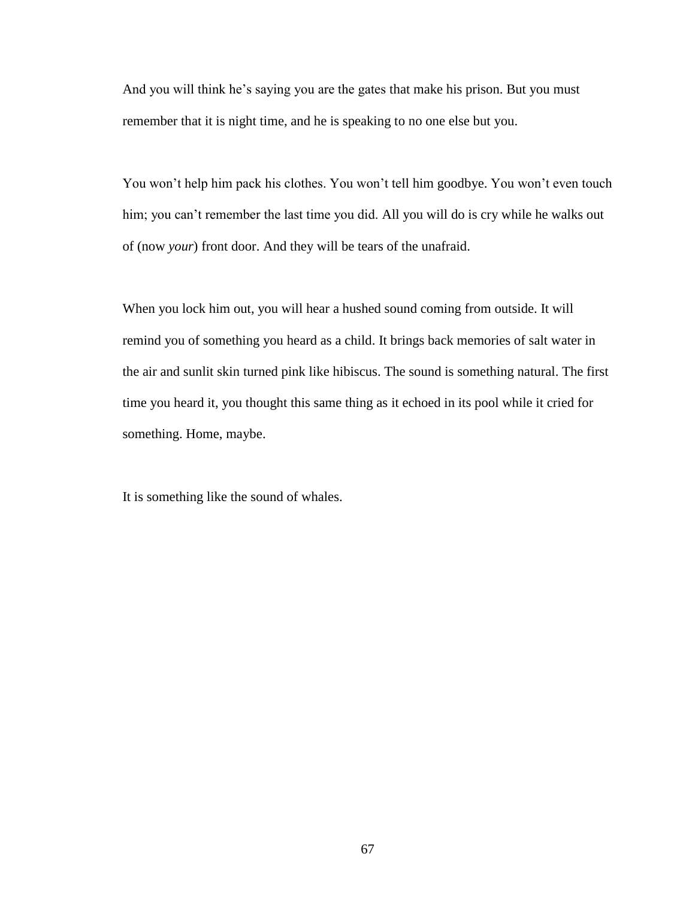And you will think he's saying you are the gates that make his prison. But you must remember that it is night time, and he is speaking to no one else but you.

You won't help him pack his clothes. You won't tell him goodbye. You won't even touch him; you can't remember the last time you did. All you will do is cry while he walks out of (now *your*) front door. And they will be tears of the unafraid.

When you lock him out, you will hear a hushed sound coming from outside. It will remind you of something you heard as a child. It brings back memories of salt water in the air and sunlit skin turned pink like hibiscus. The sound is something natural. The first time you heard it, you thought this same thing as it echoed in its pool while it cried for something. Home, maybe.

It is something like the sound of whales.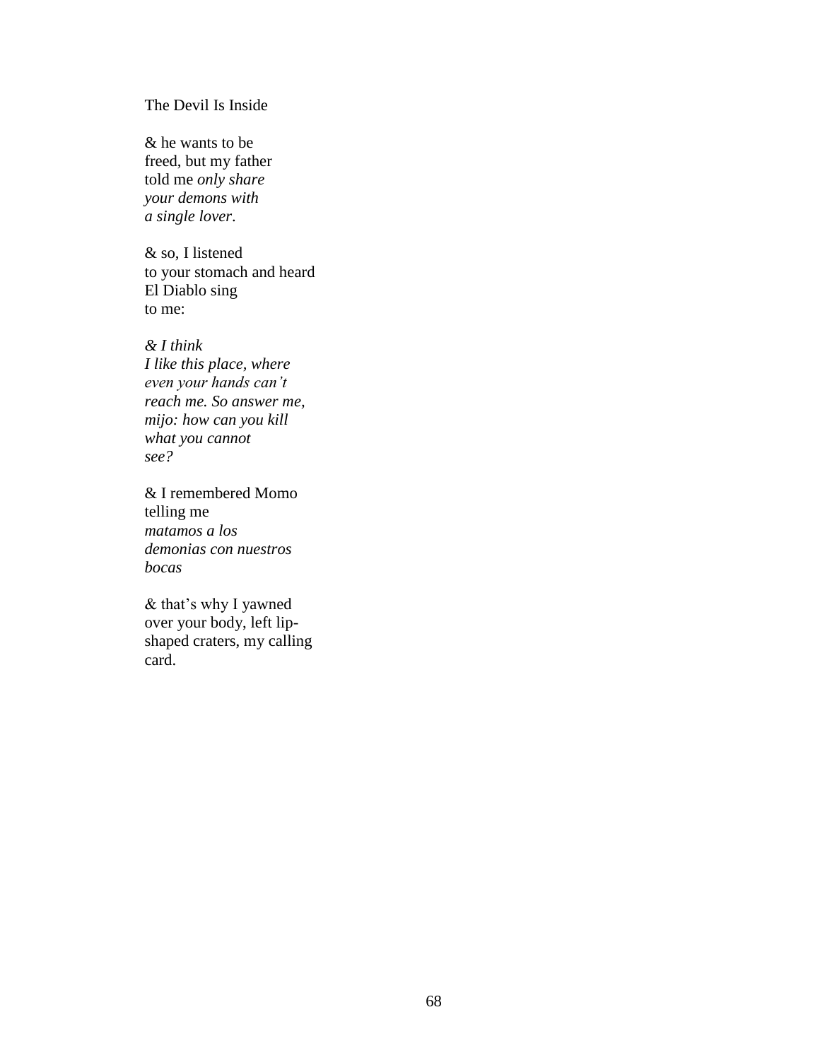The Devil Is Inside

& he wants to be  
freed, but my father  
told me *only share*  
*your demons with*  
*a single lover*.

& so, I listened  
to your stomach and heard  
El Diablo sing  
to me:

*& I think*  
*I like this place, where*  
*even your hands can't*  
*reach me. So answer me,*  
*mijo: how can you kill*  
*what you cannot*  
*see?*

& I remembered Momo  
telling me  
*matamos a los*  
*demonias con nuestros*  
*bocas*

& that's why I yawned  
over your body, left lip-  
shaped craters, my calling  
card.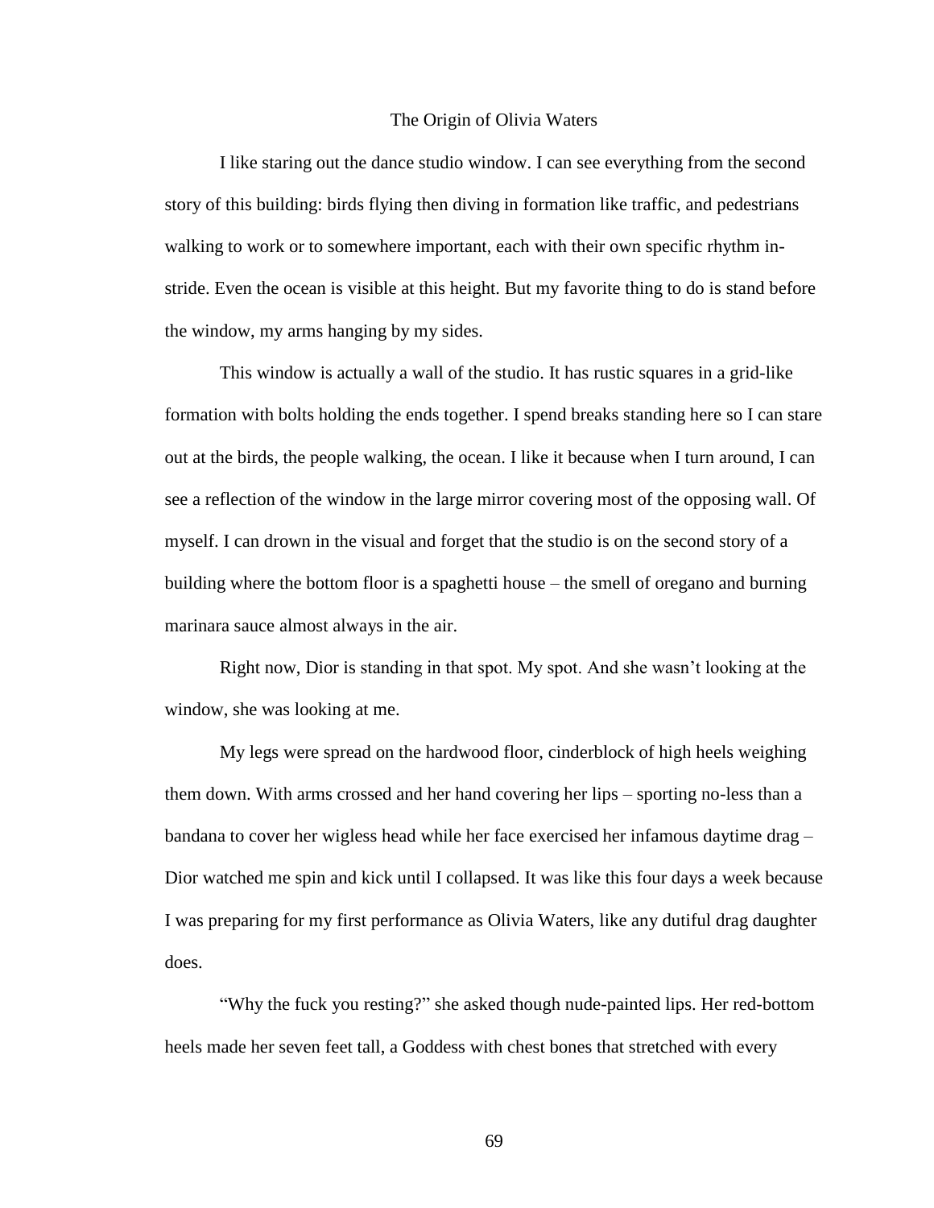# The Origin of Olivia Waters

I like staring out the dance studio window. I can see everything from the second story of this building: birds flying then diving in formation like traffic, and pedestrians walking to work or to somewhere important, each with their own specific rhythm in-stride. Even the ocean is visible at this height. But my favorite thing to do is stand before the window, my arms hanging by my sides.

This window is actually a wall of the studio. It has rustic squares in a grid-like formation with bolts holding the ends together. I spend breaks standing here so I can stare out at the birds, the people walking, the ocean. I like it because when I turn around, I can see a reflection of the window in the large mirror covering most of the opposing wall. Of myself. I can drown in the visual and forget that the studio is on the second story of a building where the bottom floor is a spaghetti house – the smell of oregano and burning marinara sauce almost always in the air.

Right now, Dior is standing in that spot. My spot. And she wasn't looking at the window, she was looking at me.

My legs were spread on the hardwood floor, cinderblock of high heels weighing them down. With arms crossed and her hand covering her lips – sporting no-less than a bandana to cover her wigless head while her face exercised her infamous daytime drag – Dior watched me spin and kick until I collapsed. It was like this four days a week because I was preparing for my first performance as Olivia Waters, like any dutiful drag daughter does.

"Why the fuck you resting?" she asked though nude-painted lips. Her red-bottom heels made her seven feet tall, a Goddess with chest bones that stretched with every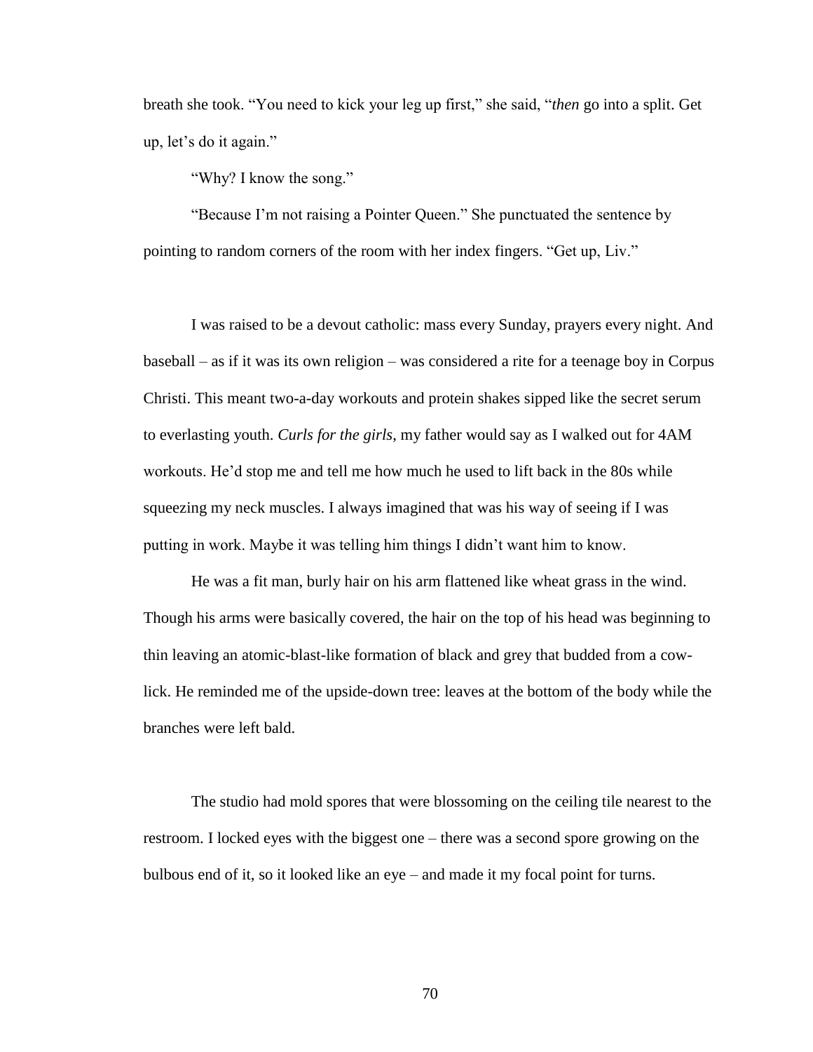breath she took. "You need to kick your leg up first," she said, "*then* go into a split. Get up, let's do it again."

"Why? I know the song."

"Because I'm not raising a Pointer Queen." She punctuated the sentence by pointing to random corners of the room with her index fingers. "Get up, Liv."

I was raised to be a devout catholic: mass every Sunday, prayers every night. And baseball – as if it was its own religion – was considered a rite for a teenage boy in Corpus Christi. This meant two-a-day workouts and protein shakes sipped like the secret serum to everlasting youth. *Curls for the girls*, my father would say as I walked out for 4AM workouts. He'd stop me and tell me how much he used to lift back in the 80s while squeezing my neck muscles. I always imagined that was his way of seeing if I was putting in work. Maybe it was telling him things I didn't want him to know.

He was a fit man, burly hair on his arm flattened like wheat grass in the wind. Though his arms were basically covered, the hair on the top of his head was beginning to thin leaving an atomic-blast-like formation of black and grey that budded from a cow-lick. He reminded me of the upside-down tree: leaves at the bottom of the body while the branches were left bald.

The studio had mold spores that were blossoming on the ceiling tile nearest to the restroom. I locked eyes with the biggest one – there was a second spore growing on the bulbous end of it, so it looked like an eye – and made it my focal point for turns.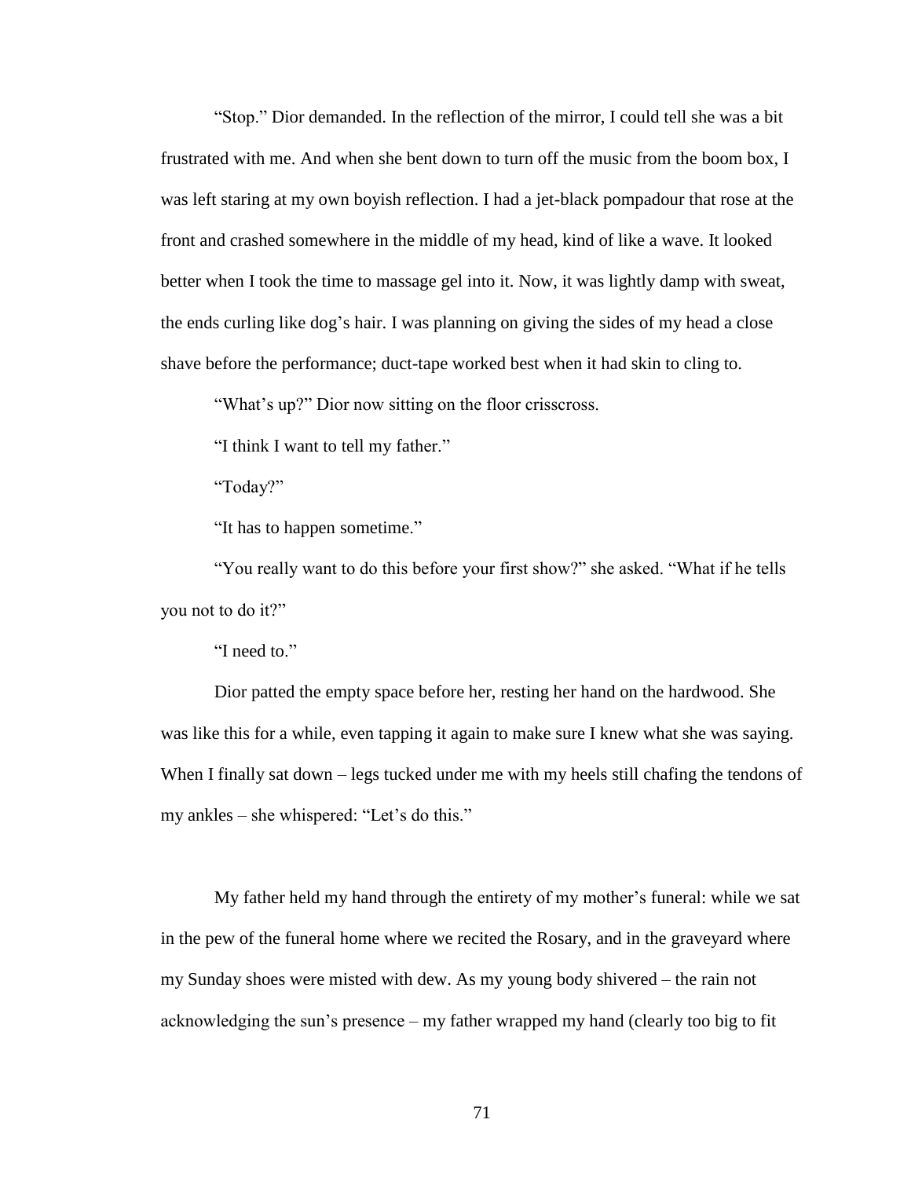"Stop." Dior demanded. In the reflection of the mirror, I could tell she was a bit frustrated with me. And when she bent down to turn off the music from the boom box, I was left staring at my own boyish reflection. I had a jet-black pompadour that rose at the front and crashed somewhere in the middle of my head, kind of like a wave. It looked better when I took the time to massage gel into it. Now, it was lightly damp with sweat, the ends curling like dog's hair. I was planning on giving the sides of my head a close shave before the performance; duct-tape worked best when it had skin to cling to.

"What's up?" Dior now sitting on the floor crisscross.

"I think I want to tell my father."

"Today?"

"It has to happen sometime."

"You really want to do this before your first show?" she asked. "What if he tells you not to do it?"

"I need to."

Dior patted the empty space before her, resting her hand on the hardwood. She was like this for a while, even tapping it again to make sure I knew what she was saying. When I finally sat down – legs tucked under me with my heels still chafing the tendons of my ankles – she whispered: "Let's do this."

My father held my hand through the entirety of my mother's funeral: while we sat in the pew of the funeral home where we recited the Rosary, and in the graveyard where my Sunday shoes were misted with dew. As my young body shivered – the rain not acknowledging the sun's presence – my father wrapped my hand (clearly too big to fit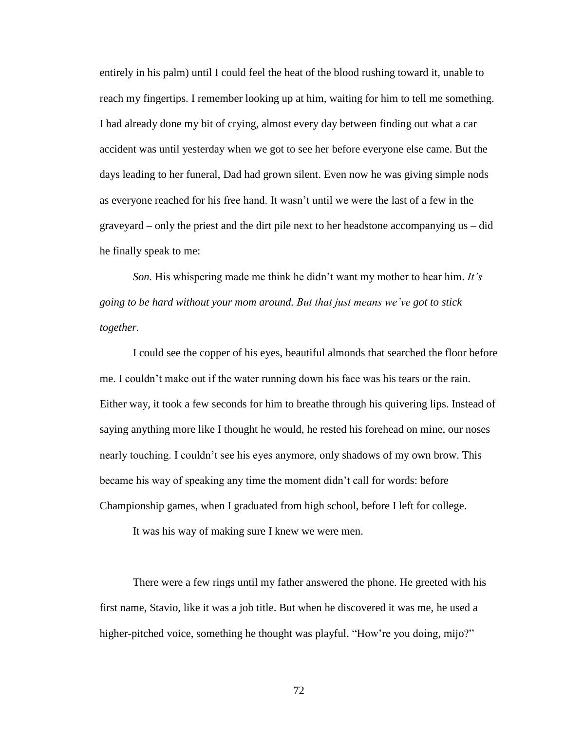entirely in his palm) until I could feel the heat of the blood rushing toward it, unable to reach my fingertips. I remember looking up at him, waiting for him to tell me something. I had already done my bit of crying, almost every day between finding out what a car accident was until yesterday when we got to see her before everyone else came. But the days leading to her funeral, Dad had grown silent. Even now he was giving simple nods as everyone reached for his free hand. It wasn't until we were the last of a few in the graveyard – only the priest and the dirt pile next to her headstone accompanying us – did he finally speak to me:

*Son.* His whispering made me think he didn't want my mother to hear him. *It's going to be hard without your mom around. But that just means we've got to stick together.*

I could see the copper of his eyes, beautiful almonds that searched the floor before me. I couldn't make out if the water running down his face was his tears or the rain. Either way, it took a few seconds for him to breathe through his quivering lips. Instead of saying anything more like I thought he would, he rested his forehead on mine, our noses nearly touching. I couldn't see his eyes anymore, only shadows of my own brow. This became his way of speaking any time the moment didn't call for words: before Championship games, when I graduated from high school, before I left for college.

It was his way of making sure I knew we were men.

There were a few rings until my father answered the phone. He greeted with his first name, Stavio, like it was a job title. But when he discovered it was me, he used a higher-pitched voice, something he thought was playful. "How're you doing, mijo?"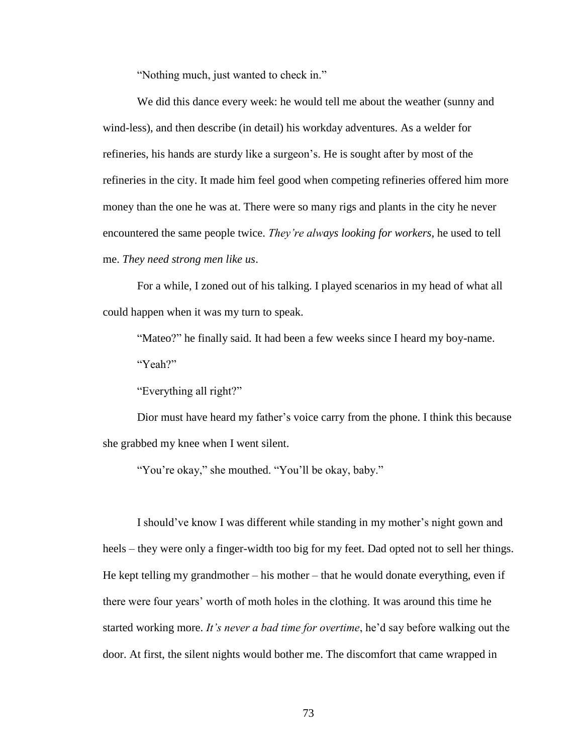"Nothing much, just wanted to check in."

We did this dance every week: he would tell me about the weather (sunny and wind-less), and then describe (in detail) his workday adventures. As a welder for refineries, his hands are sturdy like a surgeon's. He is sought after by most of the refineries in the city. It made him feel good when competing refineries offered him more money than the one he was at. There were so many rigs and plants in the city he never encountered the same people twice. *They're always looking for workers*, he used to tell me. *They need strong men like us*.

For a while, I zoned out of his talking. I played scenarios in my head of what all could happen when it was my turn to speak.

"Mateo?" he finally said. It had been a few weeks since I heard my boy-name.

"Yeah?"

"Everything all right?"

Dior must have heard my father's voice carry from the phone. I think this because she grabbed my knee when I went silent.

"You're okay," she mouthed. "You'll be okay, baby."

I should've know I was different while standing in my mother's night gown and heels – they were only a finger-width too big for my feet. Dad opted not to sell her things. He kept telling my grandmother – his mother – that he would donate everything, even if there were four years' worth of moth holes in the clothing. It was around this time he started working more. *It's never a bad time for overtime*, he'd say before walking out the door. At first, the silent nights would bother me. The discomfort that came wrapped in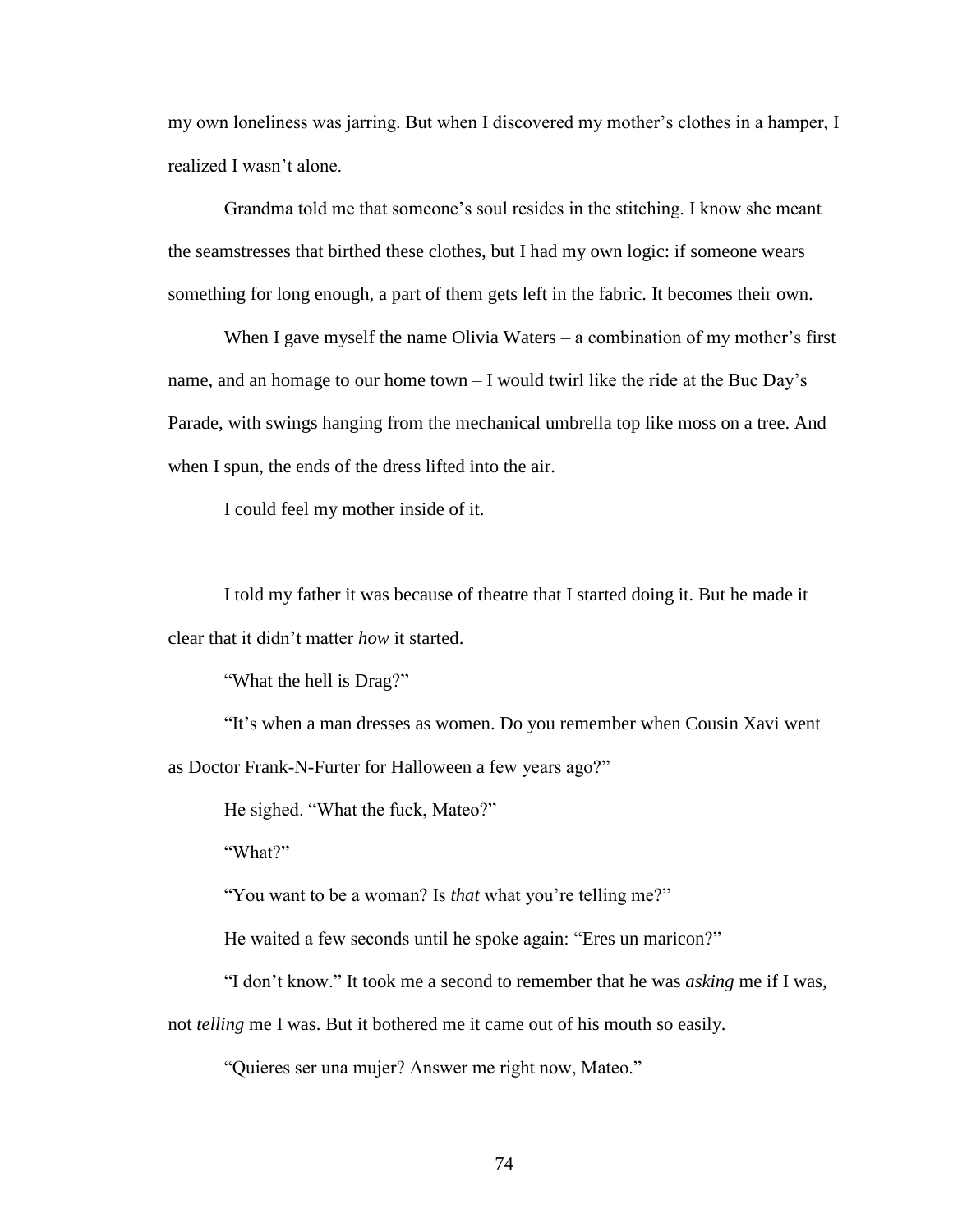my own loneliness was jarring. But when I discovered my mother's clothes in a hamper, I realized I wasn't alone.

Grandma told me that someone's soul resides in the stitching. I know she meant the seamstresses that birthed these clothes, but I had my own logic: if someone wears something for long enough, a part of them gets left in the fabric. It becomes their own.

When I gave myself the name Olivia Waters – a combination of my mother's first name, and an homage to our home town – I would twirl like the ride at the Buc Day's Parade, with swings hanging from the mechanical umbrella top like moss on a tree. And when I spun, the ends of the dress lifted into the air.

I could feel my mother inside of it.

I told my father it was because of theatre that I started doing it. But he made it clear that it didn't matter *how* it started.

"What the hell is Drag?"

"It's when a man dresses as women. Do you remember when Cousin Xavi went as Doctor Frank-N-Furter for Halloween a few years ago?"

He sighed. "What the fuck, Mateo?"

"What?"

"You want to be a woman? Is *that* what you're telling me?"

He waited a few seconds until he spoke again: "Eres un maricon?"

"I don't know." It took me a second to remember that he was *asking* me if I was, not *telling* me I was. But it bothered me it came out of his mouth so easily.

"Quieres ser una mujer? Answer me right now, Mateo."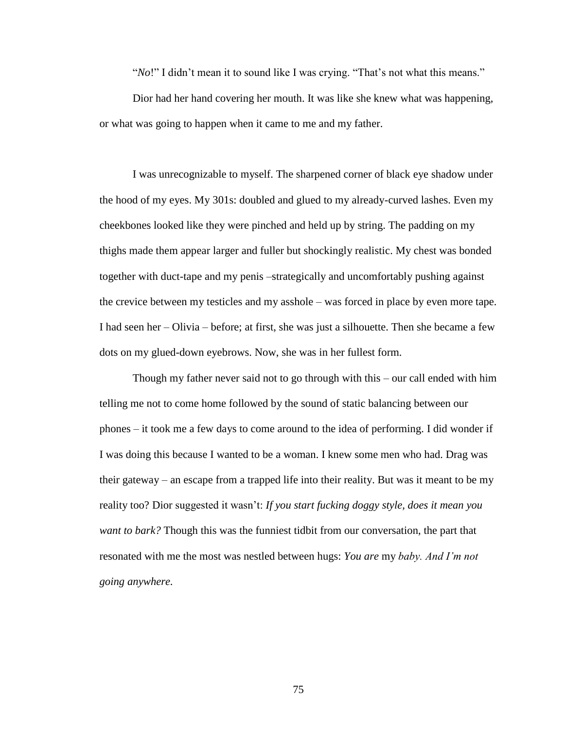"*No*!" I didn't mean it to sound like I was crying. "That's not what this means."

Dior had her hand covering her mouth. It was like she knew what was happening, or what was going to happen when it came to me and my father.

I was unrecognizable to myself. The sharpened corner of black eye shadow under the hood of my eyes. My 301s: doubled and glued to my already-curved lashes. Even my cheekbones looked like they were pinched and held up by string. The padding on my thighs made them appear larger and fuller but shockingly realistic. My chest was bonded together with duct-tape and my penis –strategically and uncomfortably pushing against the crevice between my testicles and my asshole – was forced in place by even more tape. I had seen her – Olivia – before; at first, she was just a silhouette. Then she became a few dots on my glued-down eyebrows. Now, she was in her fullest form.

Though my father never said not to go through with this – our call ended with him telling me not to come home followed by the sound of static balancing between our phones – it took me a few days to come around to the idea of performing. I did wonder if I was doing this because I wanted to be a woman. I knew some men who had. Drag was their gateway – an escape from a trapped life into their reality. But was it meant to be my reality too? Dior suggested it wasn't: *If you start fucking doggy style, does it mean you want to bark?* Though this was the funniest tidbit from our conversation, the part that resonated with me the most was nestled between hugs: *You are* my *baby. And I'm not going anywhere.*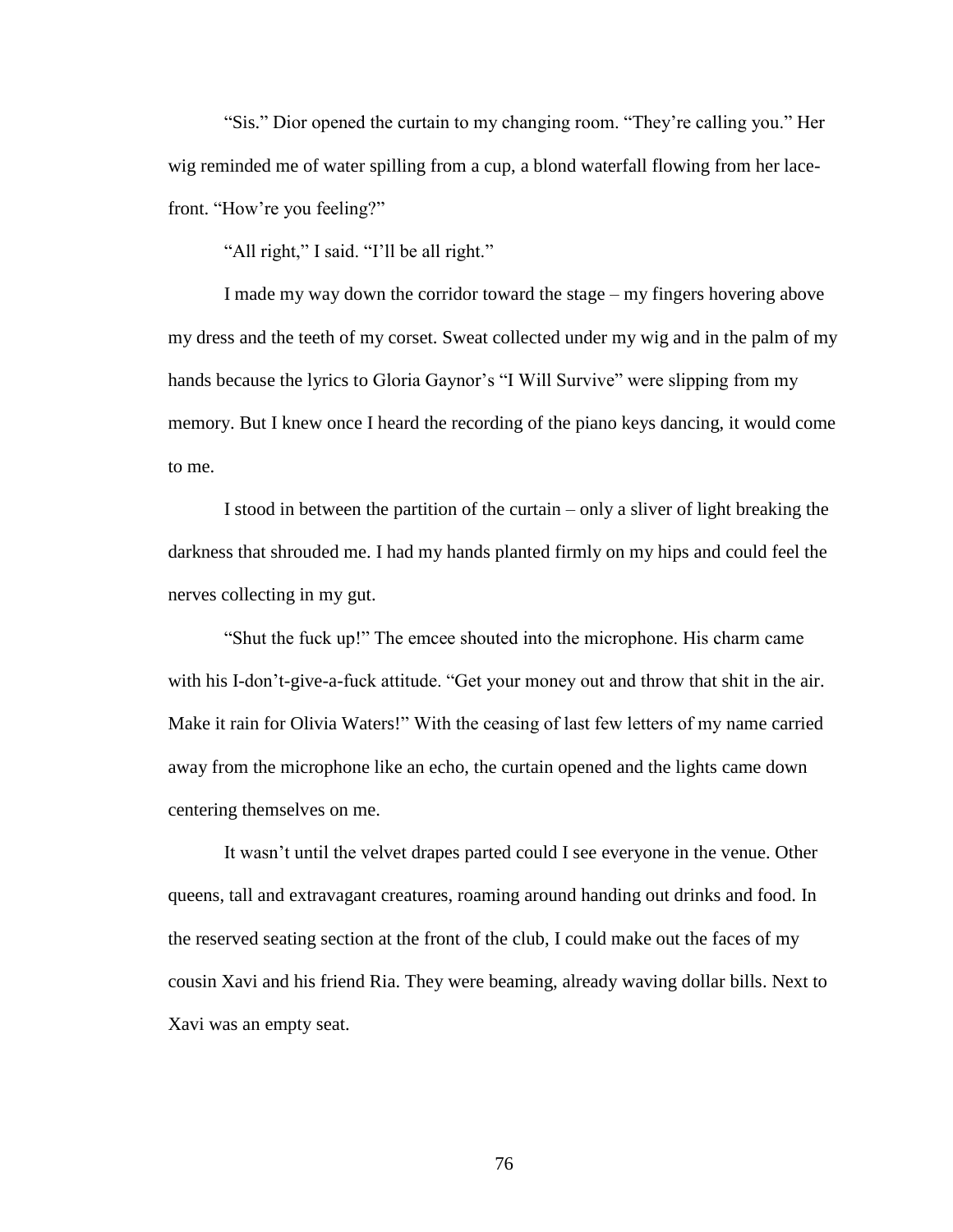"Sis." Dior opened the curtain to my changing room. "They're calling you." Her wig reminded me of water spilling from a cup, a blond waterfall flowing from her lace-front. "How're you feeling?"

"All right," I said. "I'll be all right."

I made my way down the corridor toward the stage – my fingers hovering above my dress and the teeth of my corset. Sweat collected under my wig and in the palm of my hands because the lyrics to Gloria Gaynor's "I Will Survive" were slipping from my memory. But I knew once I heard the recording of the piano keys dancing, it would come to me.

I stood in between the partition of the curtain – only a sliver of light breaking the darkness that shrouded me. I had my hands planted firmly on my hips and could feel the nerves collecting in my gut.

"Shut the fuck up!" The emcee shouted into the microphone. His charm came with his I-don't-give-a-fuck attitude. "Get your money out and throw that shit in the air. Make it rain for Olivia Waters!" With the ceasing of last few letters of my name carried away from the microphone like an echo, the curtain opened and the lights came down centering themselves on me.

It wasn't until the velvet drapes parted could I see everyone in the venue. Other queens, tall and extravagant creatures, roaming around handing out drinks and food. In the reserved seating section at the front of the club, I could make out the faces of my cousin Xavi and his friend Ria. They were beaming, already waving dollar bills. Next to Xavi was an empty seat.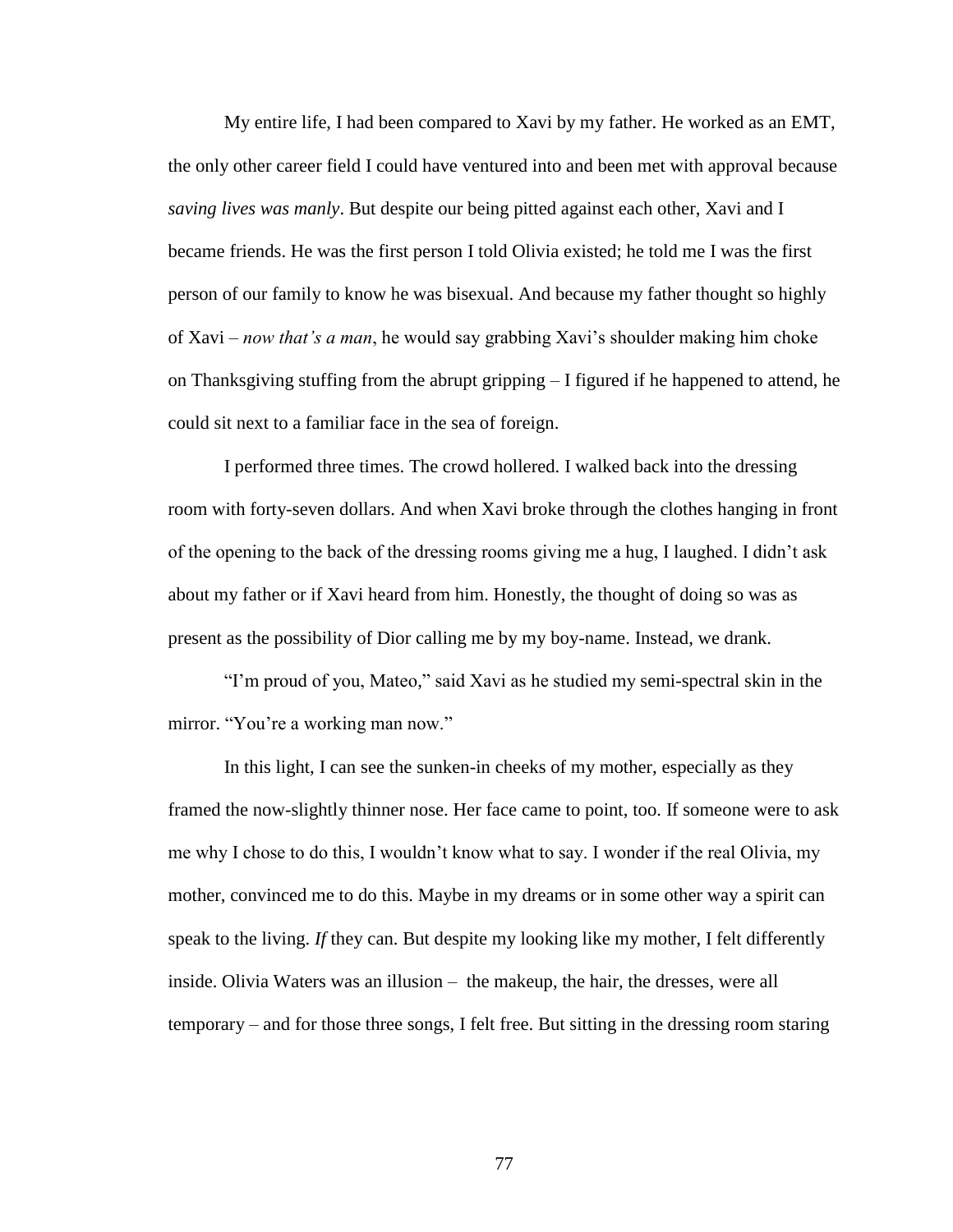My entire life, I had been compared to Xavi by my father. He worked as an EMT, the only other career field I could have ventured into and been met with approval because *saving lives was manly*. But despite our being pitted against each other, Xavi and I became friends. He was the first person I told Olivia existed; he told me I was the first person of our family to know he was bisexual. And because my father thought so highly of Xavi – *now that's a man*, he would say grabbing Xavi's shoulder making him choke on Thanksgiving stuffing from the abrupt gripping – I figured if he happened to attend, he could sit next to a familiar face in the sea of foreign.

I performed three times. The crowd hollered. I walked back into the dressing room with forty-seven dollars. And when Xavi broke through the clothes hanging in front of the opening to the back of the dressing rooms giving me a hug, I laughed. I didn't ask about my father or if Xavi heard from him. Honestly, the thought of doing so was as present as the possibility of Dior calling me by my boy-name. Instead, we drank.

"I'm proud of you, Mateo," said Xavi as he studied my semi-spectral skin in the mirror. "You're a working man now."

In this light, I can see the sunken-in cheeks of my mother, especially as they framed the now-slightly thinner nose. Her face came to point, too. If someone were to ask me why I chose to do this, I wouldn't know what to say. I wonder if the real Olivia, my mother, convinced me to do this. Maybe in my dreams or in some other way a spirit can speak to the living. *If* they can. But despite my looking like my mother, I felt differently inside. Olivia Waters was an illusion – the makeup, the hair, the dresses, were all temporary – and for those three songs, I felt free. But sitting in the dressing room staring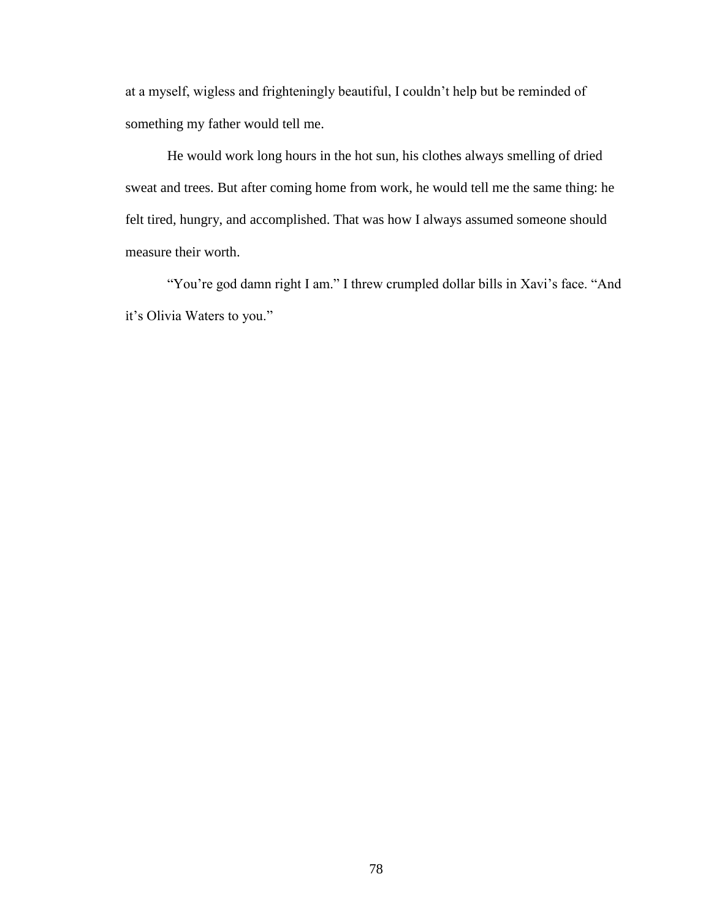at a myself, wigless and frighteningly beautiful, I couldn't help but be reminded of something my father would tell me.

He would work long hours in the hot sun, his clothes always smelling of dried sweat and trees. But after coming home from work, he would tell me the same thing: he felt tired, hungry, and accomplished. That was how I always assumed someone should measure their worth.

"You're god damn right I am." I threw crumpled dollar bills in Xavi's face. "And it's Olivia Waters to you."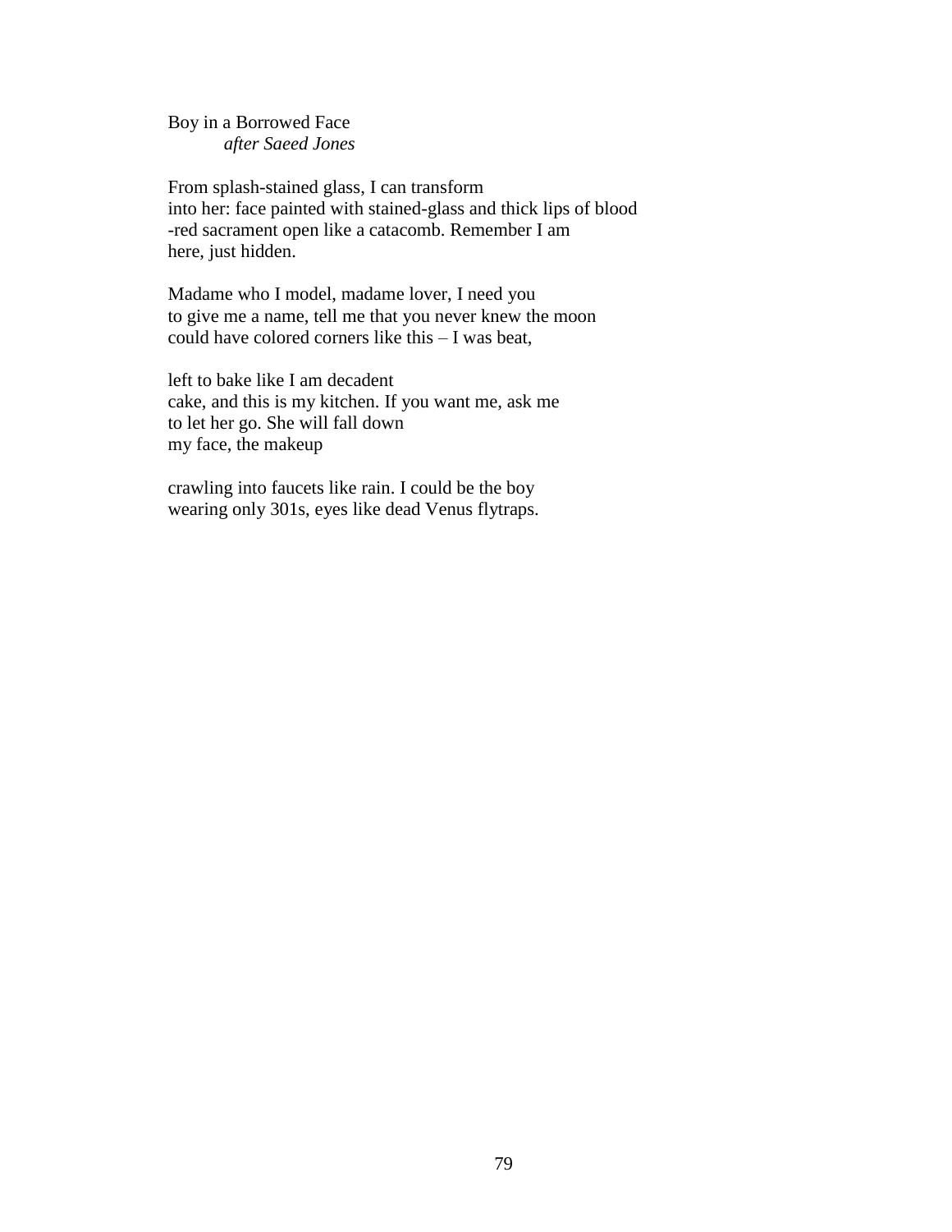Boy in a Borrowed Face
*after Saeed Jones*

From splash-stained glass, I can transform
into her: face painted with stained-glass and thick lips of blood
-red sacrament open like a catacomb. Remember I am
here, just hidden.

Madame who I model, madame lover, I need you
to give me a name, tell me that you never knew the moon
could have colored corners like this – I was beat,

left to bake like I am decadent
cake, and this is my kitchen. If you want me, ask me
to let her go. She will fall down
my face, the makeup

crawling into faucets like rain. I could be the boy
wearing only 301s, eyes like dead Venus flytraps.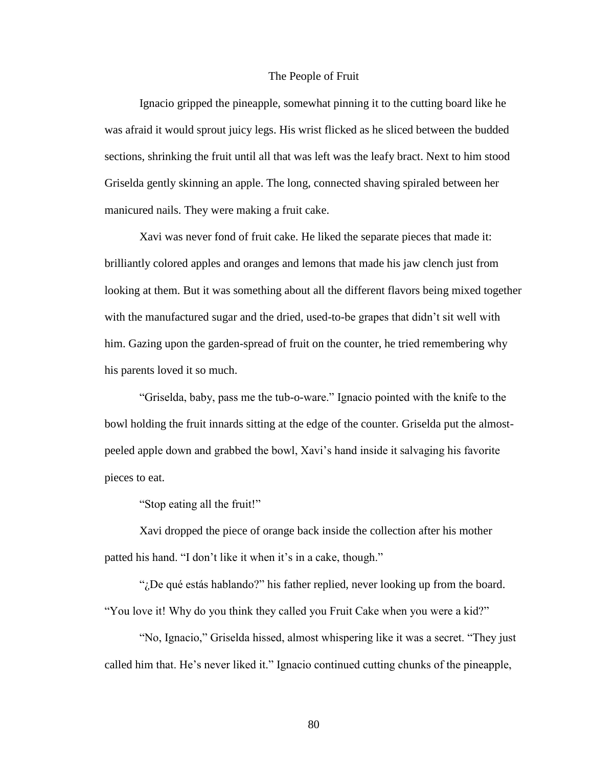The People of Fruit

Ignacio gripped the pineapple, somewhat pinning it to the cutting board like he was afraid it would sprout juicy legs. His wrist flicked as he sliced between the budded sections, shrinking the fruit until all that was left was the leafy bract. Next to him stood Griselda gently skinning an apple. The long, connected shaving spiraled between her manicured nails. They were making a fruit cake.

Xavi was never fond of fruit cake. He liked the separate pieces that made it: brilliantly colored apples and oranges and lemons that made his jaw clench just from looking at them. But it was something about all the different flavors being mixed together with the manufactured sugar and the dried, used-to-be grapes that didn't sit well with him. Gazing upon the garden-spread of fruit on the counter, he tried remembering why his parents loved it so much.

"Griselda, baby, pass me the tub-o-ware." Ignacio pointed with the knife to the bowl holding the fruit innards sitting at the edge of the counter. Griselda put the almost-peeled apple down and grabbed the bowl, Xavi's hand inside it salvaging his favorite pieces to eat.

"Stop eating all the fruit!"

Xavi dropped the piece of orange back inside the collection after his mother patted his hand. "I don't like it when it's in a cake, though."

"¿De qué estás hablando?" his father replied, never looking up from the board. "You love it! Why do you think they called you Fruit Cake when you were a kid?"

"No, Ignacio," Griselda hissed, almost whispering like it was a secret. "They just called him that. He's never liked it." Ignacio continued cutting chunks of the pineapple,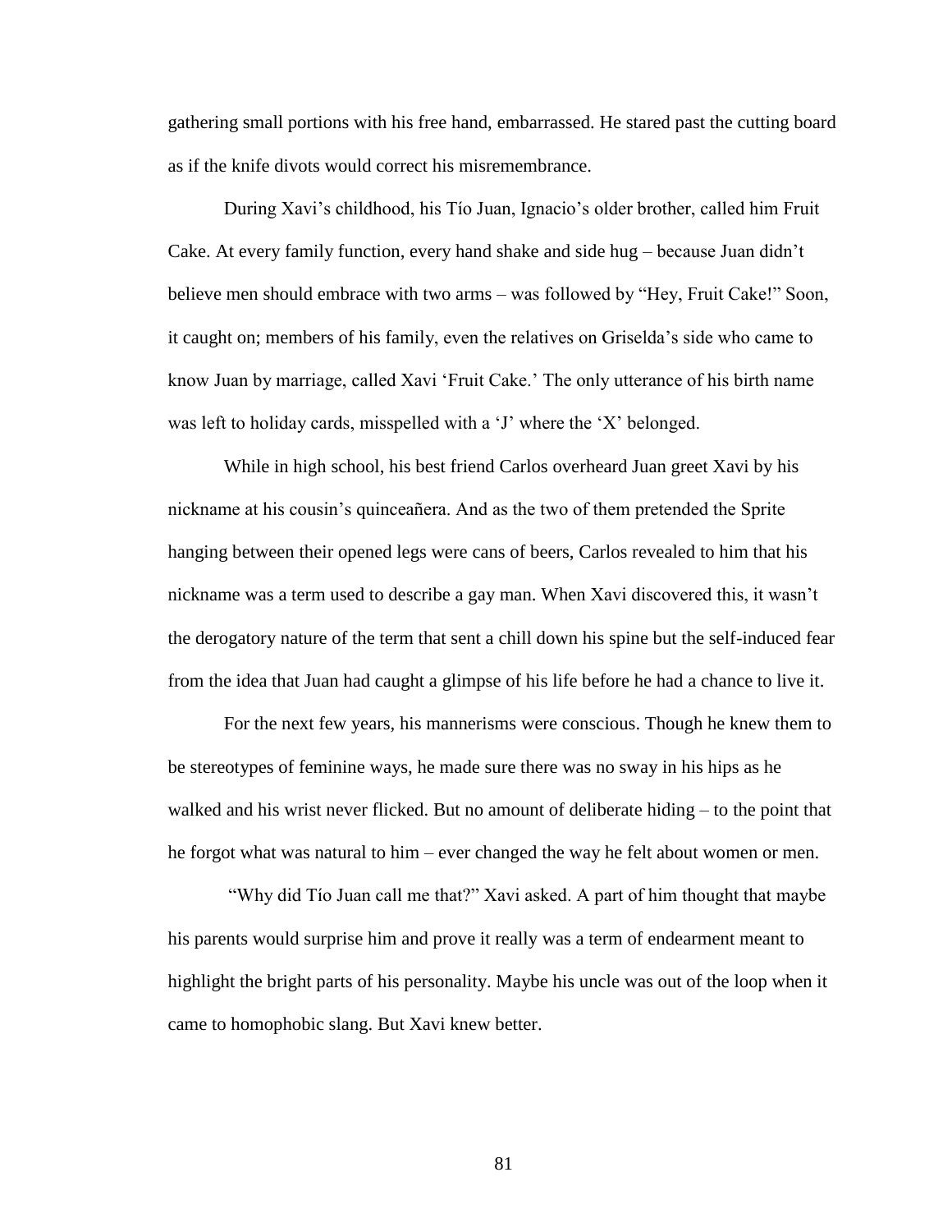gathering small portions with his free hand, embarrassed. He stared past the cutting board as if the knife divots would correct his misremembrance.

During Xavi's childhood, his Tío Juan, Ignacio's older brother, called him Fruit Cake. At every family function, every hand shake and side hug – because Juan didn't believe men should embrace with two arms – was followed by "Hey, Fruit Cake!" Soon, it caught on; members of his family, even the relatives on Griselda's side who came to know Juan by marriage, called Xavi 'Fruit Cake.' The only utterance of his birth name was left to holiday cards, misspelled with a 'J' where the 'X' belonged.

While in high school, his best friend Carlos overheard Juan greet Xavi by his nickname at his cousin's quinceañera. And as the two of them pretended the Sprite hanging between their opened legs were cans of beers, Carlos revealed to him that his nickname was a term used to describe a gay man. When Xavi discovered this, it wasn't the derogatory nature of the term that sent a chill down his spine but the self-induced fear from the idea that Juan had caught a glimpse of his life before he had a chance to live it.

For the next few years, his mannerisms were conscious. Though he knew them to be stereotypes of feminine ways, he made sure there was no sway in his hips as he walked and his wrist never flicked. But no amount of deliberate hiding – to the point that he forgot what was natural to him – ever changed the way he felt about women or men.

"Why did Tío Juan call me that?" Xavi asked. A part of him thought that maybe his parents would surprise him and prove it really was a term of endearment meant to highlight the bright parts of his personality. Maybe his uncle was out of the loop when it came to homophobic slang. But Xavi knew better.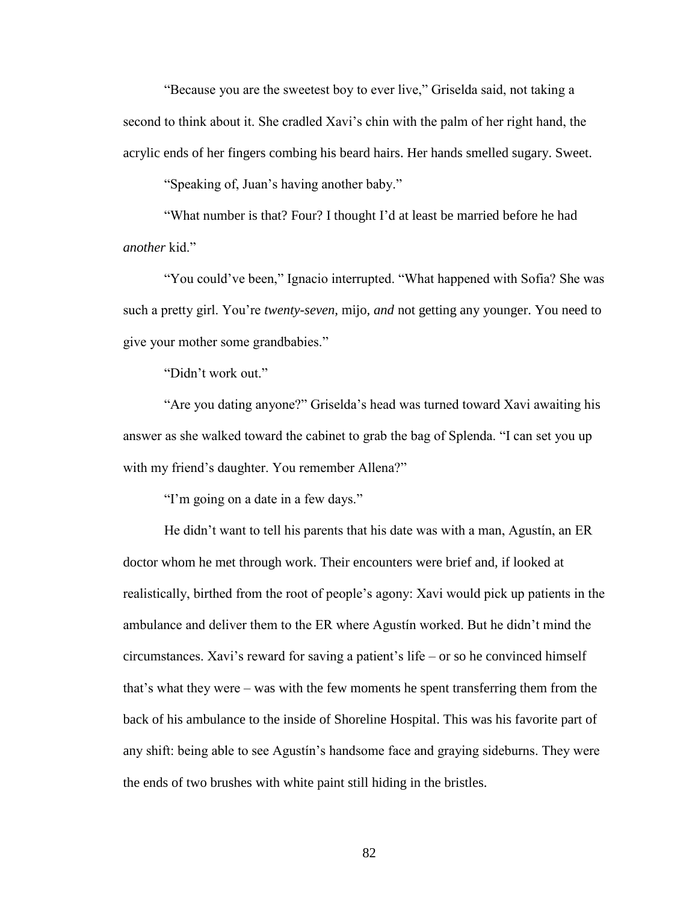"Because you are the sweetest boy to ever live," Griselda said, not taking a second to think about it. She cradled Xavi's chin with the palm of her right hand, the acrylic ends of her fingers combing his beard hairs. Her hands smelled sugary. Sweet.

"Speaking of, Juan's having another baby."

"What number is that? Four? I thought I'd at least be married before he had *another* kid."

"You could've been," Ignacio interrupted. "What happened with Sofia? She was such a pretty girl. You're *twenty-seven,* mijo*, and* not getting any younger. You need to give your mother some grandbabies."

"Didn't work out."

"Are you dating anyone?" Griselda's head was turned toward Xavi awaiting his answer as she walked toward the cabinet to grab the bag of Splenda. "I can set you up with my friend's daughter. You remember Allena?"

"I'm going on a date in a few days."

He didn't want to tell his parents that his date was with a man, Agustín, an ER doctor whom he met through work. Their encounters were brief and, if looked at realistically, birthed from the root of people's agony: Xavi would pick up patients in the ambulance and deliver them to the ER where Agustín worked. But he didn't mind the circumstances. Xavi's reward for saving a patient's life – or so he convinced himself that's what they were – was with the few moments he spent transferring them from the back of his ambulance to the inside of Shoreline Hospital. This was his favorite part of any shift: being able to see Agustín's handsome face and graying sideburns. They were the ends of two brushes with white paint still hiding in the bristles.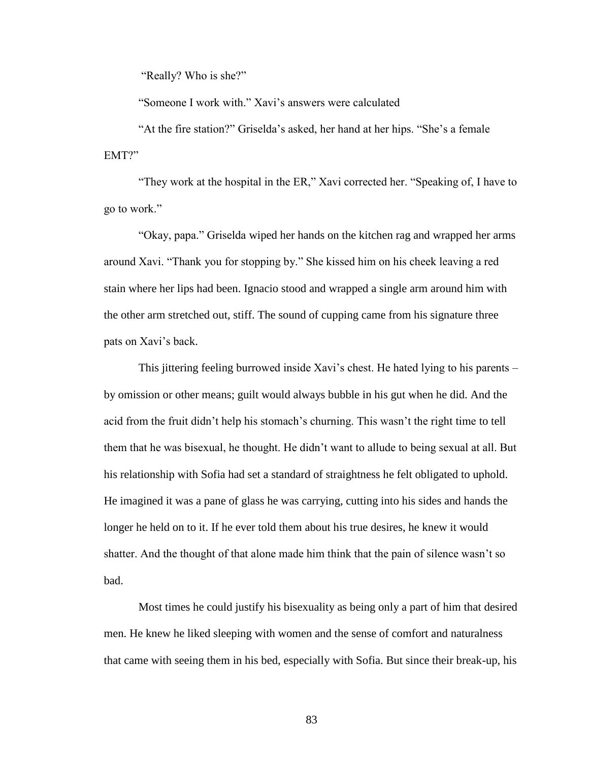"Really? Who is she?"

"Someone I work with." Xavi's answers were calculated

"At the fire station?" Griselda's asked, her hand at her hips. "She's a female EMT?"

"They work at the hospital in the ER," Xavi corrected her. "Speaking of, I have to go to work."

"Okay, papa." Griselda wiped her hands on the kitchen rag and wrapped her arms around Xavi. "Thank you for stopping by." She kissed him on his cheek leaving a red stain where her lips had been. Ignacio stood and wrapped a single arm around him with the other arm stretched out, stiff. The sound of cupping came from his signature three pats on Xavi's back.

This jittering feeling burrowed inside Xavi's chest. He hated lying to his parents – by omission or other means; guilt would always bubble in his gut when he did. And the acid from the fruit didn't help his stomach's churning. This wasn't the right time to tell them that he was bisexual, he thought. He didn't want to allude to being sexual at all. But his relationship with Sofia had set a standard of straightness he felt obligated to uphold. He imagined it was a pane of glass he was carrying, cutting into his sides and hands the longer he held on to it. If he ever told them about his true desires, he knew it would shatter. And the thought of that alone made him think that the pain of silence wasn't so bad.

Most times he could justify his bisexuality as being only a part of him that desired men. He knew he liked sleeping with women and the sense of comfort and naturalness that came with seeing them in his bed, especially with Sofia. But since their break-up, his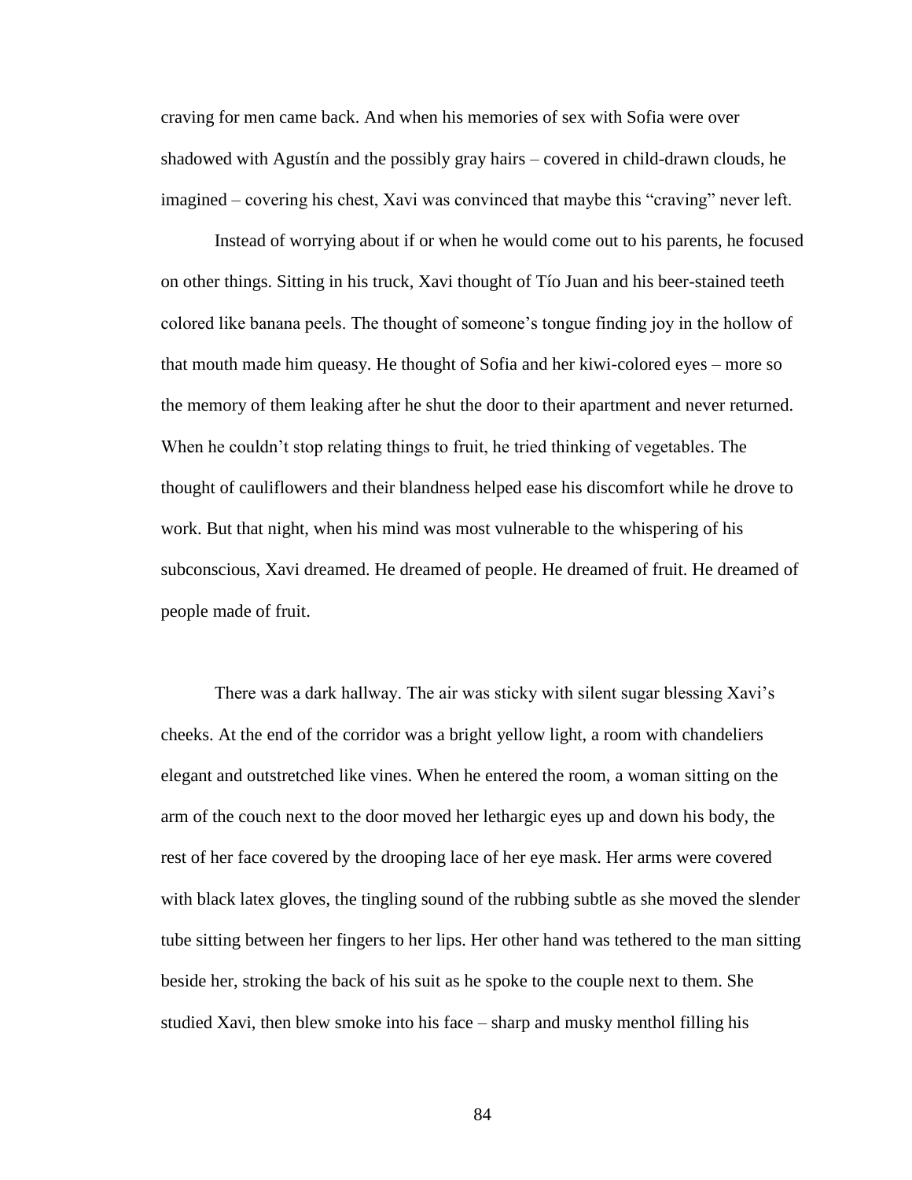craving for men came back. And when his memories of sex with Sofia were over shadowed with Agustín and the possibly gray hairs – covered in child-drawn clouds, he imagined – covering his chest, Xavi was convinced that maybe this "craving" never left.

Instead of worrying about if or when he would come out to his parents, he focused on other things. Sitting in his truck, Xavi thought of Tío Juan and his beer-stained teeth colored like banana peels. The thought of someone's tongue finding joy in the hollow of that mouth made him queasy. He thought of Sofia and her kiwi-colored eyes – more so the memory of them leaking after he shut the door to their apartment and never returned. When he couldn't stop relating things to fruit, he tried thinking of vegetables. The thought of cauliflowers and their blandness helped ease his discomfort while he drove to work. But that night, when his mind was most vulnerable to the whispering of his subconscious, Xavi dreamed. He dreamed of people. He dreamed of fruit. He dreamed of people made of fruit.

There was a dark hallway. The air was sticky with silent sugar blessing Xavi's cheeks. At the end of the corridor was a bright yellow light, a room with chandeliers elegant and outstretched like vines. When he entered the room, a woman sitting on the arm of the couch next to the door moved her lethargic eyes up and down his body, the rest of her face covered by the drooping lace of her eye mask. Her arms were covered with black latex gloves, the tingling sound of the rubbing subtle as she moved the slender tube sitting between her fingers to her lips. Her other hand was tethered to the man sitting beside her, stroking the back of his suit as he spoke to the couple next to them. She studied Xavi, then blew smoke into his face – sharp and musky menthol filling his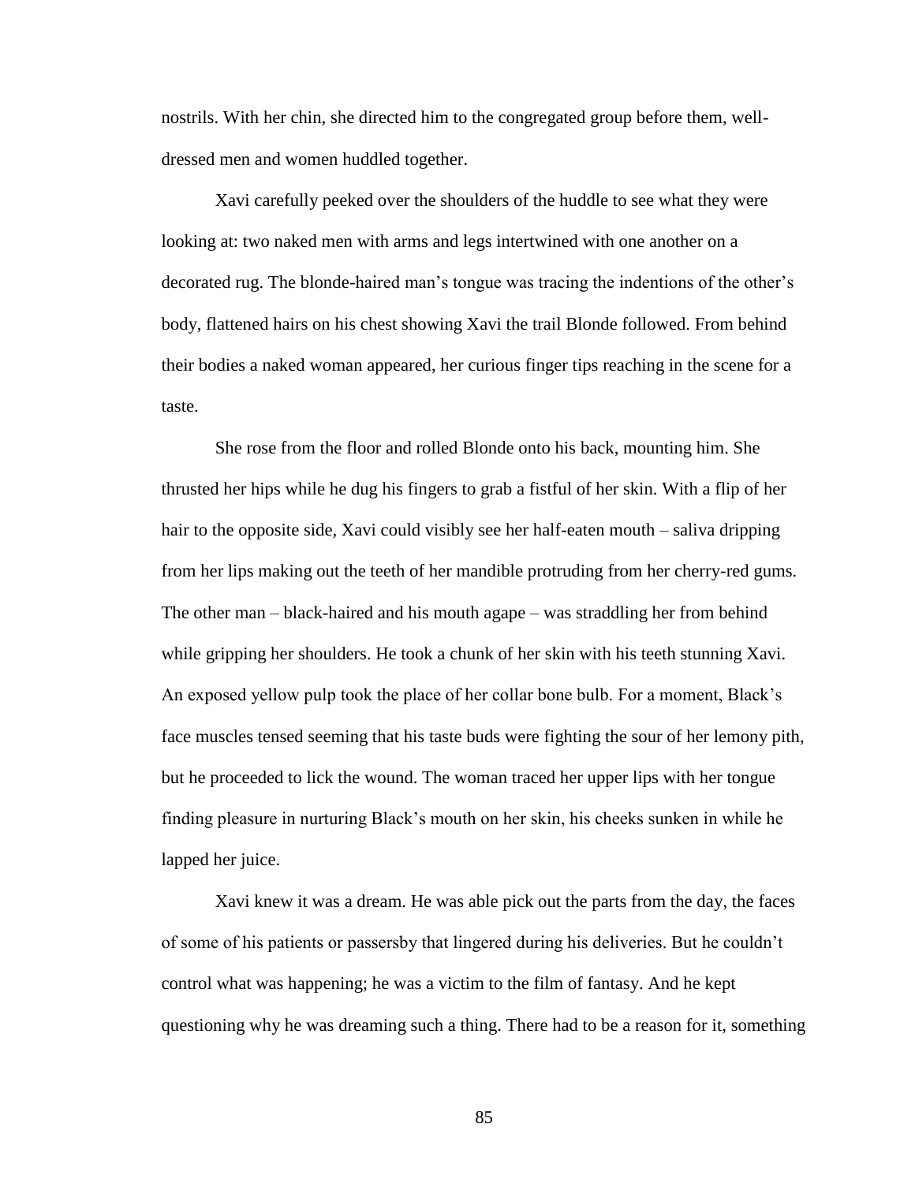nostrils. With her chin, she directed him to the congregated group before them, well-dressed men and women huddled together.

Xavi carefully peeked over the shoulders of the huddle to see what they were looking at: two naked men with arms and legs intertwined with one another on a decorated rug. The blonde-haired man's tongue was tracing the indentions of the other's body, flattened hairs on his chest showing Xavi the trail Blonde followed. From behind their bodies a naked woman appeared, her curious finger tips reaching in the scene for a taste.

She rose from the floor and rolled Blonde onto his back, mounting him. She thrusted her hips while he dug his fingers to grab a fistful of her skin. With a flip of her hair to the opposite side, Xavi could visibly see her half-eaten mouth – saliva dripping from her lips making out the teeth of her mandible protruding from her cherry-red gums. The other man – black-haired and his mouth agape – was straddling her from behind while gripping her shoulders. He took a chunk of her skin with his teeth stunning Xavi. An exposed yellow pulp took the place of her collar bone bulb. For a moment, Black's face muscles tensed seeming that his taste buds were fighting the sour of her lemony pith, but he proceeded to lick the wound. The woman traced her upper lips with her tongue finding pleasure in nurturing Black's mouth on her skin, his cheeks sunken in while he lapped her juice.

Xavi knew it was a dream. He was able pick out the parts from the day, the faces of some of his patients or passersby that lingered during his deliveries. But he couldn't control what was happening; he was a victim to the film of fantasy. And he kept questioning why he was dreaming such a thing. There had to be a reason for it, something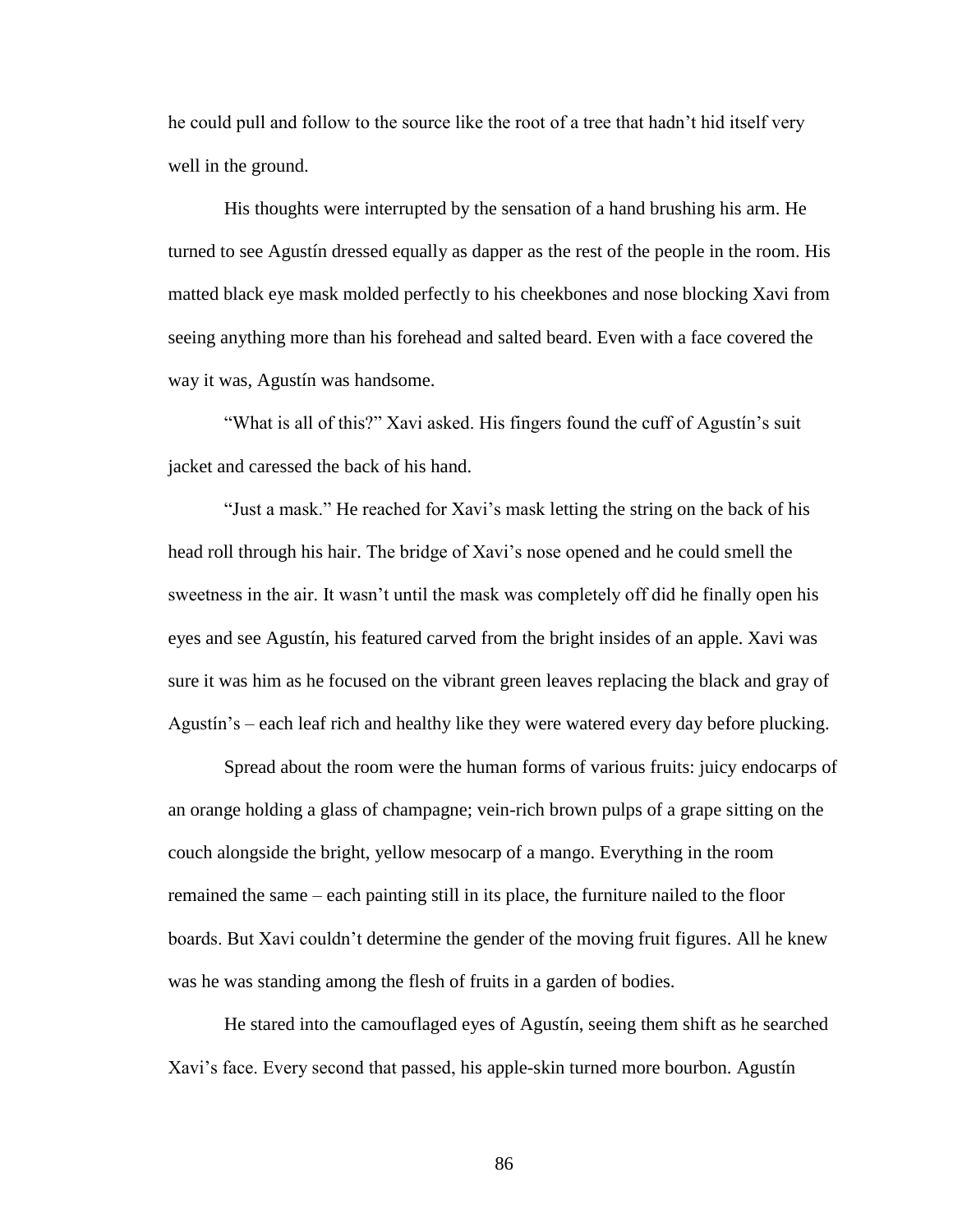he could pull and follow to the source like the root of a tree that hadn't hid itself very well in the ground.

His thoughts were interrupted by the sensation of a hand brushing his arm. He turned to see Agustín dressed equally as dapper as the rest of the people in the room. His matted black eye mask molded perfectly to his cheekbones and nose blocking Xavi from seeing anything more than his forehead and salted beard. Even with a face covered the way it was, Agustín was handsome.

"What is all of this?" Xavi asked. His fingers found the cuff of Agustín's suit jacket and caressed the back of his hand.

"Just a mask." He reached for Xavi's mask letting the string on the back of his head roll through his hair. The bridge of Xavi's nose opened and he could smell the sweetness in the air. It wasn't until the mask was completely off did he finally open his eyes and see Agustín, his featured carved from the bright insides of an apple. Xavi was sure it was him as he focused on the vibrant green leaves replacing the black and gray of Agustín's – each leaf rich and healthy like they were watered every day before plucking.

Spread about the room were the human forms of various fruits: juicy endocarps of an orange holding a glass of champagne; vein-rich brown pulps of a grape sitting on the couch alongside the bright, yellow mesocarp of a mango. Everything in the room remained the same – each painting still in its place, the furniture nailed to the floor boards. But Xavi couldn't determine the gender of the moving fruit figures. All he knew was he was standing among the flesh of fruits in a garden of bodies.

He stared into the camouflaged eyes of Agustín, seeing them shift as he searched Xavi's face. Every second that passed, his apple-skin turned more bourbon. Agustín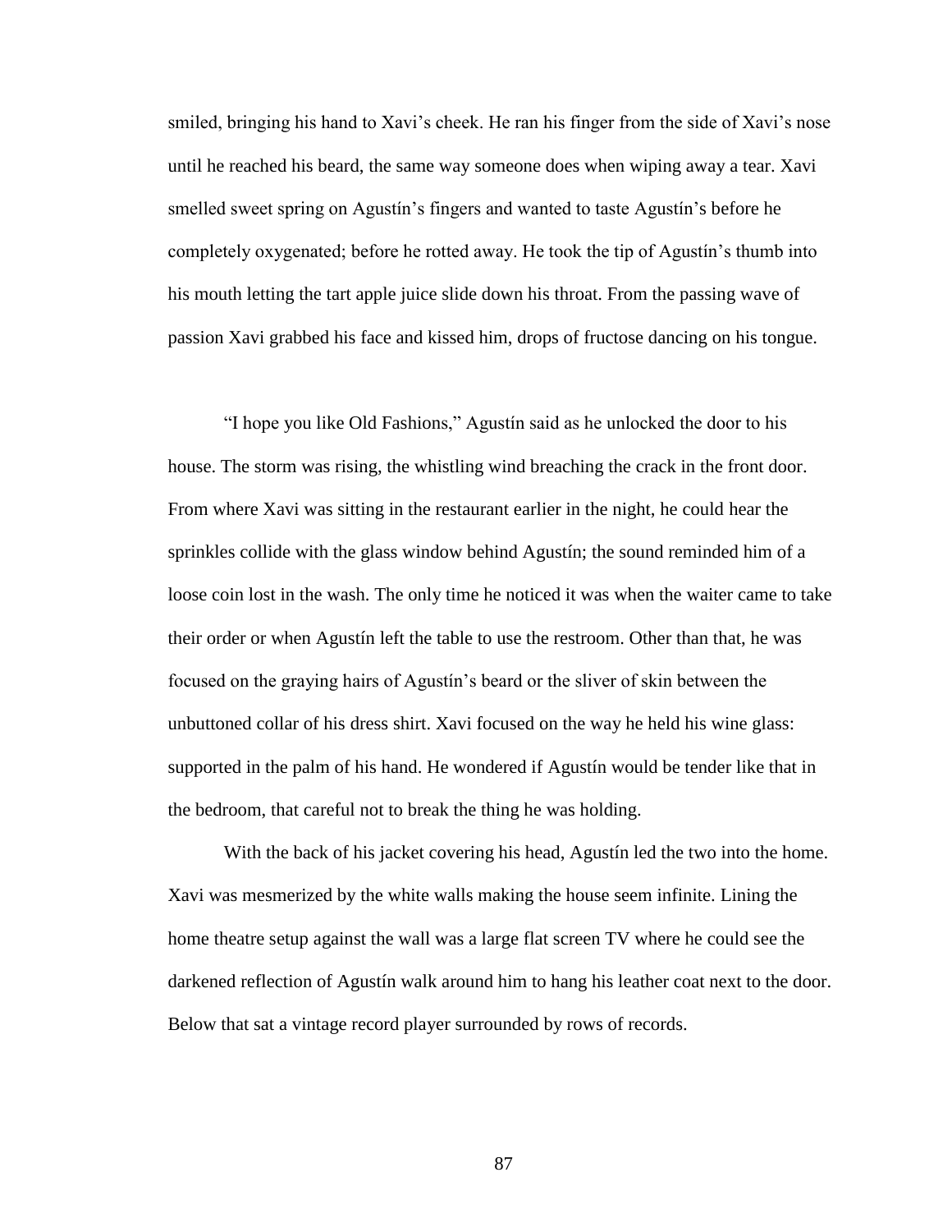smiled, bringing his hand to Xavi's cheek. He ran his finger from the side of Xavi's nose until he reached his beard, the same way someone does when wiping away a tear. Xavi smelled sweet spring on Agustín's fingers and wanted to taste Agustín's before he completely oxygenated; before he rotted away. He took the tip of Agustín's thumb into his mouth letting the tart apple juice slide down his throat. From the passing wave of passion Xavi grabbed his face and kissed him, drops of fructose dancing on his tongue.

"I hope you like Old Fashions," Agustín said as he unlocked the door to his house. The storm was rising, the whistling wind breaching the crack in the front door. From where Xavi was sitting in the restaurant earlier in the night, he could hear the sprinkles collide with the glass window behind Agustín; the sound reminded him of a loose coin lost in the wash. The only time he noticed it was when the waiter came to take their order or when Agustín left the table to use the restroom. Other than that, he was focused on the graying hairs of Agustín's beard or the sliver of skin between the unbuttoned collar of his dress shirt. Xavi focused on the way he held his wine glass: supported in the palm of his hand. He wondered if Agustín would be tender like that in the bedroom, that careful not to break the thing he was holding.

With the back of his jacket covering his head, Agustín led the two into the home. Xavi was mesmerized by the white walls making the house seem infinite. Lining the home theatre setup against the wall was a large flat screen TV where he could see the darkened reflection of Agustín walk around him to hang his leather coat next to the door. Below that sat a vintage record player surrounded by rows of records.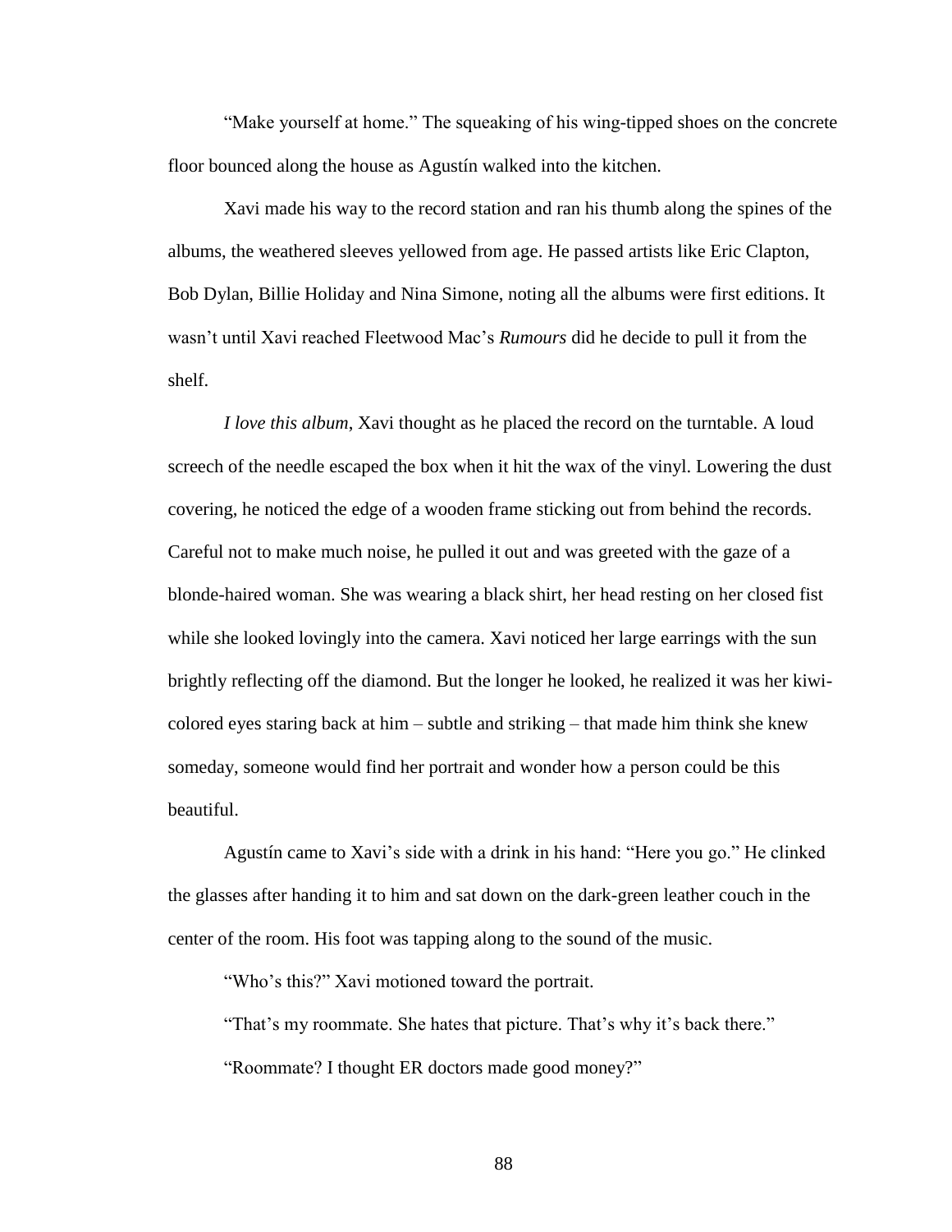"Make yourself at home." The squeaking of his wing-tipped shoes on the concrete floor bounced along the house as Agustín walked into the kitchen.

Xavi made his way to the record station and ran his thumb along the spines of the albums, the weathered sleeves yellowed from age. He passed artists like Eric Clapton, Bob Dylan, Billie Holiday and Nina Simone, noting all the albums were first editions. It wasn't until Xavi reached Fleetwood Mac's *Rumours* did he decide to pull it from the shelf.

*I love this album*, Xavi thought as he placed the record on the turntable. A loud screech of the needle escaped the box when it hit the wax of the vinyl. Lowering the dust covering, he noticed the edge of a wooden frame sticking out from behind the records. Careful not to make much noise, he pulled it out and was greeted with the gaze of a blonde-haired woman. She was wearing a black shirt, her head resting on her closed fist while she looked lovingly into the camera. Xavi noticed her large earrings with the sun brightly reflecting off the diamond. But the longer he looked, he realized it was her kiwi-colored eyes staring back at him – subtle and striking – that made him think she knew someday, someone would find her portrait and wonder how a person could be this beautiful.

Agustín came to Xavi's side with a drink in his hand: "Here you go." He clinked the glasses after handing it to him and sat down on the dark-green leather couch in the center of the room. His foot was tapping along to the sound of the music.

"Who's this?" Xavi motioned toward the portrait.

"That's my roommate. She hates that picture. That's why it's back there."

"Roommate? I thought ER doctors made good money?"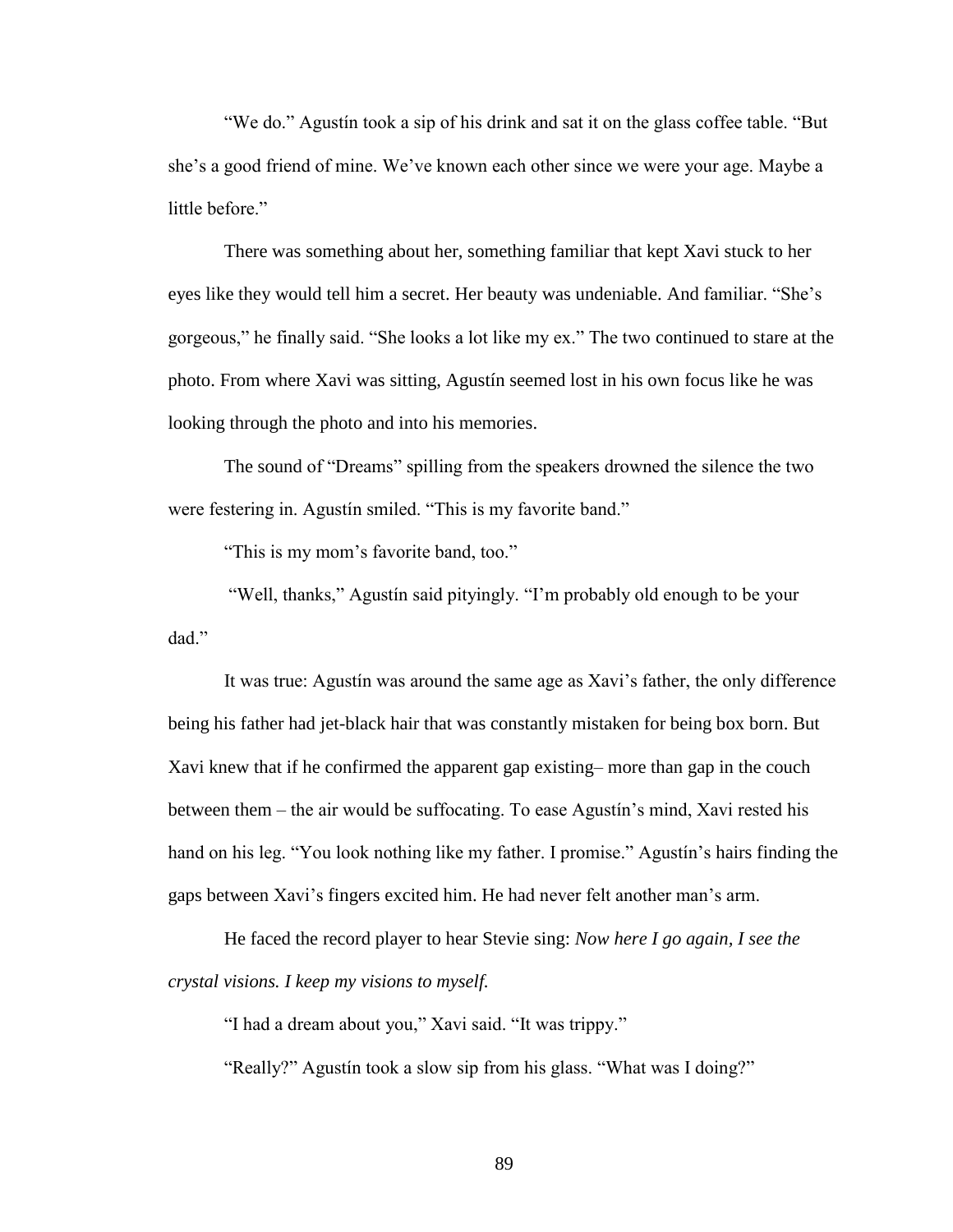"We do." Agustín took a sip of his drink and sat it on the glass coffee table. "But she's a good friend of mine. We've known each other since we were your age. Maybe a little before."

There was something about her, something familiar that kept Xavi stuck to her eyes like they would tell him a secret. Her beauty was undeniable. And familiar. "She's gorgeous," he finally said. "She looks a lot like my ex." The two continued to stare at the photo. From where Xavi was sitting, Agustín seemed lost in his own focus like he was looking through the photo and into his memories.

The sound of "Dreams" spilling from the speakers drowned the silence the two were festering in. Agustín smiled. "This is my favorite band."

"This is my mom's favorite band, too."

"Well, thanks," Agustín said pityingly. "I'm probably old enough to be your dad."

It was true: Agustín was around the same age as Xavi's father, the only difference being his father had jet-black hair that was constantly mistaken for being box born. But Xavi knew that if he confirmed the apparent gap existing– more than gap in the couch between them – the air would be suffocating. To ease Agustín's mind, Xavi rested his hand on his leg. "You look nothing like my father. I promise." Agustín's hairs finding the gaps between Xavi's fingers excited him. He had never felt another man's arm.

He faced the record player to hear Stevie sing: *Now here I go again, I see the crystal visions. I keep my visions to myself.*

"I had a dream about you," Xavi said. "It was trippy."

"Really?" Agustín took a slow sip from his glass. "What was I doing?"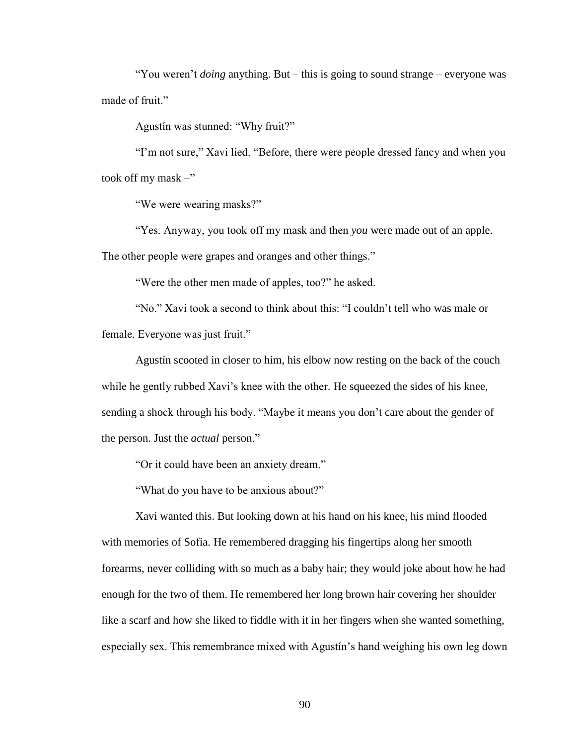"You weren't *doing* anything. But – this is going to sound strange – everyone was made of fruit."

Agustín was stunned: "Why fruit?"

"I'm not sure," Xavi lied. "Before, there were people dressed fancy and when you took off my mask –"

"We were wearing masks?"

"Yes. Anyway, you took off my mask and then *you* were made out of an apple. The other people were grapes and oranges and other things."

"Were the other men made of apples, too?" he asked.

"No." Xavi took a second to think about this: "I couldn't tell who was male or female. Everyone was just fruit."

Agustín scooted in closer to him, his elbow now resting on the back of the couch while he gently rubbed Xavi's knee with the other. He squeezed the sides of his knee, sending a shock through his body. "Maybe it means you don't care about the gender of the person. Just the *actual* person."

"Or it could have been an anxiety dream."

"What do you have to be anxious about?"

Xavi wanted this. But looking down at his hand on his knee, his mind flooded with memories of Sofia. He remembered dragging his fingertips along her smooth forearms, never colliding with so much as a baby hair; they would joke about how he had enough for the two of them. He remembered her long brown hair covering her shoulder like a scarf and how she liked to fiddle with it in her fingers when she wanted something, especially sex. This remembrance mixed with Agustín's hand weighing his own leg down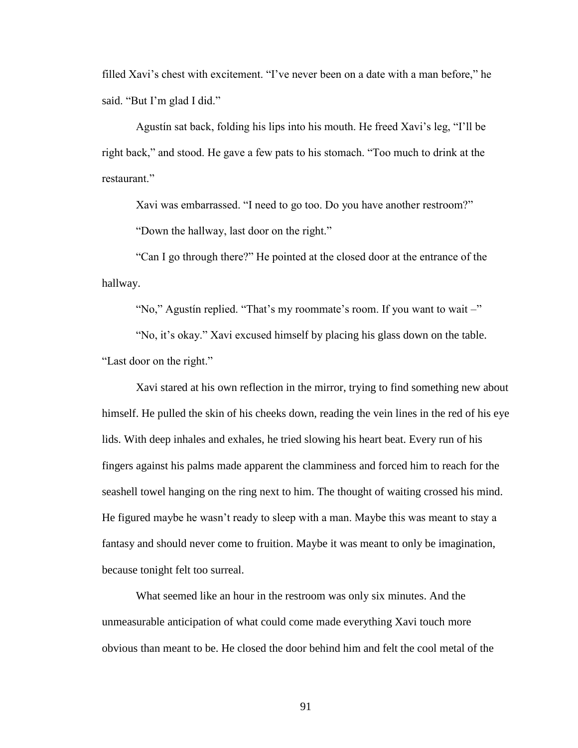filled Xavi's chest with excitement. "I've never been on a date with a man before," he said. "But I'm glad I did."

Agustín sat back, folding his lips into his mouth. He freed Xavi's leg, "I'll be right back," and stood. He gave a few pats to his stomach. "Too much to drink at the restaurant."

Xavi was embarrassed. "I need to go too. Do you have another restroom?"

"Down the hallway, last door on the right."

"Can I go through there?" He pointed at the closed door at the entrance of the hallway.

"No," Agustín replied. "That's my roommate's room. If you want to wait –"

"No, it's okay." Xavi excused himself by placing his glass down on the table. "Last door on the right."

Xavi stared at his own reflection in the mirror, trying to find something new about himself. He pulled the skin of his cheeks down, reading the vein lines in the red of his eye lids. With deep inhales and exhales, he tried slowing his heart beat. Every run of his fingers against his palms made apparent the clamminess and forced him to reach for the seashell towel hanging on the ring next to him. The thought of waiting crossed his mind. He figured maybe he wasn't ready to sleep with a man. Maybe this was meant to stay a fantasy and should never come to fruition. Maybe it was meant to only be imagination, because tonight felt too surreal.

What seemed like an hour in the restroom was only six minutes. And the unmeasurable anticipation of what could come made everything Xavi touch more obvious than meant to be. He closed the door behind him and felt the cool metal of the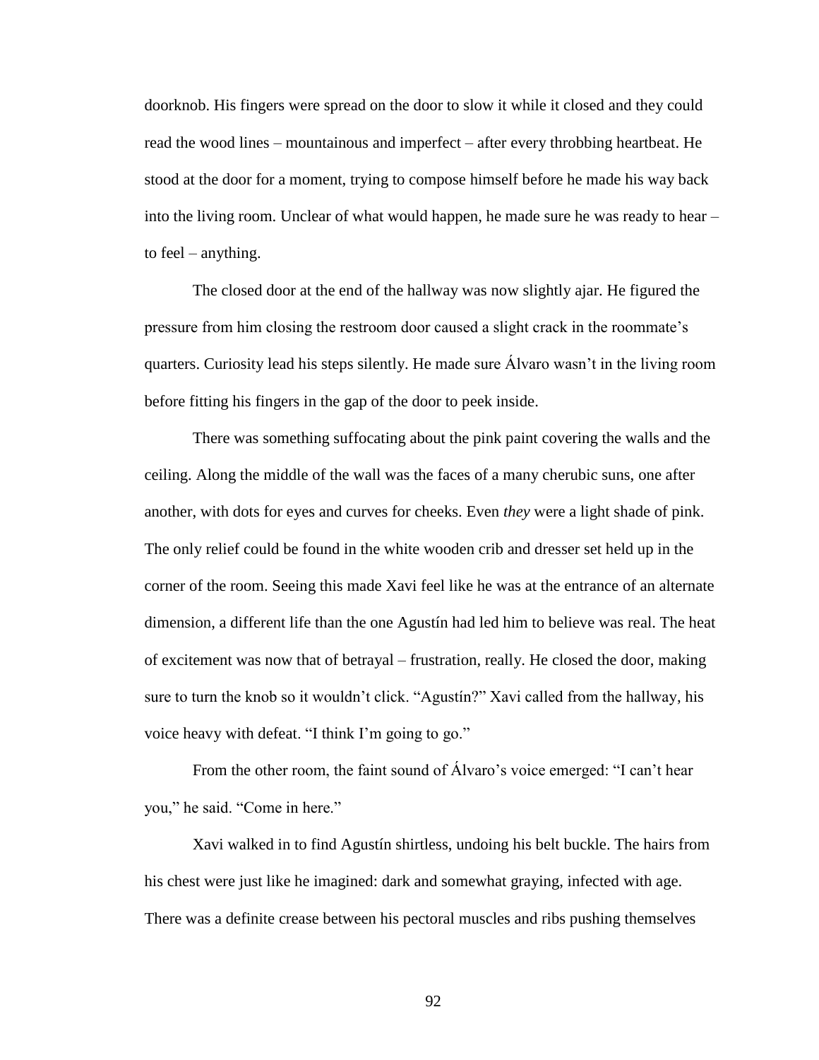doorknob. His fingers were spread on the door to slow it while it closed and they could read the wood lines – mountainous and imperfect – after every throbbing heartbeat. He stood at the door for a moment, trying to compose himself before he made his way back into the living room. Unclear of what would happen, he made sure he was ready to hear – to feel – anything.

The closed door at the end of the hallway was now slightly ajar. He figured the pressure from him closing the restroom door caused a slight crack in the roommate's quarters. Curiosity lead his steps silently. He made sure Álvaro wasn't in the living room before fitting his fingers in the gap of the door to peek inside.

There was something suffocating about the pink paint covering the walls and the ceiling. Along the middle of the wall was the faces of a many cherubic suns, one after another, with dots for eyes and curves for cheeks. Even *they* were a light shade of pink. The only relief could be found in the white wooden crib and dresser set held up in the corner of the room. Seeing this made Xavi feel like he was at the entrance of an alternate dimension, a different life than the one Agustín had led him to believe was real. The heat of excitement was now that of betrayal – frustration, really. He closed the door, making sure to turn the knob so it wouldn't click. "Agustín?" Xavi called from the hallway, his voice heavy with defeat. "I think I'm going to go."

From the other room, the faint sound of Álvaro's voice emerged: "I can't hear you," he said. "Come in here."

Xavi walked in to find Agustín shirtless, undoing his belt buckle. The hairs from his chest were just like he imagined: dark and somewhat graying, infected with age. There was a definite crease between his pectoral muscles and ribs pushing themselves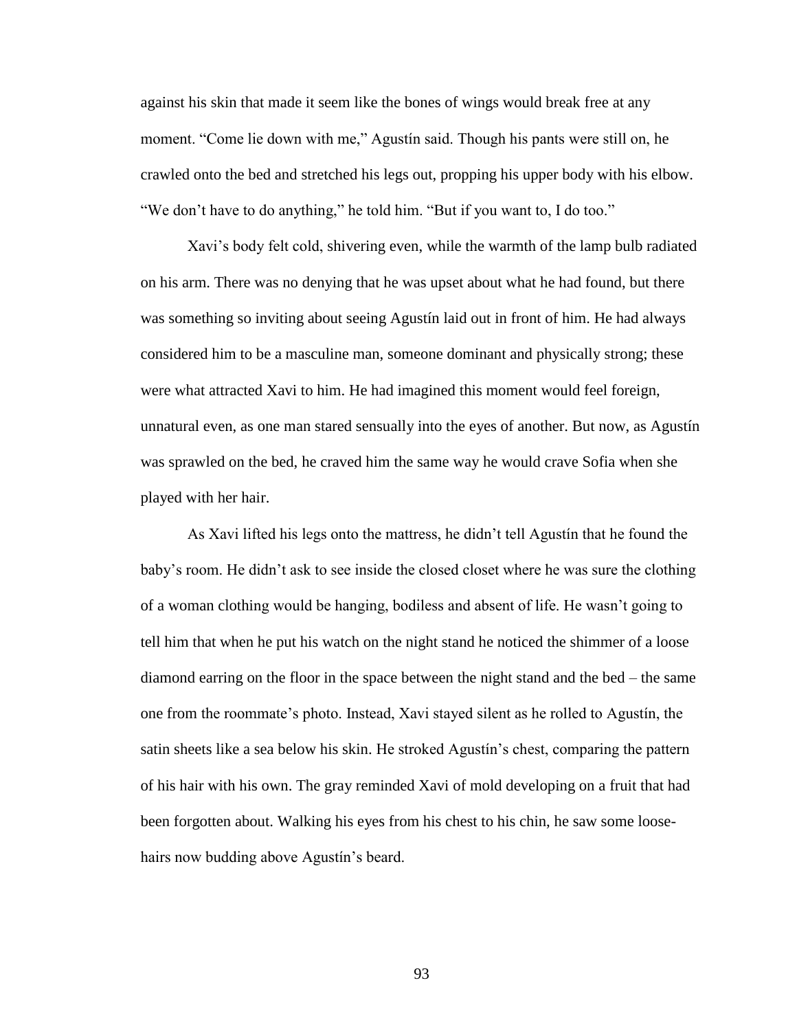against his skin that made it seem like the bones of wings would break free at any moment. “Come lie down with me,” Agustín said. Though his pants were still on, he crawled onto the bed and stretched his legs out, propping his upper body with his elbow. “We don’t have to do anything,” he told him. “But if you want to, I do too.”

Xavi’s body felt cold, shivering even, while the warmth of the lamp bulb radiated on his arm. There was no denying that he was upset about what he had found, but there was something so inviting about seeing Agustín laid out in front of him. He had always considered him to be a masculine man, someone dominant and physically strong; these were what attracted Xavi to him. He had imagined this moment would feel foreign, unnatural even, as one man stared sensually into the eyes of another. But now, as Agustín was sprawled on the bed, he craved him the same way he would crave Sofia when she played with her hair.

As Xavi lifted his legs onto the mattress, he didn’t tell Agustín that he found the baby’s room. He didn’t ask to see inside the closed closet where he was sure the clothing of a woman clothing would be hanging, bodiless and absent of life. He wasn’t going to tell him that when he put his watch on the night stand he noticed the shimmer of a loose diamond earring on the floor in the space between the night stand and the bed – the same one from the roommate’s photo. Instead, Xavi stayed silent as he rolled to Agustín, the satin sheets like a sea below his skin. He stroked Agustín’s chest, comparing the pattern of his hair with his own. The gray reminded Xavi of mold developing on a fruit that had been forgotten about. Walking his eyes from his chest to his chin, he saw some loose-hairs now budding above Agustín’s beard.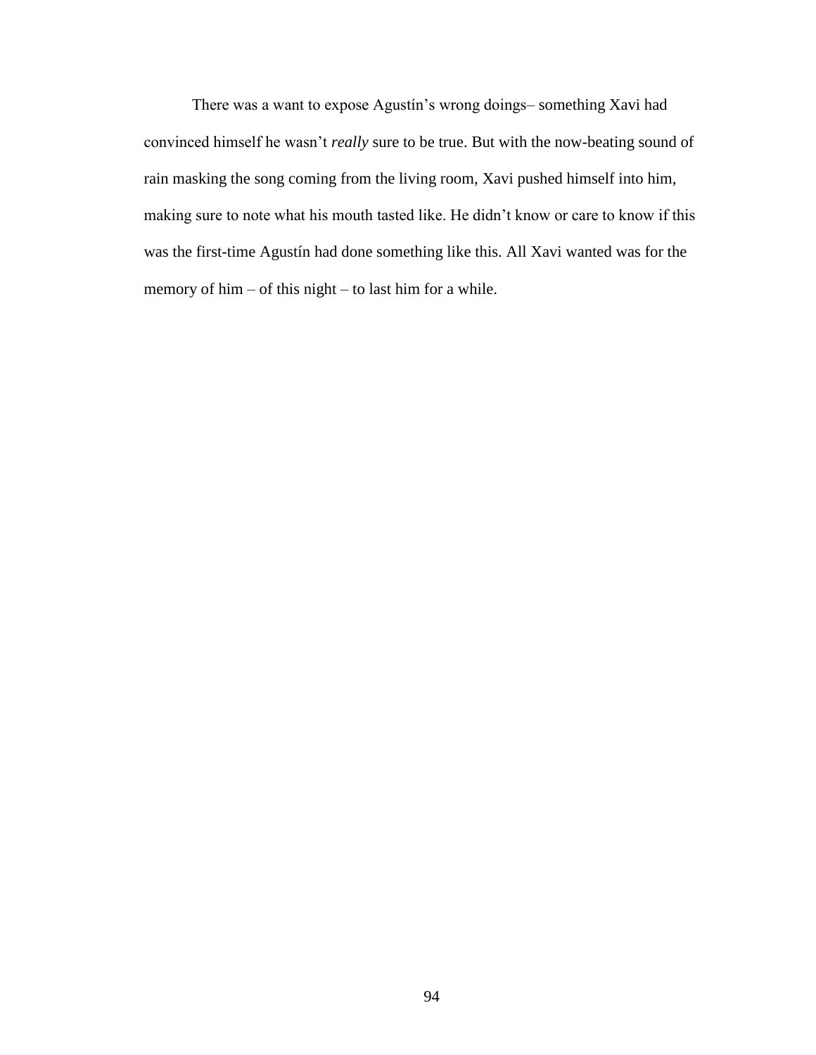There was a want to expose Agustín's wrong doings– something Xavi had convinced himself he wasn't *really* sure to be true. But with the now-beating sound of rain masking the song coming from the living room, Xavi pushed himself into him, making sure to note what his mouth tasted like. He didn't know or care to know if this was the first-time Agustín had done something like this. All Xavi wanted was for the memory of him – of this night – to last him for a while.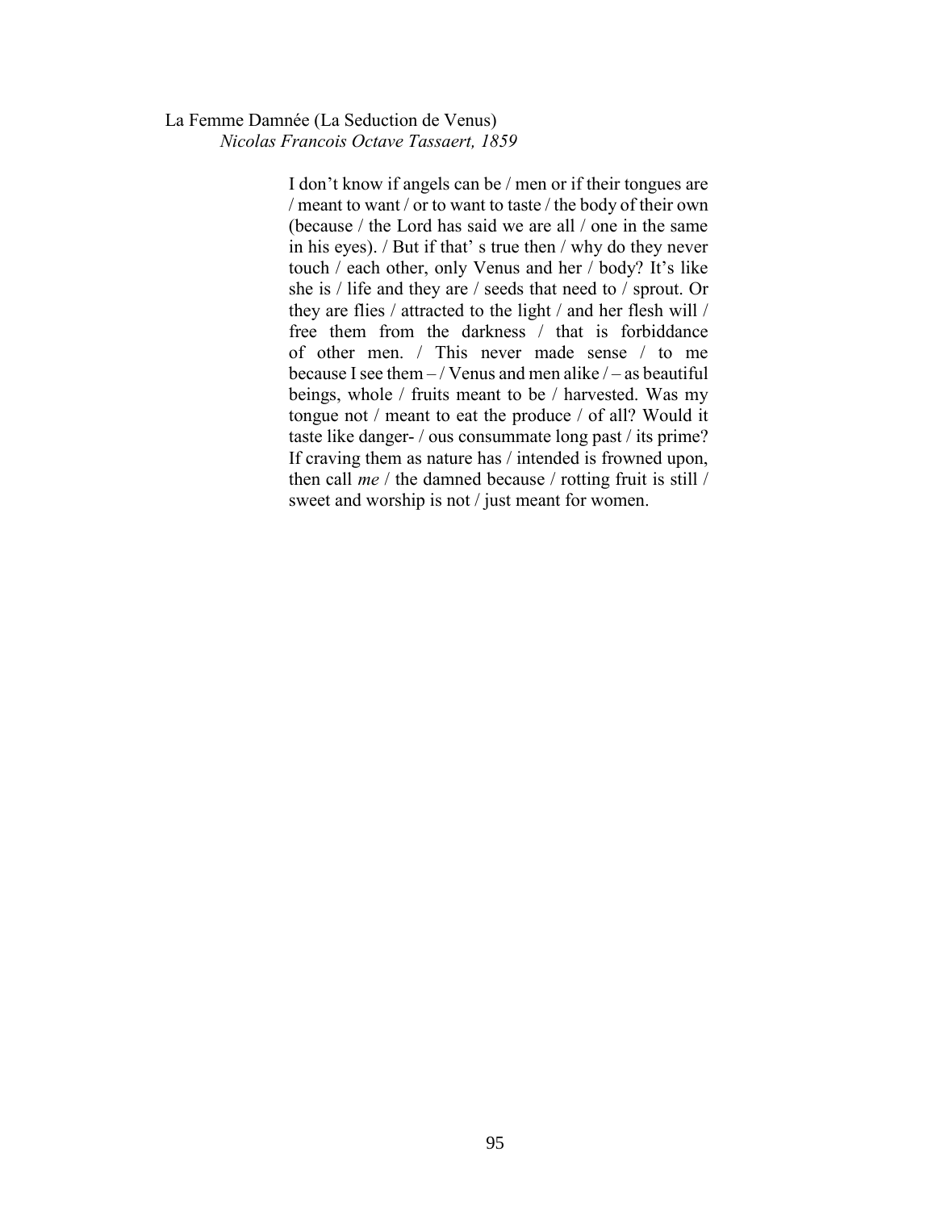La Femme Damnée (La Seduction de Venus)
*Nicolas Francois Octave Tassaert, 1859*

I don't know if angels can be / men or if their tongues are / meant to want / or to want to taste / the body of their own (because / the Lord has said we are all / one in the same in his eyes). / But if that' s true then / why do they never touch / each other, only Venus and her / body? It's like she is / life and they are / seeds that need to / sprout. Or they are flies / attracted to the light / and her flesh will / free them from the darkness / that is forbiddance of other men. / This never made sense / to me because I see them – / Venus and men alike / – as beautiful beings, whole / fruits meant to be / harvested. Was my tongue not / meant to eat the produce / of all? Would it taste like danger- / ous consummate long past / its prime? If craving them as nature has / intended is frowned upon, then call *me* / the damned because / rotting fruit is still / sweet and worship is not / just meant for women.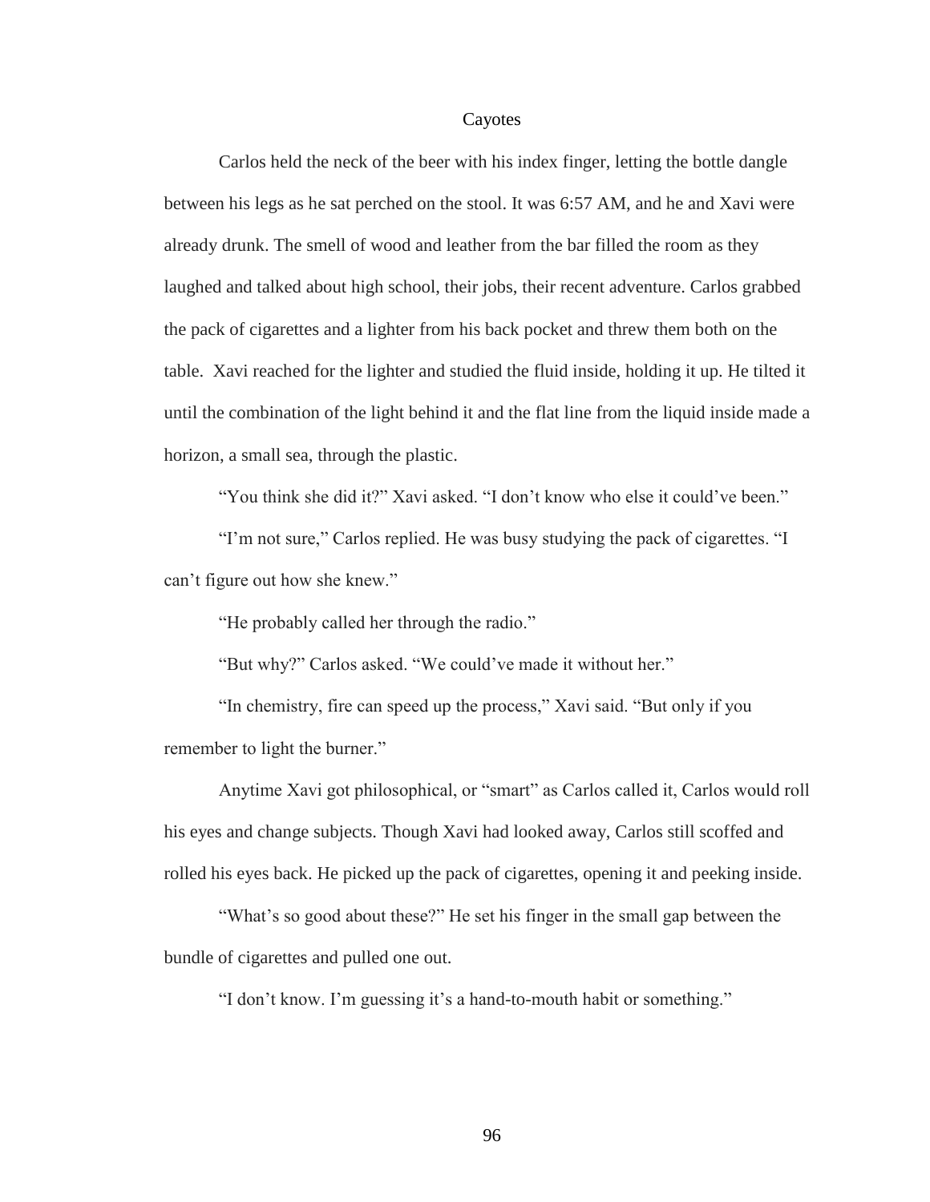# Cayotes

Carlos held the neck of the beer with his index finger, letting the bottle dangle between his legs as he sat perched on the stool. It was 6:57 AM, and he and Xavi were already drunk. The smell of wood and leather from the bar filled the room as they laughed and talked about high school, their jobs, their recent adventure. Carlos grabbed the pack of cigarettes and a lighter from his back pocket and threw them both on the table.  Xavi reached for the lighter and studied the fluid inside, holding it up. He tilted it until the combination of the light behind it and the flat line from the liquid inside made a horizon, a small sea, through the plastic.

"You think she did it?" Xavi asked. "I don't know who else it could've been."

"I'm not sure," Carlos replied. He was busy studying the pack of cigarettes. "I can't figure out how she knew."

"He probably called her through the radio."

"But why?" Carlos asked. "We could've made it without her."

"In chemistry, fire can speed up the process," Xavi said. "But only if you remember to light the burner."

Anytime Xavi got philosophical, or "smart" as Carlos called it, Carlos would roll his eyes and change subjects. Though Xavi had looked away, Carlos still scoffed and rolled his eyes back. He picked up the pack of cigarettes, opening it and peeking inside.

"What's so good about these?" He set his finger in the small gap between the bundle of cigarettes and pulled one out.

"I don't know. I'm guessing it's a hand-to-mouth habit or something."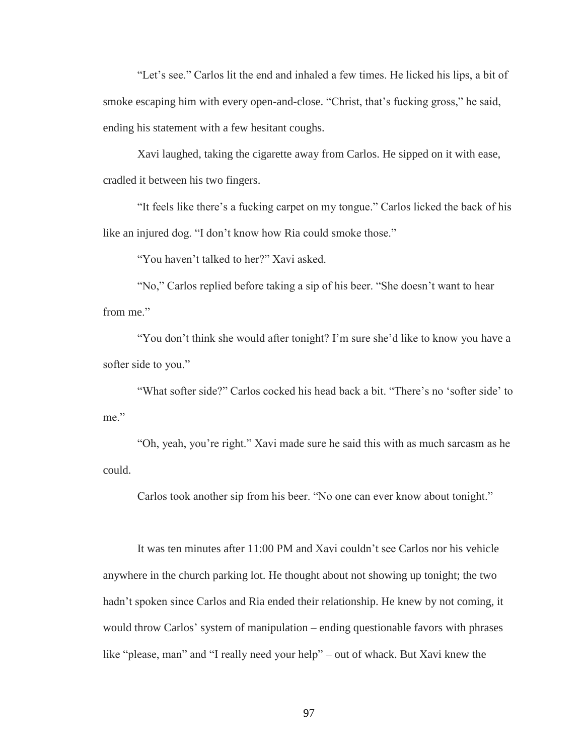"Let's see." Carlos lit the end and inhaled a few times. He licked his lips, a bit of smoke escaping him with every open-and-close. "Christ, that's fucking gross," he said, ending his statement with a few hesitant coughs.

Xavi laughed, taking the cigarette away from Carlos. He sipped on it with ease, cradled it between his two fingers.

"It feels like there's a fucking carpet on my tongue." Carlos licked the back of his like an injured dog. "I don't know how Ria could smoke those."

"You haven't talked to her?" Xavi asked.

"No," Carlos replied before taking a sip of his beer. "She doesn't want to hear from me."

"You don't think she would after tonight? I'm sure she'd like to know you have a softer side to you."

"What softer side?" Carlos cocked his head back a bit. "There's no 'softer side' to me."

"Oh, yeah, you're right." Xavi made sure he said this with as much sarcasm as he could.

Carlos took another sip from his beer. "No one can ever know about tonight."

It was ten minutes after 11:00 PM and Xavi couldn't see Carlos nor his vehicle anywhere in the church parking lot. He thought about not showing up tonight; the two hadn't spoken since Carlos and Ria ended their relationship. He knew by not coming, it would throw Carlos' system of manipulation – ending questionable favors with phrases like "please, man" and "I really need your help" – out of whack. But Xavi knew the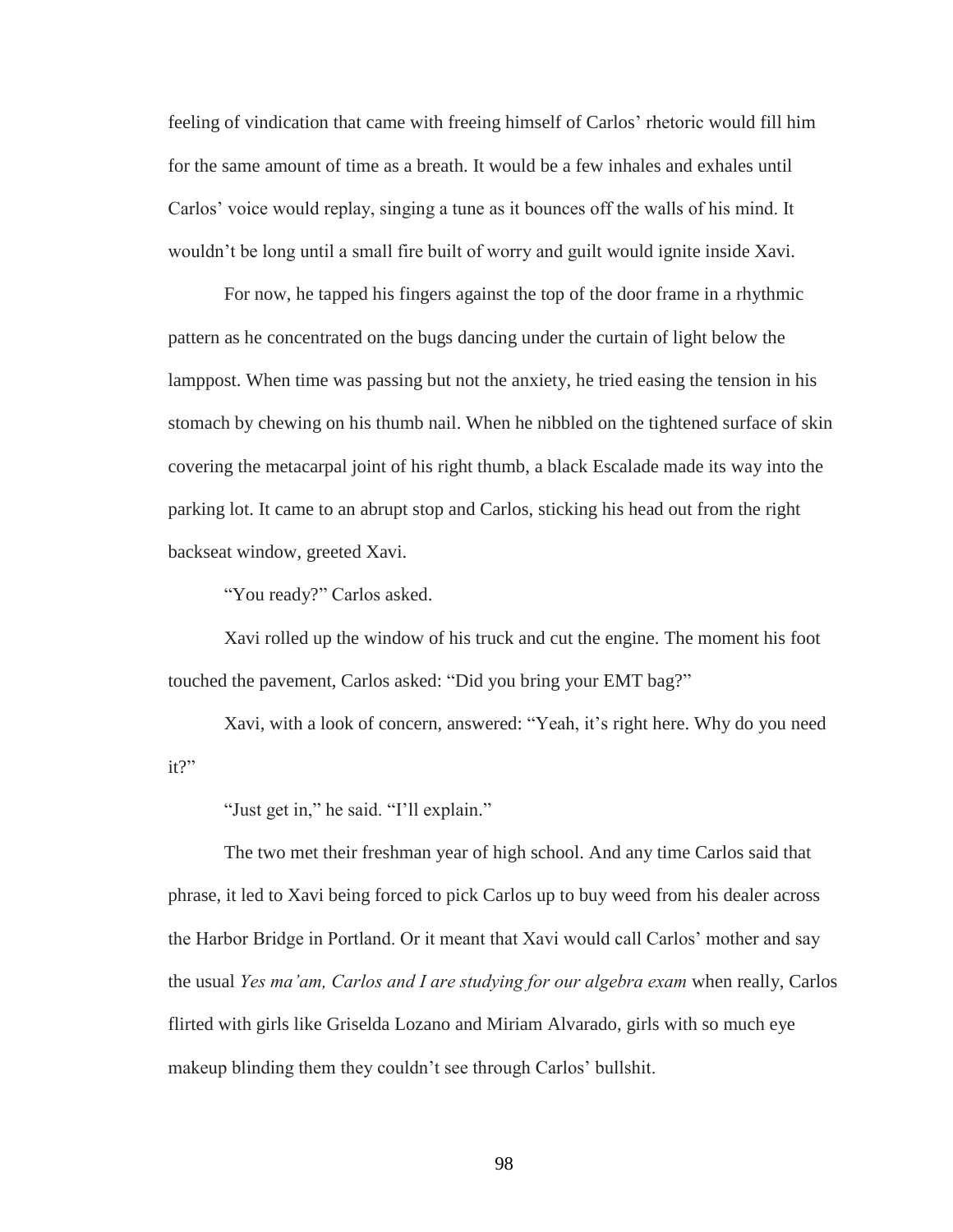feeling of vindication that came with freeing himself of Carlos' rhetoric would fill him for the same amount of time as a breath. It would be a few inhales and exhales until Carlos' voice would replay, singing a tune as it bounces off the walls of his mind. It wouldn't be long until a small fire built of worry and guilt would ignite inside Xavi.

For now, he tapped his fingers against the top of the door frame in a rhythmic pattern as he concentrated on the bugs dancing under the curtain of light below the lamppost. When time was passing but not the anxiety, he tried easing the tension in his stomach by chewing on his thumb nail. When he nibbled on the tightened surface of skin covering the metacarpal joint of his right thumb, a black Escalade made its way into the parking lot. It came to an abrupt stop and Carlos, sticking his head out from the right backseat window, greeted Xavi.

"You ready?" Carlos asked.

Xavi rolled up the window of his truck and cut the engine. The moment his foot touched the pavement, Carlos asked: "Did you bring your EMT bag?"

Xavi, with a look of concern, answered: "Yeah, it's right here. Why do you need it?"

"Just get in," he said. "I'll explain."

The two met their freshman year of high school. And any time Carlos said that phrase, it led to Xavi being forced to pick Carlos up to buy weed from his dealer across the Harbor Bridge in Portland. Or it meant that Xavi would call Carlos' mother and say the usual *Yes ma'am, Carlos and I are studying for our algebra exam* when really, Carlos flirted with girls like Griselda Lozano and Miriam Alvarado, girls with so much eye makeup blinding them they couldn't see through Carlos' bullshit.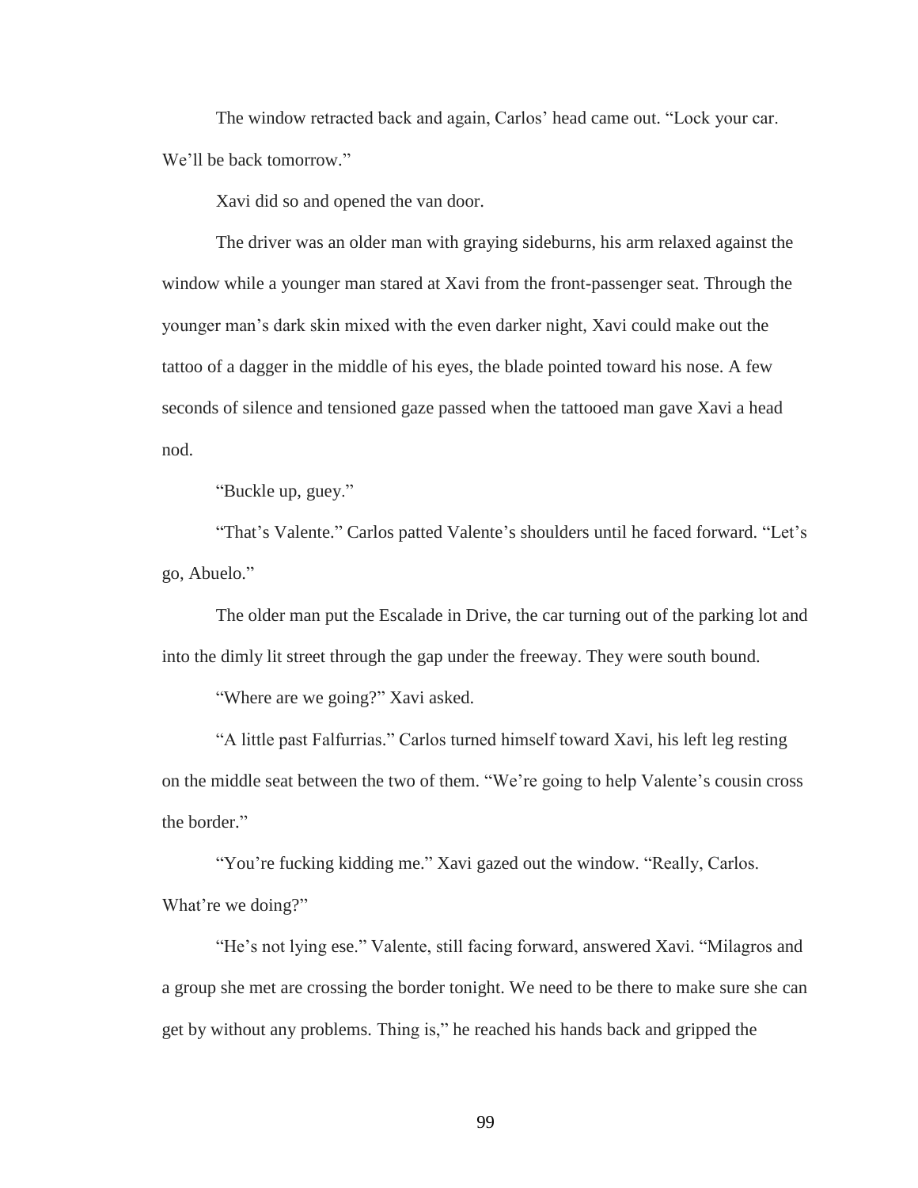The window retracted back and again, Carlos' head came out. "Lock your car. We'll be back tomorrow."

Xavi did so and opened the van door.

The driver was an older man with graying sideburns, his arm relaxed against the window while a younger man stared at Xavi from the front-passenger seat. Through the younger man's dark skin mixed with the even darker night, Xavi could make out the tattoo of a dagger in the middle of his eyes, the blade pointed toward his nose. A few seconds of silence and tensioned gaze passed when the tattooed man gave Xavi a head nod.

"Buckle up, guey."

"That's Valente." Carlos patted Valente's shoulders until he faced forward. "Let's go, Abuelo."

The older man put the Escalade in Drive, the car turning out of the parking lot and into the dimly lit street through the gap under the freeway. They were south bound.

"Where are we going?" Xavi asked.

"A little past Falfurrias." Carlos turned himself toward Xavi, his left leg resting on the middle seat between the two of them. "We're going to help Valente's cousin cross the border."

"You're fucking kidding me." Xavi gazed out the window. "Really, Carlos. What're we doing?"

"He's not lying ese." Valente, still facing forward, answered Xavi. "Milagros and a group she met are crossing the border tonight. We need to be there to make sure she can get by without any problems. Thing is," he reached his hands back and gripped the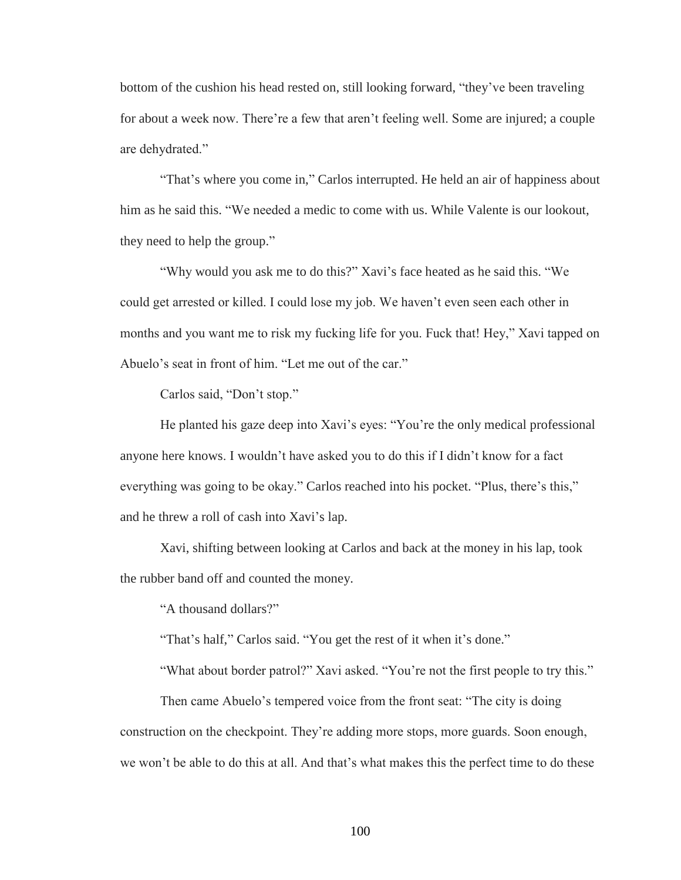bottom of the cushion his head rested on, still looking forward, "they've been traveling for about a week now. There're a few that aren't feeling well. Some are injured; a couple are dehydrated."

"That's where you come in," Carlos interrupted. He held an air of happiness about him as he said this. "We needed a medic to come with us. While Valente is our lookout, they need to help the group."

"Why would you ask me to do this?" Xavi's face heated as he said this. "We could get arrested or killed. I could lose my job. We haven't even seen each other in months and you want me to risk my fucking life for you. Fuck that! Hey," Xavi tapped on Abuelo's seat in front of him. "Let me out of the car."

Carlos said, "Don't stop."

He planted his gaze deep into Xavi's eyes: "You're the only medical professional anyone here knows. I wouldn't have asked you to do this if I didn't know for a fact everything was going to be okay." Carlos reached into his pocket. "Plus, there's this," and he threw a roll of cash into Xavi's lap.

Xavi, shifting between looking at Carlos and back at the money in his lap, took the rubber band off and counted the money.

"A thousand dollars?"

"That's half," Carlos said. "You get the rest of it when it's done."

"What about border patrol?" Xavi asked. "You're not the first people to try this."

Then came Abuelo's tempered voice from the front seat: "The city is doing construction on the checkpoint. They're adding more stops, more guards. Soon enough, we won't be able to do this at all. And that's what makes this the perfect time to do these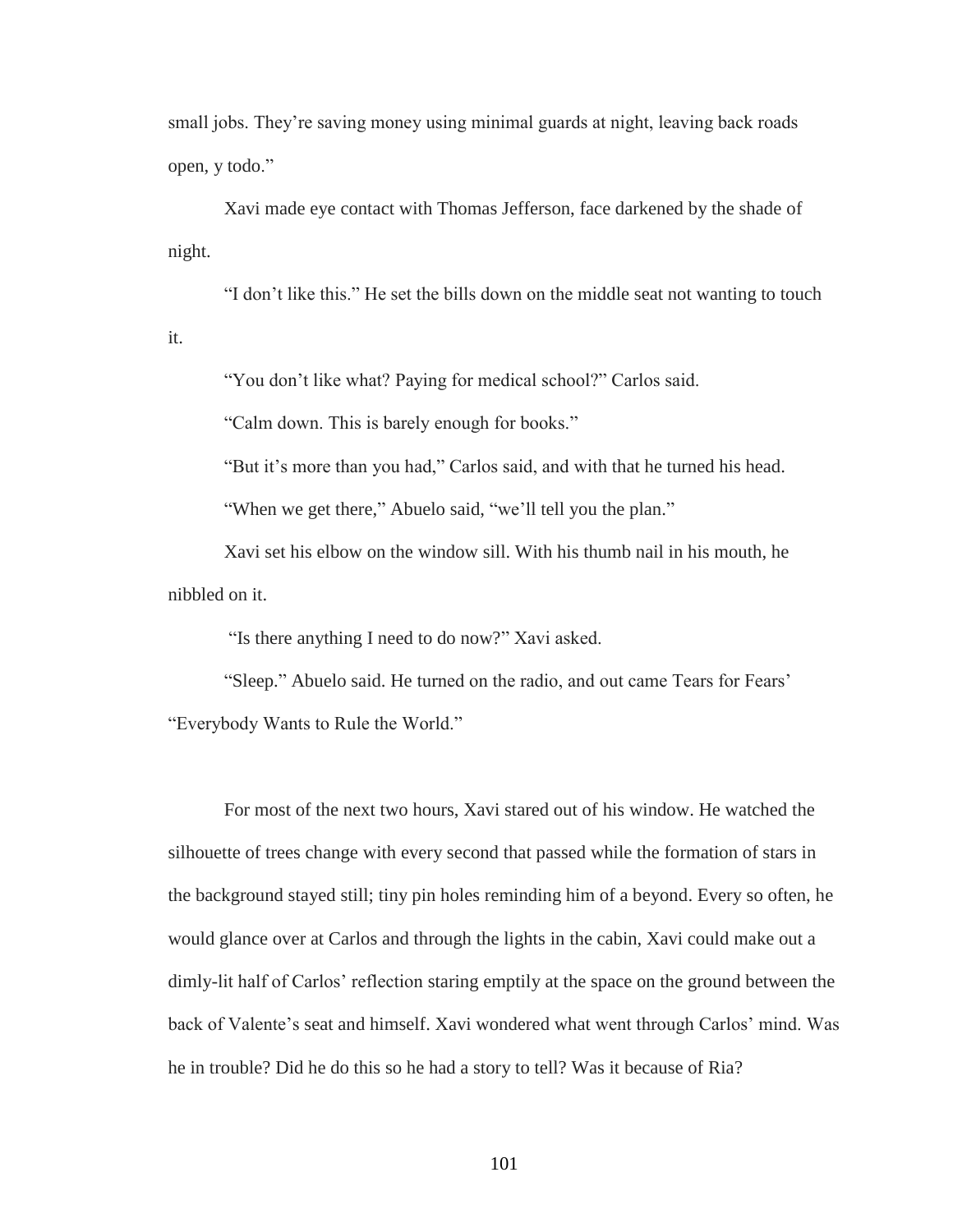small jobs. They're saving money using minimal guards at night, leaving back roads open, y todo."

Xavi made eye contact with Thomas Jefferson, face darkened by the shade of night.

"I don't like this." He set the bills down on the middle seat not wanting to touch it.

"You don't like what? Paying for medical school?" Carlos said.

"Calm down. This is barely enough for books."

"But it's more than you had," Carlos said, and with that he turned his head.

"When we get there," Abuelo said, "we'll tell you the plan."

Xavi set his elbow on the window sill. With his thumb nail in his mouth, he nibbled on it.

"Is there anything I need to do now?" Xavi asked.

"Sleep." Abuelo said. He turned on the radio, and out came Tears for Fears' "Everybody Wants to Rule the World."

For most of the next two hours, Xavi stared out of his window. He watched the silhouette of trees change with every second that passed while the formation of stars in the background stayed still; tiny pin holes reminding him of a beyond. Every so often, he would glance over at Carlos and through the lights in the cabin, Xavi could make out a dimly-lit half of Carlos' reflection staring emptily at the space on the ground between the back of Valente's seat and himself. Xavi wondered what went through Carlos' mind. Was he in trouble? Did he do this so he had a story to tell? Was it because of Ria?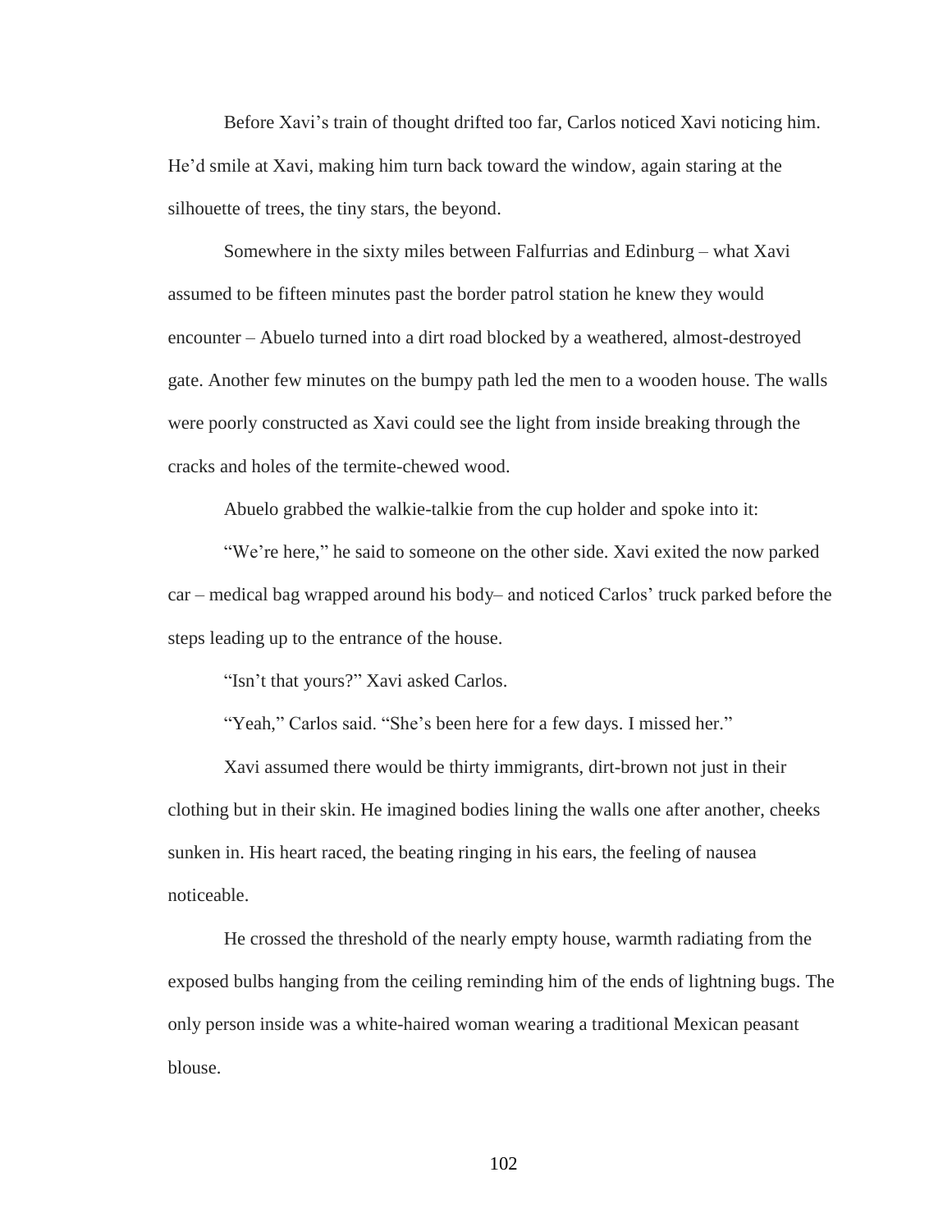Before Xavi's train of thought drifted too far, Carlos noticed Xavi noticing him. He'd smile at Xavi, making him turn back toward the window, again staring at the silhouette of trees, the tiny stars, the beyond.

Somewhere in the sixty miles between Falfurrias and Edinburg – what Xavi assumed to be fifteen minutes past the border patrol station he knew they would encounter – Abuelo turned into a dirt road blocked by a weathered, almost-destroyed gate. Another few minutes on the bumpy path led the men to a wooden house. The walls were poorly constructed as Xavi could see the light from inside breaking through the cracks and holes of the termite-chewed wood.

Abuelo grabbed the walkie-talkie from the cup holder and spoke into it:

"We're here," he said to someone on the other side. Xavi exited the now parked car – medical bag wrapped around his body– and noticed Carlos' truck parked before the steps leading up to the entrance of the house.

"Isn't that yours?" Xavi asked Carlos.

"Yeah," Carlos said. "She's been here for a few days. I missed her."

Xavi assumed there would be thirty immigrants, dirt-brown not just in their clothing but in their skin. He imagined bodies lining the walls one after another, cheeks sunken in. His heart raced, the beating ringing in his ears, the feeling of nausea noticeable.

He crossed the threshold of the nearly empty house, warmth radiating from the exposed bulbs hanging from the ceiling reminding him of the ends of lightning bugs. The only person inside was a white-haired woman wearing a traditional Mexican peasant blouse.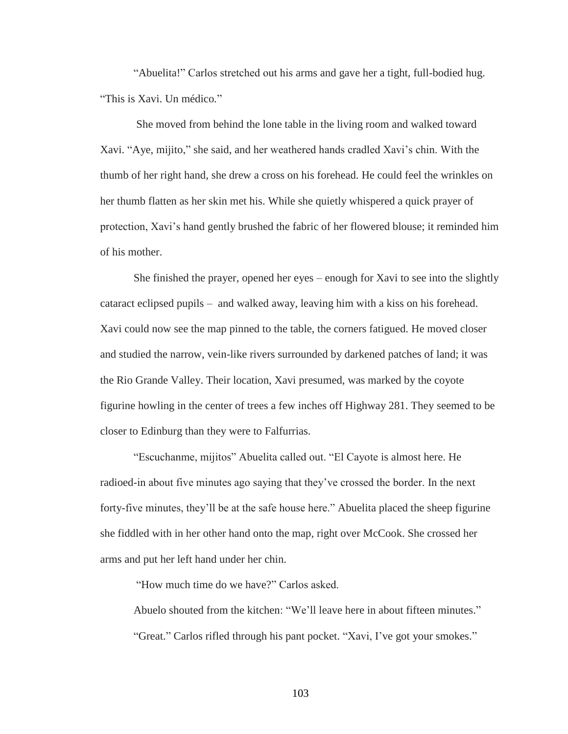"Abuelita!" Carlos stretched out his arms and gave her a tight, full-bodied hug. "This is Xavi. Un médico."

She moved from behind the lone table in the living room and walked toward Xavi. "Aye, mijito," she said, and her weathered hands cradled Xavi's chin. With the thumb of her right hand, she drew a cross on his forehead. He could feel the wrinkles on her thumb flatten as her skin met his. While she quietly whispered a quick prayer of protection, Xavi's hand gently brushed the fabric of her flowered blouse; it reminded him of his mother.

She finished the prayer, opened her eyes – enough for Xavi to see into the slightly cataract eclipsed pupils – and walked away, leaving him with a kiss on his forehead. Xavi could now see the map pinned to the table, the corners fatigued. He moved closer and studied the narrow, vein-like rivers surrounded by darkened patches of land; it was the Rio Grande Valley. Their location, Xavi presumed, was marked by the coyote figurine howling in the center of trees a few inches off Highway 281. They seemed to be closer to Edinburg than they were to Falfurrias.

"Escuchanme, mijitos" Abuelita called out. "El Cayote is almost here. He radioed-in about five minutes ago saying that they've crossed the border. In the next forty-five minutes, they'll be at the safe house here." Abuelita placed the sheep figurine she fiddled with in her other hand onto the map, right over McCook. She crossed her arms and put her left hand under her chin.

"How much time do we have?" Carlos asked.

Abuelo shouted from the kitchen: "We'll leave here in about fifteen minutes."

"Great." Carlos rifled through his pant pocket. "Xavi, I've got your smokes."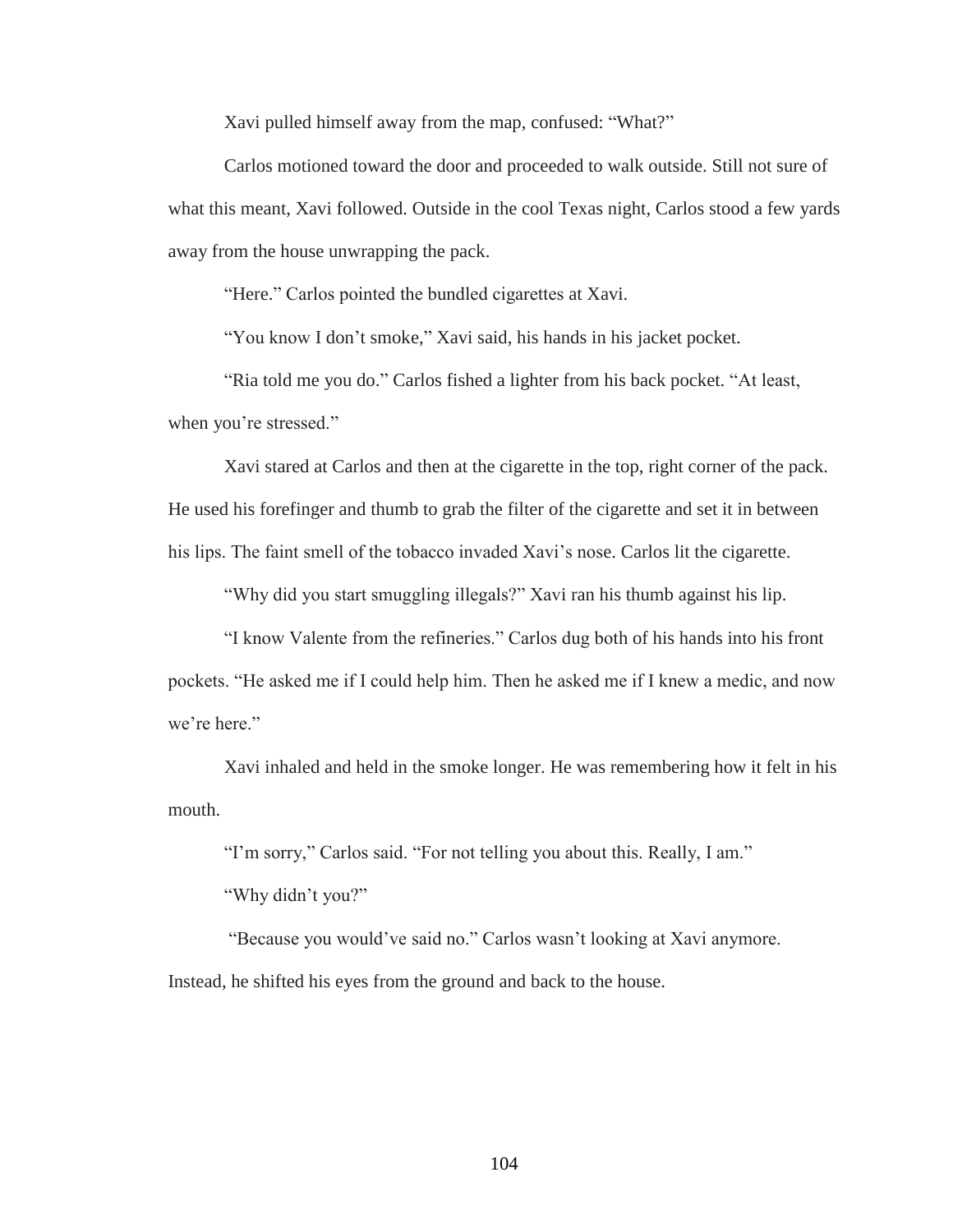Xavi pulled himself away from the map, confused: "What?"

Carlos motioned toward the door and proceeded to walk outside. Still not sure of what this meant, Xavi followed. Outside in the cool Texas night, Carlos stood a few yards away from the house unwrapping the pack.

"Here." Carlos pointed the bundled cigarettes at Xavi.

"You know I don't smoke," Xavi said, his hands in his jacket pocket.

"Ria told me you do." Carlos fished a lighter from his back pocket. "At least, when you're stressed."

Xavi stared at Carlos and then at the cigarette in the top, right corner of the pack. He used his forefinger and thumb to grab the filter of the cigarette and set it in between his lips. The faint smell of the tobacco invaded Xavi's nose. Carlos lit the cigarette.

"Why did you start smuggling illegals?" Xavi ran his thumb against his lip.

"I know Valente from the refineries." Carlos dug both of his hands into his front pockets. "He asked me if I could help him. Then he asked me if I knew a medic, and now we're here."

Xavi inhaled and held in the smoke longer. He was remembering how it felt in his mouth.

"I'm sorry," Carlos said. "For not telling you about this. Really, I am."

"Why didn't you?"

"Because you would've said no." Carlos wasn't looking at Xavi anymore. Instead, he shifted his eyes from the ground and back to the house.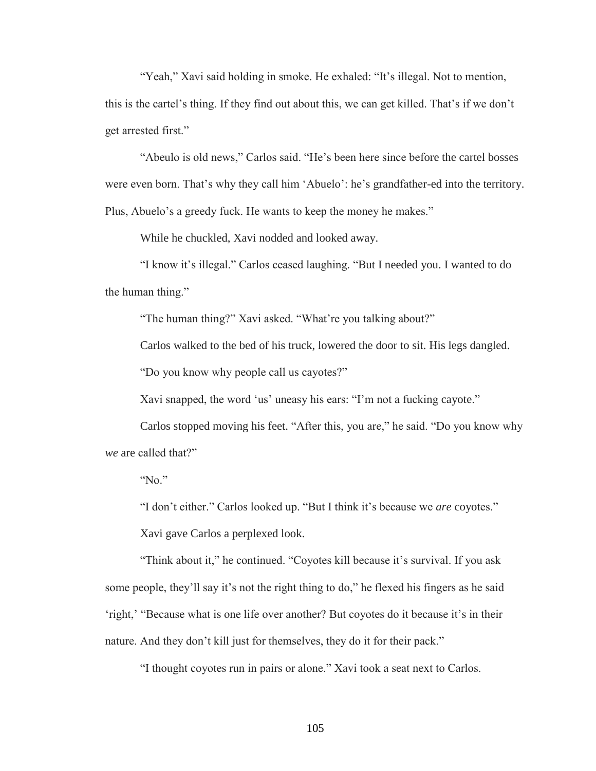"Yeah," Xavi said holding in smoke. He exhaled: "It's illegal. Not to mention, this is the cartel's thing. If they find out about this, we can get killed. That's if we don't get arrested first."

"Abeulo is old news," Carlos said. "He's been here since before the cartel bosses were even born. That's why they call him 'Abuelo': he's grandfather-ed into the territory. Plus, Abuelo's a greedy fuck. He wants to keep the money he makes."

While he chuckled, Xavi nodded and looked away.

"I know it's illegal." Carlos ceased laughing. "But I needed you. I wanted to do the human thing."

"The human thing?" Xavi asked. "What're you talking about?"

Carlos walked to the bed of his truck, lowered the door to sit. His legs dangled.

"Do you know why people call us cayotes?"

Xavi snapped, the word 'us' uneasy his ears: "I'm not a fucking cayote."

Carlos stopped moving his feet. "After this, you are," he said. "Do you know why *we* are called that?"

"No."

"I don't either." Carlos looked up. "But I think it's because we *are* coyotes."

Xavi gave Carlos a perplexed look.

"Think about it," he continued. "Coyotes kill because it's survival. If you ask some people, they'll say it's not the right thing to do," he flexed his fingers as he said 'right,' "Because what is one life over another? But coyotes do it because it's in their nature. And they don't kill just for themselves, they do it for their pack."

"I thought coyotes run in pairs or alone." Xavi took a seat next to Carlos.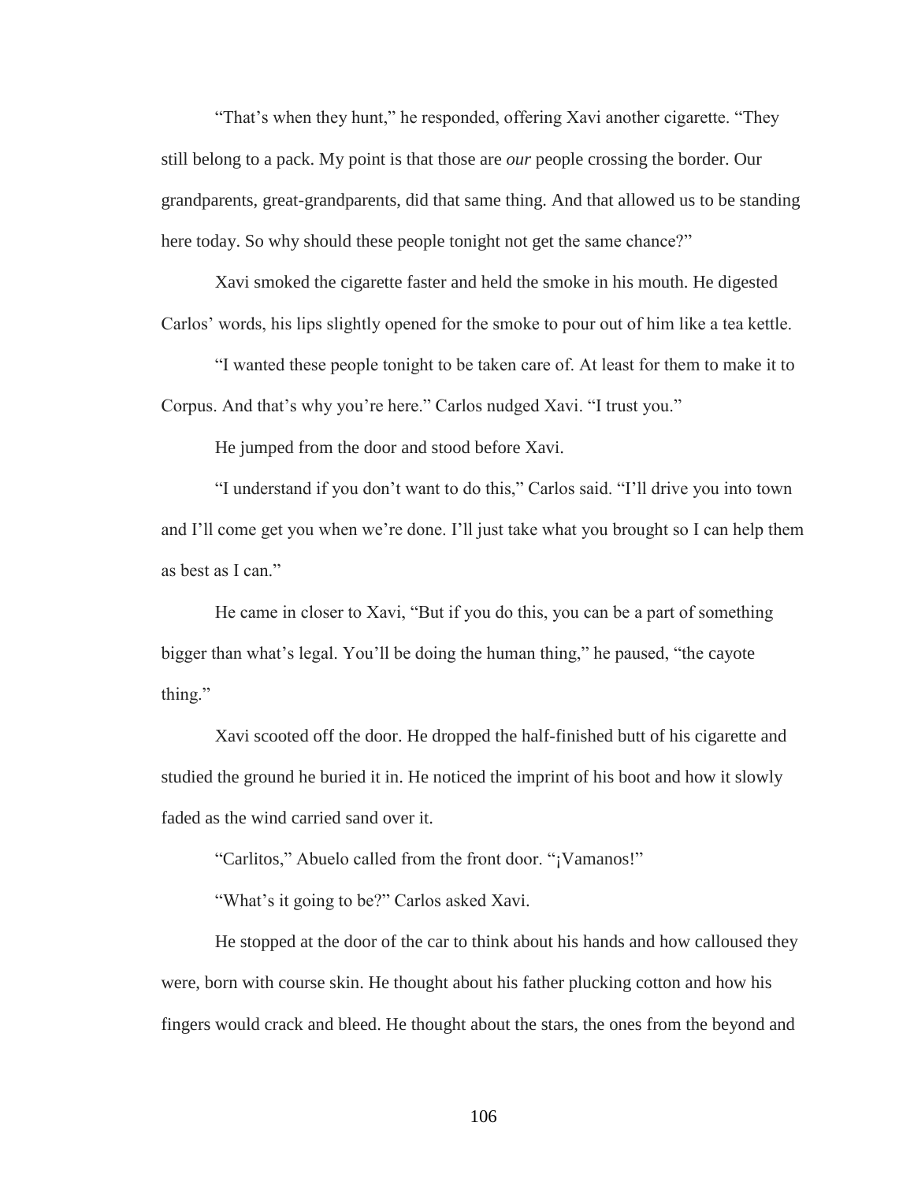"That's when they hunt," he responded, offering Xavi another cigarette. "They still belong to a pack. My point is that those are *our* people crossing the border. Our grandparents, great-grandparents, did that same thing. And that allowed us to be standing here today. So why should these people tonight not get the same chance?"

Xavi smoked the cigarette faster and held the smoke in his mouth. He digested Carlos' words, his lips slightly opened for the smoke to pour out of him like a tea kettle.

"I wanted these people tonight to be taken care of. At least for them to make it to Corpus. And that's why you're here." Carlos nudged Xavi. "I trust you."

He jumped from the door and stood before Xavi.

"I understand if you don't want to do this," Carlos said. "I'll drive you into town and I'll come get you when we're done. I'll just take what you brought so I can help them as best as I can."

He came in closer to Xavi, "But if you do this, you can be a part of something bigger than what's legal. You'll be doing the human thing," he paused, "the cayote thing."

Xavi scooted off the door. He dropped the half-finished butt of his cigarette and studied the ground he buried it in. He noticed the imprint of his boot and how it slowly faded as the wind carried sand over it.

"Carlitos," Abuelo called from the front door. "¡Vamanos!"

"What's it going to be?" Carlos asked Xavi.

He stopped at the door of the car to think about his hands and how calloused they were, born with course skin. He thought about his father plucking cotton and how his fingers would crack and bleed. He thought about the stars, the ones from the beyond and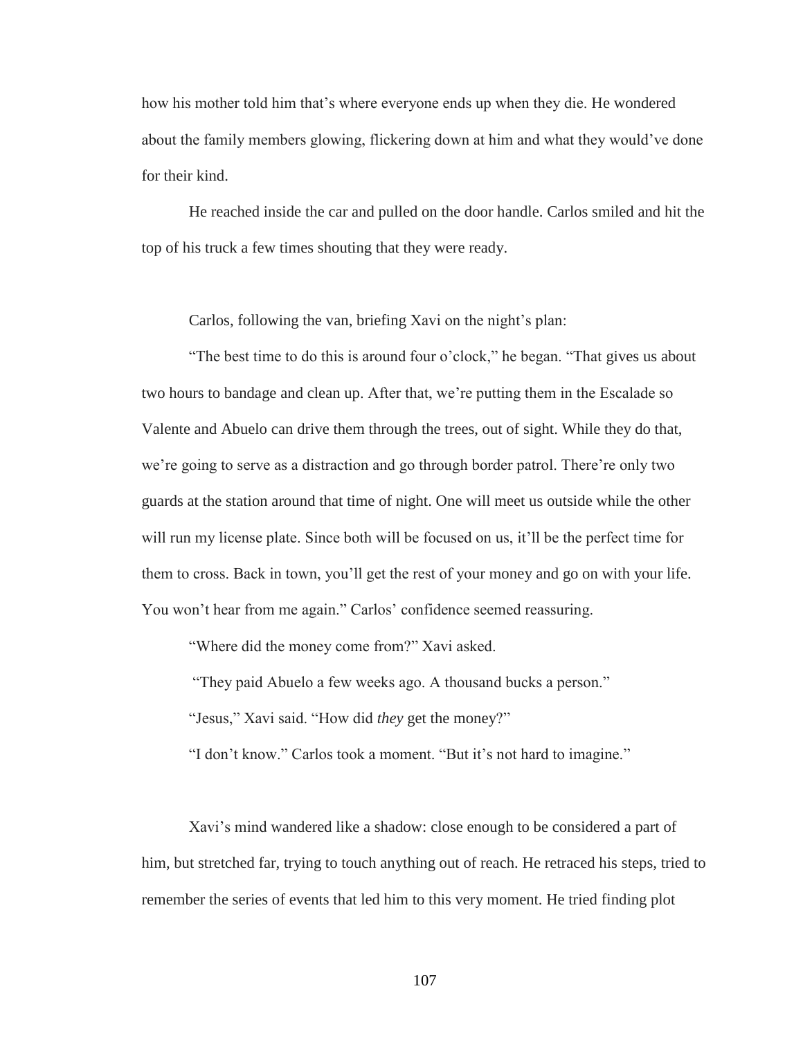how his mother told him that's where everyone ends up when they die. He wondered about the family members glowing, flickering down at him and what they would've done for their kind.

He reached inside the car and pulled on the door handle. Carlos smiled and hit the top of his truck a few times shouting that they were ready.

Carlos, following the van, briefing Xavi on the night's plan:

"The best time to do this is around four o'clock," he began. "That gives us about two hours to bandage and clean up. After that, we're putting them in the Escalade so Valente and Abuelo can drive them through the trees, out of sight. While they do that, we're going to serve as a distraction and go through border patrol. There're only two guards at the station around that time of night. One will meet us outside while the other will run my license plate. Since both will be focused on us, it'll be the perfect time for them to cross. Back in town, you'll get the rest of your money and go on with your life. You won't hear from me again." Carlos' confidence seemed reassuring.

"Where did the money come from?" Xavi asked.

"They paid Abuelo a few weeks ago. A thousand bucks a person."

"Jesus," Xavi said. "How did *they* get the money?"

"I don't know." Carlos took a moment. "But it's not hard to imagine."

Xavi's mind wandered like a shadow: close enough to be considered a part of him, but stretched far, trying to touch anything out of reach. He retraced his steps, tried to remember the series of events that led him to this very moment. He tried finding plot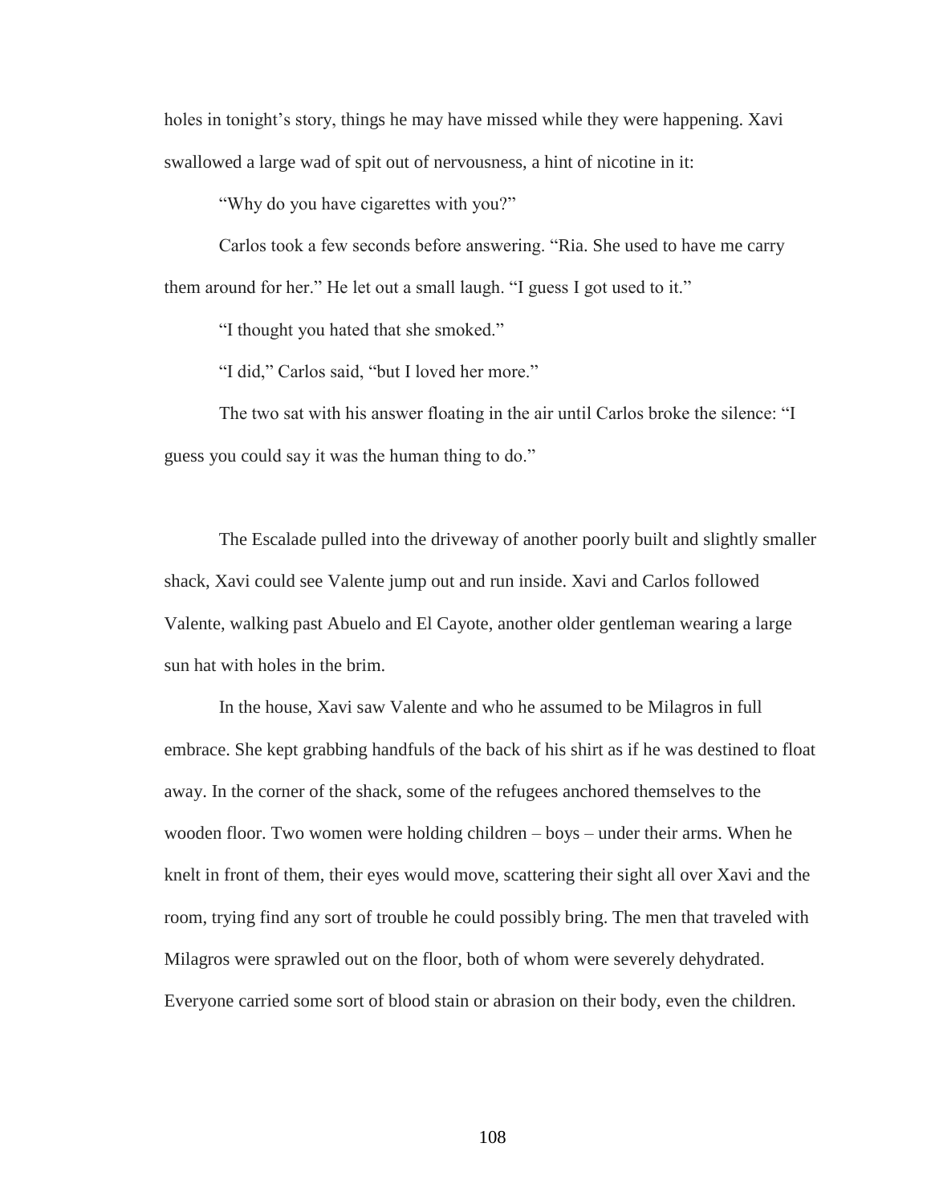holes in tonight's story, things he may have missed while they were happening. Xavi swallowed a large wad of spit out of nervousness, a hint of nicotine in it:

"Why do you have cigarettes with you?"

Carlos took a few seconds before answering. "Ria. She used to have me carry them around for her." He let out a small laugh. "I guess I got used to it."

"I thought you hated that she smoked."

"I did," Carlos said, "but I loved her more."

The two sat with his answer floating in the air until Carlos broke the silence: "I guess you could say it was the human thing to do."

The Escalade pulled into the driveway of another poorly built and slightly smaller shack, Xavi could see Valente jump out and run inside. Xavi and Carlos followed Valente, walking past Abuelo and El Cayote, another older gentleman wearing a large sun hat with holes in the brim.

In the house, Xavi saw Valente and who he assumed to be Milagros in full embrace. She kept grabbing handfuls of the back of his shirt as if he was destined to float away. In the corner of the shack, some of the refugees anchored themselves to the wooden floor. Two women were holding children – boys – under their arms. When he knelt in front of them, their eyes would move, scattering their sight all over Xavi and the room, trying find any sort of trouble he could possibly bring. The men that traveled with Milagros were sprawled out on the floor, both of whom were severely dehydrated. Everyone carried some sort of blood stain or abrasion on their body, even the children.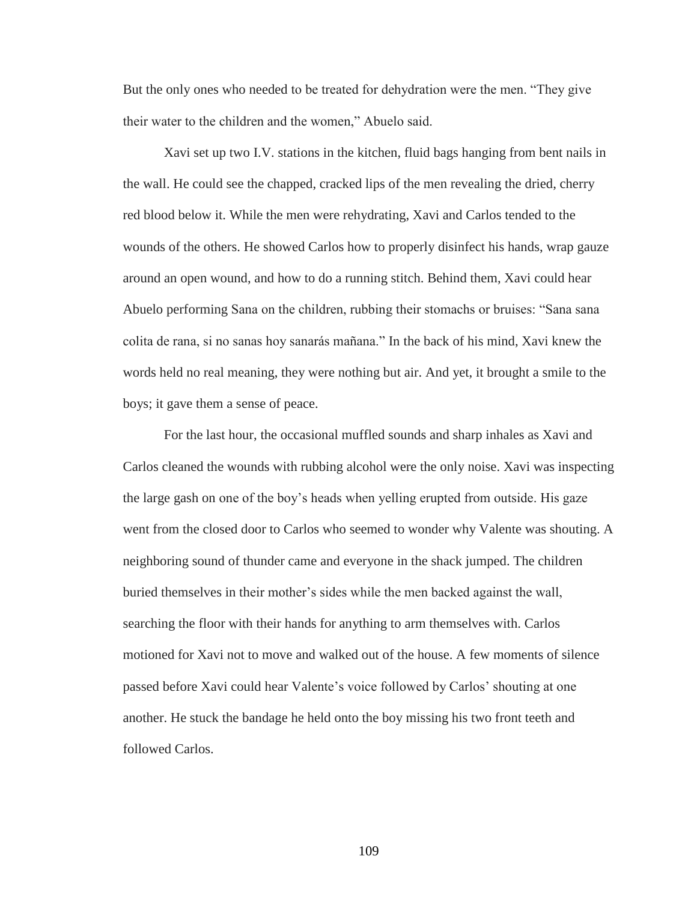But the only ones who needed to be treated for dehydration were the men. "They give their water to the children and the women," Abuelo said.

Xavi set up two I.V. stations in the kitchen, fluid bags hanging from bent nails in the wall. He could see the chapped, cracked lips of the men revealing the dried, cherry red blood below it. While the men were rehydrating, Xavi and Carlos tended to the wounds of the others. He showed Carlos how to properly disinfect his hands, wrap gauze around an open wound, and how to do a running stitch. Behind them, Xavi could hear Abuelo performing Sana on the children, rubbing their stomachs or bruises: "Sana sana colita de rana, si no sanas hoy sanarás mañana." In the back of his mind, Xavi knew the words held no real meaning, they were nothing but air. And yet, it brought a smile to the boys; it gave them a sense of peace.

For the last hour, the occasional muffled sounds and sharp inhales as Xavi and Carlos cleaned the wounds with rubbing alcohol were the only noise. Xavi was inspecting the large gash on one of the boy's heads when yelling erupted from outside. His gaze went from the closed door to Carlos who seemed to wonder why Valente was shouting. A neighboring sound of thunder came and everyone in the shack jumped. The children buried themselves in their mother's sides while the men backed against the wall, searching the floor with their hands for anything to arm themselves with. Carlos motioned for Xavi not to move and walked out of the house. A few moments of silence passed before Xavi could hear Valente's voice followed by Carlos' shouting at one another. He stuck the bandage he held onto the boy missing his two front teeth and followed Carlos.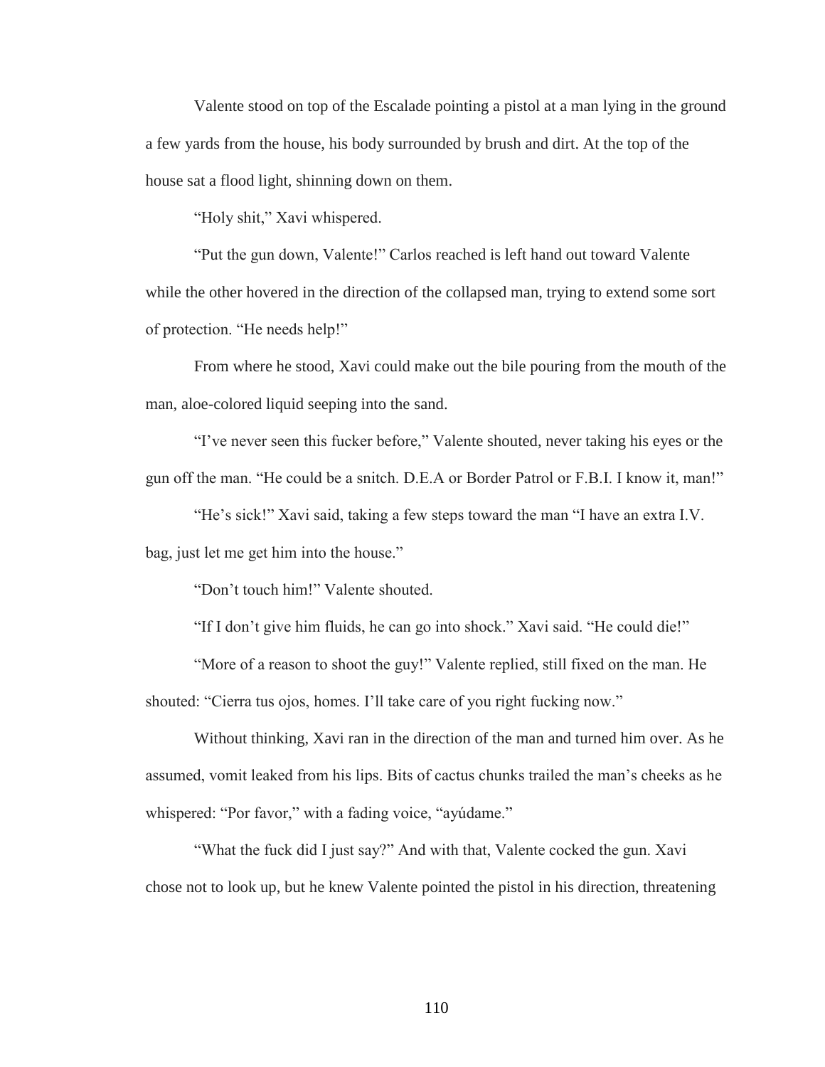Valente stood on top of the Escalade pointing a pistol at a man lying in the ground a few yards from the house, his body surrounded by brush and dirt. At the top of the house sat a flood light, shinning down on them.

"Holy shit," Xavi whispered.

"Put the gun down, Valente!" Carlos reached is left hand out toward Valente while the other hovered in the direction of the collapsed man, trying to extend some sort of protection. "He needs help!"

From where he stood, Xavi could make out the bile pouring from the mouth of the man, aloe-colored liquid seeping into the sand.

"I've never seen this fucker before," Valente shouted, never taking his eyes or the gun off the man. "He could be a snitch. D.E.A or Border Patrol or F.B.I. I know it, man!"

"He's sick!" Xavi said, taking a few steps toward the man "I have an extra I.V. bag, just let me get him into the house."

"Don't touch him!" Valente shouted.

"If I don't give him fluids, he can go into shock." Xavi said. "He could die!"

"More of a reason to shoot the guy!" Valente replied, still fixed on the man. He shouted: "Cierra tus ojos, homes. I'll take care of you right fucking now."

Without thinking, Xavi ran in the direction of the man and turned him over. As he assumed, vomit leaked from his lips. Bits of cactus chunks trailed the man's cheeks as he whispered: "Por favor," with a fading voice, "ayúdame."

"What the fuck did I just say?" And with that, Valente cocked the gun. Xavi chose not to look up, but he knew Valente pointed the pistol in his direction, threatening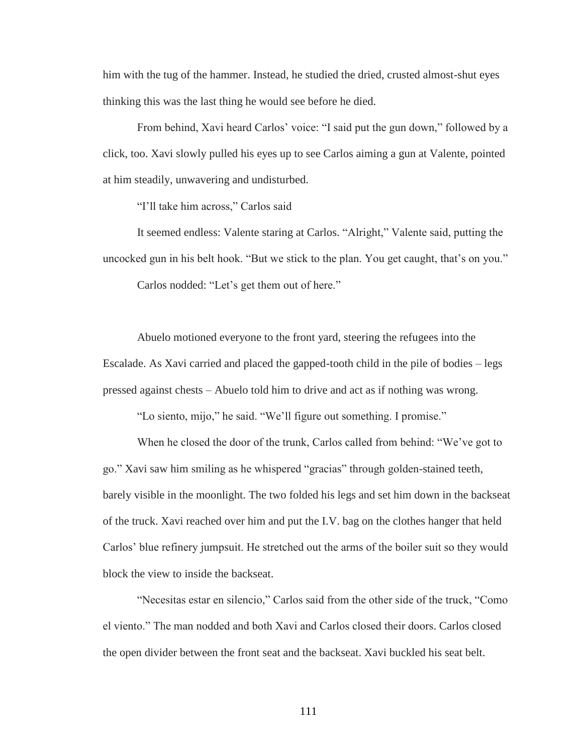him with the tug of the hammer. Instead, he studied the dried, crusted almost-shut eyes thinking this was the last thing he would see before he died.

From behind, Xavi heard Carlos' voice: "I said put the gun down," followed by a click, too. Xavi slowly pulled his eyes up to see Carlos aiming a gun at Valente, pointed at him steadily, unwavering and undisturbed.

"I'll take him across," Carlos said

It seemed endless: Valente staring at Carlos. "Alright," Valente said, putting the uncocked gun in his belt hook. "But we stick to the plan. You get caught, that's on you."

Carlos nodded: "Let's get them out of here."

Abuelo motioned everyone to the front yard, steering the refugees into the Escalade. As Xavi carried and placed the gapped-tooth child in the pile of bodies – legs pressed against chests – Abuelo told him to drive and act as if nothing was wrong.

"Lo siento, mijo," he said. "We'll figure out something. I promise."

When he closed the door of the trunk, Carlos called from behind: "We've got to go." Xavi saw him smiling as he whispered "gracias" through golden-stained teeth, barely visible in the moonlight. The two folded his legs and set him down in the backseat of the truck. Xavi reached over him and put the I.V. bag on the clothes hanger that held Carlos' blue refinery jumpsuit. He stretched out the arms of the boiler suit so they would block the view to inside the backseat.

"Necesitas estar en silencio," Carlos said from the other side of the truck, "Como el viento." The man nodded and both Xavi and Carlos closed their doors. Carlos closed the open divider between the front seat and the backseat. Xavi buckled his seat belt.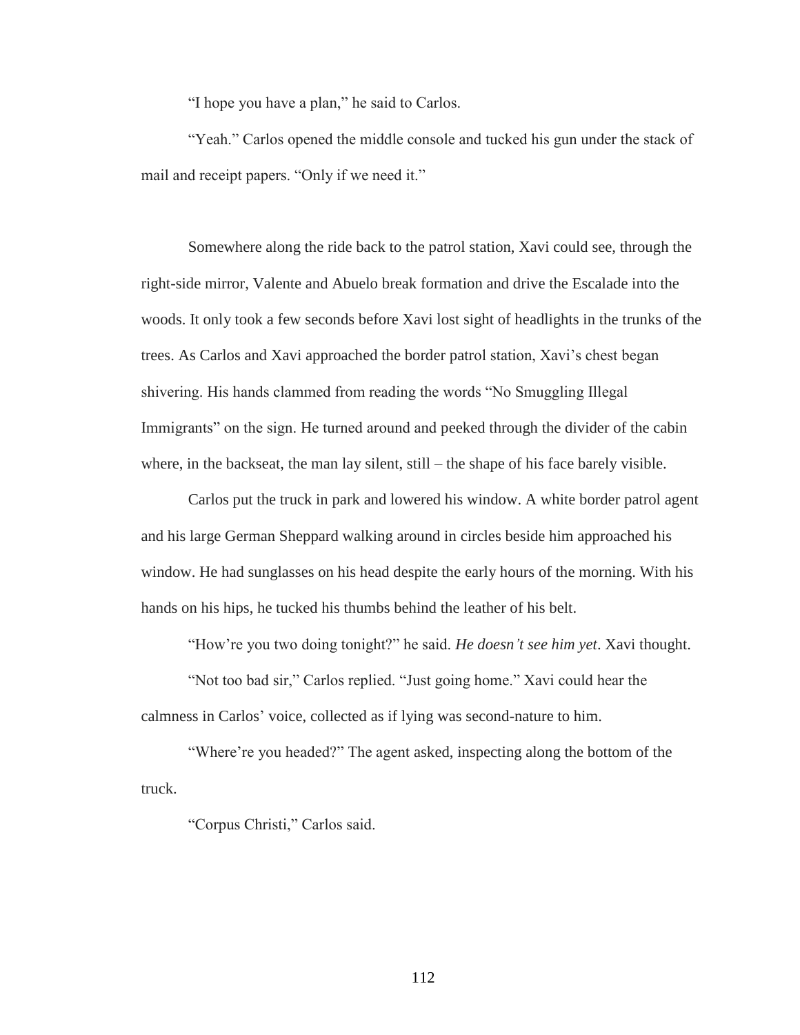"I hope you have a plan," he said to Carlos.

"Yeah." Carlos opened the middle console and tucked his gun under the stack of mail and receipt papers. "Only if we need it."

Somewhere along the ride back to the patrol station, Xavi could see, through the right-side mirror, Valente and Abuelo break formation and drive the Escalade into the woods. It only took a few seconds before Xavi lost sight of headlights in the trunks of the trees. As Carlos and Xavi approached the border patrol station, Xavi's chest began shivering. His hands clammed from reading the words "No Smuggling Illegal Immigrants" on the sign. He turned around and peeked through the divider of the cabin where, in the backseat, the man lay silent, still – the shape of his face barely visible.

Carlos put the truck in park and lowered his window. A white border patrol agent and his large German Sheppard walking around in circles beside him approached his window. He had sunglasses on his head despite the early hours of the morning. With his hands on his hips, he tucked his thumbs behind the leather of his belt.

"How're you two doing tonight?" he said. *He doesn't see him yet*. Xavi thought.

"Not too bad sir," Carlos replied. "Just going home." Xavi could hear the calmness in Carlos' voice, collected as if lying was second-nature to him.

"Where're you headed?" The agent asked, inspecting along the bottom of the truck.

"Corpus Christi," Carlos said.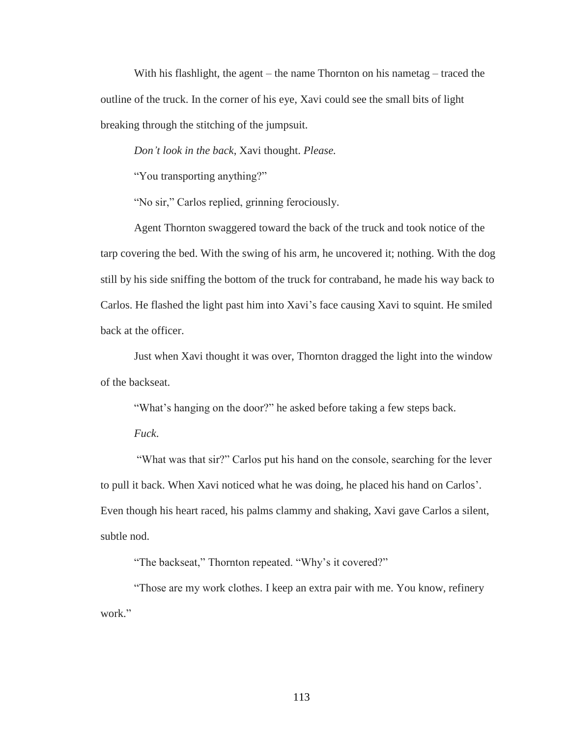With his flashlight, the agent – the name Thornton on his nametag – traced the outline of the truck. In the corner of his eye, Xavi could see the small bits of light breaking through the stitching of the jumpsuit.

*Don't look in the back*, Xavi thought. *Please.*

"You transporting anything?"

"No sir," Carlos replied, grinning ferociously.

Agent Thornton swaggered toward the back of the truck and took notice of the tarp covering the bed. With the swing of his arm, he uncovered it; nothing. With the dog still by his side sniffing the bottom of the truck for contraband, he made his way back to Carlos. He flashed the light past him into Xavi's face causing Xavi to squint. He smiled back at the officer.

Just when Xavi thought it was over, Thornton dragged the light into the window of the backseat.

"What's hanging on the door?" he asked before taking a few steps back.

*Fuck.*

"What was that sir?" Carlos put his hand on the console, searching for the lever to pull it back. When Xavi noticed what he was doing, he placed his hand on Carlos'. Even though his heart raced, his palms clammy and shaking, Xavi gave Carlos a silent, subtle nod.

"The backseat," Thornton repeated. "Why's it covered?"

"Those are my work clothes. I keep an extra pair with me. You know, refinery work."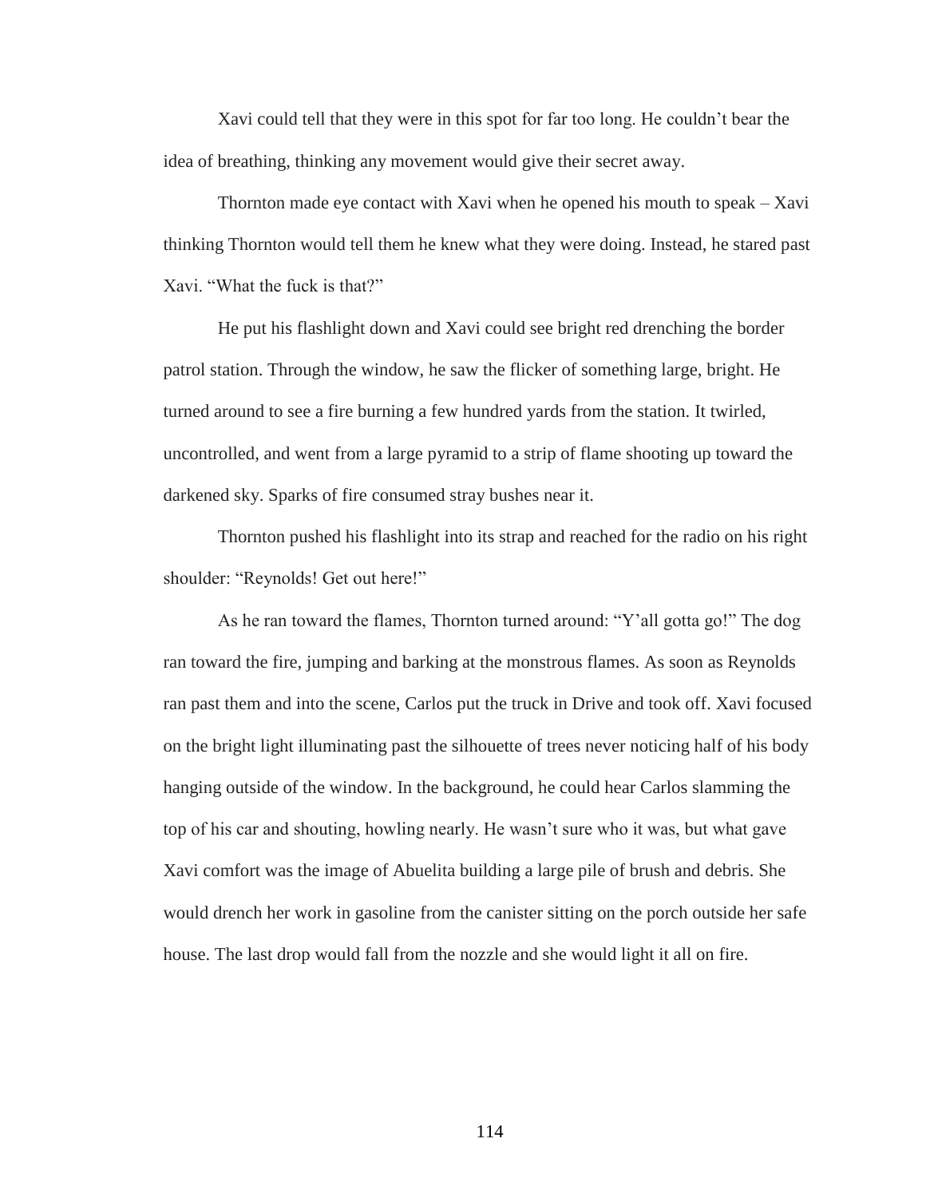Xavi could tell that they were in this spot for far too long. He couldn't bear the idea of breathing, thinking any movement would give their secret away.

Thornton made eye contact with Xavi when he opened his mouth to speak – Xavi thinking Thornton would tell them he knew what they were doing. Instead, he stared past Xavi. "What the fuck is that?"

He put his flashlight down and Xavi could see bright red drenching the border patrol station. Through the window, he saw the flicker of something large, bright. He turned around to see a fire burning a few hundred yards from the station. It twirled, uncontrolled, and went from a large pyramid to a strip of flame shooting up toward the darkened sky. Sparks of fire consumed stray bushes near it.

Thornton pushed his flashlight into its strap and reached for the radio on his right shoulder: "Reynolds! Get out here!"

As he ran toward the flames, Thornton turned around: "Y'all gotta go!" The dog ran toward the fire, jumping and barking at the monstrous flames. As soon as Reynolds ran past them and into the scene, Carlos put the truck in Drive and took off. Xavi focused on the bright light illuminating past the silhouette of trees never noticing half of his body hanging outside of the window. In the background, he could hear Carlos slamming the top of his car and shouting, howling nearly. He wasn't sure who it was, but what gave Xavi comfort was the image of Abuelita building a large pile of brush and debris. She would drench her work in gasoline from the canister sitting on the porch outside her safe house. The last drop would fall from the nozzle and she would light it all on fire.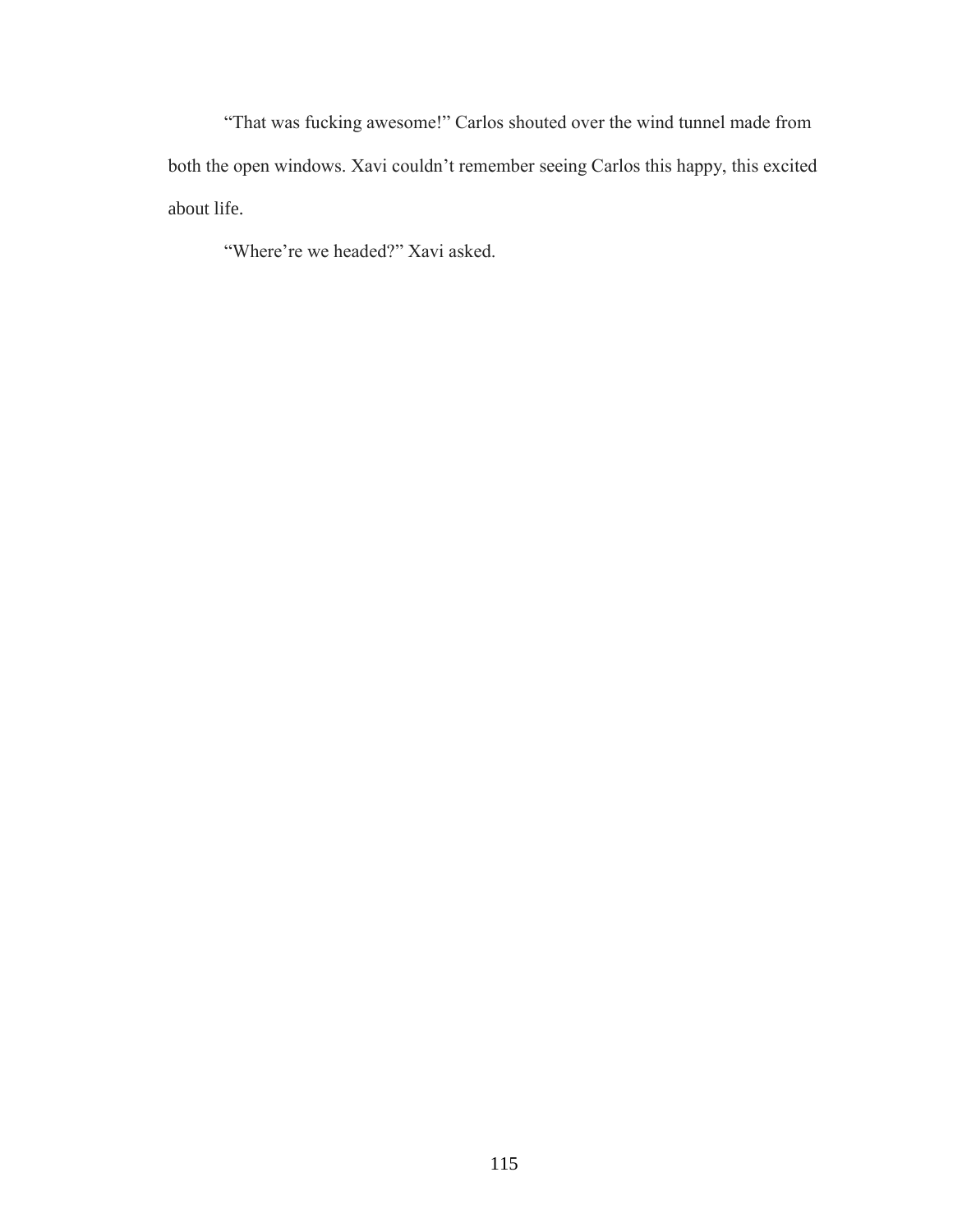"That was fucking awesome!" Carlos shouted over the wind tunnel made from both the open windows. Xavi couldn't remember seeing Carlos this happy, this excited about life.

"Where're we headed?" Xavi asked.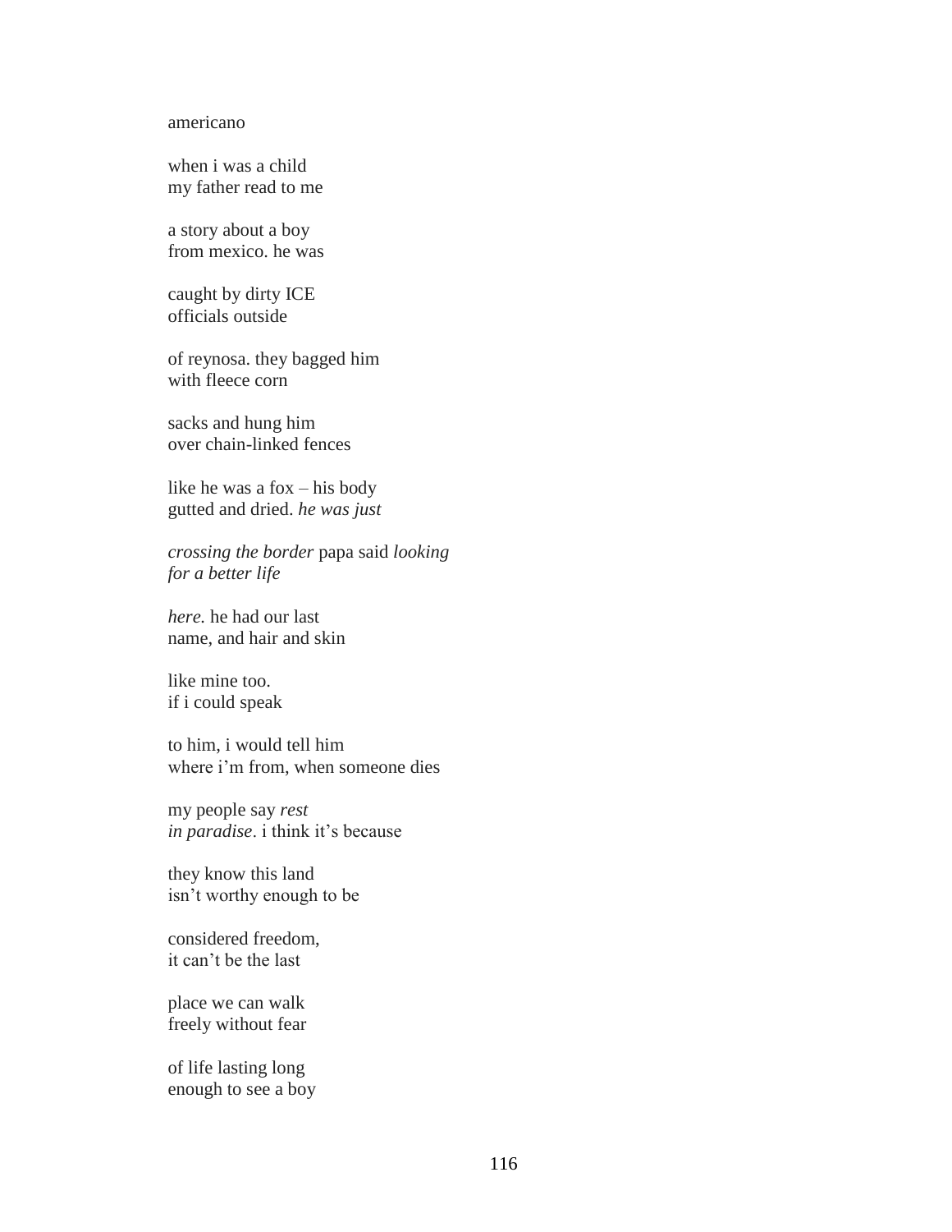americano

when i was a child
my father read to me

a story about a boy
from mexico. he was

caught by dirty ICE
officials outside

of reynosa. they bagged him
with fleece corn

sacks and hung him
over chain-linked fences

like he was a fox – his body
gutted and dried. *he was just*

*crossing the border* papa said *looking*
*for a better life*

*here.* he had our last
name, and hair and skin

like mine too.
if i could speak

to him, i would tell him
where i'm from, when someone dies

my people say *rest*
*in paradise*. i think it's because

they know this land
isn't worthy enough to be

considered freedom,
it can't be the last

place we can walk
freely without fear

of life lasting long
enough to see a boy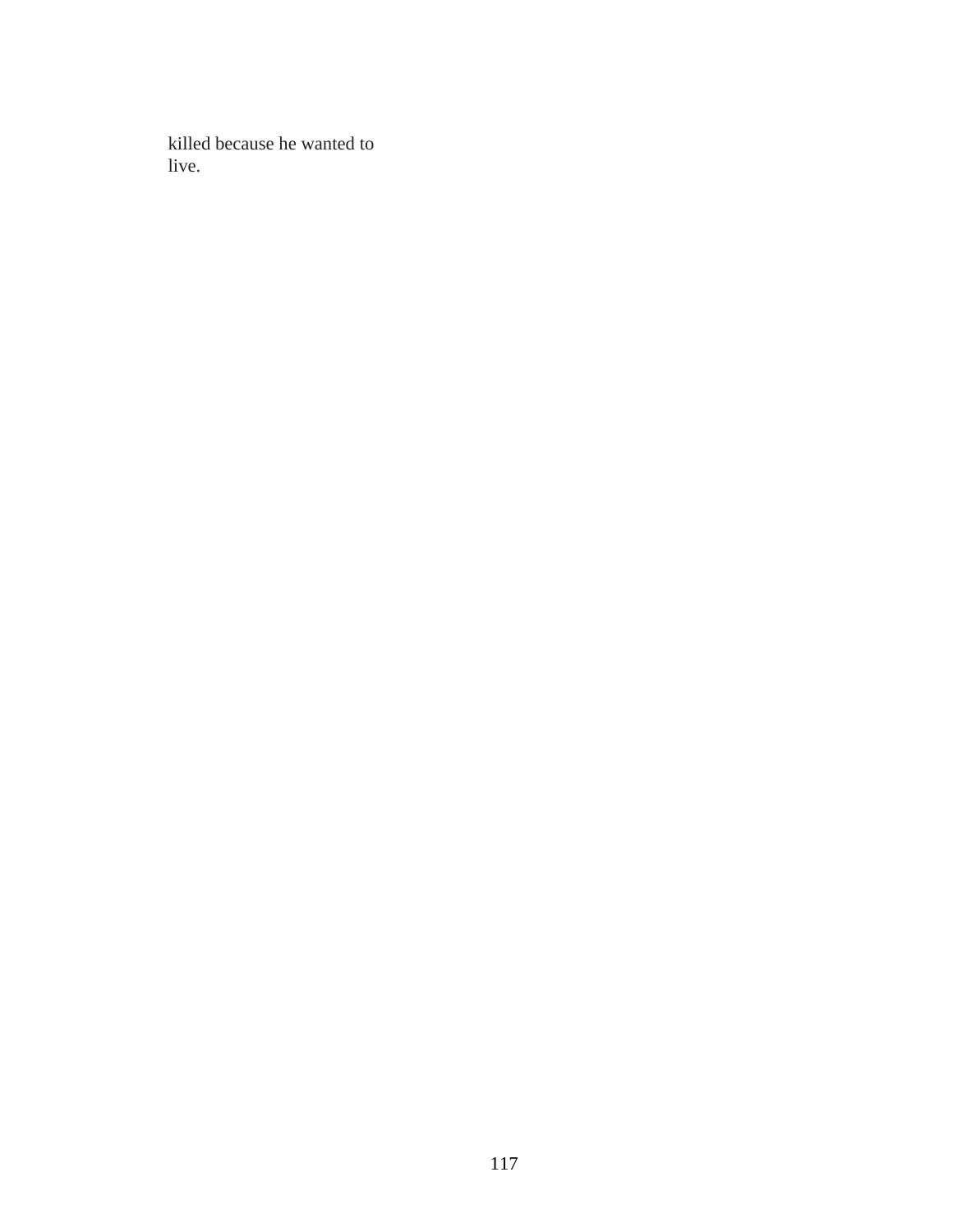killed because he wanted to
live.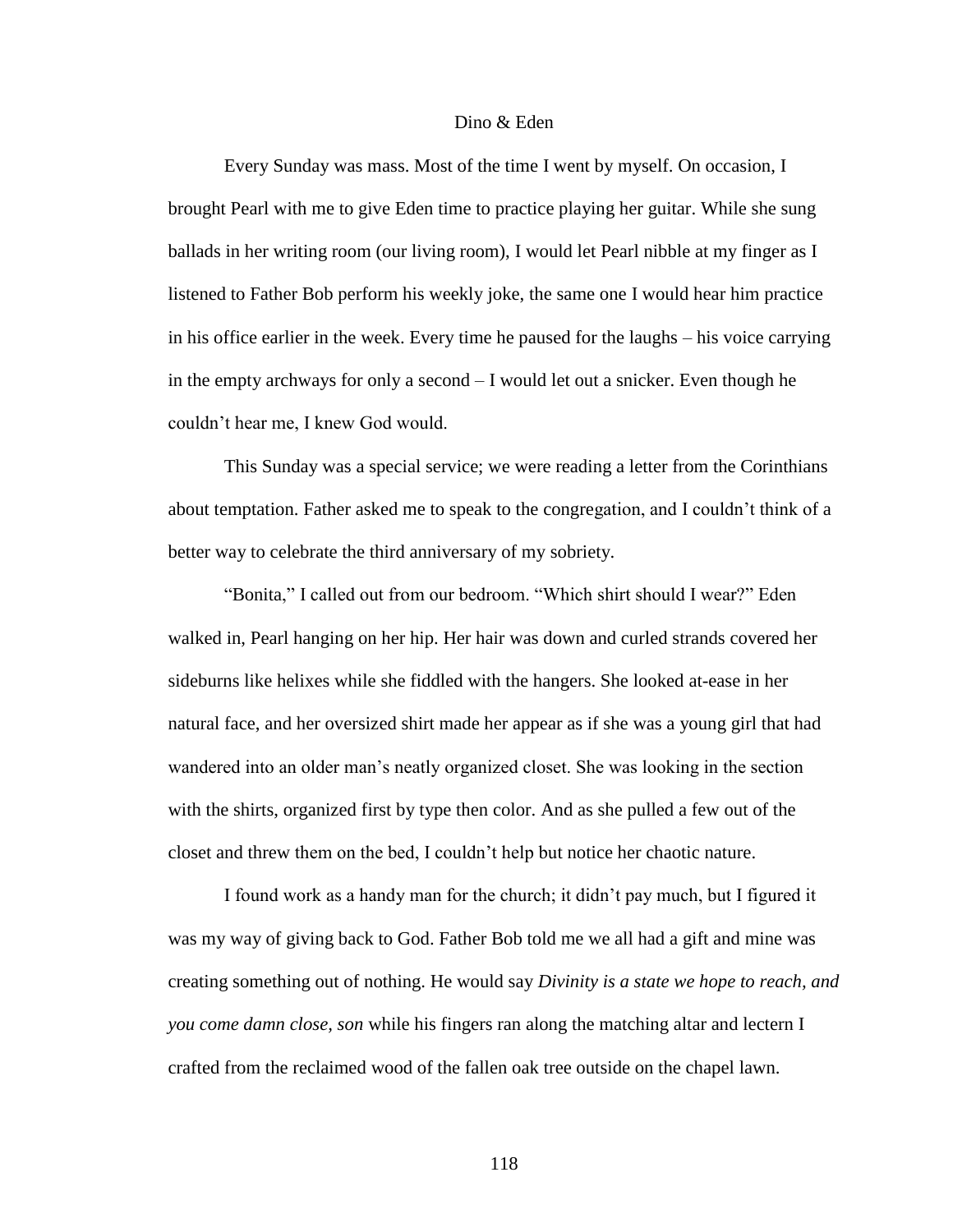# Dino & Eden

Every Sunday was mass. Most of the time I went by myself. On occasion, I brought Pearl with me to give Eden time to practice playing her guitar. While she sung ballads in her writing room (our living room), I would let Pearl nibble at my finger as I listened to Father Bob perform his weekly joke, the same one I would hear him practice in his office earlier in the week. Every time he paused for the laughs – his voice carrying in the empty archways for only a second – I would let out a snicker. Even though he couldn't hear me, I knew God would.

This Sunday was a special service; we were reading a letter from the Corinthians about temptation. Father asked me to speak to the congregation, and I couldn't think of a better way to celebrate the third anniversary of my sobriety.

"Bonita," I called out from our bedroom. "Which shirt should I wear?" Eden walked in, Pearl hanging on her hip. Her hair was down and curled strands covered her sideburns like helixes while she fiddled with the hangers. She looked at-ease in her natural face, and her oversized shirt made her appear as if she was a young girl that had wandered into an older man's neatly organized closet. She was looking in the section with the shirts, organized first by type then color. And as she pulled a few out of the closet and threw them on the bed, I couldn't help but notice her chaotic nature.

I found work as a handy man for the church; it didn't pay much, but I figured it was my way of giving back to God. Father Bob told me we all had a gift and mine was creating something out of nothing. He would say *Divinity is a state we hope to reach, and you come damn close, son* while his fingers ran along the matching altar and lectern I crafted from the reclaimed wood of the fallen oak tree outside on the chapel lawn.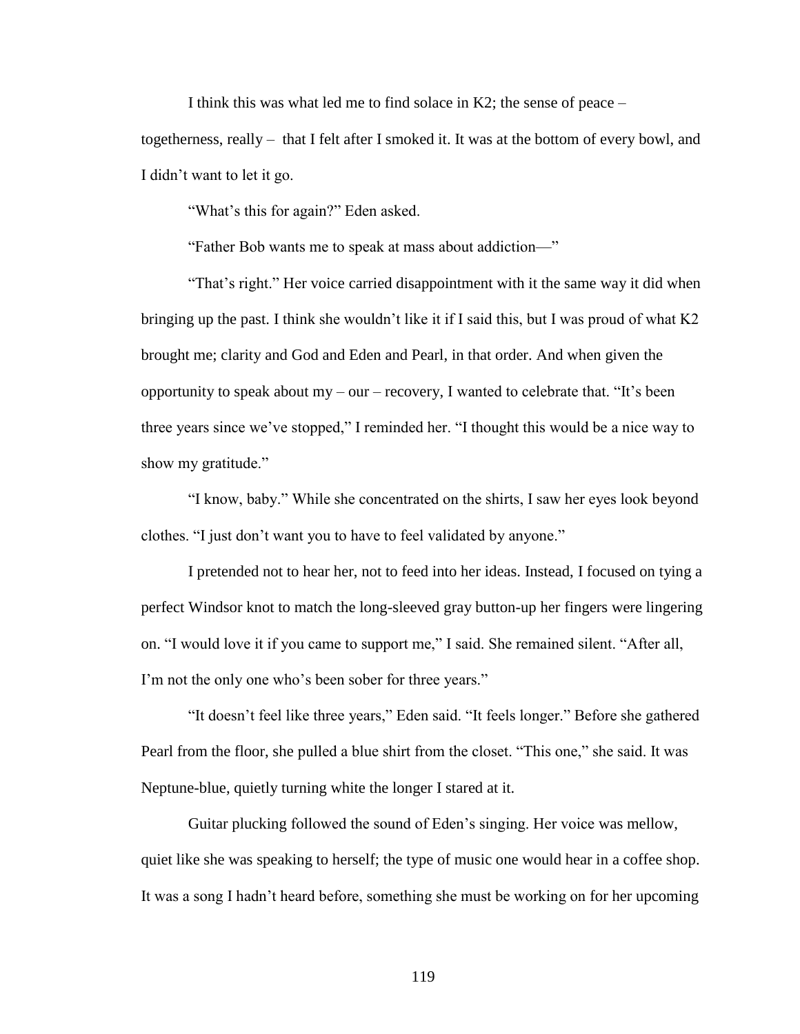I think this was what led me to find solace in K2; the sense of peace – togetherness, really – that I felt after I smoked it. It was at the bottom of every bowl, and I didn't want to let it go.

"What's this for again?" Eden asked.

"Father Bob wants me to speak at mass about addiction—"

"That's right." Her voice carried disappointment with it the same way it did when bringing up the past. I think she wouldn't like it if I said this, but I was proud of what K2 brought me; clarity and God and Eden and Pearl, in that order. And when given the opportunity to speak about my – our – recovery, I wanted to celebrate that. "It's been three years since we've stopped," I reminded her. "I thought this would be a nice way to show my gratitude."

"I know, baby." While she concentrated on the shirts, I saw her eyes look beyond clothes. "I just don't want you to have to feel validated by anyone."

I pretended not to hear her, not to feed into her ideas. Instead, I focused on tying a perfect Windsor knot to match the long-sleeved gray button-up her fingers were lingering on. "I would love it if you came to support me," I said. She remained silent. "After all, I'm not the only one who's been sober for three years."

"It doesn't feel like three years," Eden said. "It feels longer." Before she gathered Pearl from the floor, she pulled a blue shirt from the closet. "This one," she said. It was Neptune-blue, quietly turning white the longer I stared at it.

Guitar plucking followed the sound of Eden's singing. Her voice was mellow, quiet like she was speaking to herself; the type of music one would hear in a coffee shop. It was a song I hadn't heard before, something she must be working on for her upcoming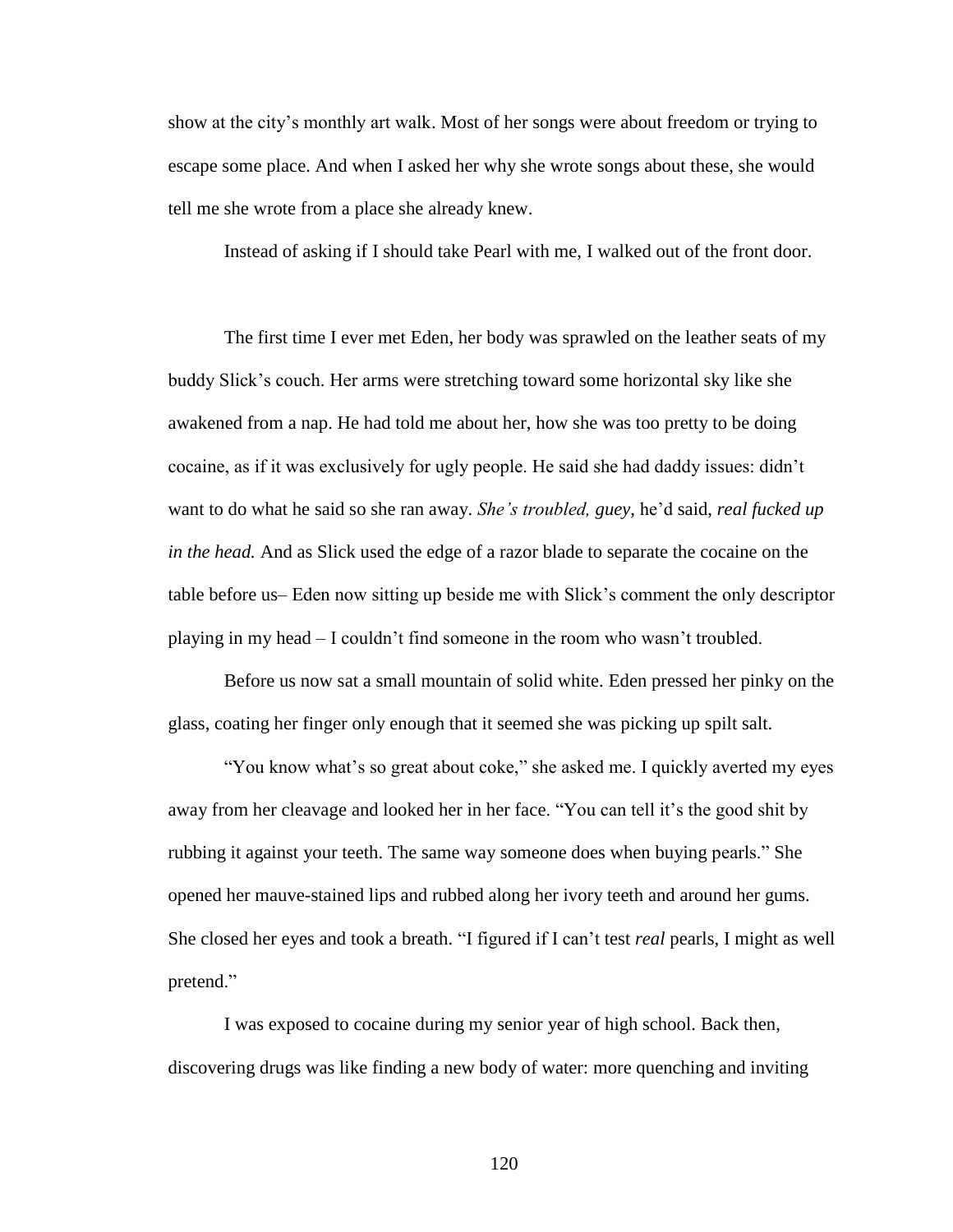show at the city's monthly art walk. Most of her songs were about freedom or trying to escape some place. And when I asked her why she wrote songs about these, she would tell me she wrote from a place she already knew.

Instead of asking if I should take Pearl with me, I walked out of the front door.

The first time I ever met Eden, her body was sprawled on the leather seats of my buddy Slick's couch. Her arms were stretching toward some horizontal sky like she awakened from a nap. He had told me about her, how she was too pretty to be doing cocaine, as if it was exclusively for ugly people. He said she had daddy issues: didn't want to do what he said so she ran away. *She's troubled, guey*, he'd said, *real fucked up in the head.* And as Slick used the edge of a razor blade to separate the cocaine on the table before us– Eden now sitting up beside me with Slick's comment the only descriptor playing in my head – I couldn't find someone in the room who wasn't troubled.

Before us now sat a small mountain of solid white. Eden pressed her pinky on the glass, coating her finger only enough that it seemed she was picking up spilt salt.

"You know what's so great about coke," she asked me. I quickly averted my eyes away from her cleavage and looked her in her face. "You can tell it's the good shit by rubbing it against your teeth. The same way someone does when buying pearls." She opened her mauve-stained lips and rubbed along her ivory teeth and around her gums. She closed her eyes and took a breath. "I figured if I can't test *real* pearls, I might as well pretend."

I was exposed to cocaine during my senior year of high school. Back then, discovering drugs was like finding a new body of water: more quenching and inviting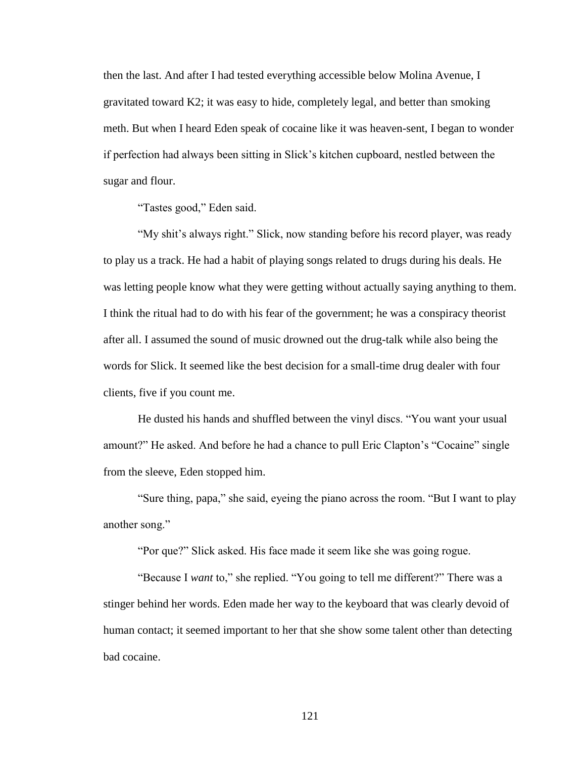then the last. And after I had tested everything accessible below Molina Avenue, I gravitated toward K2; it was easy to hide, completely legal, and better than smoking meth. But when I heard Eden speak of cocaine like it was heaven-sent, I began to wonder if perfection had always been sitting in Slick's kitchen cupboard, nestled between the sugar and flour.

"Tastes good," Eden said.

"My shit's always right." Slick, now standing before his record player, was ready to play us a track. He had a habit of playing songs related to drugs during his deals. He was letting people know what they were getting without actually saying anything to them. I think the ritual had to do with his fear of the government; he was a conspiracy theorist after all. I assumed the sound of music drowned out the drug-talk while also being the words for Slick. It seemed like the best decision for a small-time drug dealer with four clients, five if you count me.

He dusted his hands and shuffled between the vinyl discs. "You want your usual amount?" He asked. And before he had a chance to pull Eric Clapton's "Cocaine" single from the sleeve, Eden stopped him.

"Sure thing, papa," she said, eyeing the piano across the room. "But I want to play another song."

"Por que?" Slick asked. His face made it seem like she was going rogue.

"Because I *want* to," she replied. "You going to tell me different?" There was a stinger behind her words. Eden made her way to the keyboard that was clearly devoid of human contact; it seemed important to her that she show some talent other than detecting bad cocaine.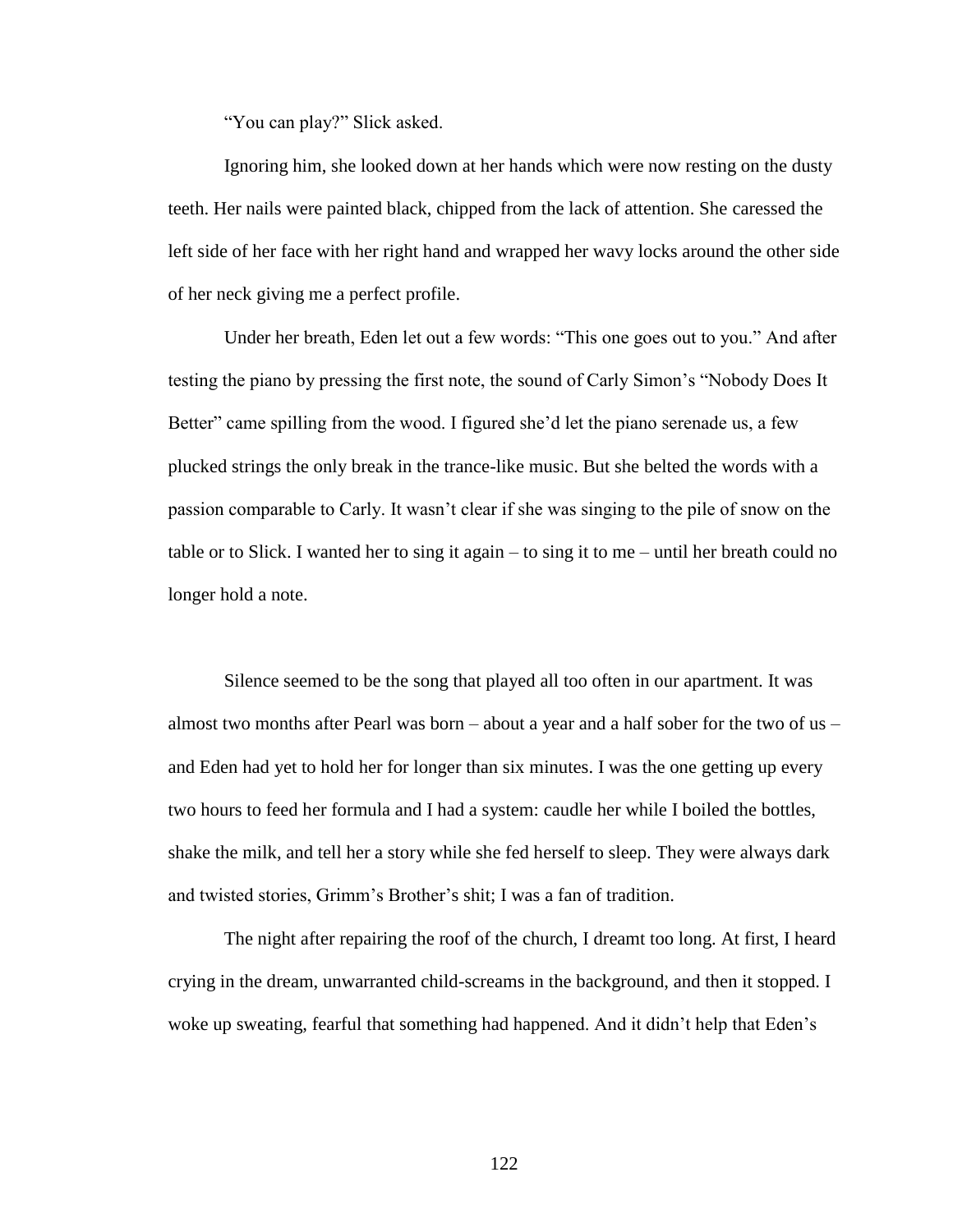"You can play?" Slick asked.

Ignoring him, she looked down at her hands which were now resting on the dusty teeth. Her nails were painted black, chipped from the lack of attention. She caressed the left side of her face with her right hand and wrapped her wavy locks around the other side of her neck giving me a perfect profile.

Under her breath, Eden let out a few words: "This one goes out to you." And after testing the piano by pressing the first note, the sound of Carly Simon's "Nobody Does It Better" came spilling from the wood. I figured she'd let the piano serenade us, a few plucked strings the only break in the trance-like music. But she belted the words with a passion comparable to Carly. It wasn't clear if she was singing to the pile of snow on the table or to Slick. I wanted her to sing it again – to sing it to me – until her breath could no longer hold a note.

Silence seemed to be the song that played all too often in our apartment. It was almost two months after Pearl was born – about a year and a half sober for the two of us – and Eden had yet to hold her for longer than six minutes. I was the one getting up every two hours to feed her formula and I had a system: caudle her while I boiled the bottles, shake the milk, and tell her a story while she fed herself to sleep. They were always dark and twisted stories, Grimm's Brother's shit; I was a fan of tradition.

The night after repairing the roof of the church, I dreamt too long. At first, I heard crying in the dream, unwarranted child-screams in the background, and then it stopped. I woke up sweating, fearful that something had happened. And it didn't help that Eden's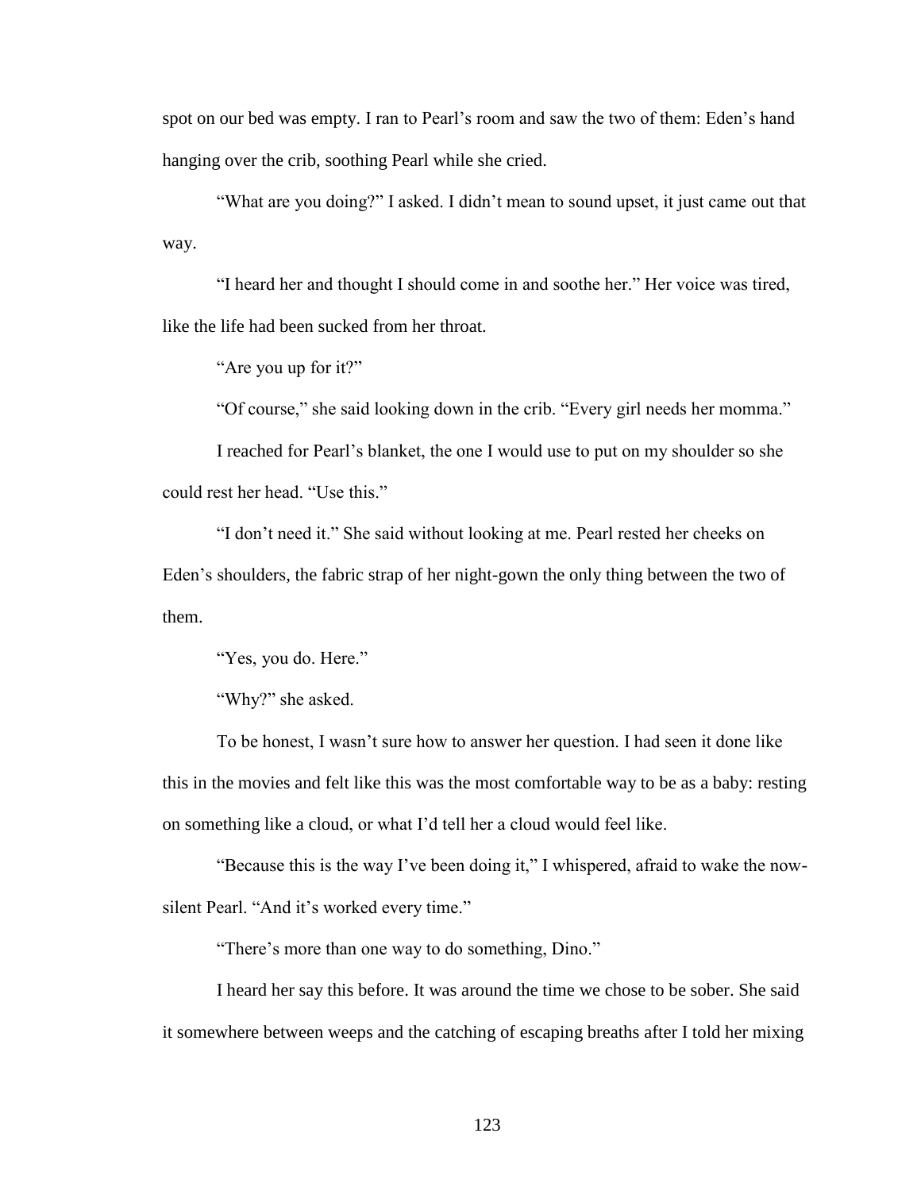spot on our bed was empty. I ran to Pearl's room and saw the two of them: Eden's hand hanging over the crib, soothing Pearl while she cried.

"What are you doing?" I asked. I didn't mean to sound upset, it just came out that way.

"I heard her and thought I should come in and soothe her." Her voice was tired, like the life had been sucked from her throat.

"Are you up for it?"

"Of course," she said looking down in the crib. "Every girl needs her momma."

I reached for Pearl's blanket, the one I would use to put on my shoulder so she could rest her head. "Use this."

"I don't need it." She said without looking at me. Pearl rested her cheeks on Eden's shoulders, the fabric strap of her night-gown the only thing between the two of them.

"Yes, you do. Here."

"Why?" she asked.

To be honest, I wasn't sure how to answer her question. I had seen it done like this in the movies and felt like this was the most comfortable way to be as a baby: resting on something like a cloud, or what I'd tell her a cloud would feel like.

"Because this is the way I've been doing it," I whispered, afraid to wake the now-silent Pearl. "And it's worked every time."

"There's more than one way to do something, Dino."

I heard her say this before. It was around the time we chose to be sober. She said it somewhere between weeps and the catching of escaping breaths after I told her mixing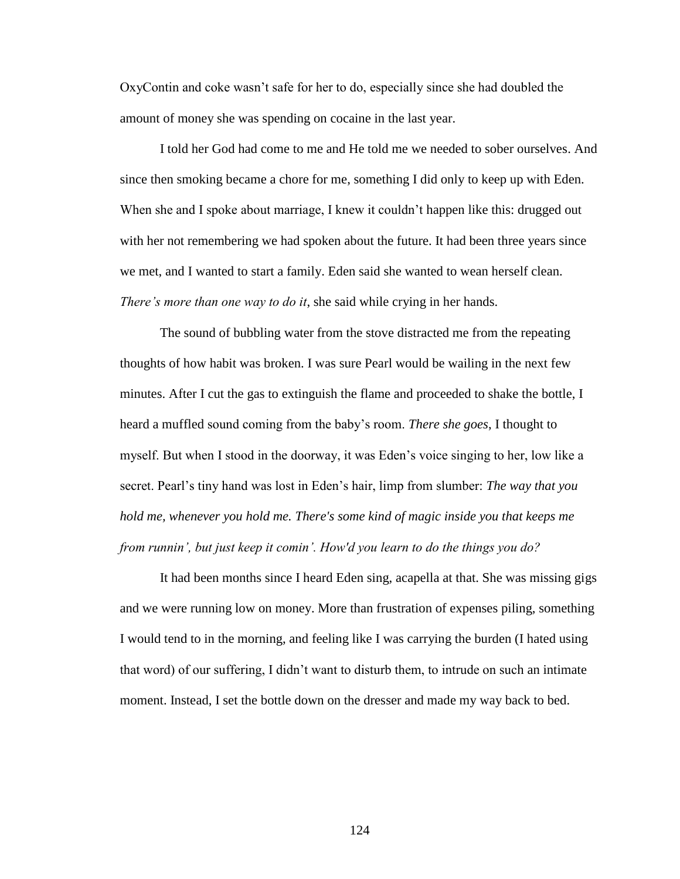OxyContin and coke wasn't safe for her to do, especially since she had doubled the amount of money she was spending on cocaine in the last year.

I told her God had come to me and He told me we needed to sober ourselves. And since then smoking became a chore for me, something I did only to keep up with Eden. When she and I spoke about marriage, I knew it couldn't happen like this: drugged out with her not remembering we had spoken about the future. It had been three years since we met, and I wanted to start a family. Eden said she wanted to wean herself clean. *There's more than one way to do it*, she said while crying in her hands.

The sound of bubbling water from the stove distracted me from the repeating thoughts of how habit was broken. I was sure Pearl would be wailing in the next few minutes. After I cut the gas to extinguish the flame and proceeded to shake the bottle, I heard a muffled sound coming from the baby's room. *There she goes*, I thought to myself. But when I stood in the doorway, it was Eden's voice singing to her, low like a secret. Pearl's tiny hand was lost in Eden's hair, limp from slumber: *The way that you hold me, whenever you hold me. There's some kind of magic inside you that keeps me from runnin', but just keep it comin'. How'd you learn to do the things you do?*

It had been months since I heard Eden sing, acapella at that. She was missing gigs and we were running low on money. More than frustration of expenses piling, something I would tend to in the morning, and feeling like I was carrying the burden (I hated using that word) of our suffering, I didn't want to disturb them, to intrude on such an intimate moment. Instead, I set the bottle down on the dresser and made my way back to bed.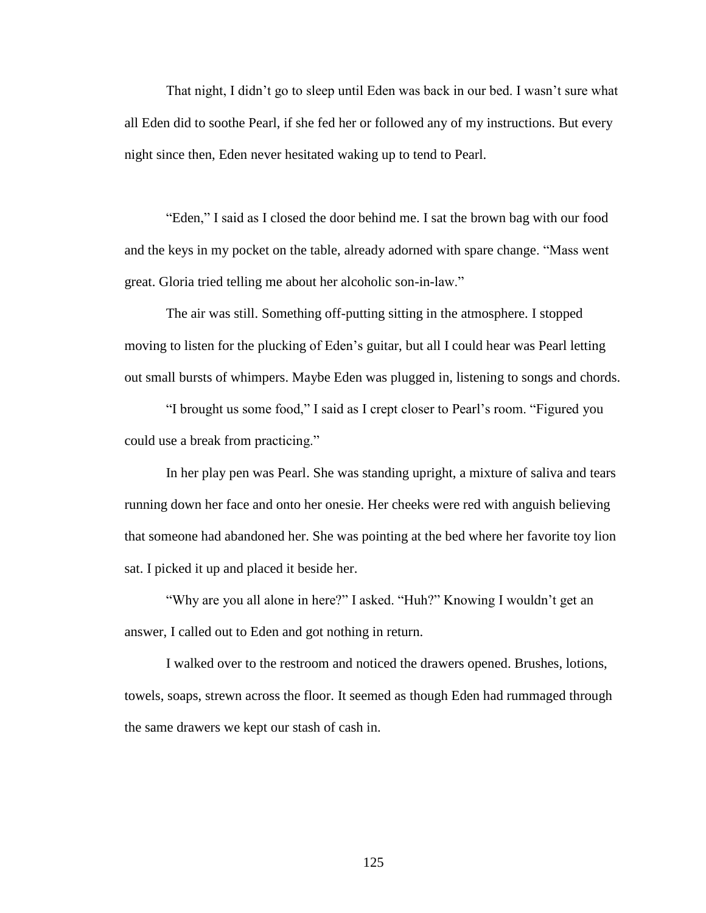That night, I didn't go to sleep until Eden was back in our bed. I wasn't sure what all Eden did to soothe Pearl, if she fed her or followed any of my instructions. But every night since then, Eden never hesitated waking up to tend to Pearl.

"Eden," I said as I closed the door behind me. I sat the brown bag with our food and the keys in my pocket on the table, already adorned with spare change. "Mass went great. Gloria tried telling me about her alcoholic son-in-law."

The air was still. Something off-putting sitting in the atmosphere. I stopped moving to listen for the plucking of Eden's guitar, but all I could hear was Pearl letting out small bursts of whimpers. Maybe Eden was plugged in, listening to songs and chords.

"I brought us some food," I said as I crept closer to Pearl's room. "Figured you could use a break from practicing."

In her play pen was Pearl. She was standing upright, a mixture of saliva and tears running down her face and onto her onesie. Her cheeks were red with anguish believing that someone had abandoned her. She was pointing at the bed where her favorite toy lion sat. I picked it up and placed it beside her.

"Why are you all alone in here?" I asked. "Huh?" Knowing I wouldn't get an answer, I called out to Eden and got nothing in return.

I walked over to the restroom and noticed the drawers opened. Brushes, lotions, towels, soaps, strewn across the floor. It seemed as though Eden had rummaged through the same drawers we kept our stash of cash in.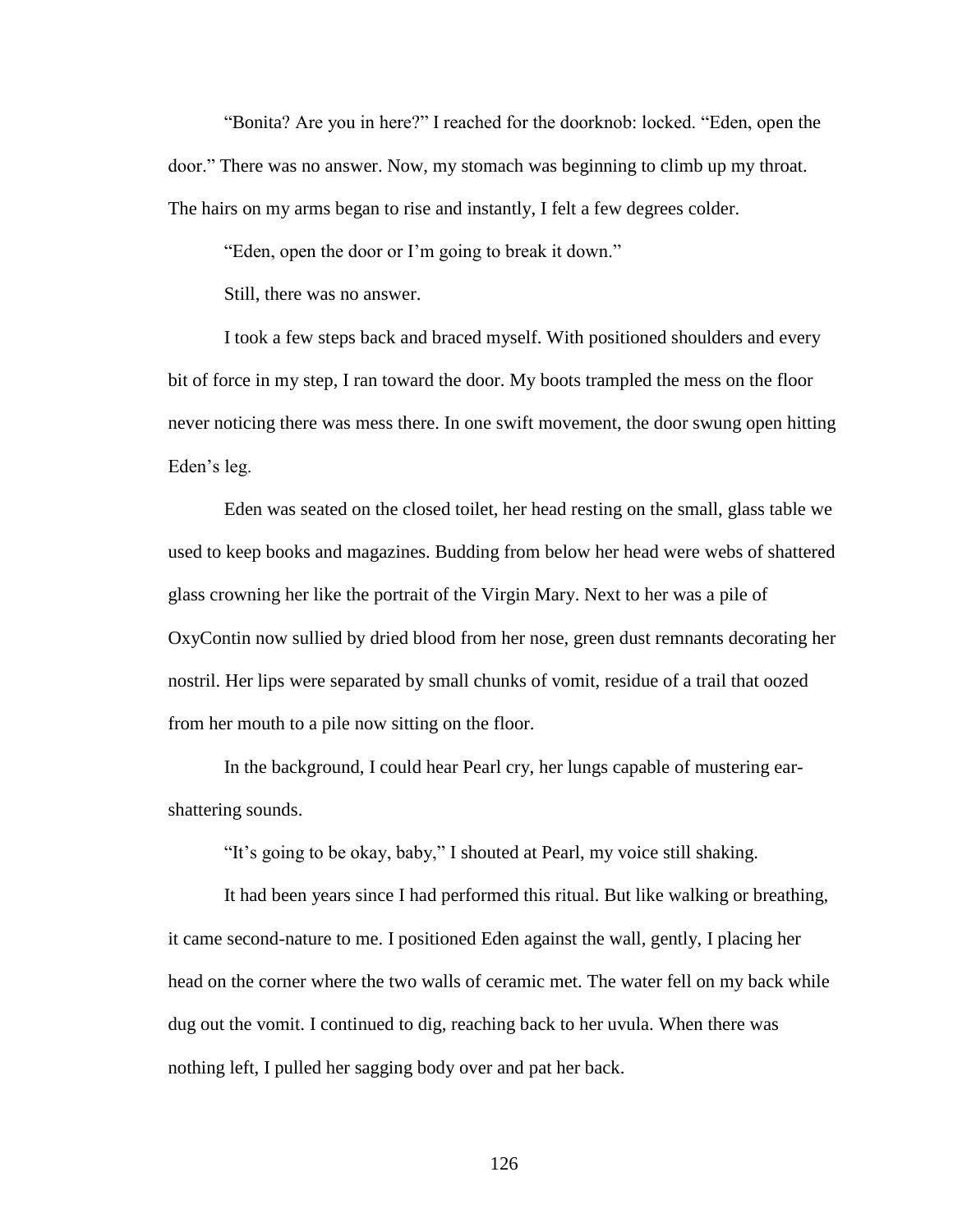"Bonita? Are you in here?" I reached for the doorknob: locked. "Eden, open the door." There was no answer. Now, my stomach was beginning to climb up my throat. The hairs on my arms began to rise and instantly, I felt a few degrees colder.

"Eden, open the door or I'm going to break it down."

Still, there was no answer.

I took a few steps back and braced myself. With positioned shoulders and every bit of force in my step, I ran toward the door. My boots trampled the mess on the floor never noticing there was mess there. In one swift movement, the door swung open hitting Eden's leg.

Eden was seated on the closed toilet, her head resting on the small, glass table we used to keep books and magazines. Budding from below her head were webs of shattered glass crowning her like the portrait of the Virgin Mary. Next to her was a pile of OxyContin now sullied by dried blood from her nose, green dust remnants decorating her nostril. Her lips were separated by small chunks of vomit, residue of a trail that oozed from her mouth to a pile now sitting on the floor.

In the background, I could hear Pearl cry, her lungs capable of mustering ear-shattering sounds.

"It's going to be okay, baby," I shouted at Pearl, my voice still shaking.

It had been years since I had performed this ritual. But like walking or breathing, it came second-nature to me. I positioned Eden against the wall, gently, I placing her head on the corner where the two walls of ceramic met. The water fell on my back while dug out the vomit. I continued to dig, reaching back to her uvula. When there was nothing left, I pulled her sagging body over and pat her back.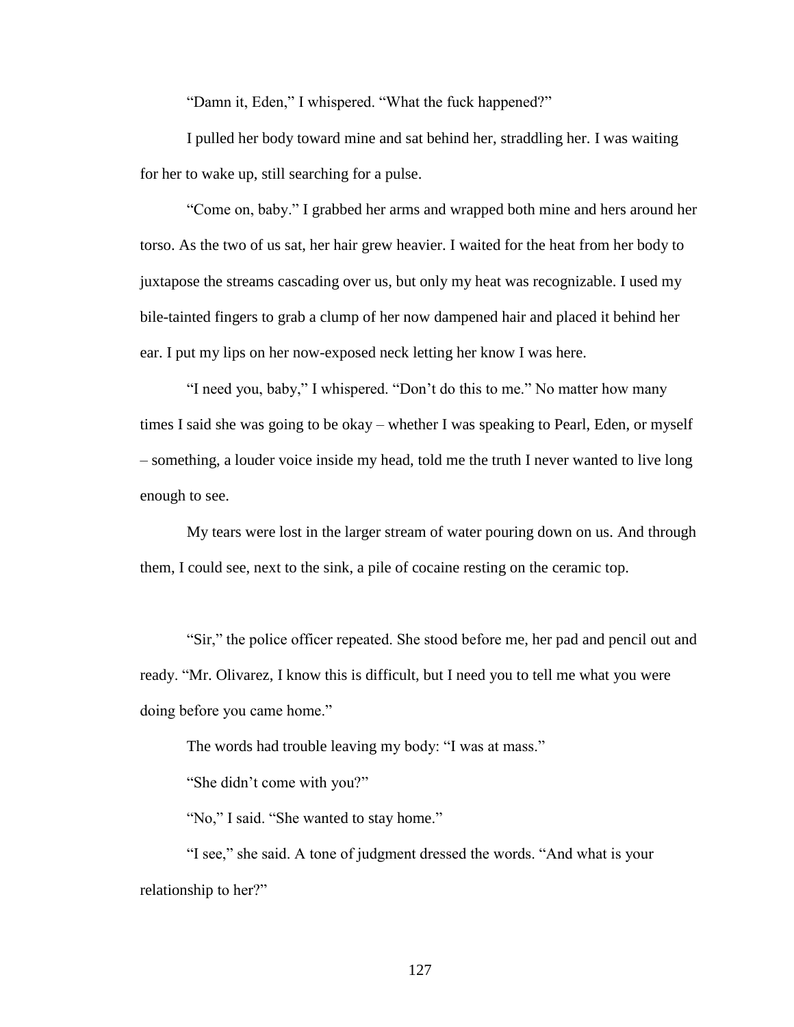"Damn it, Eden," I whispered. "What the fuck happened?"

I pulled her body toward mine and sat behind her, straddling her. I was waiting for her to wake up, still searching for a pulse.

"Come on, baby." I grabbed her arms and wrapped both mine and hers around her torso. As the two of us sat, her hair grew heavier. I waited for the heat from her body to juxtapose the streams cascading over us, but only my heat was recognizable. I used my bile-tainted fingers to grab a clump of her now dampened hair and placed it behind her ear. I put my lips on her now-exposed neck letting her know I was here.

"I need you, baby," I whispered. "Don't do this to me." No matter how many times I said she was going to be okay – whether I was speaking to Pearl, Eden, or myself – something, a louder voice inside my head, told me the truth I never wanted to live long enough to see.

My tears were lost in the larger stream of water pouring down on us. And through them, I could see, next to the sink, a pile of cocaine resting on the ceramic top.

"Sir," the police officer repeated. She stood before me, her pad and pencil out and ready. "Mr. Olivarez, I know this is difficult, but I need you to tell me what you were doing before you came home."

The words had trouble leaving my body: "I was at mass."

"She didn't come with you?"

"No," I said. "She wanted to stay home."

"I see," she said. A tone of judgment dressed the words. "And what is your relationship to her?"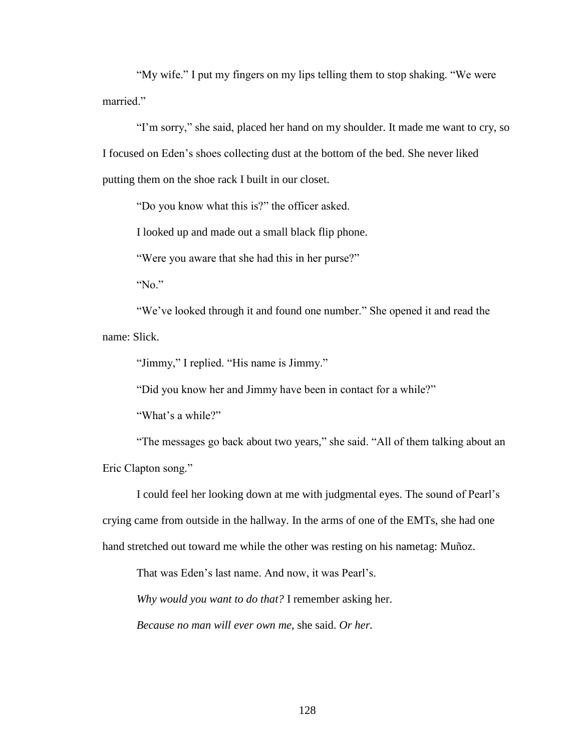"My wife." I put my fingers on my lips telling them to stop shaking. "We were married."

"I'm sorry," she said, placed her hand on my shoulder. It made me want to cry, so I focused on Eden's shoes collecting dust at the bottom of the bed. She never liked putting them on the shoe rack I built in our closet.

"Do you know what this is?" the officer asked.

I looked up and made out a small black flip phone.

"Were you aware that she had this in her purse?"

"No."

"We've looked through it and found one number." She opened it and read the name: Slick.

"Jimmy," I replied. "His name is Jimmy."

"Did you know her and Jimmy have been in contact for a while?"

"What's a while?"

"The messages go back about two years," she said. "All of them talking about an Eric Clapton song."

I could feel her looking down at me with judgmental eyes. The sound of Pearl's crying came from outside in the hallway. In the arms of one of the EMTs, she had one hand stretched out toward me while the other was resting on his nametag: Muñoz.

That was Eden's last name. And now, it was Pearl's.

*Why would you want to do that?* I remember asking her.

*Because no man will ever own me,* she said. *Or her.*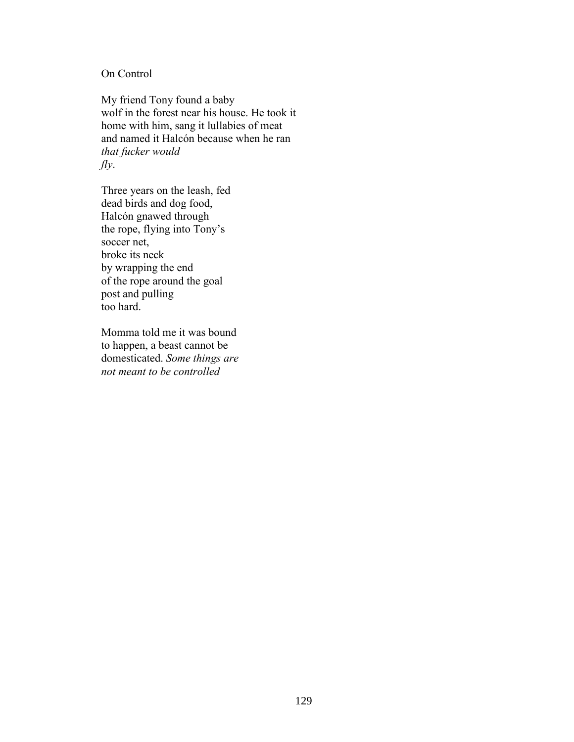On Control

My friend Tony found a baby  
wolf in the forest near his house. He took it  
home with him, sang it lullabies of meat  
and named it Halcón because when he ran  
*that fucker would*  
*fly*.

Three years on the leash, fed  
dead birds and dog food,  
Halcón gnawed through  
the rope, flying into Tony's  
soccer net,  
broke its neck  
by wrapping the end  
of the rope around the goal  
post and pulling  
too hard.

Momma told me it was bound  
to happen, a beast cannot be  
domesticated. *Some things are*  
*not meant to be controlled*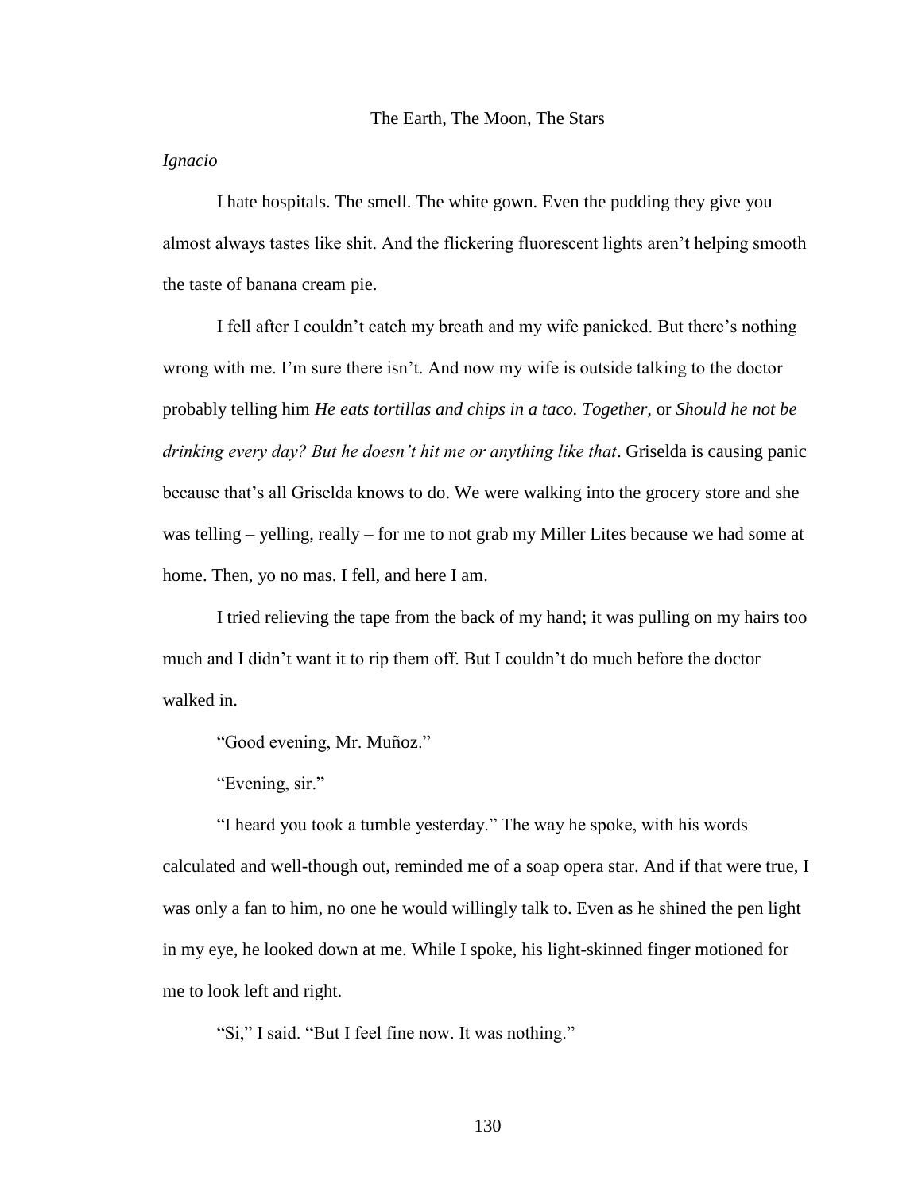# The Earth, The Moon, The Stars

*Ignacio*

I hate hospitals. The smell. The white gown. Even the pudding they give you almost always tastes like shit. And the flickering fluorescent lights aren't helping smooth the taste of banana cream pie.

I fell after I couldn't catch my breath and my wife panicked. But there's nothing wrong with me. I'm sure there isn't. And now my wife is outside talking to the doctor probably telling him *He eats tortillas and chips in a taco. Together,* or *Should he not be drinking every day? But he doesn't hit me or anything like that*. Griselda is causing panic because that's all Griselda knows to do. We were walking into the grocery store and she was telling – yelling, really – for me to not grab my Miller Lites because we had some at home. Then, yo no mas. I fell, and here I am.

I tried relieving the tape from the back of my hand; it was pulling on my hairs too much and I didn't want it to rip them off. But I couldn't do much before the doctor walked in.

"Good evening, Mr. Muñoz."

"Evening, sir."

"I heard you took a tumble yesterday." The way he spoke, with his words calculated and well-though out, reminded me of a soap opera star. And if that were true, I was only a fan to him, no one he would willingly talk to. Even as he shined the pen light in my eye, he looked down at me. While I spoke, his light-skinned finger motioned for me to look left and right.

"Si," I said. "But I feel fine now. It was nothing."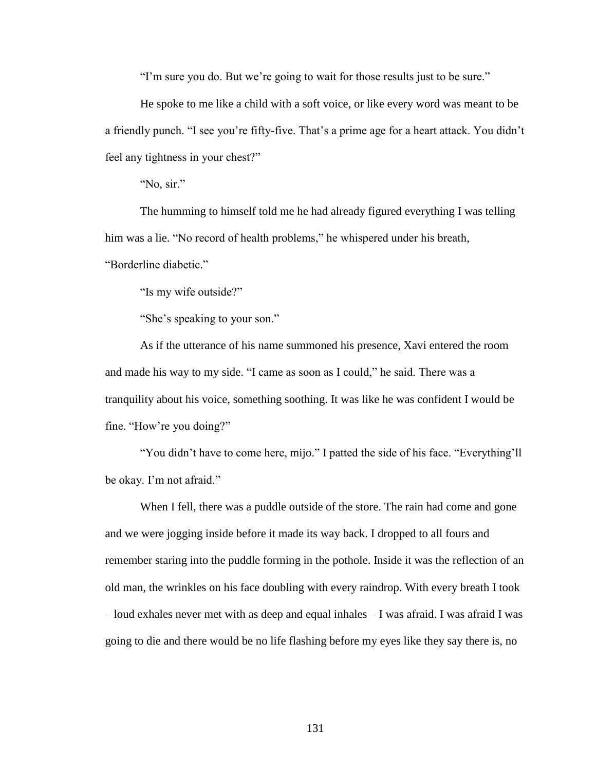"I'm sure you do. But we're going to wait for those results just to be sure."

He spoke to me like a child with a soft voice, or like every word was meant to be a friendly punch. "I see you're fifty-five. That's a prime age for a heart attack. You didn't feel any tightness in your chest?"

"No, sir."

The humming to himself told me he had already figured everything I was telling him was a lie. "No record of health problems," he whispered under his breath, "Borderline diabetic."

"Is my wife outside?"

"She's speaking to your son."

As if the utterance of his name summoned his presence, Xavi entered the room and made his way to my side. "I came as soon as I could," he said. There was a tranquility about his voice, something soothing. It was like he was confident I would be fine. "How're you doing?"

"You didn't have to come here, mijo." I patted the side of his face. "Everything'll be okay. I'm not afraid."

When I fell, there was a puddle outside of the store. The rain had come and gone and we were jogging inside before it made its way back. I dropped to all fours and remember staring into the puddle forming in the pothole. Inside it was the reflection of an old man, the wrinkles on his face doubling with every raindrop. With every breath I took – loud exhales never met with as deep and equal inhales – I was afraid. I was afraid I was going to die and there would be no life flashing before my eyes like they say there is, no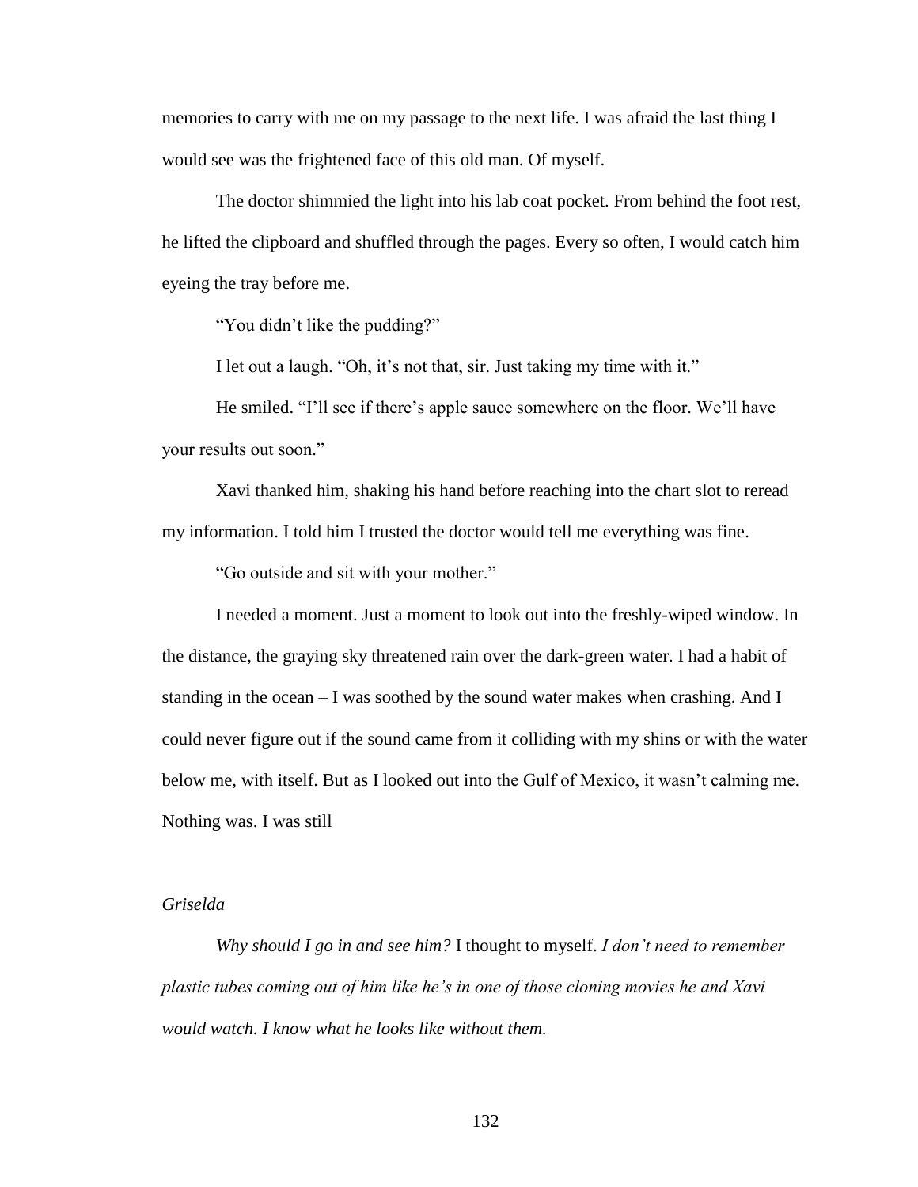memories to carry with me on my passage to the next life. I was afraid the last thing I would see was the frightened face of this old man. Of myself.

The doctor shimmied the light into his lab coat pocket. From behind the foot rest, he lifted the clipboard and shuffled through the pages. Every so often, I would catch him eyeing the tray before me.

"You didn't like the pudding?"

I let out a laugh. "Oh, it's not that, sir. Just taking my time with it."

He smiled. "I'll see if there's apple sauce somewhere on the floor. We'll have your results out soon."

Xavi thanked him, shaking his hand before reaching into the chart slot to reread my information. I told him I trusted the doctor would tell me everything was fine.

"Go outside and sit with your mother."

I needed a moment. Just a moment to look out into the freshly-wiped window. In the distance, the graying sky threatened rain over the dark-green water. I had a habit of standing in the ocean – I was soothed by the sound water makes when crashing. And I could never figure out if the sound came from it colliding with my shins or with the water below me, with itself. But as I looked out into the Gulf of Mexico, it wasn't calming me. Nothing was. I was still

*Griselda*

*Why should I go in and see him?* I thought to myself. *I don't need to remember plastic tubes coming out of him like he's in one of those cloning movies he and Xavi would watch. I know what he looks like without them.*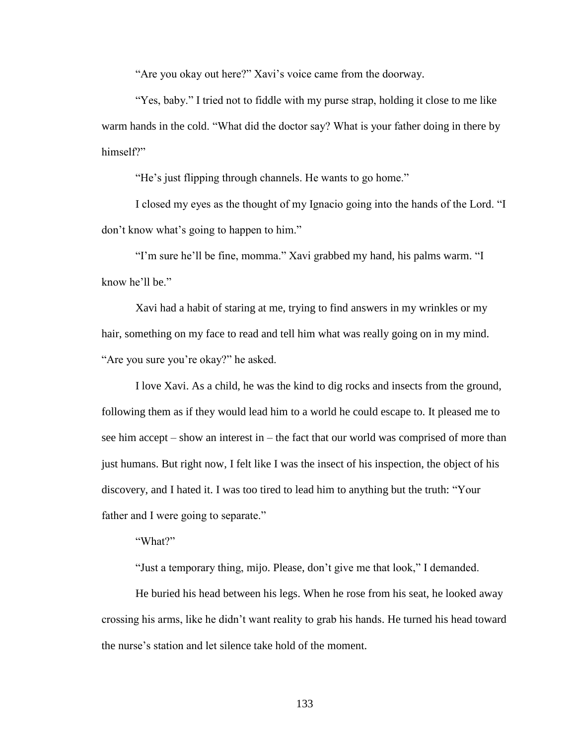"Are you okay out here?" Xavi's voice came from the doorway.

"Yes, baby." I tried not to fiddle with my purse strap, holding it close to me like warm hands in the cold. "What did the doctor say? What is your father doing in there by himself?"

"He's just flipping through channels. He wants to go home."

I closed my eyes as the thought of my Ignacio going into the hands of the Lord. "I don't know what's going to happen to him."

"I'm sure he'll be fine, momma." Xavi grabbed my hand, his palms warm. "I know he'll be."

Xavi had a habit of staring at me, trying to find answers in my wrinkles or my hair, something on my face to read and tell him what was really going on in my mind. "Are you sure you're okay?" he asked.

I love Xavi. As a child, he was the kind to dig rocks and insects from the ground, following them as if they would lead him to a world he could escape to. It pleased me to see him accept – show an interest in – the fact that our world was comprised of more than just humans. But right now, I felt like I was the insect of his inspection, the object of his discovery, and I hated it. I was too tired to lead him to anything but the truth: "Your father and I were going to separate."

"What?"

"Just a temporary thing, mijo. Please, don't give me that look," I demanded.

He buried his head between his legs. When he rose from his seat, he looked away crossing his arms, like he didn't want reality to grab his hands. He turned his head toward the nurse's station and let silence take hold of the moment.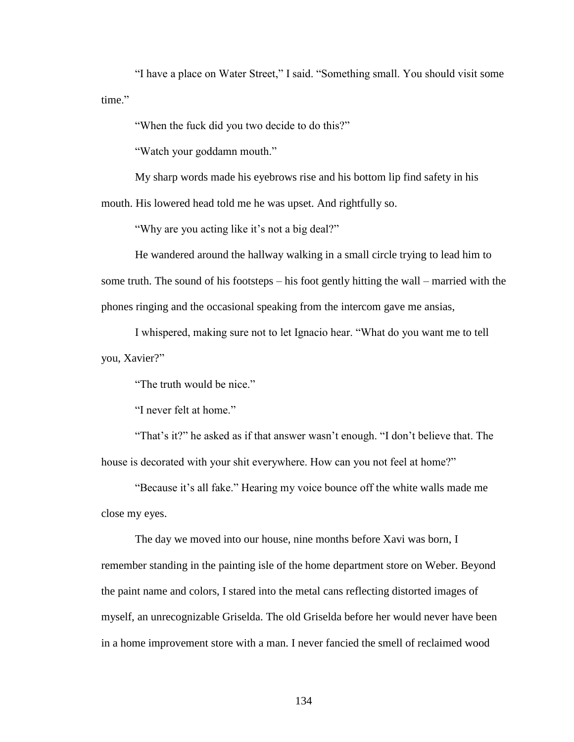"I have a place on Water Street," I said. "Something small. You should visit some time."

"When the fuck did you two decide to do this?"

"Watch your goddamn mouth."

My sharp words made his eyebrows rise and his bottom lip find safety in his mouth. His lowered head told me he was upset. And rightfully so.

"Why are you acting like it's not a big deal?"

He wandered around the hallway walking in a small circle trying to lead him to some truth. The sound of his footsteps – his foot gently hitting the wall – married with the phones ringing and the occasional speaking from the intercom gave me ansias,

I whispered, making sure not to let Ignacio hear. "What do you want me to tell you, Xavier?"

"The truth would be nice."

"I never felt at home."

"That's it?" he asked as if that answer wasn't enough. "I don't believe that. The house is decorated with your shit everywhere. How can you not feel at home?"

"Because it's all fake." Hearing my voice bounce off the white walls made me close my eyes.

The day we moved into our house, nine months before Xavi was born, I remember standing in the painting isle of the home department store on Weber. Beyond the paint name and colors, I stared into the metal cans reflecting distorted images of myself, an unrecognizable Griselda. The old Griselda before her would never have been in a home improvement store with a man. I never fancied the smell of reclaimed wood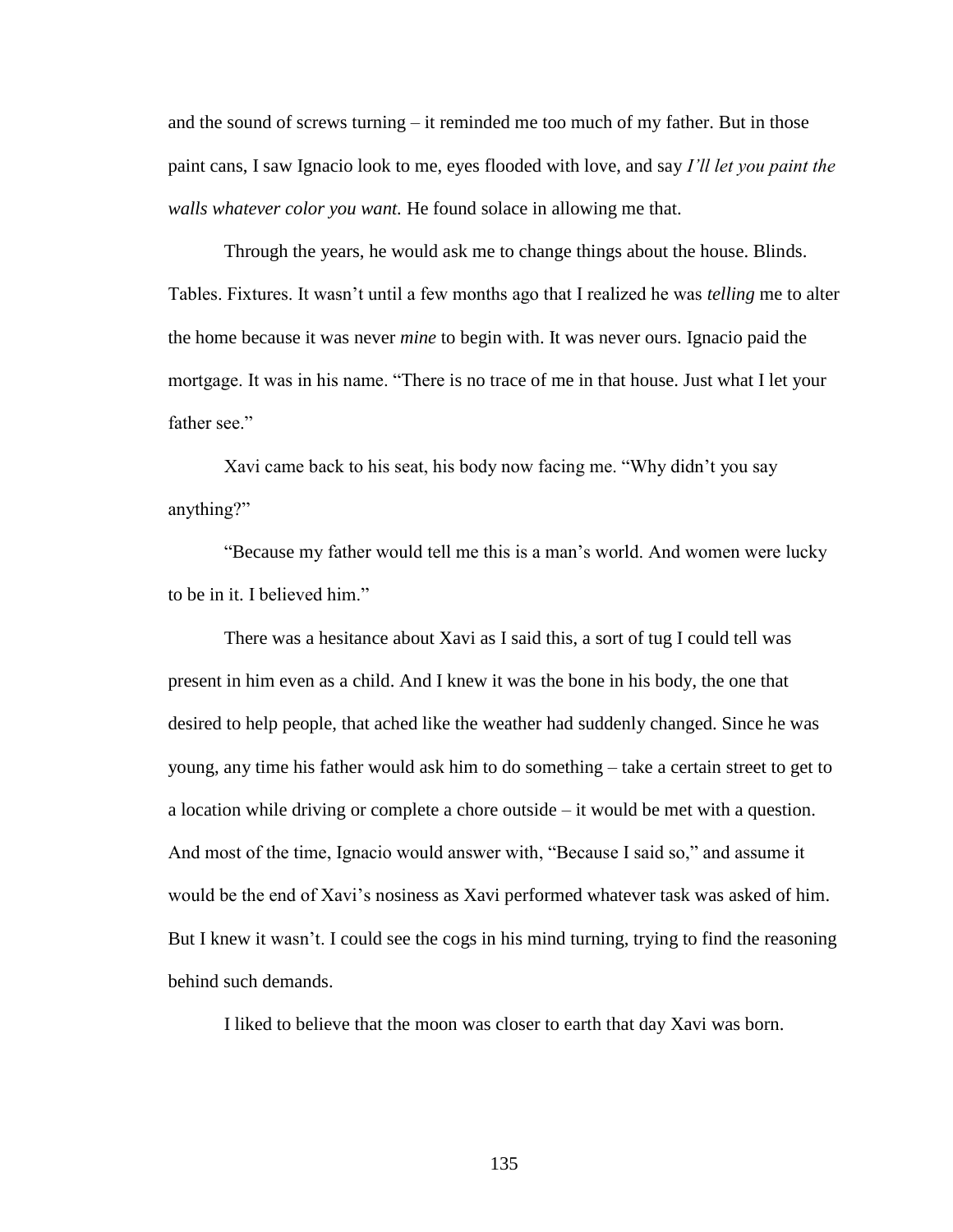and the sound of screws turning – it reminded me too much of my father. But in those paint cans, I saw Ignacio look to me, eyes flooded with love, and say *I'll let you paint the walls whatever color you want.* He found solace in allowing me that.

Through the years, he would ask me to change things about the house. Blinds. Tables. Fixtures. It wasn't until a few months ago that I realized he was *telling* me to alter the home because it was never *mine* to begin with. It was never ours. Ignacio paid the mortgage. It was in his name. "There is no trace of me in that house. Just what I let your father see."

Xavi came back to his seat, his body now facing me. "Why didn't you say anything?"

"Because my father would tell me this is a man's world. And women were lucky to be in it. I believed him."

There was a hesitance about Xavi as I said this, a sort of tug I could tell was present in him even as a child. And I knew it was the bone in his body, the one that desired to help people, that ached like the weather had suddenly changed. Since he was young, any time his father would ask him to do something – take a certain street to get to a location while driving or complete a chore outside – it would be met with a question. And most of the time, Ignacio would answer with, "Because I said so," and assume it would be the end of Xavi's nosiness as Xavi performed whatever task was asked of him. But I knew it wasn't. I could see the cogs in his mind turning, trying to find the reasoning behind such demands.

I liked to believe that the moon was closer to earth that day Xavi was born.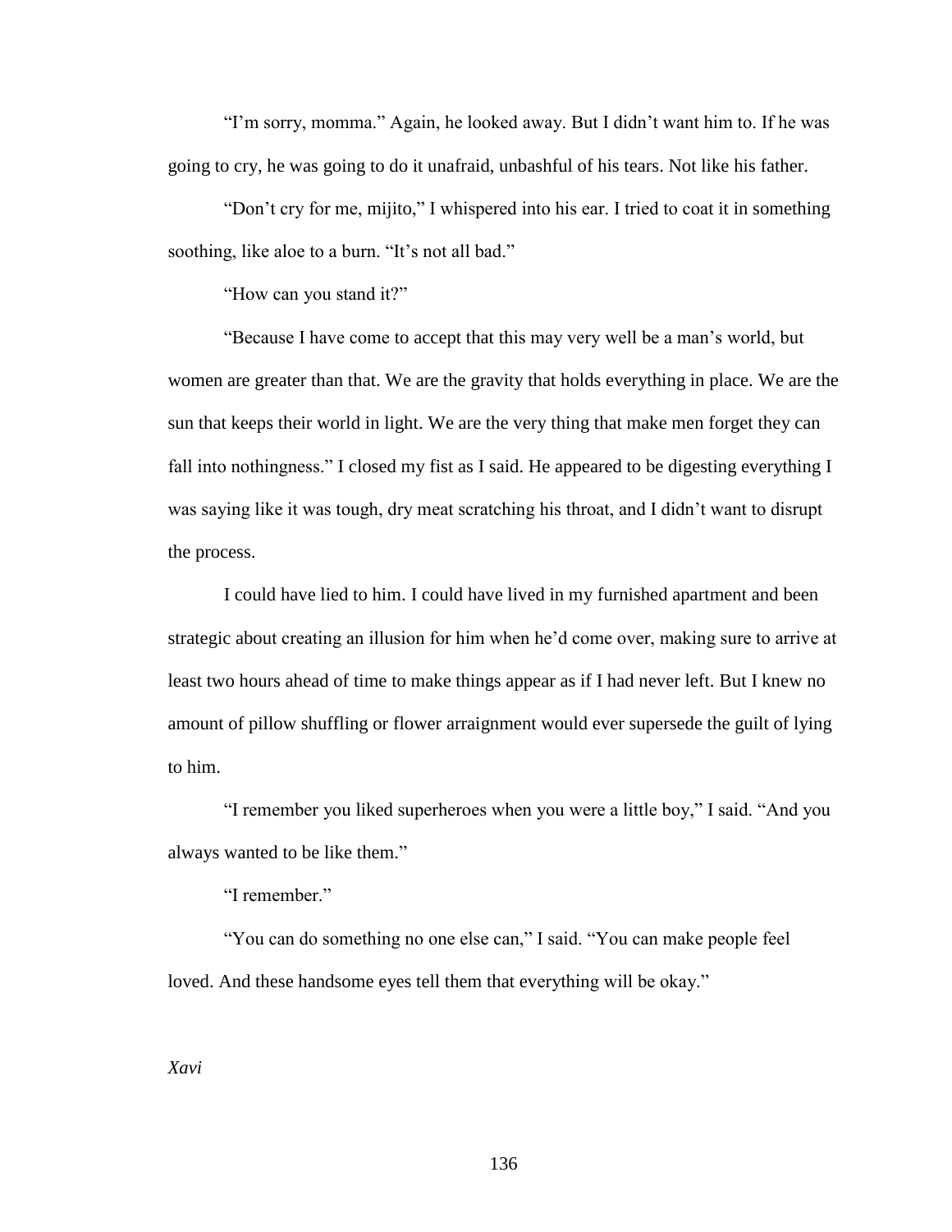"I'm sorry, momma." Again, he looked away. But I didn't want him to. If he was going to cry, he was going to do it unafraid, unbashful of his tears. Not like his father.

"Don't cry for me, mijito," I whispered into his ear. I tried to coat it in something soothing, like aloe to a burn. "It's not all bad."

"How can you stand it?"

"Because I have come to accept that this may very well be a man's world, but women are greater than that. We are the gravity that holds everything in place. We are the sun that keeps their world in light. We are the very thing that make men forget they can fall into nothingness." I closed my fist as I said. He appeared to be digesting everything I was saying like it was tough, dry meat scratching his throat, and I didn't want to disrupt the process.

I could have lied to him. I could have lived in my furnished apartment and been strategic about creating an illusion for him when he'd come over, making sure to arrive at least two hours ahead of time to make things appear as if I had never left. But I knew no amount of pillow shuffling or flower arraignment would ever supersede the guilt of lying to him.

"I remember you liked superheroes when you were a little boy," I said. "And you always wanted to be like them."

"I remember."

"You can do something no one else can," I said. "You can make people feel loved. And these handsome eyes tell them that everything will be okay."

*Xavi*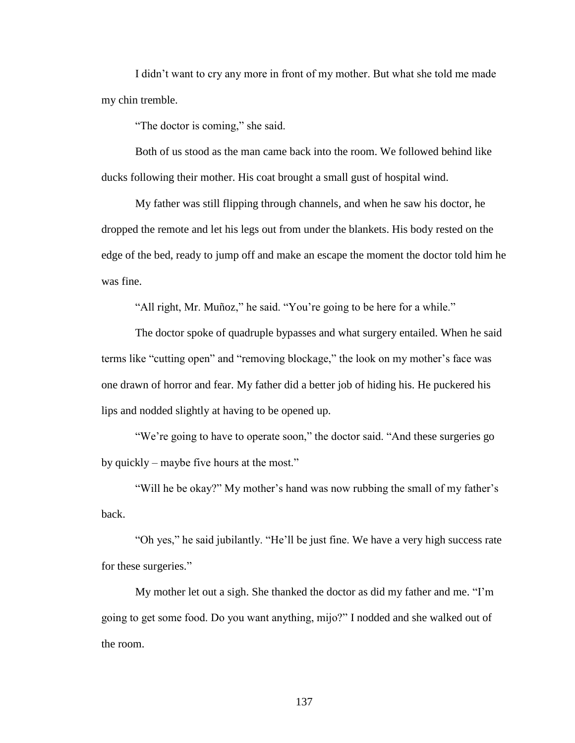I didn't want to cry any more in front of my mother. But what she told me made my chin tremble.

"The doctor is coming," she said.

Both of us stood as the man came back into the room. We followed behind like ducks following their mother. His coat brought a small gust of hospital wind.

My father was still flipping through channels, and when he saw his doctor, he dropped the remote and let his legs out from under the blankets. His body rested on the edge of the bed, ready to jump off and make an escape the moment the doctor told him he was fine.

"All right, Mr. Muñoz," he said. "You're going to be here for a while."

The doctor spoke of quadruple bypasses and what surgery entailed. When he said terms like "cutting open" and "removing blockage," the look on my mother's face was one drawn of horror and fear. My father did a better job of hiding his. He puckered his lips and nodded slightly at having to be opened up.

"We're going to have to operate soon," the doctor said. "And these surgeries go by quickly – maybe five hours at the most."

"Will he be okay?" My mother's hand was now rubbing the small of my father's back.

"Oh yes," he said jubilantly. "He'll be just fine. We have a very high success rate for these surgeries."

My mother let out a sigh. She thanked the doctor as did my father and me. "I'm going to get some food. Do you want anything, mijo?" I nodded and she walked out of the room.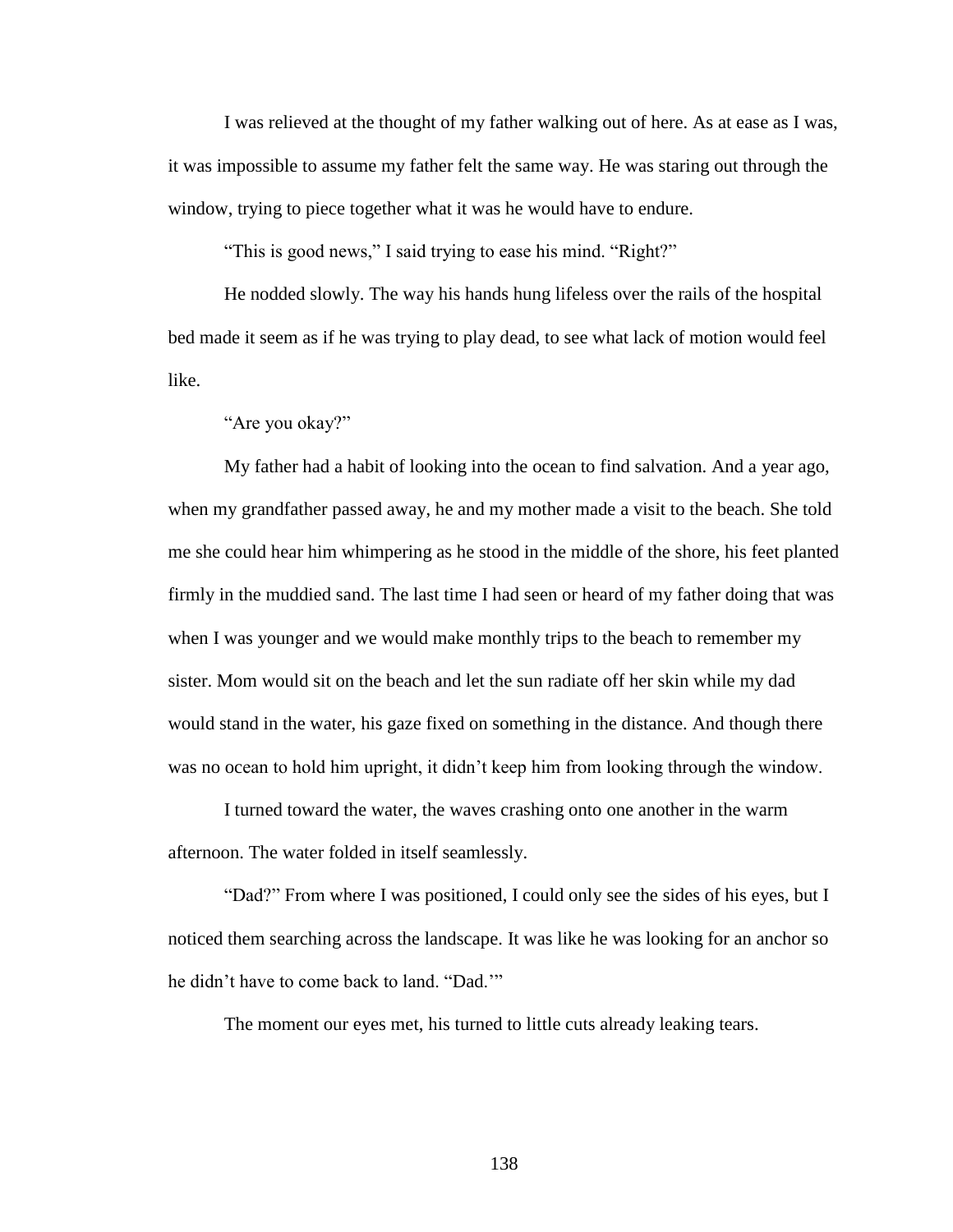I was relieved at the thought of my father walking out of here. As at ease as I was, it was impossible to assume my father felt the same way. He was staring out through the window, trying to piece together what it was he would have to endure.

"This is good news," I said trying to ease his mind. "Right?"

He nodded slowly. The way his hands hung lifeless over the rails of the hospital bed made it seem as if he was trying to play dead, to see what lack of motion would feel like.

"Are you okay?"

My father had a habit of looking into the ocean to find salvation. And a year ago, when my grandfather passed away, he and my mother made a visit to the beach. She told me she could hear him whimpering as he stood in the middle of the shore, his feet planted firmly in the muddied sand. The last time I had seen or heard of my father doing that was when I was younger and we would make monthly trips to the beach to remember my sister. Mom would sit on the beach and let the sun radiate off her skin while my dad would stand in the water, his gaze fixed on something in the distance. And though there was no ocean to hold him upright, it didn't keep him from looking through the window.

I turned toward the water, the waves crashing onto one another in the warm afternoon. The water folded in itself seamlessly.

"Dad?" From where I was positioned, I could only see the sides of his eyes, but I noticed them searching across the landscape. It was like he was looking for an anchor so he didn't have to come back to land. "Dad.'"

The moment our eyes met, his turned to little cuts already leaking tears.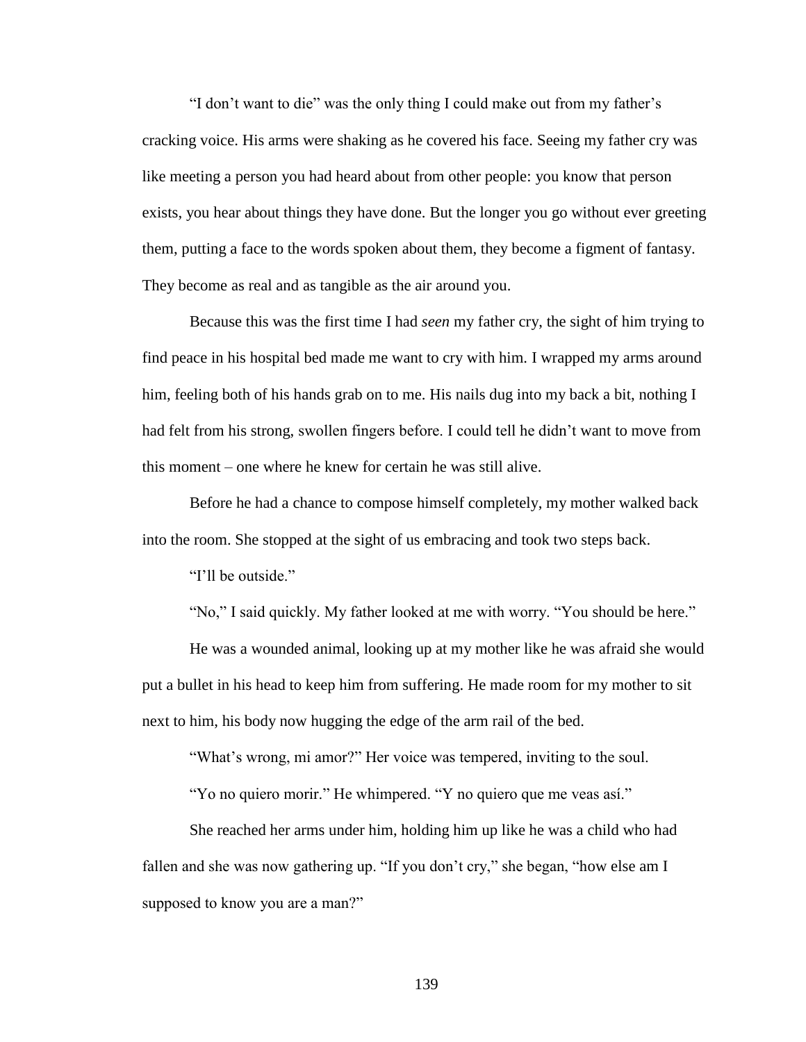"I don't want to die" was the only thing I could make out from my father's cracking voice. His arms were shaking as he covered his face. Seeing my father cry was like meeting a person you had heard about from other people: you know that person exists, you hear about things they have done. But the longer you go without ever greeting them, putting a face to the words spoken about them, they become a figment of fantasy. They become as real and as tangible as the air around you.

Because this was the first time I had *seen* my father cry, the sight of him trying to find peace in his hospital bed made me want to cry with him. I wrapped my arms around him, feeling both of his hands grab on to me. His nails dug into my back a bit, nothing I had felt from his strong, swollen fingers before. I could tell he didn't want to move from this moment – one where he knew for certain he was still alive.

Before he had a chance to compose himself completely, my mother walked back into the room. She stopped at the sight of us embracing and took two steps back.

"I'll be outside."

"No," I said quickly. My father looked at me with worry. "You should be here."

He was a wounded animal, looking up at my mother like he was afraid she would put a bullet in his head to keep him from suffering. He made room for my mother to sit next to him, his body now hugging the edge of the arm rail of the bed.

"What's wrong, mi amor?" Her voice was tempered, inviting to the soul.

"Yo no quiero morir." He whimpered. "Y no quiero que me veas así."

She reached her arms under him, holding him up like he was a child who had fallen and she was now gathering up. "If you don't cry," she began, "how else am I supposed to know you are a man?"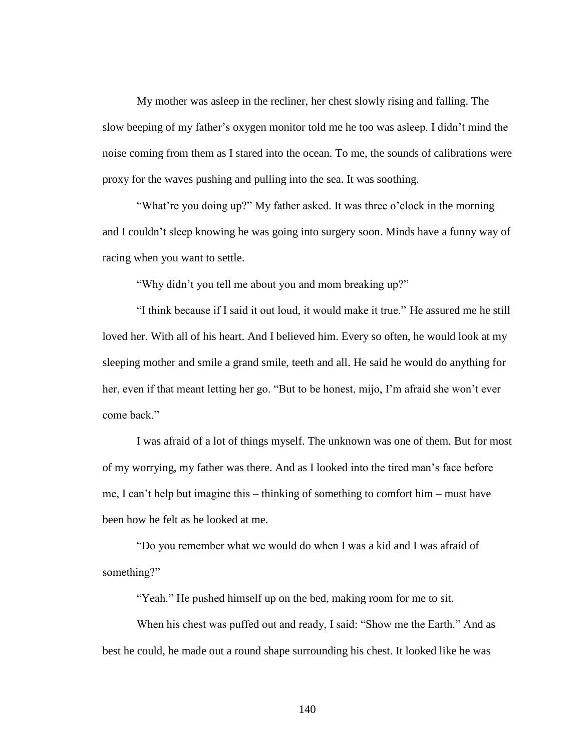My mother was asleep in the recliner, her chest slowly rising and falling. The slow beeping of my father's oxygen monitor told me he too was asleep. I didn't mind the noise coming from them as I stared into the ocean. To me, the sounds of calibrations were proxy for the waves pushing and pulling into the sea. It was soothing.

"What're you doing up?" My father asked. It was three o'clock in the morning and I couldn't sleep knowing he was going into surgery soon. Minds have a funny way of racing when you want to settle.

"Why didn't you tell me about you and mom breaking up?"

"I think because if I said it out loud, it would make it true." He assured me he still loved her. With all of his heart. And I believed him. Every so often, he would look at my sleeping mother and smile a grand smile, teeth and all. He said he would do anything for her, even if that meant letting her go. "But to be honest, mijo, I'm afraid she won't ever come back."

I was afraid of a lot of things myself. The unknown was one of them. But for most of my worrying, my father was there. And as I looked into the tired man's face before me, I can't help but imagine this – thinking of something to comfort him – must have been how he felt as he looked at me.

"Do you remember what we would do when I was a kid and I was afraid of something?"

"Yeah." He pushed himself up on the bed, making room for me to sit.

When his chest was puffed out and ready, I said: "Show me the Earth." And as best he could, he made out a round shape surrounding his chest. It looked like he was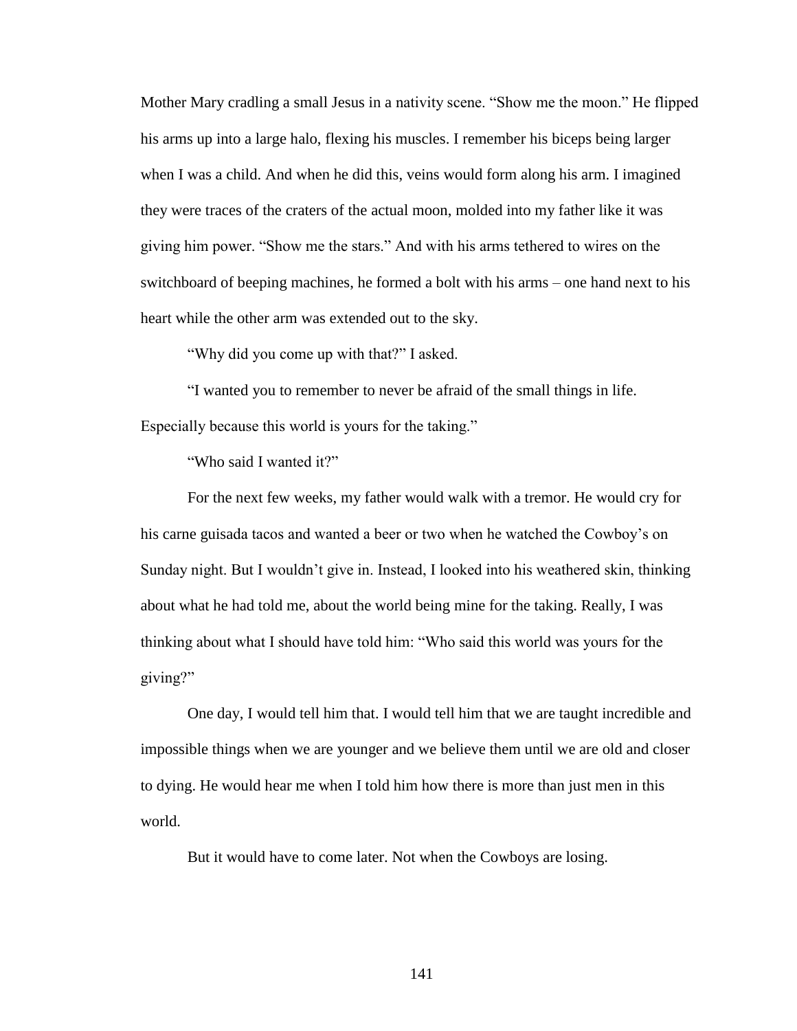Mother Mary cradling a small Jesus in a nativity scene. "Show me the moon." He flipped his arms up into a large halo, flexing his muscles. I remember his biceps being larger when I was a child. And when he did this, veins would form along his arm. I imagined they were traces of the craters of the actual moon, molded into my father like it was giving him power. "Show me the stars." And with his arms tethered to wires on the switchboard of beeping machines, he formed a bolt with his arms – one hand next to his heart while the other arm was extended out to the sky.

"Why did you come up with that?" I asked.

"I wanted you to remember to never be afraid of the small things in life. Especially because this world is yours for the taking."

"Who said I wanted it?"

For the next few weeks, my father would walk with a tremor. He would cry for his carne guisada tacos and wanted a beer or two when he watched the Cowboy's on Sunday night. But I wouldn't give in. Instead, I looked into his weathered skin, thinking about what he had told me, about the world being mine for the taking. Really, I was thinking about what I should have told him: "Who said this world was yours for the giving?"

One day, I would tell him that. I would tell him that we are taught incredible and impossible things when we are younger and we believe them until we are old and closer to dying. He would hear me when I told him how there is more than just men in this world.

But it would have to come later. Not when the Cowboys are losing.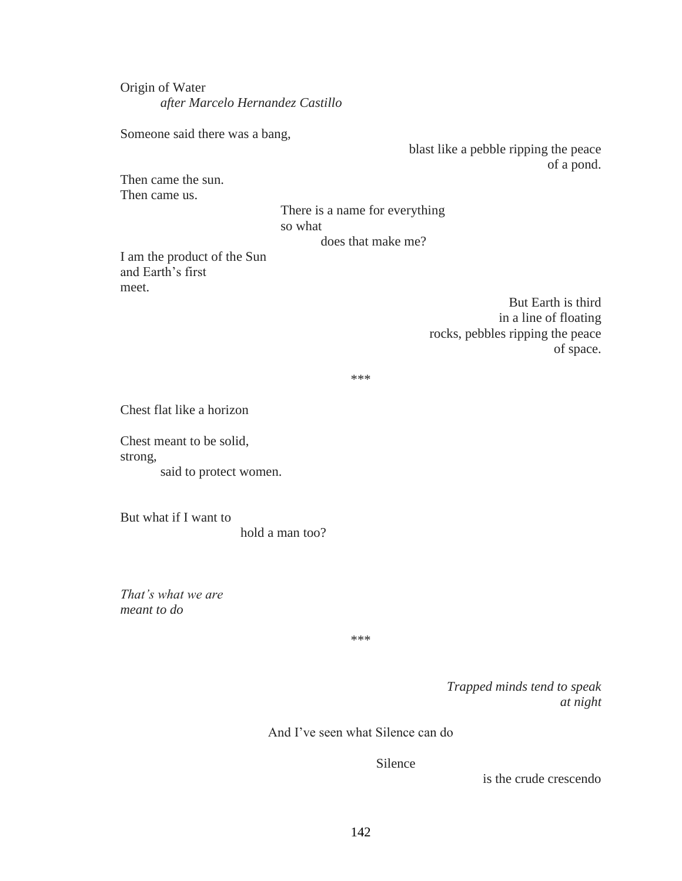Origin of Water  
*after Marcelo Hernandez Castillo*

Someone said there was a bang,  
blast like a pebble ripping the peace  
of a pond.

Then came the sun.  
Then came us.

There is a name for everything  
so what  
does that make me?

I am the product of the Sun  
and Earth's first  
meet.

But Earth is third  
in a line of floating  
rocks, pebbles ripping the peace  
of space.

***

Chest flat like a horizon

Chest meant to be solid,  
strong,  
said to protect women.

But what if I want to  
hold a man too?

*That's what we are*  
*meant to do*

***

*Trapped minds tend to speak*  
*at night*

And I've seen what Silence can do

Silence  
is the crude crescendo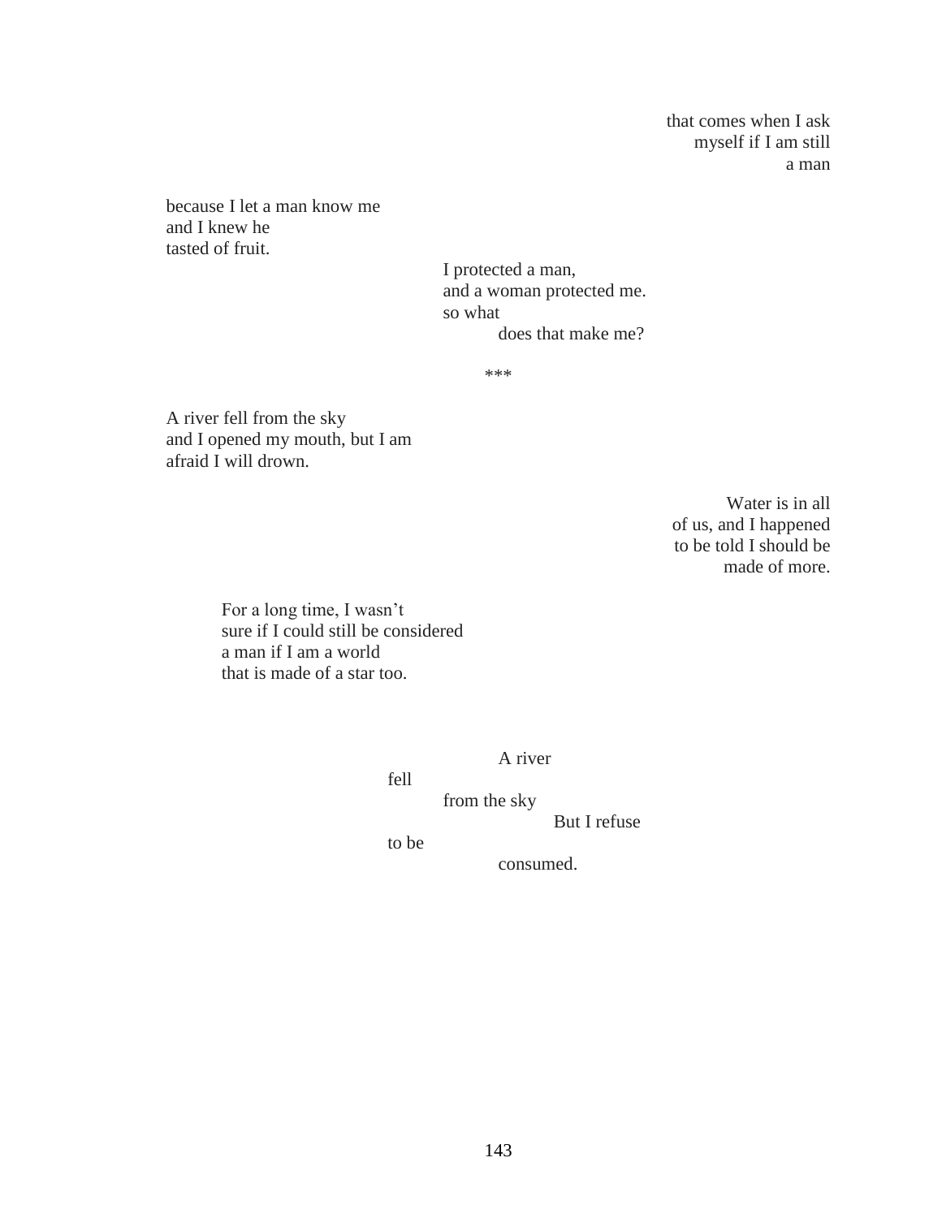that comes when I ask
myself if I am still
a man

because I let a man know me
and I knew he
tasted of fruit.

I protected a man,
and a woman protected me.
so what
does that make me?

***

A river fell from the sky
and I opened my mouth, but I am
afraid I will drown.

Water is in all
of us, and I happened
to be told I should be
made of more.

For a long time, I wasn't
sure if I could still be considered
a man if I am a world
that is made of a star too.

A river
fell
from the sky
But I refuse
to be
consumed.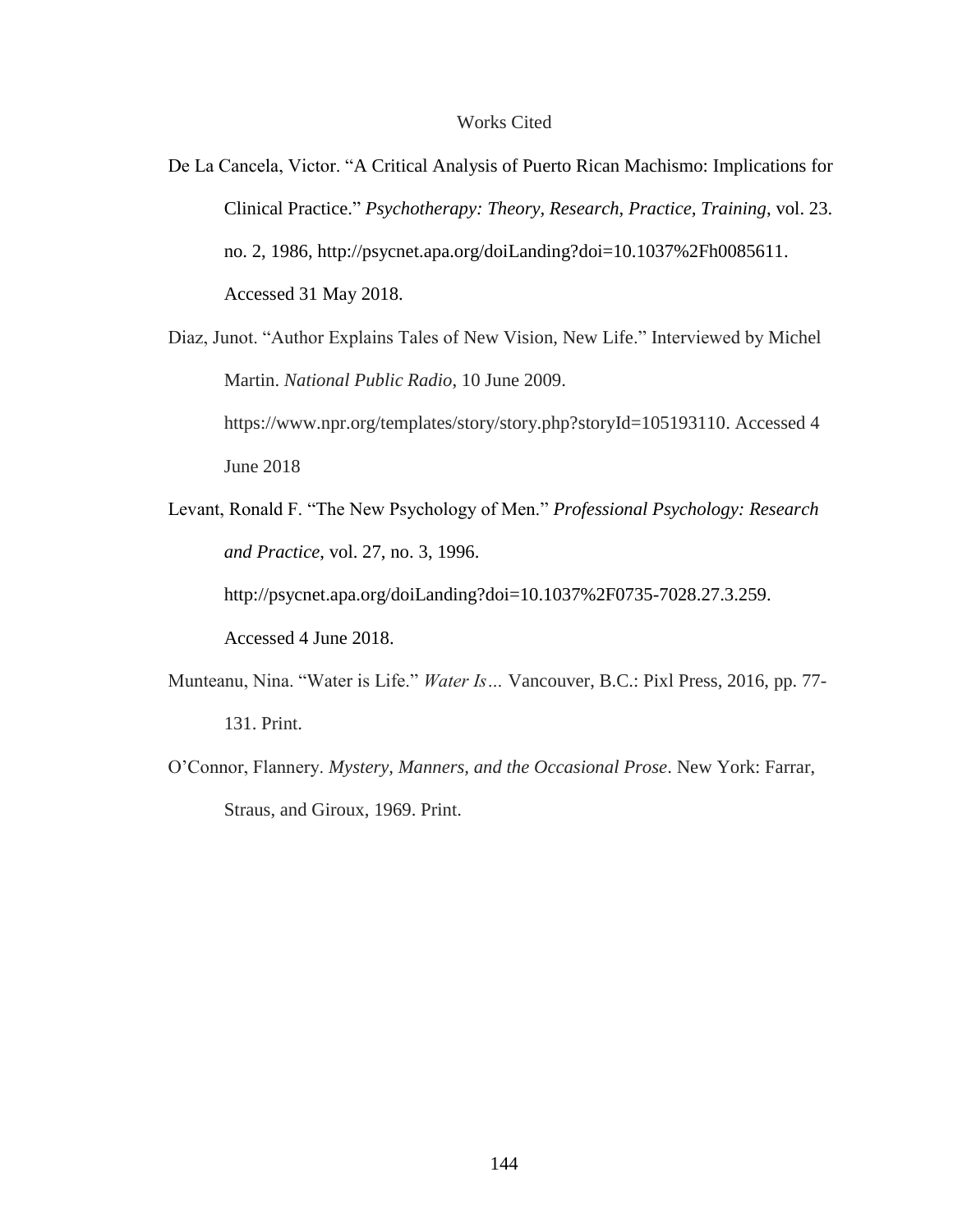# Works Cited

De La Cancela, Victor. "A Critical Analysis of Puerto Rican Machismo: Implications for Clinical Practice." *Psychotherapy: Theory, Research, Practice, Training*, vol. 23. no. 2, 1986, http://psycnet.apa.org/doiLanding?doi=10.1037%2Fh0085611. Accessed 31 May 2018.

Diaz, Junot. "Author Explains Tales of New Vision, New Life." Interviewed by Michel Martin. *National Public Radio*, 10 June 2009. https://www.npr.org/templates/story/story.php?storyId=105193110. Accessed 4 June 2018

Levant, Ronald F. "The New Psychology of Men." *Professional Psychology: Research and Practice*, vol. 27, no. 3, 1996. http://psycnet.apa.org/doiLanding?doi=10.1037%2F0735-7028.27.3.259. Accessed 4 June 2018.

Munteanu, Nina. "Water is Life." *Water Is…* Vancouver, B.C.: Pixl Press, 2016, pp. 77-131. Print.

O'Connor, Flannery. *Mystery, Manners, and the Occasional Prose*. New York: Farrar, Straus, and Giroux, 1969. Print.